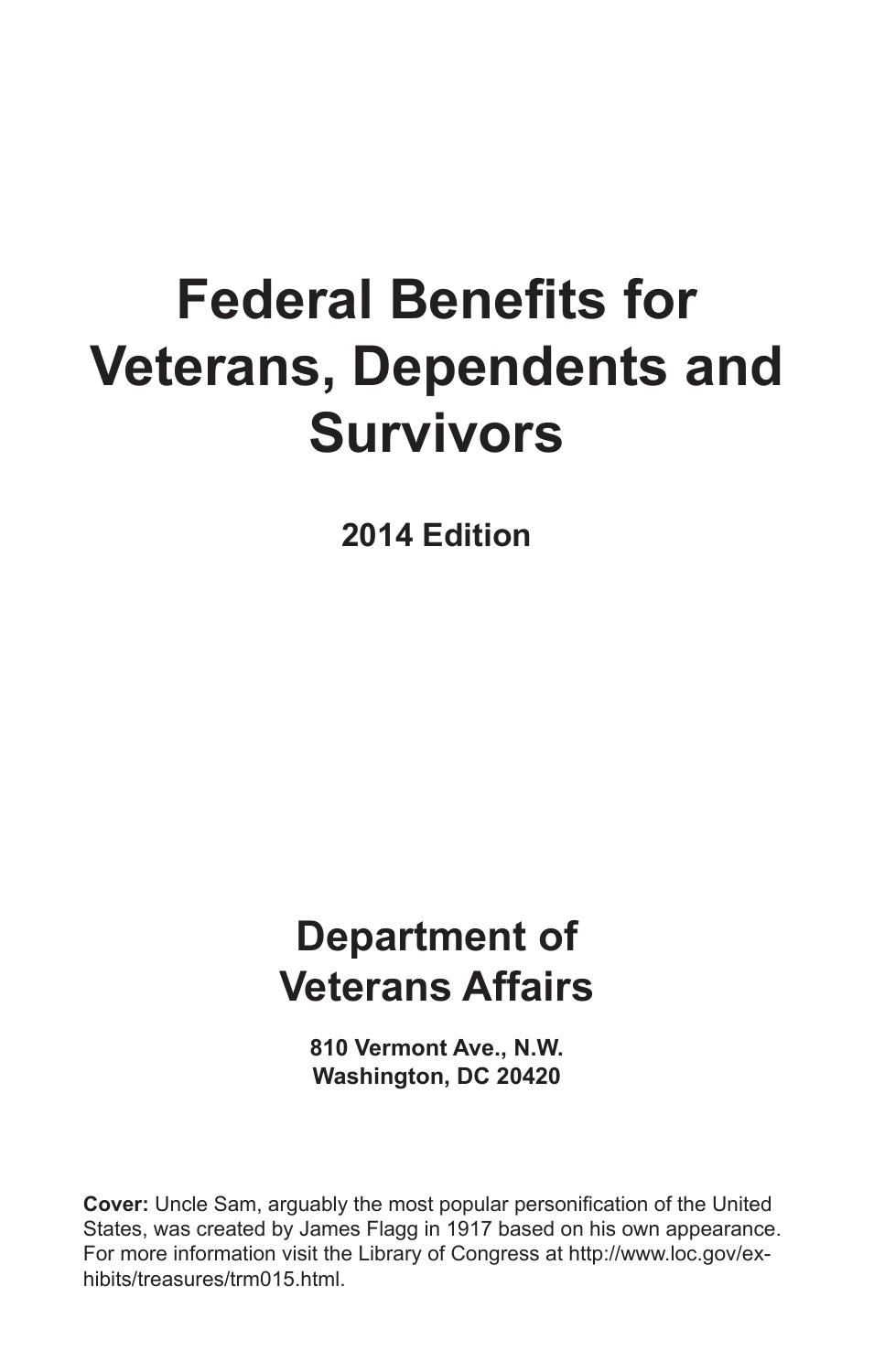# Federal Benefits for Veterans, Dependents and Survivors

**2014 Edition**

## Department of Veterans Affairs

**810 Vermont Ave., N.W.**
**Washington, DC 20420**

**Cover:** Uncle Sam, arguably the most popular personification of the United States, was created by James Flagg in 1917 based on his own appearance. For more information visit the Library of Congress at http://www.loc.gov/exhibits/treasures/trm015.html.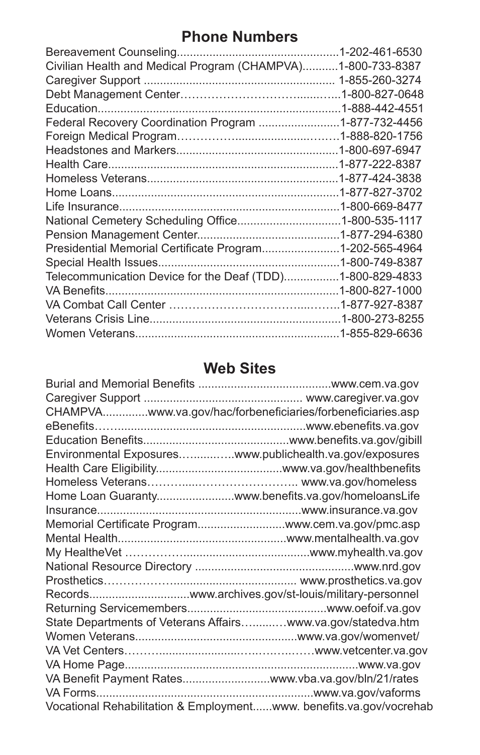## Phone Numbers

Bereavement Counseling..................................................1-202-461-6530
Civilian Health and Medical Program (CHAMPVA)...........1-800-733-8387
Caregiver Support ........................................................... 1-855-260-3274
Debt Management Center………………………......…...1-800-827-0648
Education..........................................................................1-888-442-4551
Federal Recovery Coordination Program .........................1-877-732-4456
Foreign Medical Program……………..............…….……1-888-820-1756
Headstones and Markers..................................................1-800-697-6947
Health Care.......................................................................1-877-222-8387
Homeless Veterans...........................................................1-877-424-3838
Home Loans......................................................................1-877-827-3702
Life Insurance....................................................................1-800-669-8477
National Cemetery Scheduling Office................................1-800-535-1117
Pension Management Center............................................1-877-294-6380
Presidential Memorial Certificate Program........................1-202-565-4964
Special Health Issues........................................................1-800-749-8387
Telecommunication Device for the Deaf (TDD).................1-800-829-4833
VA Benefits........................................................................1-800-827-1000
VA Combat Call Center ……………………………....……..1-877-927-8387
Veterans Crisis Line...........................................................1-800-273-8255
Women Veterans...............................................................1-855-829-6636

## Web Sites

Burial and Memorial Benefits .........................................www.cem.va.gov
Caregiver Support ................................................. www.caregiver.va.gov
CHAMPVA..............www.va.gov/hac/forbeneficiaries/forbeneficiaries.asp
eBenefits……...........................................................www.ebenefits.va.gov
Education Benefits............................................www.benefits.va.gov/gibill
Environmental Exposures…......….www.publichealth.va.gov/exposures
Health Care Eligibility......................................www.va.gov/healthbenefits
Homeless Veterans………....…………………….. www.va.gov/homeless
Home Loan Guaranty........................www.benefits.va.gov/homeloansLife
Insurance...............................................................www.insurance.va.gov
Memorial Certificate Program...........................www.cem.va.gov/pmc.asp
Mental Health...................................................www.mentalhealth.va.gov
My HealtheVet ………………......................................www.myhealth.va.gov
National Resource Directory .................................................www.nrd.gov
Prosthetics………………....................................... www.prosthetics.va.gov
Records..............................www.archives.gov/st-louis/military-personnel
Returning Servicemembers..........................................www.oefoif.va.gov
State Departments of Veterans Affairs…........…www.va.gov/statedva.htm
Women Veterans.................................................www.va.gov/womenvet/
VA Vet Centers……….......................…..……..……www.vetcenter.va.gov
VA Home Page.......................................................................www.va.gov
VA Benefit Payment Rates...........................www.vba.va.gov/bln/21/rates
VA Forms.................................................................www.va.gov/vaforms
Vocational Rehabilitation & Employment......www. benefits.va.gov/vocrehab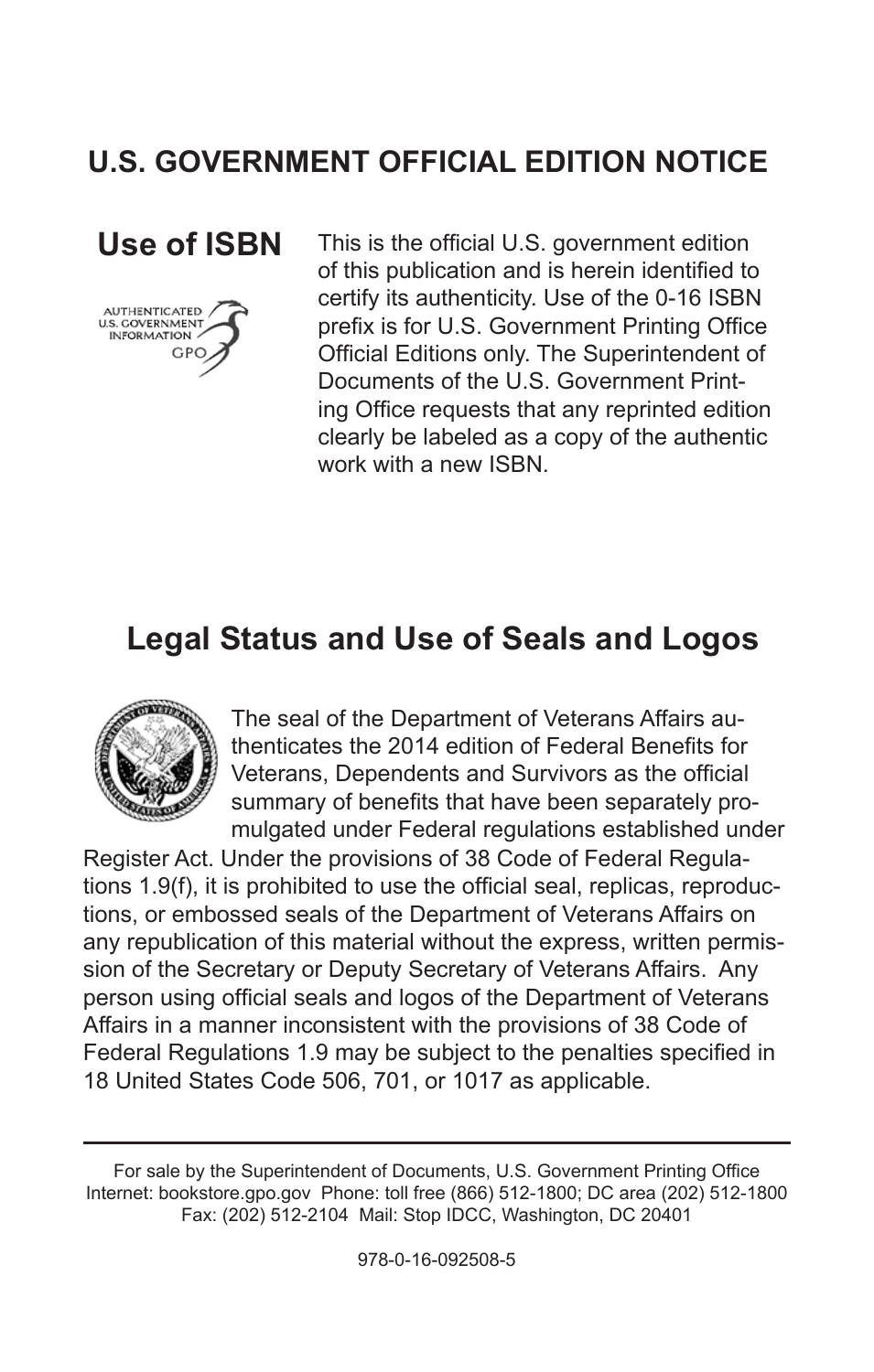## U.S. GOVERNMENT OFFICIAL EDITION NOTICE

### Use of ISBN

This is the official U.S. government edition of this publication and is herein identified to certify its authenticity. Use of the 0-16 ISBN prefix is for U.S. Government Printing Office Official Editions only. The Superintendent of Documents of the U.S. Government Printing Office requests that any reprinted edition clearly be labeled as a copy of the authentic work with a new ISBN.

## Legal Status and Use of Seals and Logos

The seal of the Department of Veterans Affairs authenticates the 2014 edition of Federal Benefits for Veterans, Dependents and Survivors as the official summary of benefits that have been separately promulgated under Federal regulations established under Register Act. Under the provisions of 38 Code of Federal Regulations 1.9(f), it is prohibited to use the official seal, replicas, reproductions, or embossed seals of the Department of Veterans Affairs on any republication of this material without the express, written permission of the Secretary or Deputy Secretary of Veterans Affairs. Any person using official seals and logos of the Department of Veterans Affairs in a manner inconsistent with the provisions of 38 Code of Federal Regulations 1.9 may be subject to the penalties specified in 18 United States Code 506, 701, or 1017 as applicable.

---

For sale by the Superintendent of Documents, U.S. Government Printing Office
Internet: bookstore.gpo.gov Phone: toll free (866) 512-1800; DC area (202) 512-1800
Fax: (202) 512-2104 Mail: Stop IDCC, Washington, DC 20401

978-0-16-092508-5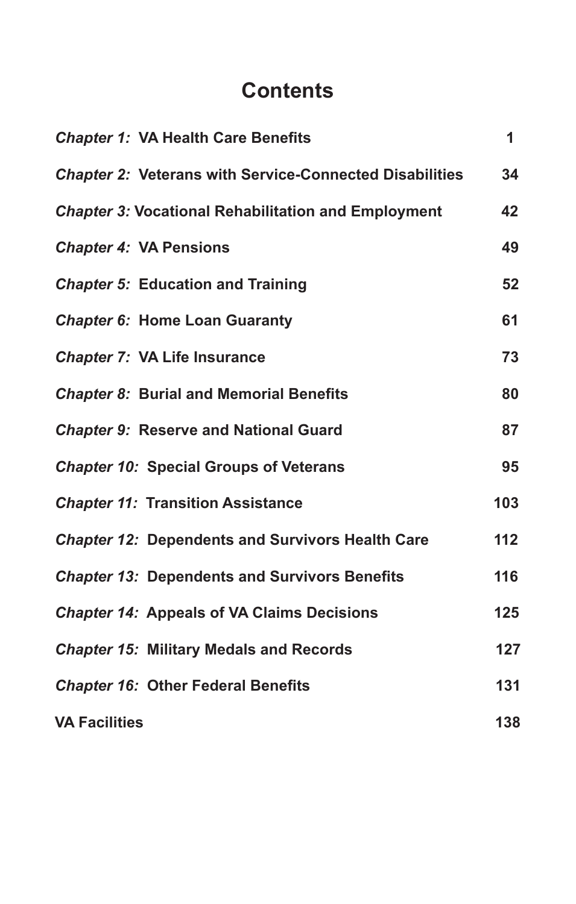# Contents

| | |
|---|---|
| ***Chapter 1:*** **VA Health Care Benefits** | **1** |
| ***Chapter 2:*** **Veterans with Service-Connected Disabilities** | **34** |
| ***Chapter 3:*** **Vocational Rehabilitation and Employment** | **42** |
| ***Chapter 4:*** **VA Pensions** | **49** |
| ***Chapter 5:*** **Education and Training** | **52** |
| ***Chapter 6:*** **Home Loan Guaranty** | **61** |
| ***Chapter 7:*** **VA Life Insurance** | **73** |
| ***Chapter 8:*** **Burial and Memorial Benefits** | **80** |
| ***Chapter 9:*** **Reserve and National Guard** | **87** |
| ***Chapter 10:*** **Special Groups of Veterans** | **95** |
| ***Chapter 11:*** **Transition Assistance** | **103** |
| ***Chapter 12:*** **Dependents and Survivors Health Care** | **112** |
| ***Chapter 13:*** **Dependents and Survivors Benefits** | **116** |
| ***Chapter 14:*** **Appeals of VA Claims Decisions** | **125** |
| ***Chapter 15:*** **Military Medals and Records** | **127** |
| ***Chapter 16:*** **Other Federal Benefits** | **131** |
| **VA Facilities** | **138** |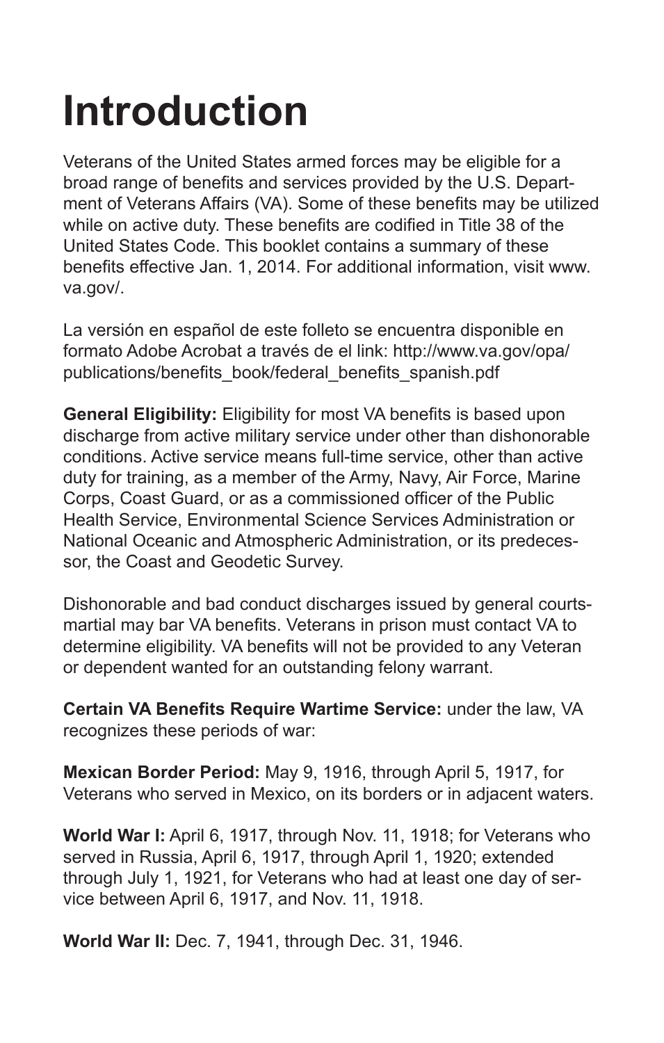# Introduction

Veterans of the United States armed forces may be eligible for a broad range of benefits and services provided by the U.S. Department of Veterans Affairs (VA). Some of these benefits may be utilized while on active duty. These benefits are codified in Title 38 of the United States Code. This booklet contains a summary of these benefits effective Jan. 1, 2014. For additional information, visit www.va.gov/.

La versión en español de este folleto se encuentra disponible en formato Adobe Acrobat a través de el link: http://www.va.gov/opa/publications/benefits_book/federal_benefits_spanish.pdf

**General Eligibility:** Eligibility for most VA benefits is based upon discharge from active military service under other than dishonorable conditions. Active service means full-time service, other than active duty for training, as a member of the Army, Navy, Air Force, Marine Corps, Coast Guard, or as a commissioned officer of the Public Health Service, Environmental Science Services Administration or National Oceanic and Atmospheric Administration, or its predecessor, the Coast and Geodetic Survey.

Dishonorable and bad conduct discharges issued by general courts-martial may bar VA benefits. Veterans in prison must contact VA to determine eligibility. VA benefits will not be provided to any Veteran or dependent wanted for an outstanding felony warrant.

**Certain VA Benefits Require Wartime Service:** under the law, VA recognizes these periods of war:

**Mexican Border Period:** May 9, 1916, through April 5, 1917, for Veterans who served in Mexico, on its borders or in adjacent waters.

**World War I:** April 6, 1917, through Nov. 11, 1918; for Veterans who served in Russia, April 6, 1917, through April 1, 1920; extended through July 1, 1921, for Veterans who had at least one day of service between April 6, 1917, and Nov. 11, 1918.

**World War II:** Dec. 7, 1941, through Dec. 31, 1946.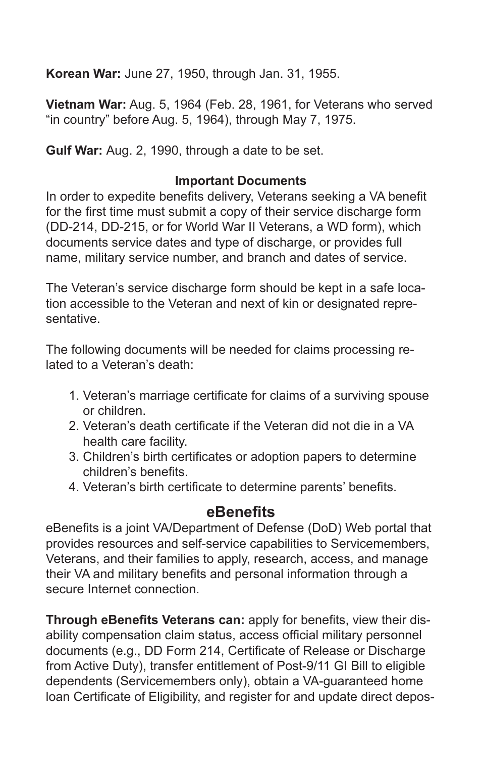**Korean War:** June 27, 1950, through Jan. 31, 1955.

**Vietnam War:** Aug. 5, 1964 (Feb. 28, 1961, for Veterans who served "in country" before Aug. 5, 1964), through May 7, 1975.

**Gulf War:** Aug. 2, 1990, through a date to be set.

### Important Documents

In order to expedite benefits delivery, Veterans seeking a VA benefit for the first time must submit a copy of their service discharge form (DD-214, DD-215, or for World War II Veterans, a WD form), which documents service dates and type of discharge, or provides full name, military service number, and branch and dates of service.

The Veteran's service discharge form should be kept in a safe location accessible to the Veteran and next of kin or designated representative.

The following documents will be needed for claims processing related to a Veteran's death:

1. Veteran's marriage certificate for claims of a surviving spouse or children.
2. Veteran's death certificate if the Veteran did not die in a VA health care facility.
3. Children's birth certificates or adoption papers to determine children's benefits.
4. Veteran's birth certificate to determine parents' benefits.

## eBenefits

eBenefits is a joint VA/Department of Defense (DoD) Web portal that provides resources and self-service capabilities to Servicemembers, Veterans, and their families to apply, research, access, and manage their VA and military benefits and personal information through a secure Internet connection.

**Through eBenefits Veterans can:** apply for benefits, view their disability compensation claim status, access official military personnel documents (e.g., DD Form 214, Certificate of Release or Discharge from Active Duty), transfer entitlement of Post-9/11 GI Bill to eligible dependents (Servicemembers only), obtain a VA-guaranteed home loan Certificate of Eligibility, and register for and update direct depos-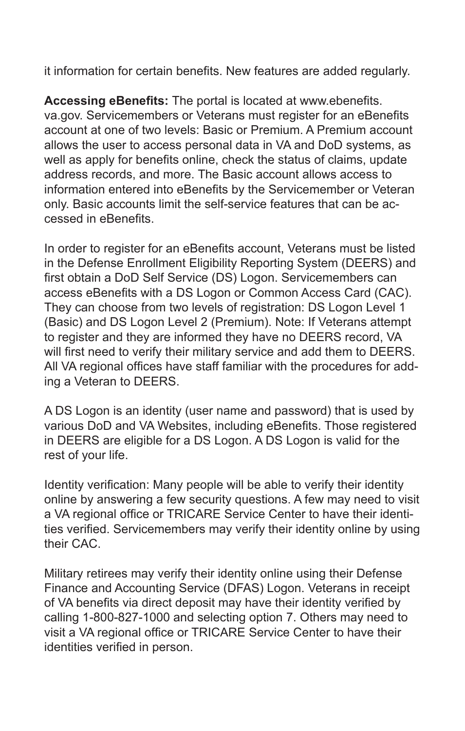it information for certain benefits. New features are added regularly.

**Accessing eBenefits:** The portal is located at www.ebenefits.va.gov. Servicemembers or Veterans must register for an eBenefits account at one of two levels: Basic or Premium. A Premium account allows the user to access personal data in VA and DoD systems, as well as apply for benefits online, check the status of claims, update address records, and more. The Basic account allows access to information entered into eBenefits by the Servicemember or Veteran only. Basic accounts limit the self-service features that can be accessed in eBenefits.

In order to register for an eBenefits account, Veterans must be listed in the Defense Enrollment Eligibility Reporting System (DEERS) and first obtain a DoD Self Service (DS) Logon. Servicemembers can access eBenefits with a DS Logon or Common Access Card (CAC). They can choose from two levels of registration: DS Logon Level 1 (Basic) and DS Logon Level 2 (Premium). Note: If Veterans attempt to register and they are informed they have no DEERS record, VA will first need to verify their military service and add them to DEERS. All VA regional offices have staff familiar with the procedures for adding a Veteran to DEERS.

A DS Logon is an identity (user name and password) that is used by various DoD and VA Websites, including eBenefits. Those registered in DEERS are eligible for a DS Logon. A DS Logon is valid for the rest of your life.

Identity verification: Many people will be able to verify their identity online by answering a few security questions. A few may need to visit a VA regional office or TRICARE Service Center to have their identities verified. Servicemembers may verify their identity online by using their CAC.

Military retirees may verify their identity online using their Defense Finance and Accounting Service (DFAS) Logon. Veterans in receipt of VA benefits via direct deposit may have their identity verified by calling 1-800-827-1000 and selecting option 7. Others may need to visit a VA regional office or TRICARE Service Center to have their identities verified in person.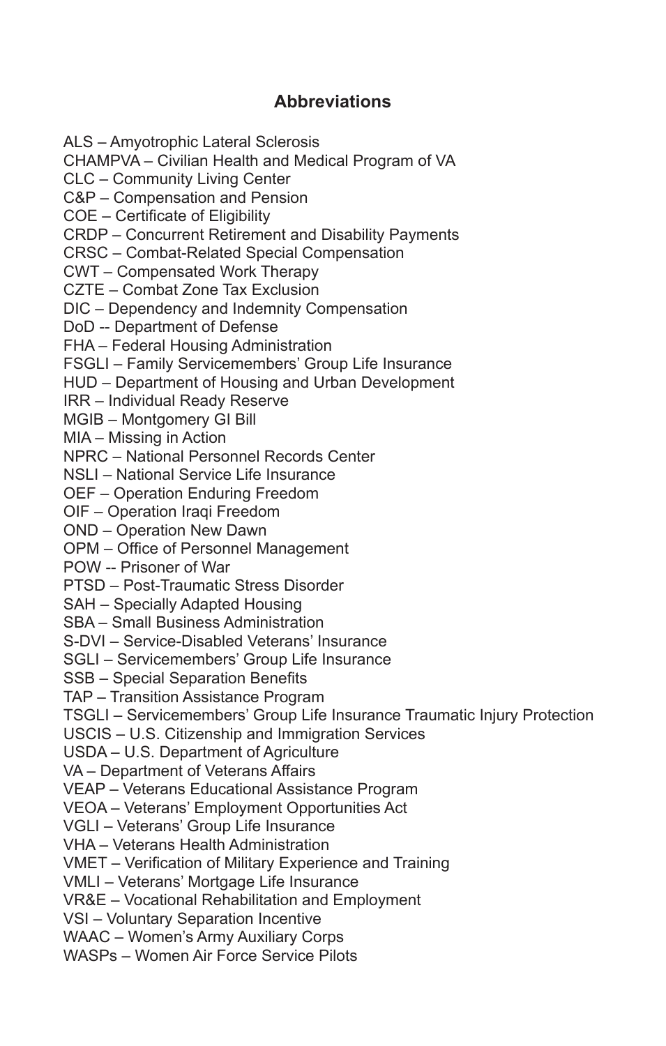## Abbreviations

ALS – Amyotrophic Lateral Sclerosis  
CHAMPVA – Civilian Health and Medical Program of VA  
CLC – Community Living Center  
C&P – Compensation and Pension  
COE – Certificate of Eligibility  
CRDP – Concurrent Retirement and Disability Payments  
CRSC – Combat-Related Special Compensation  
CWT – Compensated Work Therapy  
CZTE – Combat Zone Tax Exclusion  
DIC – Dependency and Indemnity Compensation  
DoD -- Department of Defense  
FHA – Federal Housing Administration  
FSGLI – Family Servicemembers' Group Life Insurance  
HUD – Department of Housing and Urban Development  
IRR – Individual Ready Reserve  
MGIB – Montgomery GI Bill  
MIA – Missing in Action  
NPRC – National Personnel Records Center  
NSLI – National Service Life Insurance  
OEF – Operation Enduring Freedom  
OIF – Operation Iraqi Freedom  
OND – Operation New Dawn  
OPM – Office of Personnel Management  
POW -- Prisoner of War  
PTSD – Post-Traumatic Stress Disorder  
SAH – Specially Adapted Housing  
SBA – Small Business Administration  
S-DVI – Service-Disabled Veterans' Insurance  
SGLI – Servicemembers' Group Life Insurance  
SSB – Special Separation Benefits  
TAP – Transition Assistance Program  
TSGLI – Servicemembers' Group Life Insurance Traumatic Injury Protection  
USCIS – U.S. Citizenship and Immigration Services  
USDA – U.S. Department of Agriculture  
VA – Department of Veterans Affairs  
VEAP – Veterans Educational Assistance Program  
VEOA – Veterans' Employment Opportunities Act  
VGLI – Veterans' Group Life Insurance  
VHA – Veterans Health Administration  
VMET – Verification of Military Experience and Training  
VMLI – Veterans' Mortgage Life Insurance  
VR&E – Vocational Rehabilitation and Employment  
VSI – Voluntary Separation Incentive  
WAAC – Women's Army Auxiliary Corps  
WASPs – Women Air Force Service Pilots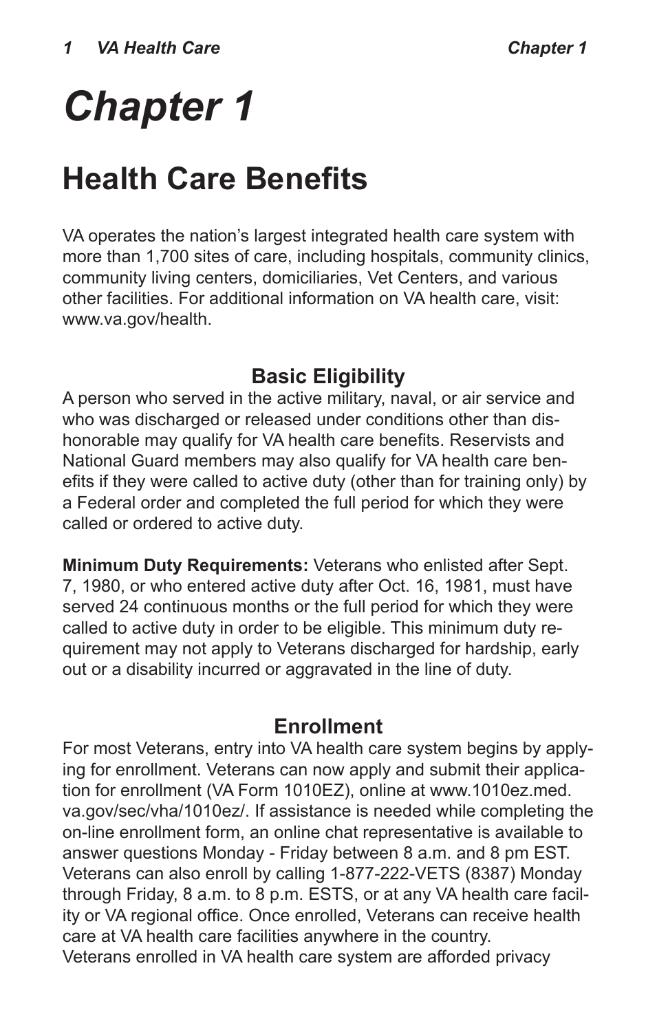# Chapter 1

## Health Care Benefits

VA operates the nation's largest integrated health care system with more than 1,700 sites of care, including hospitals, community clinics, community living centers, domiciliaries, Vet Centers, and various other facilities. For additional information on VA health care, visit: www.va.gov/health.

### Basic Eligibility

A person who served in the active military, naval, or air service and who was discharged or released under conditions other than dishonorable may qualify for VA health care benefits. Reservists and National Guard members may also qualify for VA health care benefits if they were called to active duty (other than for training only) by a Federal order and completed the full period for which they were called or ordered to active duty.

**Minimum Duty Requirements:** Veterans who enlisted after Sept. 7, 1980, or who entered active duty after Oct. 16, 1981, must have served 24 continuous months or the full period for which they were called to active duty in order to be eligible. This minimum duty requirement may not apply to Veterans discharged for hardship, early out or a disability incurred or aggravated in the line of duty.

### Enrollment

For most Veterans, entry into VA health care system begins by applying for enrollment. Veterans can now apply and submit their application for enrollment (VA Form 1010EZ), online at www.1010ez.med.va.gov/sec/vha/1010ez/. If assistance is needed while completing the on-line enrollment form, an online chat representative is available to answer questions Monday - Friday between 8 a.m. and 8 pm EST. Veterans can also enroll by calling 1-877-222-VETS (8387) Monday through Friday, 8 a.m. to 8 p.m. ESTS, or at any VA health care facility or VA regional office. Once enrolled, Veterans can receive health care at VA health care facilities anywhere in the country.
Veterans enrolled in VA health care system are afforded privacy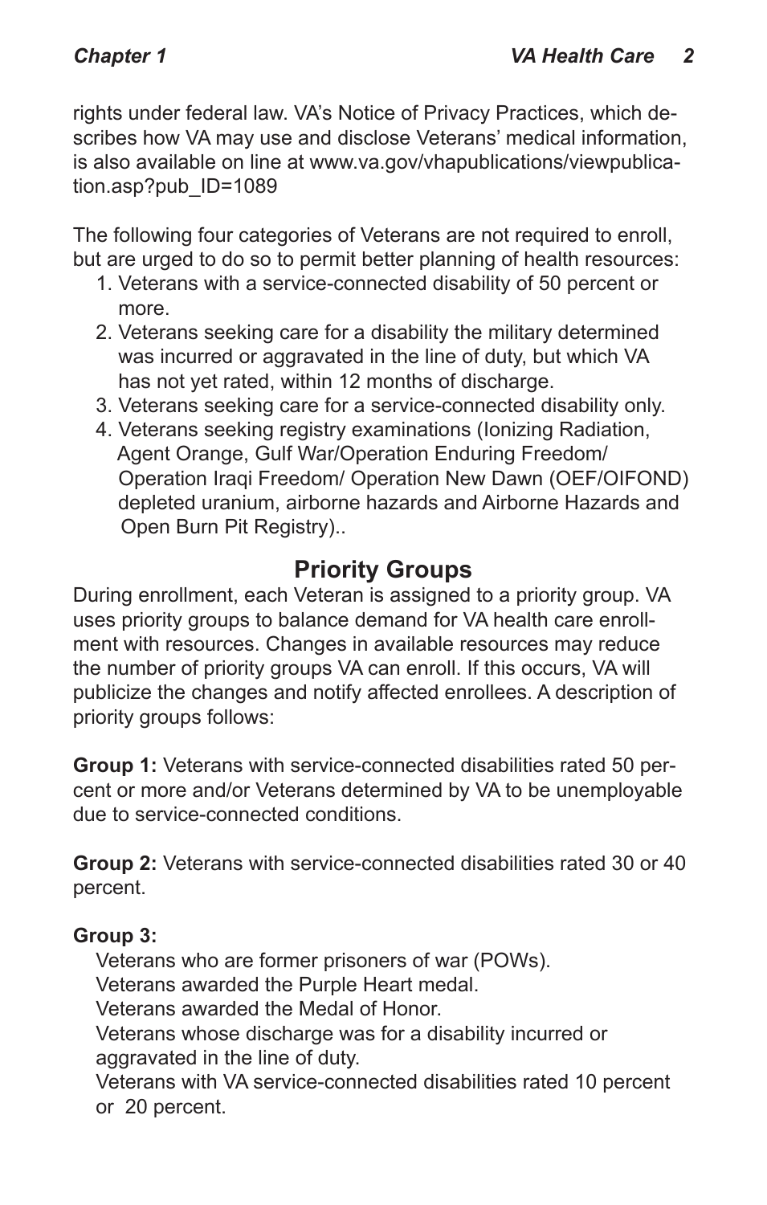rights under federal law. VA's Notice of Privacy Practices, which describes how VA may use and disclose Veterans' medical information, is also available on line at www.va.gov/vhapublications/viewpublication.asp?pub_ID=1089

The following four categories of Veterans are not required to enroll, but are urged to do so to permit better planning of health resources:

1. Veterans with a service-connected disability of 50 percent or more.
2. Veterans seeking care for a disability the military determined was incurred or aggravated in the line of duty, but which VA has not yet rated, within 12 months of discharge.
3. Veterans seeking care for a service-connected disability only.
4. Veterans seeking registry examinations (Ionizing Radiation, Agent Orange, Gulf War/Operation Enduring Freedom/ Operation Iraqi Freedom/ Operation New Dawn (OEF/OIFOND) depleted uranium, airborne hazards and Airborne Hazards and Open Burn Pit Registry)..

## Priority Groups

During enrollment, each Veteran is assigned to a priority group. VA uses priority groups to balance demand for VA health care enrollment with resources. Changes in available resources may reduce the number of priority groups VA can enroll. If this occurs, VA will publicize the changes and notify affected enrollees. A description of priority groups follows:

**Group 1:** Veterans with service-connected disabilities rated 50 percent or more and/or Veterans determined by VA to be unemployable due to service-connected conditions.

**Group 2:** Veterans with service-connected disabilities rated 30 or 40 percent.

**Group 3:**

Veterans who are former prisoners of war (POWs).
Veterans awarded the Purple Heart medal.
Veterans awarded the Medal of Honor.
Veterans whose discharge was for a disability incurred or aggravated in the line of duty.
Veterans with VA service-connected disabilities rated 10 percent or 20 percent.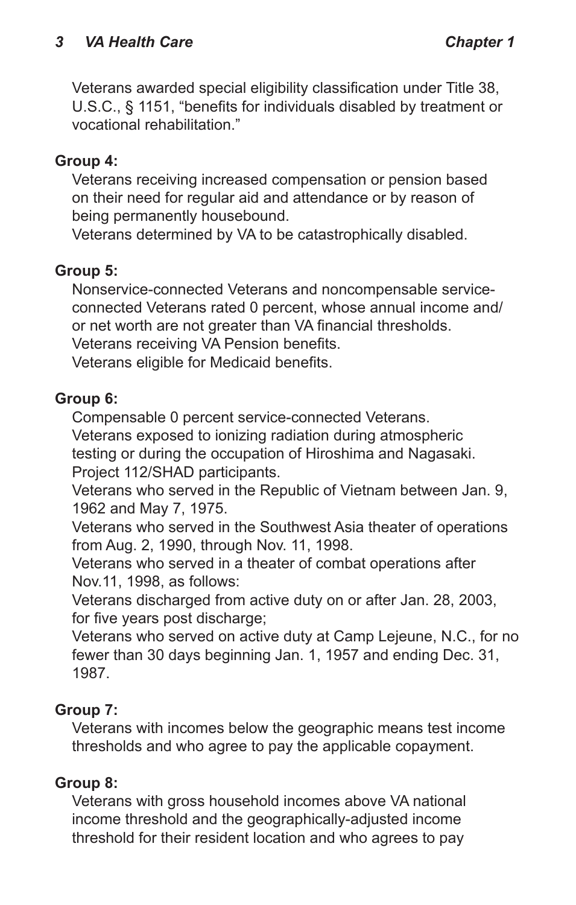Veterans awarded special eligibility classification under Title 38, U.S.C., § 1151, "benefits for individuals disabled by treatment or vocational rehabilitation."

**Group 4:**

Veterans receiving increased compensation or pension based on their need for regular aid and attendance or by reason of being permanently housebound.

Veterans determined by VA to be catastrophically disabled.

**Group 5:**

Nonservice-connected Veterans and noncompensable service-connected Veterans rated 0 percent, whose annual income and/or net worth are not greater than VA financial thresholds.

Veterans receiving VA Pension benefits.

Veterans eligible for Medicaid benefits.

**Group 6:**

Compensable 0 percent service-connected Veterans.

Veterans exposed to ionizing radiation during atmospheric testing or during the occupation of Hiroshima and Nagasaki.

Project 112/SHAD participants.

Veterans who served in the Republic of Vietnam between Jan. 9, 1962 and May 7, 1975.

Veterans who served in the Southwest Asia theater of operations from Aug. 2, 1990, through Nov. 11, 1998.

Veterans who served in a theater of combat operations after Nov.11, 1998, as follows:

Veterans discharged from active duty on or after Jan. 28, 2003, for five years post discharge;

Veterans who served on active duty at Camp Lejeune, N.C., for no fewer than 30 days beginning Jan. 1, 1957 and ending Dec. 31, 1987.

**Group 7:**

Veterans with incomes below the geographic means test income thresholds and who agree to pay the applicable copayment.

**Group 8:**

Veterans with gross household incomes above VA national income threshold and the geographically-adjusted income threshold for their resident location and who agrees to pay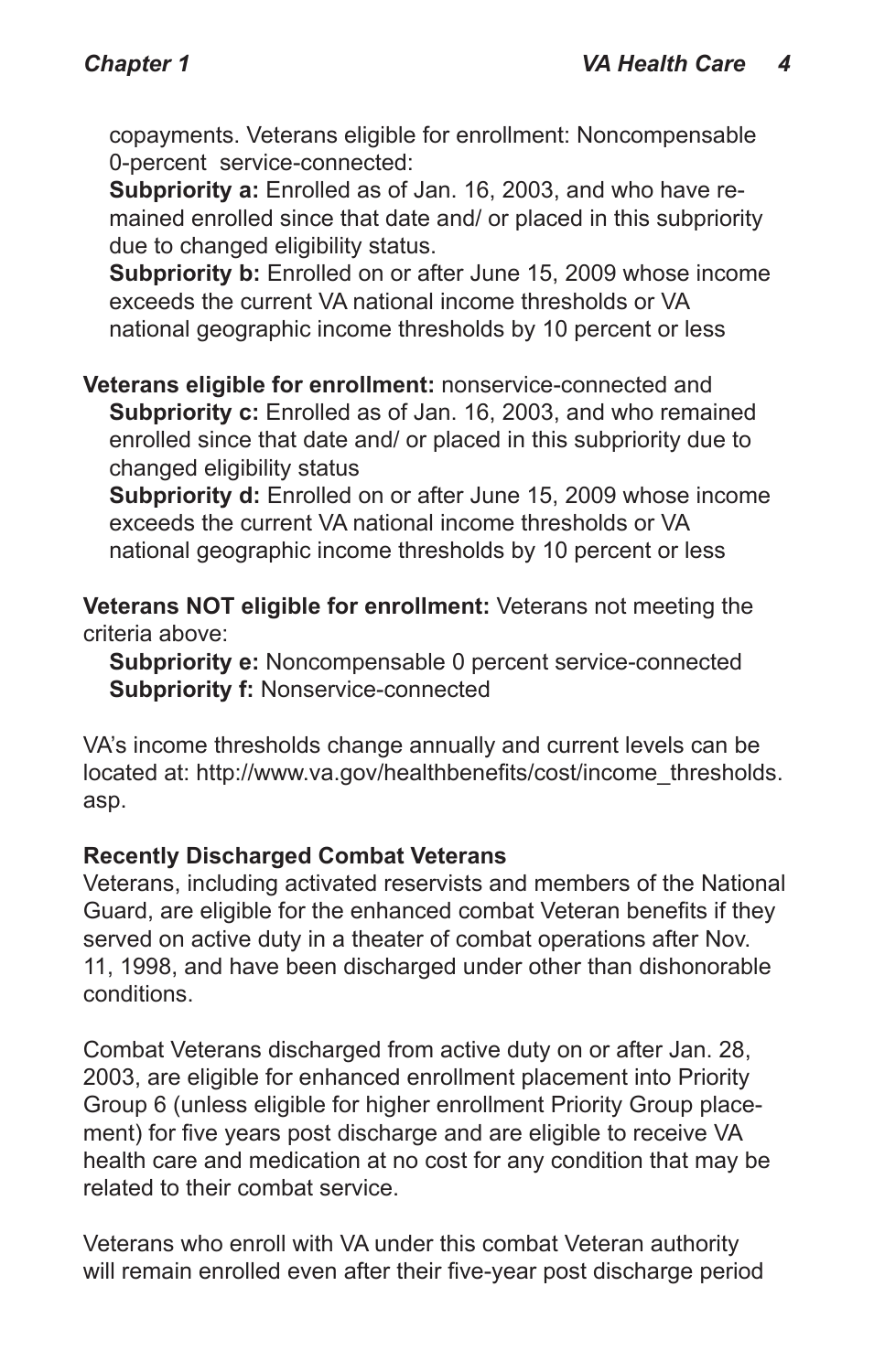copayments. Veterans eligible for enrollment: Noncompensable 0-percent service-connected:

**Subpriority a:** Enrolled as of Jan. 16, 2003, and who have remained enrolled since that date and/ or placed in this subpriority due to changed eligibility status.

**Subpriority b:** Enrolled on or after June 15, 2009 whose income exceeds the current VA national income thresholds or VA national geographic income thresholds by 10 percent or less

**Veterans eligible for enrollment:** nonservice-connected and

**Subpriority c:** Enrolled as of Jan. 16, 2003, and who remained enrolled since that date and/ or placed in this subpriority due to changed eligibility status

**Subpriority d:** Enrolled on or after June 15, 2009 whose income exceeds the current VA national income thresholds or VA national geographic income thresholds by 10 percent or less

**Veterans NOT eligible for enrollment:** Veterans not meeting the criteria above:

**Subpriority e:** Noncompensable 0 percent service-connected
**Subpriority f:** Nonservice-connected

VA's income thresholds change annually and current levels can be located at: http://www.va.gov/healthbenefits/cost/income_thresholds.asp.

**Recently Discharged Combat Veterans**

Veterans, including activated reservists and members of the National Guard, are eligible for the enhanced combat Veteran benefits if they served on active duty in a theater of combat operations after Nov. 11, 1998, and have been discharged under other than dishonorable conditions.

Combat Veterans discharged from active duty on or after Jan. 28, 2003, are eligible for enhanced enrollment placement into Priority Group 6 (unless eligible for higher enrollment Priority Group placement) for five years post discharge and are eligible to receive VA health care and medication at no cost for any condition that may be related to their combat service.

Veterans who enroll with VA under this combat Veteran authority will remain enrolled even after their five-year post discharge period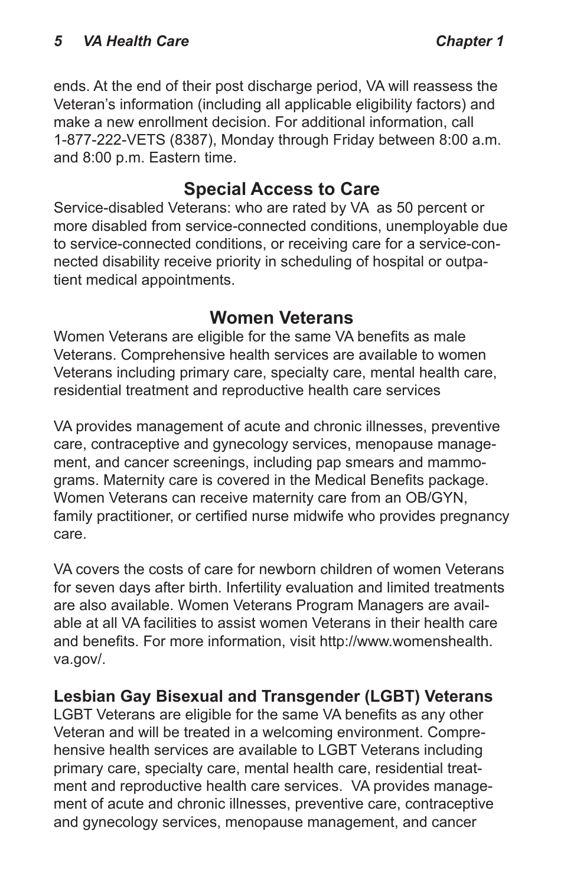ends. At the end of their post discharge period, VA will reassess the Veteran's information (including all applicable eligibility factors) and make a new enrollment decision. For additional information, call 1-877-222-VETS (8387), Monday through Friday between 8:00 a.m. and 8:00 p.m. Eastern time.

## Special Access to Care

Service-disabled Veterans: who are rated by VA as 50 percent or more disabled from service-connected conditions, unemployable due to service-connected conditions, or receiving care for a service-connected disability receive priority in scheduling of hospital or outpatient medical appointments.

## Women Veterans

Women Veterans are eligible for the same VA benefits as male Veterans. Comprehensive health services are available to women Veterans including primary care, specialty care, mental health care, residential treatment and reproductive health care services

VA provides management of acute and chronic illnesses, preventive care, contraceptive and gynecology services, menopause management, and cancer screenings, including pap smears and mammograms. Maternity care is covered in the Medical Benefits package. Women Veterans can receive maternity care from an OB/GYN, family practitioner, or certified nurse midwife who provides pregnancy care.

VA covers the costs of care for newborn children of women Veterans for seven days after birth. Infertility evaluation and limited treatments are also available. Women Veterans Program Managers are available at all VA facilities to assist women Veterans in their health care and benefits. For more information, visit http://www.womenshealth.va.gov/.

### Lesbian Gay Bisexual and Transgender (LGBT) Veterans

LGBT Veterans are eligible for the same VA benefits as any other Veteran and will be treated in a welcoming environment. Comprehensive health services are available to LGBT Veterans including primary care, specialty care, mental health care, residential treatment and reproductive health care services. VA provides management of acute and chronic illnesses, preventive care, contraceptive and gynecology services, menopause management, and cancer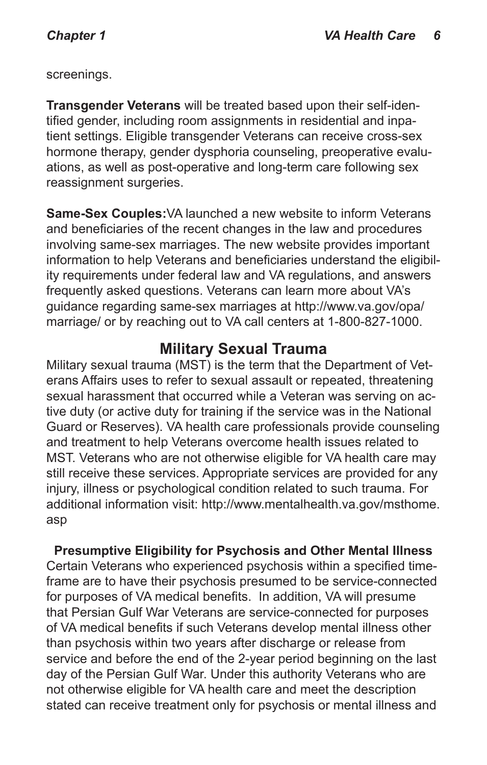screenings.

**Transgender Veterans** will be treated based upon their self-identified gender, including room assignments in residential and inpatient settings. Eligible transgender Veterans can receive cross-sex hormone therapy, gender dysphoria counseling, preoperative evaluations, as well as post-operative and long-term care following sex reassignment surgeries.

**Same-Sex Couples:** VA launched a new website to inform Veterans and beneficiaries of the recent changes in the law and procedures involving same-sex marriages. The new website provides important information to help Veterans and beneficiaries understand the eligibility requirements under federal law and VA regulations, and answers frequently asked questions. Veterans can learn more about VA's guidance regarding same-sex marriages at http://www.va.gov/opa/marriage/ or by reaching out to VA call centers at 1-800-827-1000.

## Military Sexual Trauma

Military sexual trauma (MST) is the term that the Department of Veterans Affairs uses to refer to sexual assault or repeated, threatening sexual harassment that occurred while a Veteran was serving on active duty (or active duty for training if the service was in the National Guard or Reserves). VA health care professionals provide counseling and treatment to help Veterans overcome health issues related to MST. Veterans who are not otherwise eligible for VA health care may still receive these services. Appropriate services are provided for any injury, illness or psychological condition related to such trauma. For additional information visit: http://www.mentalhealth.va.gov/msthome.asp

### Presumptive Eligibility for Psychosis and Other Mental Illness

Certain Veterans who experienced psychosis within a specified timeframe are to have their psychosis presumed to be service-connected for purposes of VA medical benefits. In addition, VA will presume that Persian Gulf War Veterans are service-connected for purposes of VA medical benefits if such Veterans develop mental illness other than psychosis within two years after discharge or release from service and before the end of the 2-year period beginning on the last day of the Persian Gulf War. Under this authority Veterans who are not otherwise eligible for VA health care and meet the description stated can receive treatment only for psychosis or mental illness and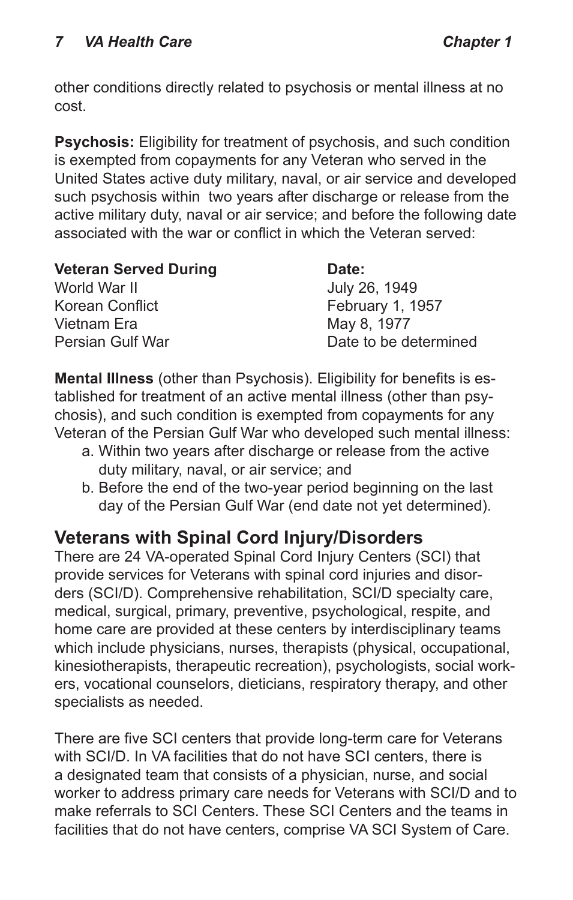other conditions directly related to psychosis or mental illness at no cost.

**Psychosis:** Eligibility for treatment of psychosis, and such condition is exempted from copayments for any Veteran who served in the United States active duty military, naval, or air service and developed such psychosis within two years after discharge or release from the active military duty, naval or air service; and before the following date associated with the war or conflict in which the Veteran served:

| Veteran Served During | Date: |
|---|---|
| World War II | July 26, 1949 |
| Korean Conflict | February 1, 1957 |
| Vietnam Era | May 8, 1977 |
| Persian Gulf War | Date to be determined |

**Mental Illness** (other than Psychosis). Eligibility for benefits is established for treatment of an active mental illness (other than psychosis), and such condition is exempted from copayments for any Veteran of the Persian Gulf War who developed such mental illness:

a. Within two years after discharge or release from the active duty military, naval, or air service; and
b. Before the end of the two-year period beginning on the last day of the Persian Gulf War (end date not yet determined).

## Veterans with Spinal Cord Injury/Disorders

There are 24 VA-operated Spinal Cord Injury Centers (SCI) that provide services for Veterans with spinal cord injuries and disorders (SCI/D). Comprehensive rehabilitation, SCI/D specialty care, medical, surgical, primary, preventive, psychological, respite, and home care are provided at these centers by interdisciplinary teams which include physicians, nurses, therapists (physical, occupational, kinesiotherapists, therapeutic recreation), psychologists, social workers, vocational counselors, dieticians, respiratory therapy, and other specialists as needed.

There are five SCI centers that provide long-term care for Veterans with SCI/D. In VA facilities that do not have SCI centers, there is a designated team that consists of a physician, nurse, and social worker to address primary care needs for Veterans with SCI/D and to make referrals to SCI Centers. These SCI Centers and the teams in facilities that do not have centers, comprise VA SCI System of Care.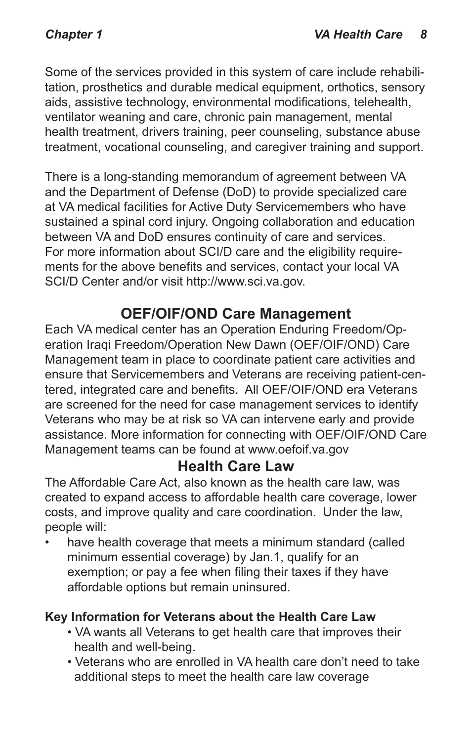Some of the services provided in this system of care include rehabilitation, prosthetics and durable medical equipment, orthotics, sensory aids, assistive technology, environmental modifications, telehealth, ventilator weaning and care, chronic pain management, mental health treatment, drivers training, peer counseling, substance abuse treatment, vocational counseling, and caregiver training and support.

There is a long-standing memorandum of agreement between VA and the Department of Defense (DoD) to provide specialized care at VA medical facilities for Active Duty Servicemembers who have sustained a spinal cord injury. Ongoing collaboration and education between VA and DoD ensures continuity of care and services. For more information about SCI/D care and the eligibility requirements for the above benefits and services, contact your local VA SCI/D Center and/or visit http://www.sci.va.gov.

## OEF/OIF/OND Care Management

Each VA medical center has an Operation Enduring Freedom/Operation Iraqi Freedom/Operation New Dawn (OEF/OIF/OND) Care Management team in place to coordinate patient care activities and ensure that Servicemembers and Veterans are receiving patient-centered, integrated care and benefits. All OEF/OIF/OND era Veterans are screened for the need for case management services to identify Veterans who may be at risk so VA can intervene early and provide assistance. More information for connecting with OEF/OIF/OND Care Management teams can be found at www.oefoif.va.gov

## Health Care Law

The Affordable Care Act, also known as the health care law, was created to expand access to affordable health care coverage, lower costs, and improve quality and care coordination. Under the law, people will:

- have health coverage that meets a minimum standard (called minimum essential coverage) by Jan.1, qualify for an exemption; or pay a fee when filing their taxes if they have affordable options but remain uninsured.

**Key Information for Veterans about the Health Care Law**

- VA wants all Veterans to get health care that improves their health and well-being.
- Veterans who are enrolled in VA health care don't need to take additional steps to meet the health care law coverage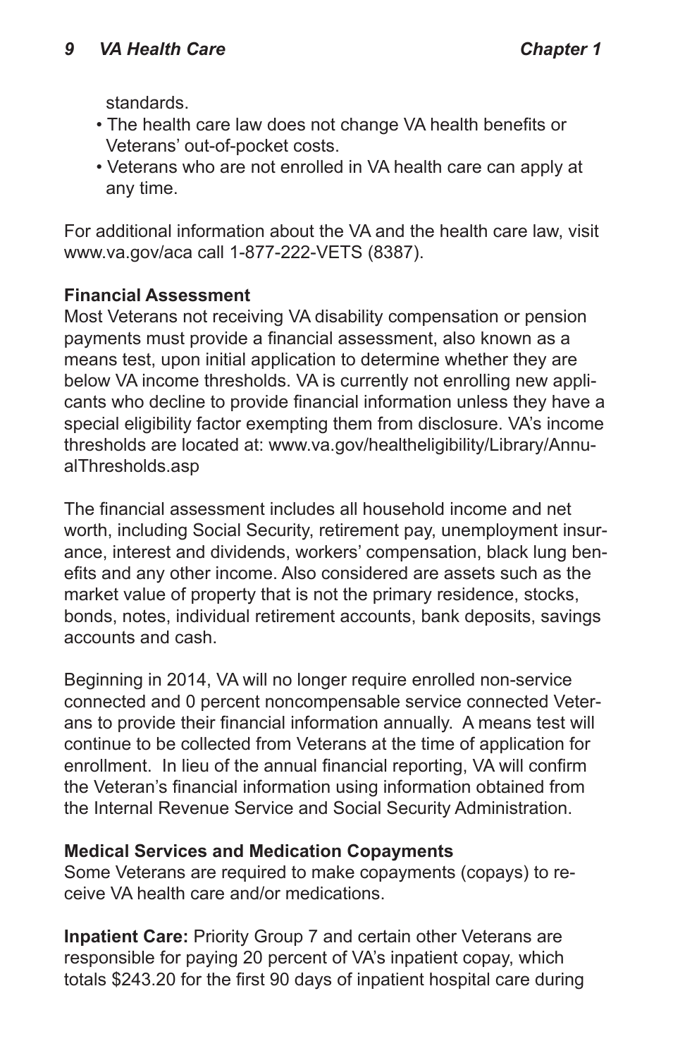standards.

- The health care law does not change VA health benefits or Veterans' out-of-pocket costs.
- Veterans who are not enrolled in VA health care can apply at any time.

For additional information about the VA and the health care law, visit www.va.gov/aca call 1-877-222-VETS (8387).

**Financial Assessment**

Most Veterans not receiving VA disability compensation or pension payments must provide a financial assessment, also known as a means test, upon initial application to determine whether they are below VA income thresholds. VA is currently not enrolling new applicants who decline to provide financial information unless they have a special eligibility factor exempting them from disclosure. VA's income thresholds are located at: www.va.gov/healtheligibility/Library/AnnualThresholds.asp

The financial assessment includes all household income and net worth, including Social Security, retirement pay, unemployment insurance, interest and dividends, workers' compensation, black lung benefits and any other income. Also considered are assets such as the market value of property that is not the primary residence, stocks, bonds, notes, individual retirement accounts, bank deposits, savings accounts and cash.

Beginning in 2014, VA will no longer require enrolled non-service connected and 0 percent noncompensable service connected Veterans to provide their financial information annually. A means test will continue to be collected from Veterans at the time of application for enrollment. In lieu of the annual financial reporting, VA will confirm the Veteran's financial information using information obtained from the Internal Revenue Service and Social Security Administration.

**Medical Services and Medication Copayments**

Some Veterans are required to make copayments (copays) to receive VA health care and/or medications.

**Inpatient Care:** Priority Group 7 and certain other Veterans are responsible for paying 20 percent of VA's inpatient copay, which totals $243.20 for the first 90 days of inpatient hospital care during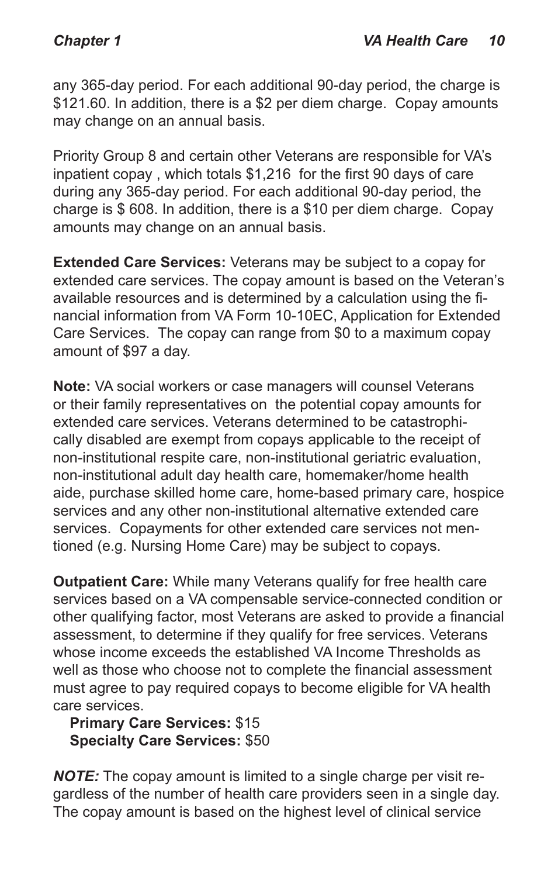any 365-day period. For each additional 90-day period, the charge is $121.60. In addition, there is a $2 per diem charge. Copay amounts may change on an annual basis.

Priority Group 8 and certain other Veterans are responsible for VA's inpatient copay , which totals $1,216 for the first 90 days of care during any 365-day period. For each additional 90-day period, the charge is $ 608. In addition, there is a $10 per diem charge. Copay amounts may change on an annual basis.

**Extended Care Services:** Veterans may be subject to a copay for extended care services. The copay amount is based on the Veteran's available resources and is determined by a calculation using the financial information from VA Form 10-10EC, Application for Extended Care Services. The copay can range from $0 to a maximum copay amount of $97 a day.

**Note:** VA social workers or case managers will counsel Veterans or their family representatives on the potential copay amounts for extended care services. Veterans determined to be catastrophically disabled are exempt from copays applicable to the receipt of non-institutional respite care, non-institutional geriatric evaluation, non-institutional adult day health care, homemaker/home health aide, purchase skilled home care, home-based primary care, hospice services and any other non-institutional alternative extended care services. Copayments for other extended care services not mentioned (e.g. Nursing Home Care) may be subject to copays.

**Outpatient Care:** While many Veterans qualify for free health care services based on a VA compensable service-connected condition or other qualifying factor, most Veterans are asked to provide a financial assessment, to determine if they qualify for free services. Veterans whose income exceeds the established VA Income Thresholds as well as those who choose not to complete the financial assessment must agree to pay required copays to become eligible for VA health care services.

**Primary Care Services:** $15
**Specialty Care Services:** $50

***NOTE:*** The copay amount is limited to a single charge per visit regardless of the number of health care providers seen in a single day. The copay amount is based on the highest level of clinical service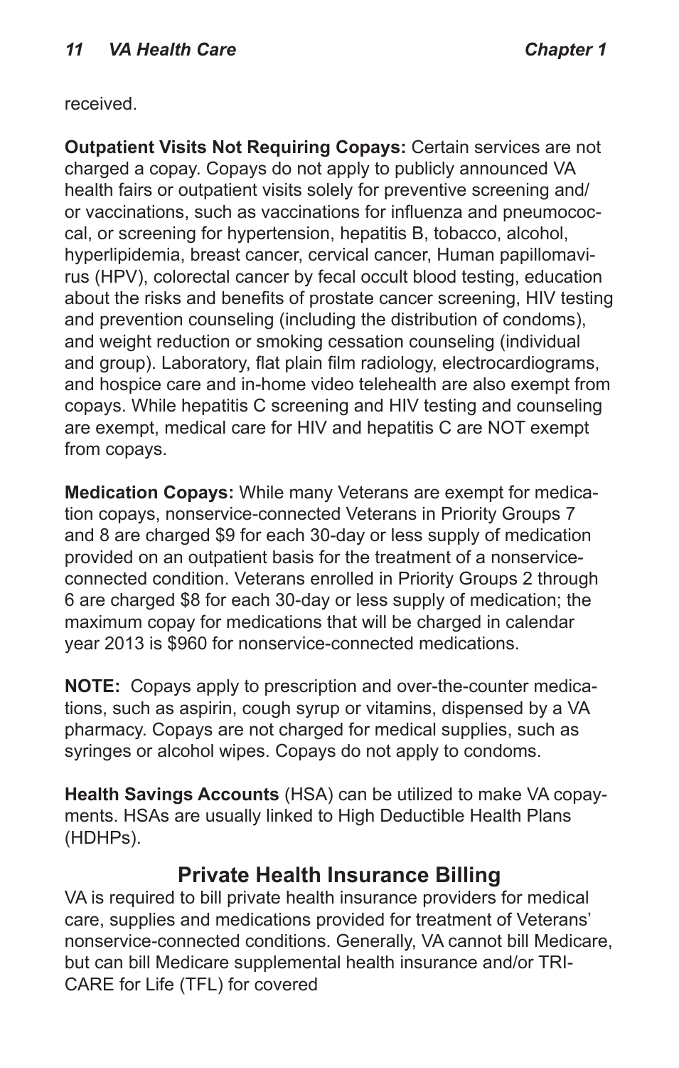received.

**Outpatient Visits Not Requiring Copays:** Certain services are not charged a copay. Copays do not apply to publicly announced VA health fairs or outpatient visits solely for preventive screening and/or vaccinations, such as vaccinations for influenza and pneumococcal, or screening for hypertension, hepatitis B, tobacco, alcohol, hyperlipidemia, breast cancer, cervical cancer, Human papillomavirus (HPV), colorectal cancer by fecal occult blood testing, education about the risks and benefits of prostate cancer screening, HIV testing and prevention counseling (including the distribution of condoms), and weight reduction or smoking cessation counseling (individual and group). Laboratory, flat plain film radiology, electrocardiograms, and hospice care and in-home video telehealth are also exempt from copays. While hepatitis C screening and HIV testing and counseling are exempt, medical care for HIV and hepatitis C are NOT exempt from copays.

**Medication Copays:** While many Veterans are exempt for medication copays, nonservice-connected Veterans in Priority Groups 7 and 8 are charged $9 for each 30-day or less supply of medication provided on an outpatient basis for the treatment of a nonservice-connected condition. Veterans enrolled in Priority Groups 2 through 6 are charged $8 for each 30-day or less supply of medication; the maximum copay for medications that will be charged in calendar year 2013 is $960 for nonservice-connected medications.

**NOTE:** Copays apply to prescription and over-the-counter medications, such as aspirin, cough syrup or vitamins, dispensed by a VA pharmacy. Copays are not charged for medical supplies, such as syringes or alcohol wipes. Copays do not apply to condoms.

**Health Savings Accounts** (HSA) can be utilized to make VA copayments. HSAs are usually linked to High Deductible Health Plans (HDHPs).

## Private Health Insurance Billing

VA is required to bill private health insurance providers for medical care, supplies and medications provided for treatment of Veterans' nonservice-connected conditions. Generally, VA cannot bill Medicare, but can bill Medicare supplemental health insurance and/or TRICARE for Life (TFL) for covered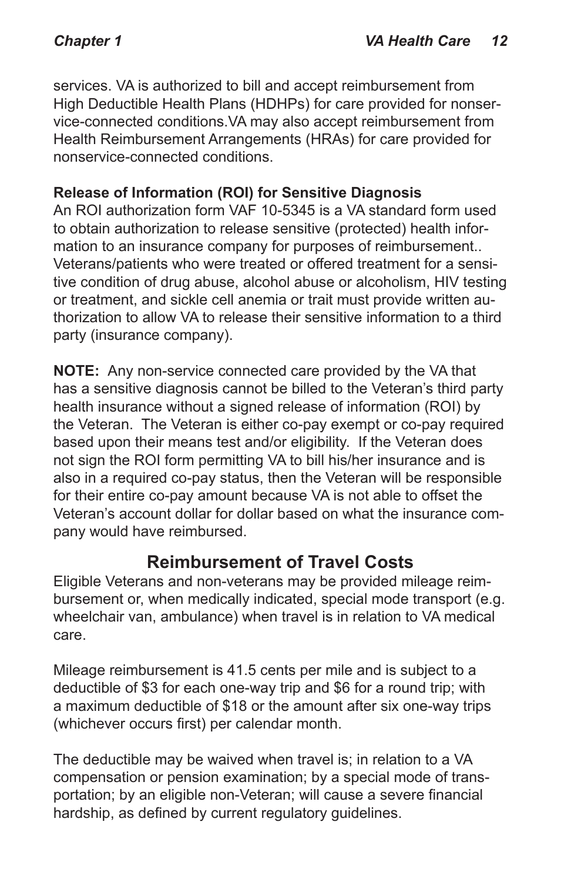services. VA is authorized to bill and accept reimbursement from High Deductible Health Plans (HDHPs) for care provided for nonservice-connected conditions.VA may also accept reimbursement from Health Reimbursement Arrangements (HRAs) for care provided for nonservice-connected conditions.

**Release of Information (ROI) for Sensitive Diagnosis**

An ROI authorization form VAF 10-5345 is a VA standard form used to obtain authorization to release sensitive (protected) health information to an insurance company for purposes of reimbursement.. Veterans/patients who were treated or offered treatment for a sensitive condition of drug abuse, alcohol abuse or alcoholism, HIV testing or treatment, and sickle cell anemia or trait must provide written authorization to allow VA to release their sensitive information to a third party (insurance company).

**NOTE:** Any non-service connected care provided by the VA that has a sensitive diagnosis cannot be billed to the Veteran's third party health insurance without a signed release of information (ROI) by the Veteran. The Veteran is either co-pay exempt or co-pay required based upon their means test and/or eligibility. If the Veteran does not sign the ROI form permitting VA to bill his/her insurance and is also in a required co-pay status, then the Veteran will be responsible for their entire co-pay amount because VA is not able to offset the Veteran's account dollar for dollar based on what the insurance company would have reimbursed.

## Reimbursement of Travel Costs

Eligible Veterans and non-veterans may be provided mileage reimbursement or, when medically indicated, special mode transport (e.g. wheelchair van, ambulance) when travel is in relation to VA medical care.

Mileage reimbursement is 41.5 cents per mile and is subject to a deductible of $3 for each one-way trip and $6 for a round trip; with a maximum deductible of $18 or the amount after six one-way trips (whichever occurs first) per calendar month.

The deductible may be waived when travel is; in relation to a VA compensation or pension examination; by a special mode of transportation; by an eligible non-Veteran; will cause a severe financial hardship, as defined by current regulatory guidelines.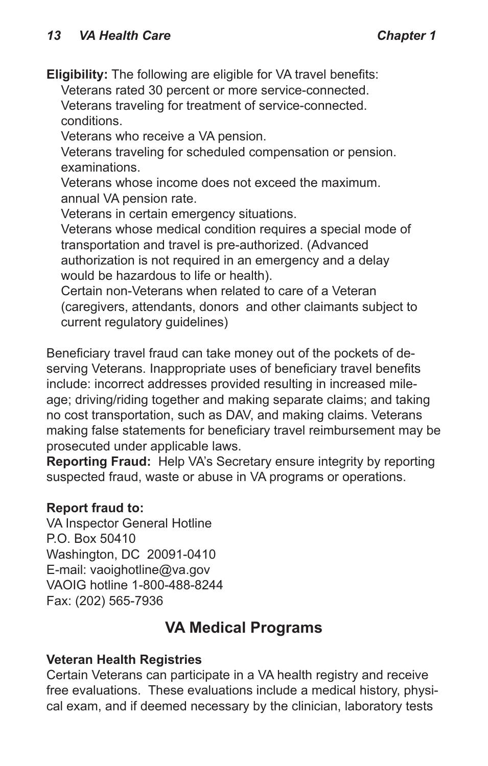**Eligibility:** The following are eligible for VA travel benefits:

Veterans rated 30 percent or more service-connected.
Veterans traveling for treatment of service-connected. conditions.
Veterans who receive a VA pension.
Veterans traveling for scheduled compensation or pension. examinations.
Veterans whose income does not exceed the maximum. annual VA pension rate.
Veterans in certain emergency situations.
Veterans whose medical condition requires a special mode of transportation and travel is pre-authorized. (Advanced authorization is not required in an emergency and a delay would be hazardous to life or health).
Certain non-Veterans when related to care of a Veteran (caregivers, attendants, donors and other claimants subject to current regulatory guidelines)

Beneficiary travel fraud can take money out of the pockets of deserving Veterans. Inappropriate uses of beneficiary travel benefits include: incorrect addresses provided resulting in increased mileage; driving/riding together and making separate claims; and taking no cost transportation, such as DAV, and making claims. Veterans making false statements for beneficiary travel reimbursement may be prosecuted under applicable laws.

**Reporting Fraud:** Help VA's Secretary ensure integrity by reporting suspected fraud, waste or abuse in VA programs or operations.

**Report fraud to:**
VA Inspector General Hotline
P.O. Box 50410
Washington, DC 20091-0410
E-mail: vaoighotline@va.gov
VAOIG hotline 1-800-488-8244
Fax: (202) 565-7936

## VA Medical Programs

**Veteran Health Registries**

Certain Veterans can participate in a VA health registry and receive free evaluations. These evaluations include a medical history, physical exam, and if deemed necessary by the clinician, laboratory tests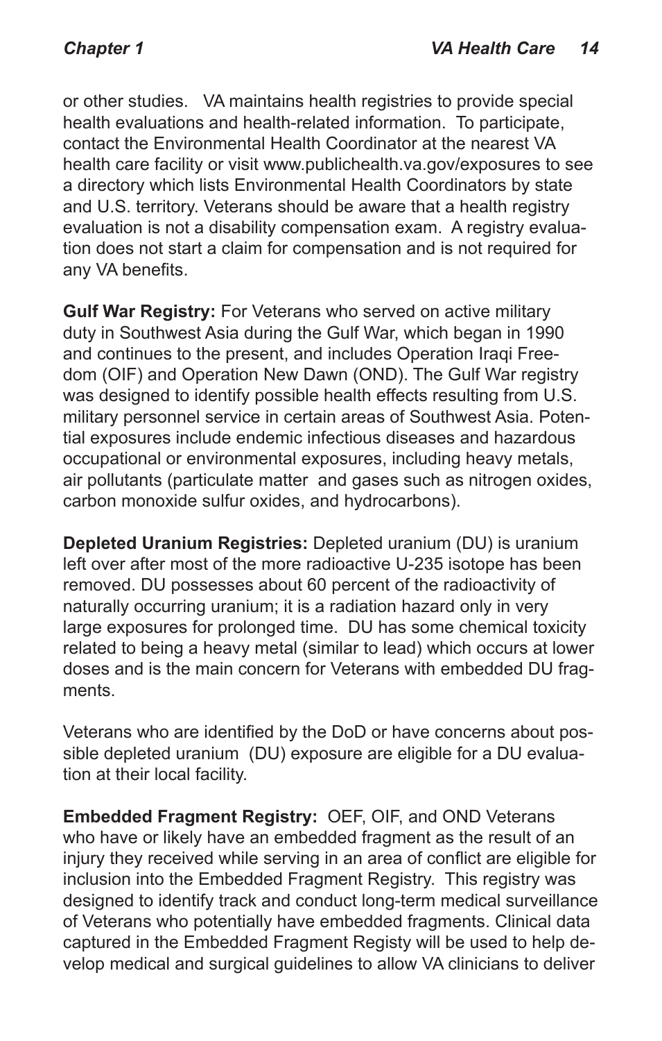or other studies. VA maintains health registries to provide special health evaluations and health-related information. To participate, contact the Environmental Health Coordinator at the nearest VA health care facility or visit www.publichealth.va.gov/exposures to see a directory which lists Environmental Health Coordinators by state and U.S. territory. Veterans should be aware that a health registry evaluation is not a disability compensation exam. A registry evaluation does not start a claim for compensation and is not required for any VA benefits.

**Gulf War Registry:** For Veterans who served on active military duty in Southwest Asia during the Gulf War, which began in 1990 and continues to the present, and includes Operation Iraqi Freedom (OIF) and Operation New Dawn (OND). The Gulf War registry was designed to identify possible health effects resulting from U.S. military personnel service in certain areas of Southwest Asia. Potential exposures include endemic infectious diseases and hazardous occupational or environmental exposures, including heavy metals, air pollutants (particulate matter and gases such as nitrogen oxides, carbon monoxide sulfur oxides, and hydrocarbons).

**Depleted Uranium Registries:** Depleted uranium (DU) is uranium left over after most of the more radioactive U-235 isotope has been removed. DU possesses about 60 percent of the radioactivity of naturally occurring uranium; it is a radiation hazard only in very large exposures for prolonged time. DU has some chemical toxicity related to being a heavy metal (similar to lead) which occurs at lower doses and is the main concern for Veterans with embedded DU fragments.

Veterans who are identified by the DoD or have concerns about possible depleted uranium (DU) exposure are eligible for a DU evaluation at their local facility.

**Embedded Fragment Registry:** OEF, OIF, and OND Veterans who have or likely have an embedded fragment as the result of an injury they received while serving in an area of conflict are eligible for inclusion into the Embedded Fragment Registry. This registry was designed to identify track and conduct long-term medical surveillance of Veterans who potentially have embedded fragments. Clinical data captured in the Embedded Fragment Registy will be used to help develop medical and surgical guidelines to allow VA clinicians to deliver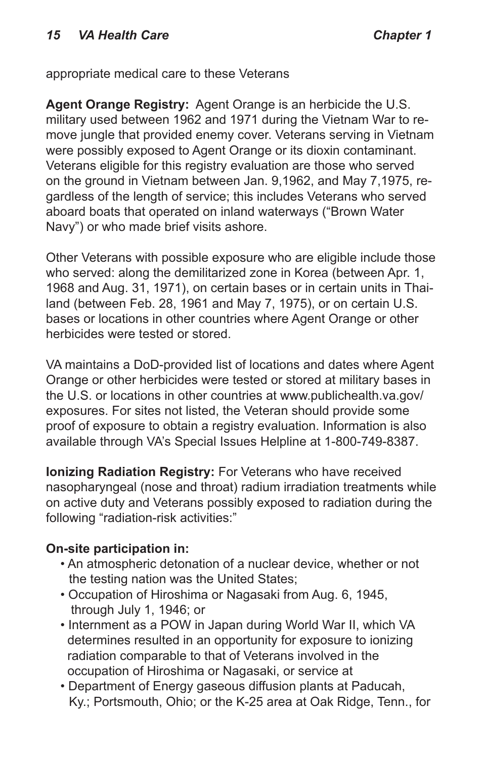appropriate medical care to these Veterans

**Agent Orange Registry:** Agent Orange is an herbicide the U.S. military used between 1962 and 1971 during the Vietnam War to remove jungle that provided enemy cover. Veterans serving in Vietnam were possibly exposed to Agent Orange or its dioxin contaminant. Veterans eligible for this registry evaluation are those who served on the ground in Vietnam between Jan. 9,1962, and May 7,1975, regardless of the length of service; this includes Veterans who served aboard boats that operated on inland waterways ("Brown Water Navy") or who made brief visits ashore.

Other Veterans with possible exposure who are eligible include those who served: along the demilitarized zone in Korea (between Apr. 1, 1968 and Aug. 31, 1971), on certain bases or in certain units in Thailand (between Feb. 28, 1961 and May 7, 1975), or on certain U.S. bases or locations in other countries where Agent Orange or other herbicides were tested or stored.

VA maintains a DoD-provided list of locations and dates where Agent Orange or other herbicides were tested or stored at military bases in the U.S. or locations in other countries at www.publichealth.va.gov/exposures. For sites not listed, the Veteran should provide some proof of exposure to obtain a registry evaluation. Information is also available through VA's Special Issues Helpline at 1-800-749-8387.

**Ionizing Radiation Registry:** For Veterans who have received nasopharyngeal (nose and throat) radium irradiation treatments while on active duty and Veterans possibly exposed to radiation during the following "radiation-risk activities:"

**On-site participation in:**

- An atmospheric detonation of a nuclear device, whether or not the testing nation was the United States;
- Occupation of Hiroshima or Nagasaki from Aug. 6, 1945, through July 1, 1946; or
- Internment as a POW in Japan during World War II, which VA determines resulted in an opportunity for exposure to ionizing radiation comparable to that of Veterans involved in the occupation of Hiroshima or Nagasaki, or service at
- Department of Energy gaseous diffusion plants at Paducah, Ky.; Portsmouth, Ohio; or the K-25 area at Oak Ridge, Tenn., for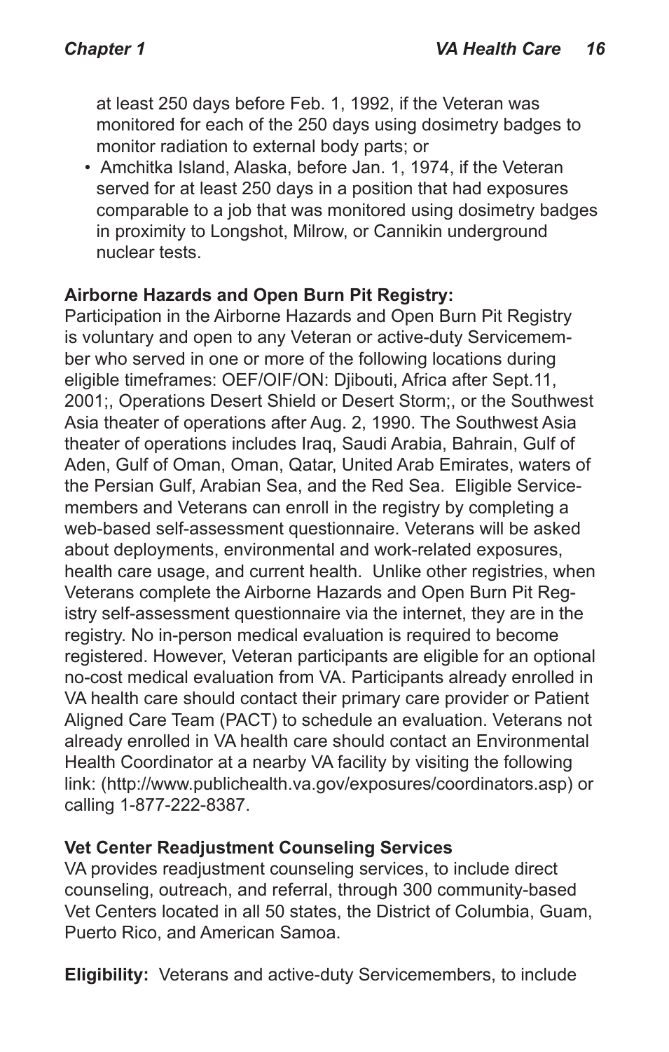at least 250 days before Feb. 1, 1992, if the Veteran was monitored for each of the 250 days using dosimetry badges to monitor radiation to external body parts; or

- Amchitka Island, Alaska, before Jan. 1, 1974, if the Veteran served for at least 250 days in a position that had exposures comparable to a job that was monitored using dosimetry badges in proximity to Longshot, Milrow, or Cannikin underground nuclear tests.

**Airborne Hazards and Open Burn Pit Registry:**
Participation in the Airborne Hazards and Open Burn Pit Registry is voluntary and open to any Veteran or active-duty Servicemember who served in one or more of the following locations during eligible timeframes: OEF/OIF/ON: Djibouti, Africa after Sept.11, 2001;, Operations Desert Shield or Desert Storm;, or the Southwest Asia theater of operations after Aug. 2, 1990. The Southwest Asia theater of operations includes Iraq, Saudi Arabia, Bahrain, Gulf of Aden, Gulf of Oman, Oman, Qatar, United Arab Emirates, waters of the Persian Gulf, Arabian Sea, and the Red Sea. Eligible Servicemembers and Veterans can enroll in the registry by completing a web-based self-assessment questionnaire. Veterans will be asked about deployments, environmental and work-related exposures, health care usage, and current health. Unlike other registries, when Veterans complete the Airborne Hazards and Open Burn Pit Registry self-assessment questionnaire via the internet, they are in the registry. No in-person medical evaluation is required to become registered. However, Veteran participants are eligible for an optional no-cost medical evaluation from VA. Participants already enrolled in VA health care should contact their primary care provider or Patient Aligned Care Team (PACT) to schedule an evaluation. Veterans not already enrolled in VA health care should contact an Environmental Health Coordinator at a nearby VA facility by visiting the following link: (http://www.publichealth.va.gov/exposures/coordinators.asp) or calling 1-877-222-8387.

**Vet Center Readjustment Counseling Services**
VA provides readjustment counseling services, to include direct counseling, outreach, and referral, through 300 community-based Vet Centers located in all 50 states, the District of Columbia, Guam, Puerto Rico, and American Samoa.

**Eligibility:** Veterans and active-duty Servicemembers, to include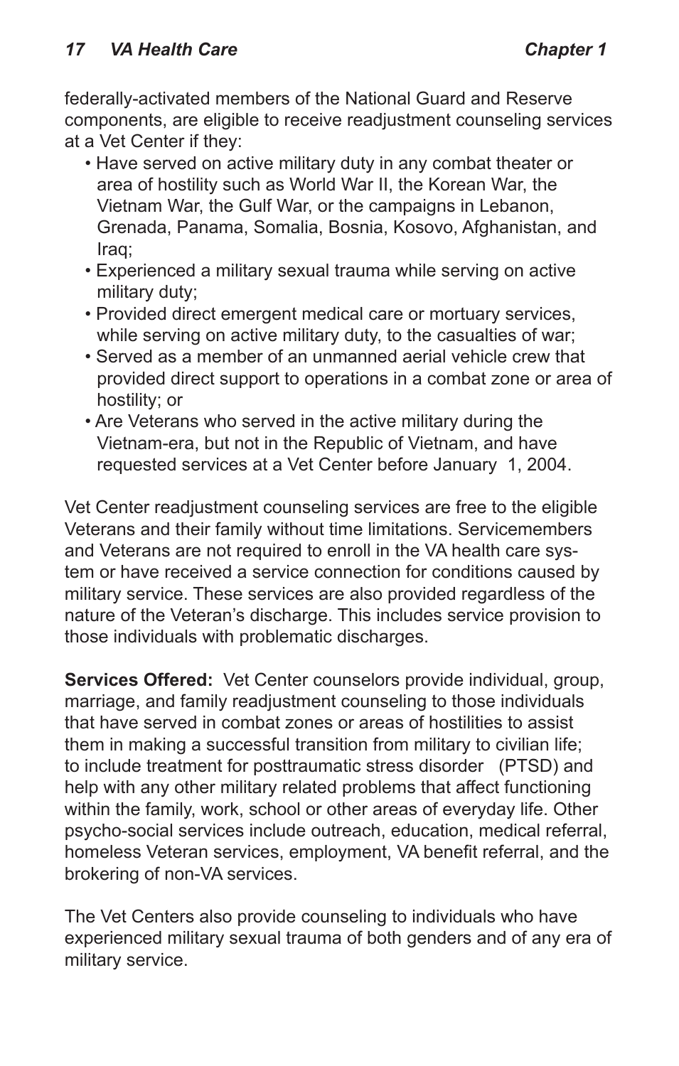federally-activated members of the National Guard and Reserve components, are eligible to receive readjustment counseling services at a Vet Center if they:

- Have served on active military duty in any combat theater or area of hostility such as World War II, the Korean War, the Vietnam War, the Gulf War, or the campaigns in Lebanon, Grenada, Panama, Somalia, Bosnia, Kosovo, Afghanistan, and Iraq;
- Experienced a military sexual trauma while serving on active military duty;
- Provided direct emergent medical care or mortuary services, while serving on active military duty, to the casualties of war;
- Served as a member of an unmanned aerial vehicle crew that provided direct support to operations in a combat zone or area of hostility; or
- Are Veterans who served in the active military during the Vietnam-era, but not in the Republic of Vietnam, and have requested services at a Vet Center before January 1, 2004.

Vet Center readjustment counseling services are free to the eligible Veterans and their family without time limitations. Servicemembers and Veterans are not required to enroll in the VA health care system or have received a service connection for conditions caused by military service. These services are also provided regardless of the nature of the Veteran's discharge. This includes service provision to those individuals with problematic discharges.

**Services Offered:** Vet Center counselors provide individual, group, marriage, and family readjustment counseling to those individuals that have served in combat zones or areas of hostilities to assist them in making a successful transition from military to civilian life; to include treatment for posttraumatic stress disorder (PTSD) and help with any other military related problems that affect functioning within the family, work, school or other areas of everyday life. Other psycho-social services include outreach, education, medical referral, homeless Veteran services, employment, VA benefit referral, and the brokering of non-VA services.

The Vet Centers also provide counseling to individuals who have experienced military sexual trauma of both genders and of any era of military service.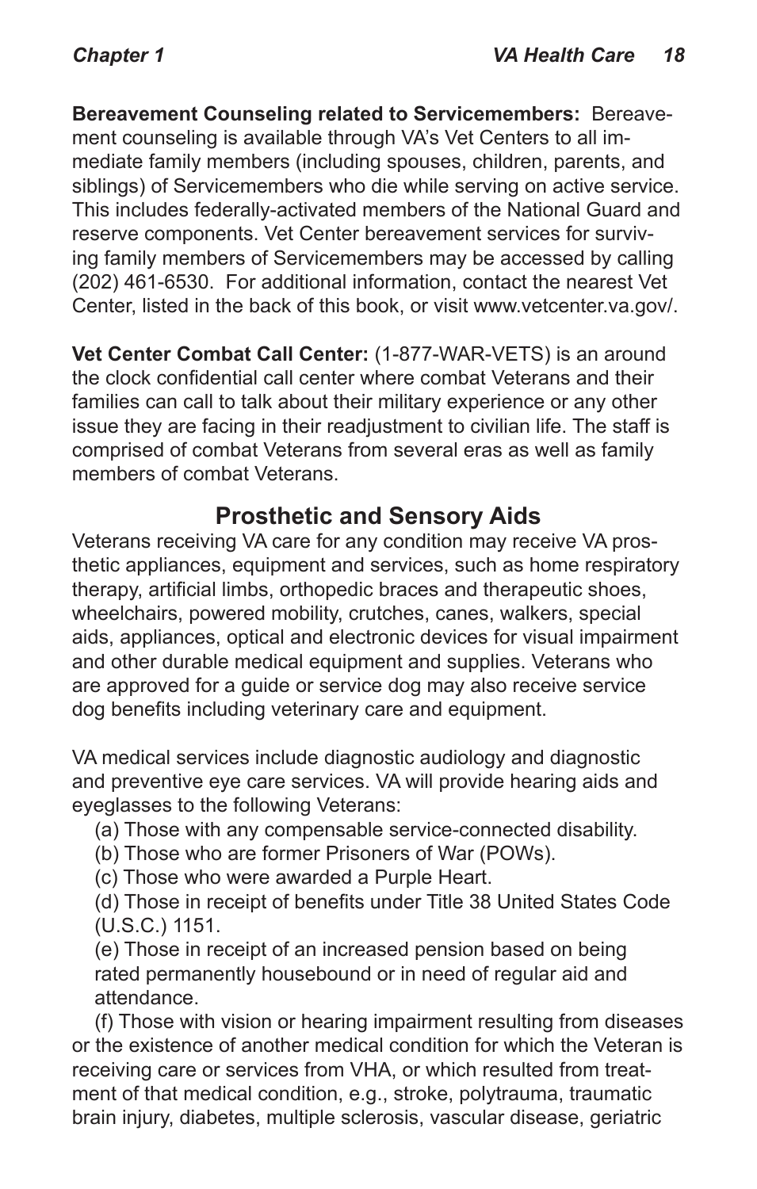**Bereavement Counseling related to Servicemembers:** Bereavement counseling is available through VA's Vet Centers to all immediate family members (including spouses, children, parents, and siblings) of Servicemembers who die while serving on active service. This includes federally-activated members of the National Guard and reserve components. Vet Center bereavement services for surviving family members of Servicemembers may be accessed by calling (202) 461-6530. For additional information, contact the nearest Vet Center, listed in the back of this book, or visit www.vetcenter.va.gov/.

**Vet Center Combat Call Center:** (1-877-WAR-VETS) is an around the clock confidential call center where combat Veterans and their families can call to talk about their military experience or any other issue they are facing in their readjustment to civilian life. The staff is comprised of combat Veterans from several eras as well as family members of combat Veterans.

## Prosthetic and Sensory Aids

Veterans receiving VA care for any condition may receive VA prosthetic appliances, equipment and services, such as home respiratory therapy, artificial limbs, orthopedic braces and therapeutic shoes, wheelchairs, powered mobility, crutches, canes, walkers, special aids, appliances, optical and electronic devices for visual impairment and other durable medical equipment and supplies. Veterans who are approved for a guide or service dog may also receive service dog benefits including veterinary care and equipment.

VA medical services include diagnostic audiology and diagnostic and preventive eye care services. VA will provide hearing aids and eyeglasses to the following Veterans:

(a) Those with any compensable service-connected disability.

(b) Those who are former Prisoners of War (POWs).

(c) Those who were awarded a Purple Heart.

(d) Those in receipt of benefits under Title 38 United States Code (U.S.C.) 1151.

(e) Those in receipt of an increased pension based on being rated permanently housebound or in need of regular aid and attendance.

(f) Those with vision or hearing impairment resulting from diseases or the existence of another medical condition for which the Veteran is receiving care or services from VHA, or which resulted from treatment of that medical condition, e.g., stroke, polytrauma, traumatic brain injury, diabetes, multiple sclerosis, vascular disease, geriatric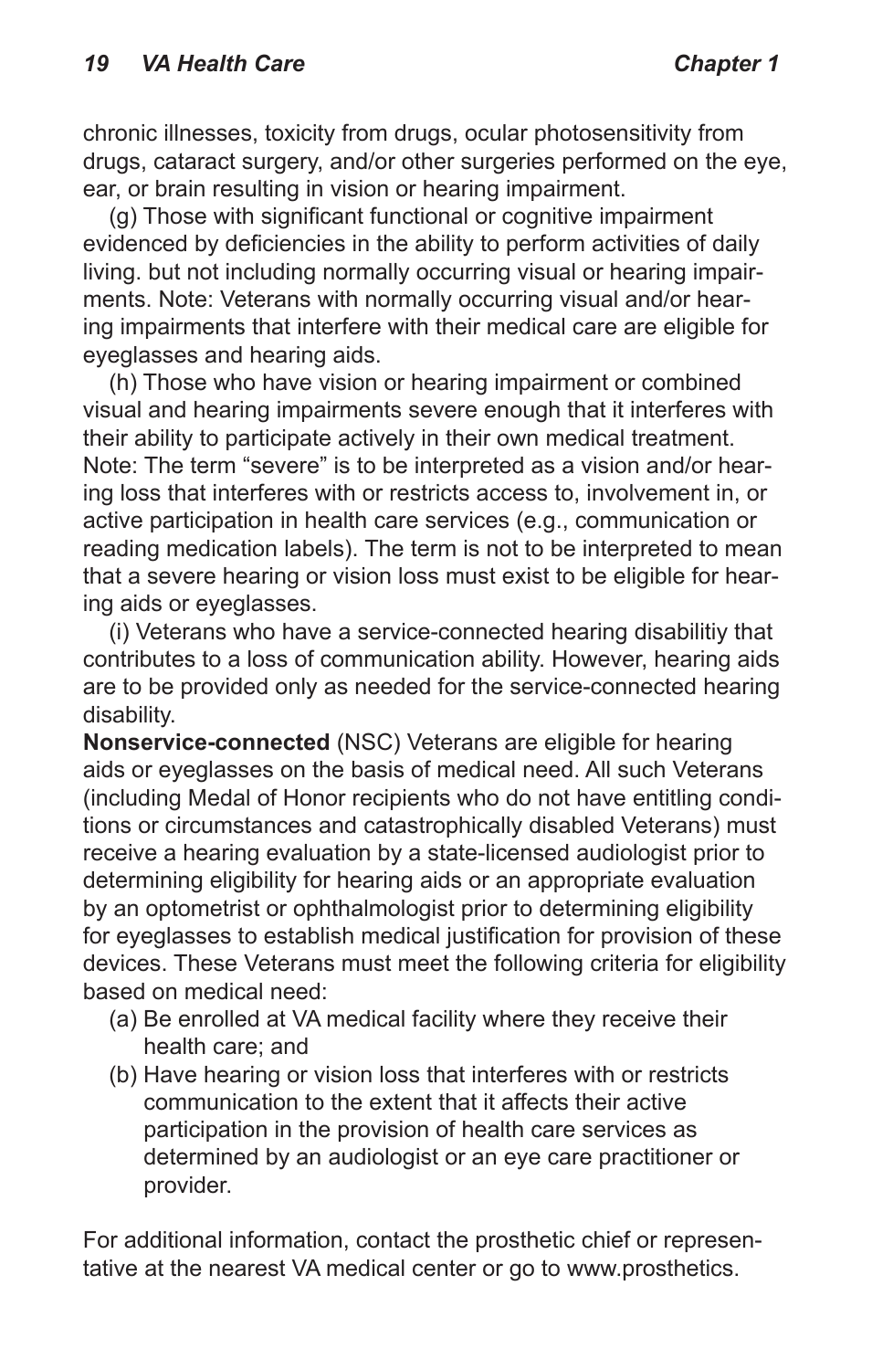chronic illnesses, toxicity from drugs, ocular photosensitivity from drugs, cataract surgery, and/or other surgeries performed on the eye, ear, or brain resulting in vision or hearing impairment.

(g) Those with significant functional or cognitive impairment evidenced by deficiencies in the ability to perform activities of daily living. but not including normally occurring visual or hearing impairments. Note: Veterans with normally occurring visual and/or hearing impairments that interfere with their medical care are eligible for eyeglasses and hearing aids.

(h) Those who have vision or hearing impairment or combined visual and hearing impairments severe enough that it interferes with their ability to participate actively in their own medical treatment. Note: The term "severe" is to be interpreted as a vision and/or hearing loss that interferes with or restricts access to, involvement in, or active participation in health care services (e.g., communication or reading medication labels). The term is not to be interpreted to mean that a severe hearing or vision loss must exist to be eligible for hearing aids or eyeglasses.

(i) Veterans who have a service-connected hearing disabilitiy that contributes to a loss of communication ability. However, hearing aids are to be provided only as needed for the service-connected hearing disability.

**Nonservice-connected** (NSC) Veterans are eligible for hearing aids or eyeglasses on the basis of medical need. All such Veterans (including Medal of Honor recipients who do not have entitling conditions or circumstances and catastrophically disabled Veterans) must receive a hearing evaluation by a state-licensed audiologist prior to determining eligibility for hearing aids or an appropriate evaluation by an optometrist or ophthalmologist prior to determining eligibility for eyeglasses to establish medical justification for provision of these devices. These Veterans must meet the following criteria for eligibility based on medical need:

(a) Be enrolled at VA medical facility where they receive their health care; and

(b) Have hearing or vision loss that interferes with or restricts communication to the extent that it affects their active participation in the provision of health care services as determined by an audiologist or an eye care practitioner or provider.

For additional information, contact the prosthetic chief or representative at the nearest VA medical center or go to www.prosthetics.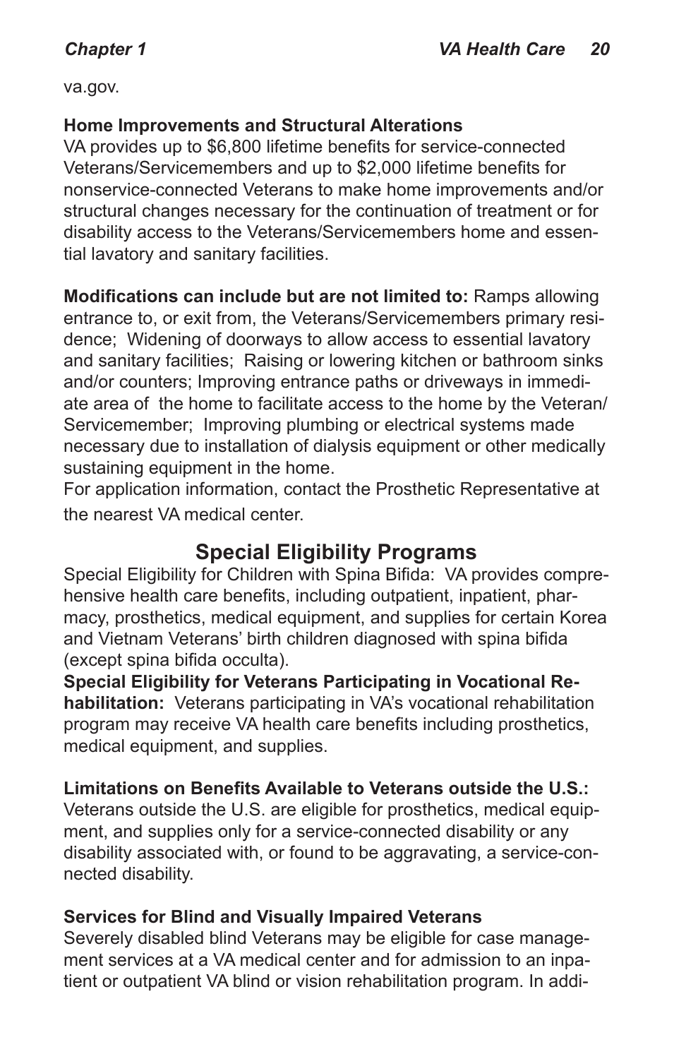va.gov.

**Home Improvements and Structural Alterations**

VA provides up to $6,800 lifetime benefits for service-connected Veterans/Servicemembers and up to $2,000 lifetime benefits for nonservice-connected Veterans to make home improvements and/or structural changes necessary for the continuation of treatment or for disability access to the Veterans/Servicemembers home and essential lavatory and sanitary facilities.

**Modifications can include but are not limited to:** Ramps allowing entrance to, or exit from, the Veterans/Servicemembers primary residence; Widening of doorways to allow access to essential lavatory and sanitary facilities; Raising or lowering kitchen or bathroom sinks and/or counters; Improving entrance paths or driveways in immediate area of the home to facilitate access to the home by the Veteran/Servicemember; Improving plumbing or electrical systems made necessary due to installation of dialysis equipment or other medically sustaining equipment in the home.

For application information, contact the Prosthetic Representative at the nearest VA medical center.

## Special Eligibility Programs

Special Eligibility for Children with Spina Bifida: VA provides comprehensive health care benefits, including outpatient, inpatient, pharmacy, prosthetics, medical equipment, and supplies for certain Korea and Vietnam Veterans' birth children diagnosed with spina bifida (except spina bifida occulta).

**Special Eligibility for Veterans Participating in Vocational Rehabilitation:** Veterans participating in VA's vocational rehabilitation program may receive VA health care benefits including prosthetics, medical equipment, and supplies.

**Limitations on Benefits Available to Veterans outside the U.S.:** Veterans outside the U.S. are eligible for prosthetics, medical equipment, and supplies only for a service-connected disability or any disability associated with, or found to be aggravating, a service-connected disability.

**Services for Blind and Visually Impaired Veterans**

Severely disabled blind Veterans may be eligible for case management services at a VA medical center and for admission to an inpatient or outpatient VA blind or vision rehabilitation program. In addi-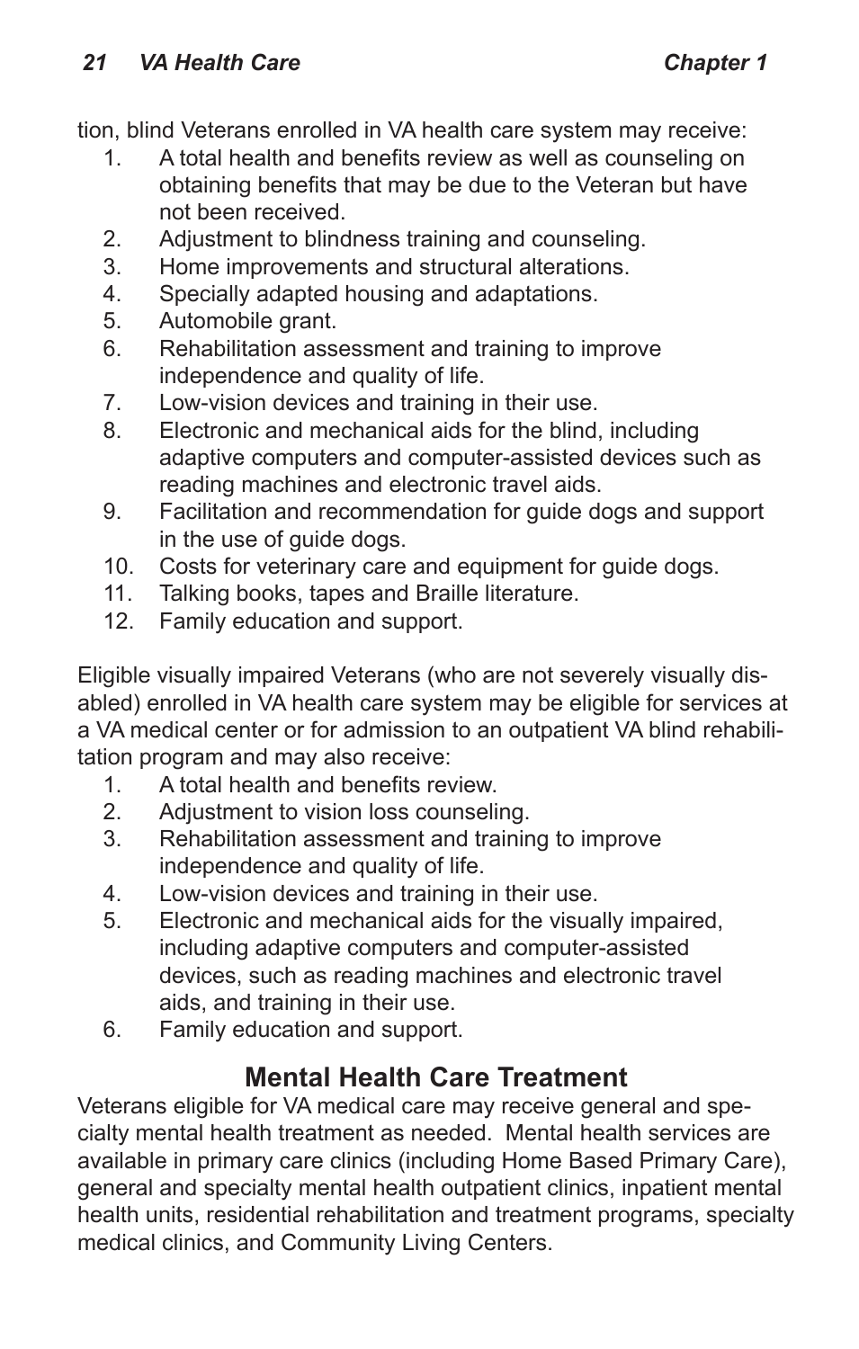tion, blind Veterans enrolled in VA health care system may receive:

1. A total health and benefits review as well as counseling on obtaining benefits that may be due to the Veteran but have not been received.
2. Adjustment to blindness training and counseling.
3. Home improvements and structural alterations.
4. Specially adapted housing and adaptations.
5. Automobile grant.
6. Rehabilitation assessment and training to improve independence and quality of life.
7. Low-vision devices and training in their use.
8. Electronic and mechanical aids for the blind, including adaptive computers and computer-assisted devices such as reading machines and electronic travel aids.
9. Facilitation and recommendation for guide dogs and support in the use of guide dogs.
10. Costs for veterinary care and equipment for guide dogs.
11. Talking books, tapes and Braille literature.
12. Family education and support.

Eligible visually impaired Veterans (who are not severely visually disabled) enrolled in VA health care system may be eligible for services at a VA medical center or for admission to an outpatient VA blind rehabilitation program and may also receive:

1. A total health and benefits review.
2. Adjustment to vision loss counseling.
3. Rehabilitation assessment and training to improve independence and quality of life.
4. Low-vision devices and training in their use.
5. Electronic and mechanical aids for the visually impaired, including adaptive computers and computer-assisted devices, such as reading machines and electronic travel aids, and training in their use.
6. Family education and support.

## Mental Health Care Treatment

Veterans eligible for VA medical care may receive general and specialty mental health treatment as needed. Mental health services are available in primary care clinics (including Home Based Primary Care), general and specialty mental health outpatient clinics, inpatient mental health units, residential rehabilitation and treatment programs, specialty medical clinics, and Community Living Centers.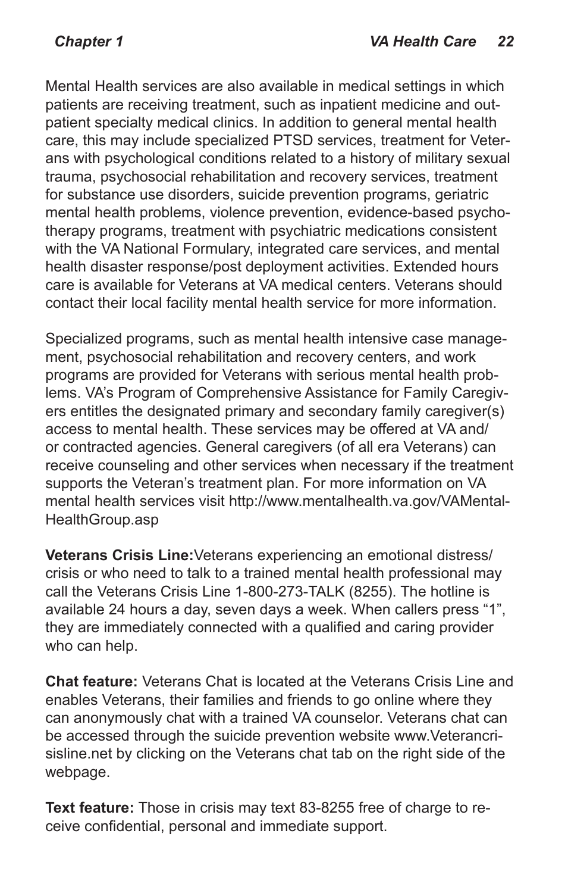Mental Health services are also available in medical settings in which patients are receiving treatment, such as inpatient medicine and outpatient specialty medical clinics. In addition to general mental health care, this may include specialized PTSD services, treatment for Veterans with psychological conditions related to a history of military sexual trauma, psychosocial rehabilitation and recovery services, treatment for substance use disorders, suicide prevention programs, geriatric mental health problems, violence prevention, evidence-based psychotherapy programs, treatment with psychiatric medications consistent with the VA National Formulary, integrated care services, and mental health disaster response/post deployment activities. Extended hours care is available for Veterans at VA medical centers. Veterans should contact their local facility mental health service for more information.

Specialized programs, such as mental health intensive case management, psychosocial rehabilitation and recovery centers, and work programs are provided for Veterans with serious mental health problems. VA's Program of Comprehensive Assistance for Family Caregivers entitles the designated primary and secondary family caregiver(s) access to mental health. These services may be offered at VA and/or contracted agencies. General caregivers (of all era Veterans) can receive counseling and other services when necessary if the treatment supports the Veteran's treatment plan. For more information on VA mental health services visit http://www.mentalhealth.va.gov/VAMentalHealthGroup.asp

**Veterans Crisis Line:**Veterans experiencing an emotional distress/crisis or who need to talk to a trained mental health professional may call the Veterans Crisis Line 1-800-273-TALK (8255). The hotline is available 24 hours a day, seven days a week. When callers press "1", they are immediately connected with a qualified and caring provider who can help.

**Chat feature:** Veterans Chat is located at the Veterans Crisis Line and enables Veterans, their families and friends to go online where they can anonymously chat with a trained VA counselor. Veterans chat can be accessed through the suicide prevention website www.Veterancrisisline.net by clicking on the Veterans chat tab on the right side of the webpage.

**Text feature:** Those in crisis may text 83-8255 free of charge to receive confidential, personal and immediate support.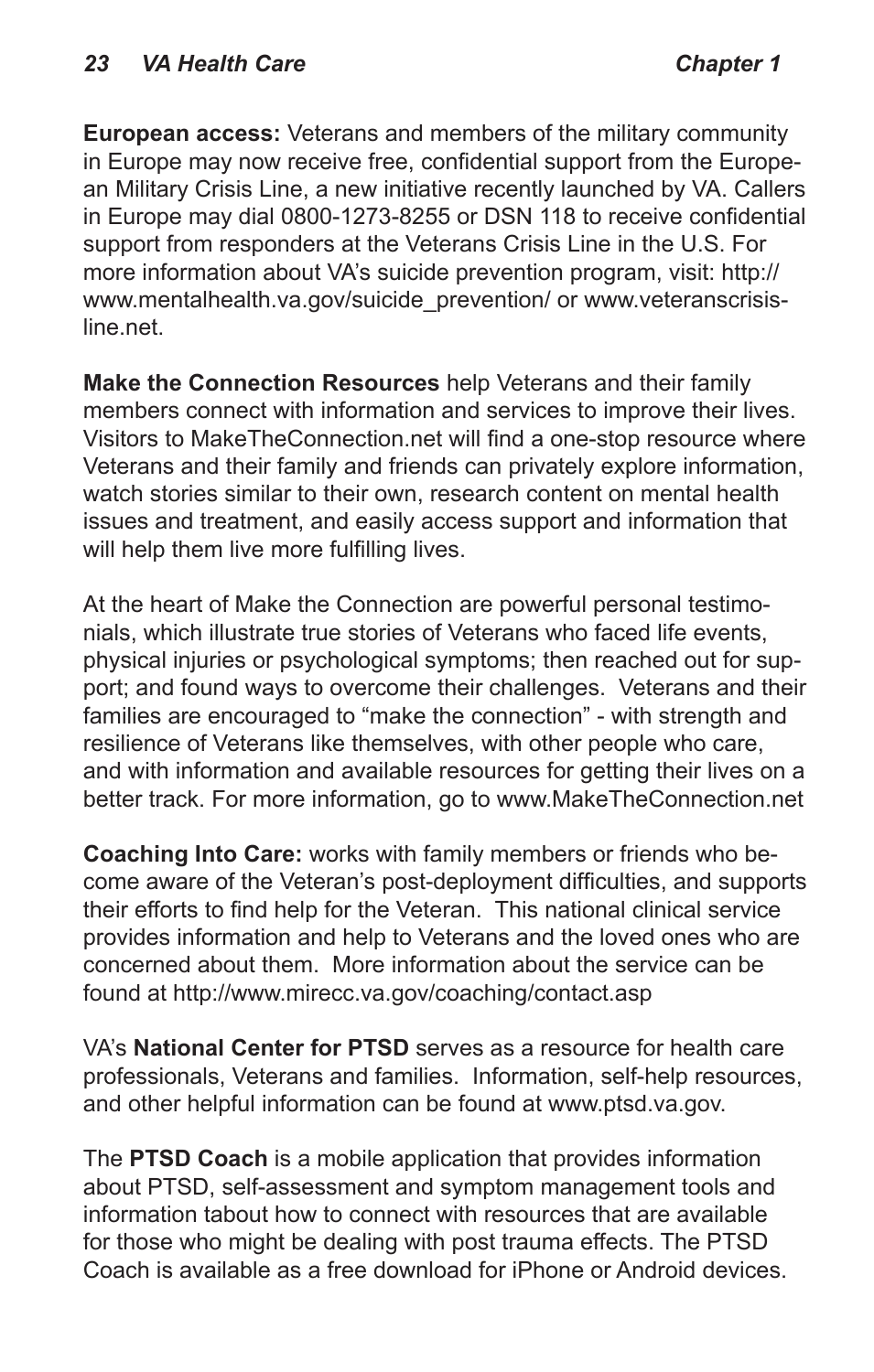**European access:** Veterans and members of the military community in Europe may now receive free, confidential support from the European Military Crisis Line, a new initiative recently launched by VA. Callers in Europe may dial 0800-1273-8255 or DSN 118 to receive confidential support from responders at the Veterans Crisis Line in the U.S. For more information about VA's suicide prevention program, visit: http://www.mentalhealth.va.gov/suicide_prevention/ or www.veteranscrisisline.net.

**Make the Connection Resources** help Veterans and their family members connect with information and services to improve their lives. Visitors to MakeTheConnection.net will find a one-stop resource where Veterans and their family and friends can privately explore information, watch stories similar to their own, research content on mental health issues and treatment, and easily access support and information that will help them live more fulfilling lives.

At the heart of Make the Connection are powerful personal testimonials, which illustrate true stories of Veterans who faced life events, physical injuries or psychological symptoms; then reached out for support; and found ways to overcome their challenges. Veterans and their families are encouraged to "make the connection" - with strength and resilience of Veterans like themselves, with other people who care, and with information and available resources for getting their lives on a better track. For more information, go to www.MakeTheConnection.net

**Coaching Into Care:** works with family members or friends who become aware of the Veteran's post-deployment difficulties, and supports their efforts to find help for the Veteran. This national clinical service provides information and help to Veterans and the loved ones who are concerned about them. More information about the service can be found at http://www.mirecc.va.gov/coaching/contact.asp

VA's **National Center for PTSD** serves as a resource for health care professionals, Veterans and families. Information, self-help resources, and other helpful information can be found at www.ptsd.va.gov.

The **PTSD Coach** is a mobile application that provides information about PTSD, self-assessment and symptom management tools and information tabout how to connect with resources that are available for those who might be dealing with post trauma effects. The PTSD Coach is available as a free download for iPhone or Android devices.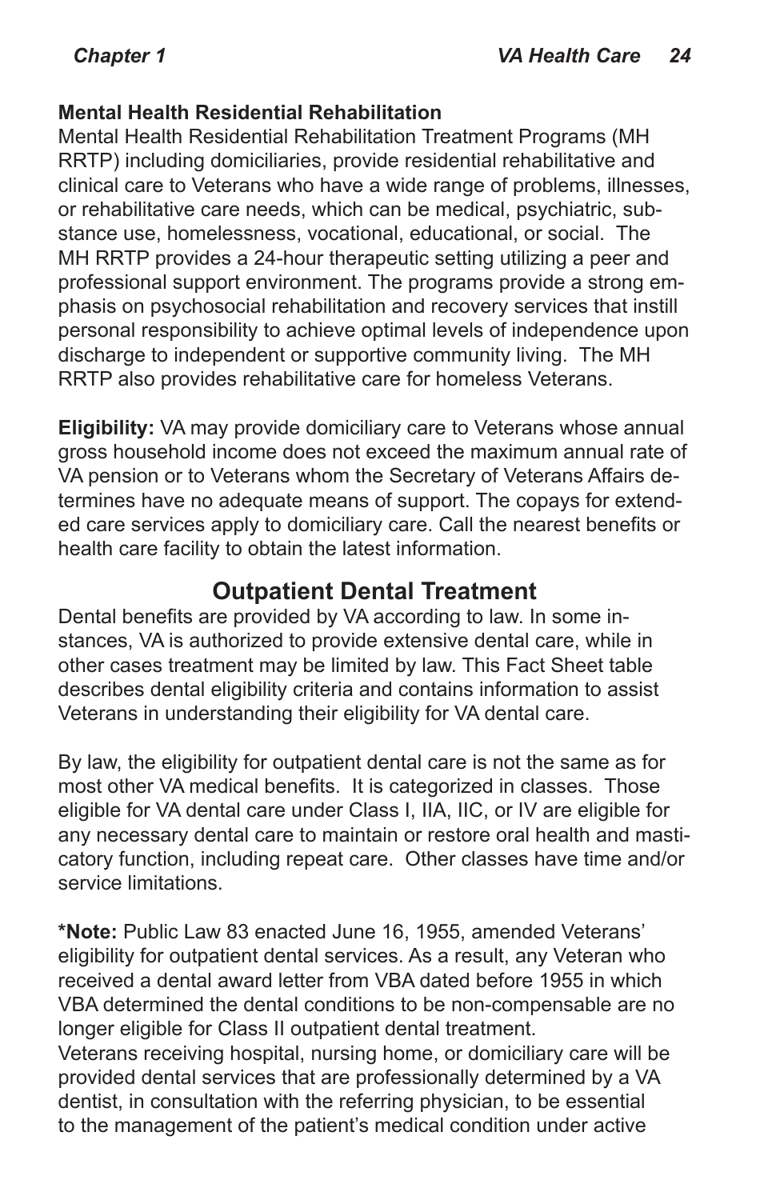### Mental Health Residential Rehabilitation

Mental Health Residential Rehabilitation Treatment Programs (MH RRTP) including domiciliaries, provide residential rehabilitative and clinical care to Veterans who have a wide range of problems, illnesses, or rehabilitative care needs, which can be medical, psychiatric, substance use, homelessness, vocational, educational, or social. The MH RRTP provides a 24-hour therapeutic setting utilizing a peer and professional support environment. The programs provide a strong emphasis on psychosocial rehabilitation and recovery services that instill personal responsibility to achieve optimal levels of independence upon discharge to independent or supportive community living. The MH RRTP also provides rehabilitative care for homeless Veterans.

**Eligibility:** VA may provide domiciliary care to Veterans whose annual gross household income does not exceed the maximum annual rate of VA pension or to Veterans whom the Secretary of Veterans Affairs determines have no adequate means of support. The copays for extended care services apply to domiciliary care. Call the nearest benefits or health care facility to obtain the latest information.

## Outpatient Dental Treatment

Dental benefits are provided by VA according to law. In some instances, VA is authorized to provide extensive dental care, while in other cases treatment may be limited by law. This Fact Sheet table describes dental eligibility criteria and contains information to assist Veterans in understanding their eligibility for VA dental care.

By law, the eligibility for outpatient dental care is not the same as for most other VA medical benefits. It is categorized in classes. Those eligible for VA dental care under Class I, IIA, IIC, or IV are eligible for any necessary dental care to maintain or restore oral health and masticatory function, including repeat care. Other classes have time and/or service limitations.

***Note:** Public Law 83 enacted June 16, 1955, amended Veterans' eligibility for outpatient dental services. As a result, any Veteran who received a dental award letter from VBA dated before 1955 in which VBA determined the dental conditions to be non-compensable are no longer eligible for Class II outpatient dental treatment.
Veterans receiving hospital, nursing home, or domiciliary care will be provided dental services that are professionally determined by a VA dentist, in consultation with the referring physician, to be essential to the management of the patient's medical condition under active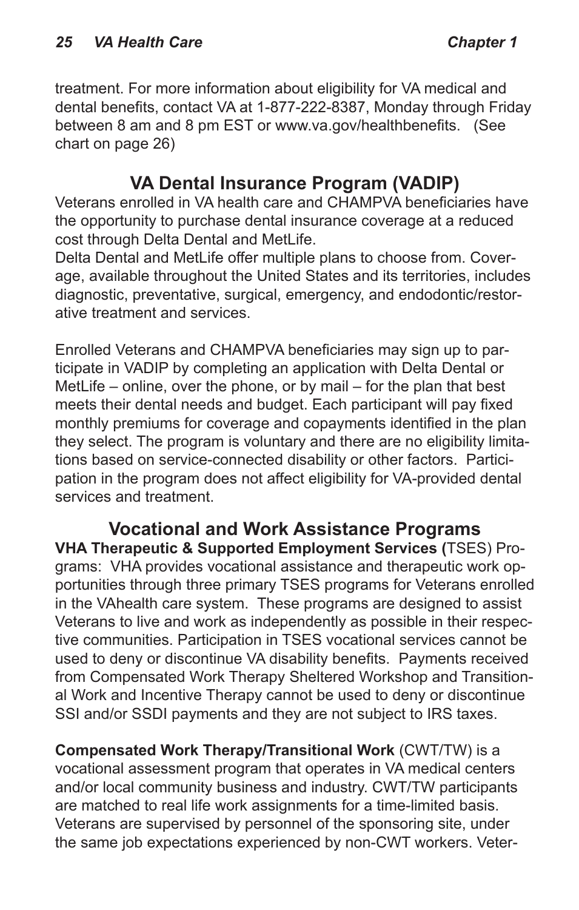treatment. For more information about eligibility for VA medical and dental benefits, contact VA at 1-877-222-8387, Monday through Friday between 8 am and 8 pm EST or www.va.gov/healthbenefits. (See chart on page 26)

## VA Dental Insurance Program (VADIP)

Veterans enrolled in VA health care and CHAMPVA beneficiaries have the opportunity to purchase dental insurance coverage at a reduced cost through Delta Dental and MetLife.
Delta Dental and MetLife offer multiple plans to choose from. Coverage, available throughout the United States and its territories, includes diagnostic, preventative, surgical, emergency, and endodontic/restorative treatment and services.

Enrolled Veterans and CHAMPVA beneficiaries may sign up to participate in VADIP by completing an application with Delta Dental or MetLife – online, over the phone, or by mail – for the plan that best meets their dental needs and budget. Each participant will pay fixed monthly premiums for coverage and copayments identified in the plan they select. The program is voluntary and there are no eligibility limitations based on service-connected disability or other factors. Participation in the program does not affect eligibility for VA-provided dental services and treatment.

## Vocational and Work Assistance Programs

**VHA Therapeutic & Supported Employment Services (**TSES) Programs: VHA provides vocational assistance and therapeutic work opportunities through three primary TSES programs for Veterans enrolled in the VAhealth care system. These programs are designed to assist Veterans to live and work as independently as possible in their respective communities. Participation in TSES vocational services cannot be used to deny or discontinue VA disability benefits. Payments received from Compensated Work Therapy Sheltered Workshop and Transitional Work and Incentive Therapy cannot be used to deny or discontinue SSI and/or SSDI payments and they are not subject to IRS taxes.

**Compensated Work Therapy/Transitional Work** (CWT/TW) is a vocational assessment program that operates in VA medical centers and/or local community business and industry. CWT/TW participants are matched to real life work assignments for a time-limited basis. Veterans are supervised by personnel of the sponsoring site, under the same job expectations experienced by non-CWT workers. Veter-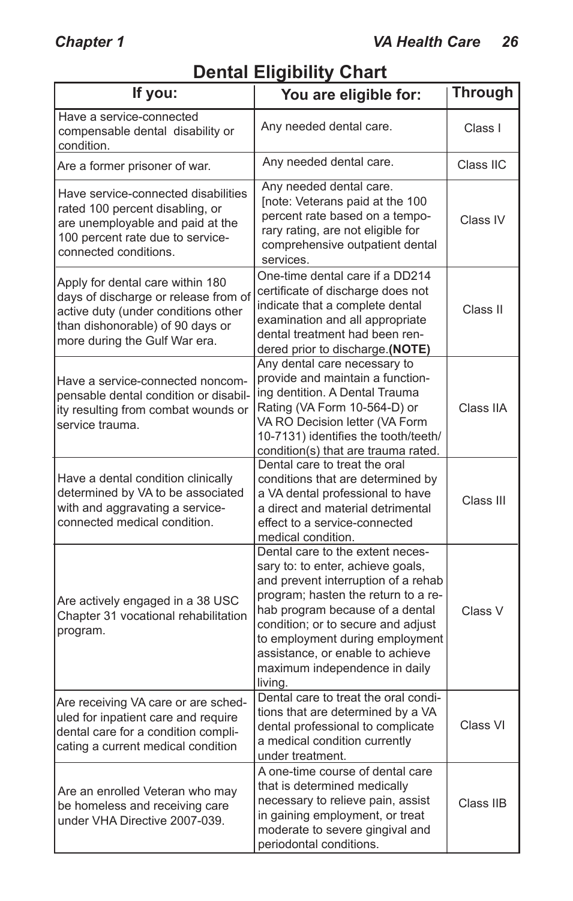# Dental Eligibility Chart

| If you: | You are eligible for: | Through |
| --- | --- | --- |
| Have a service-connected compensable dental disability or condition. | Any needed dental care. | Class I |
| Are a former prisoner of war. | Any needed dental care. | Class IIC |
| Have service-connected disabilities rated 100 percent disabling, or are unemployable and paid at the 100 percent rate due to service-connected conditions. | Any needed dental care. [note: Veterans paid at the 100 percent rate based on a temporary rating, are not eligible for comprehensive outpatient dental services. | Class IV |
| Apply for dental care within 180 days of discharge or release from of active duty (under conditions other than dishonorable) of 90 days or more during the Gulf War era. | One-time dental care if a DD214 certificate of discharge does not indicate that a complete dental examination and all appropriate dental treatment had been rendered prior to discharge.**(NOTE)** | Class II |
| Have a service-connected noncompensable dental condition or disability resulting from combat wounds or service trauma. | Any dental care necessary to provide and maintain a functioning dentition. A Dental Trauma Rating (VA Form 10-564-D) or VA RO Decision letter (VA Form 10-7131) identifies the tooth/teeth/condition(s) that are trauma rated. | Class IIA |
| Have a dental condition clinically determined by VA to be associated with and aggravating a service-connected medical condition. | Dental care to treat the oral conditions that are determined by a VA dental professional to have a direct and material detrimental effect to a service-connected medical condition. | Class III |
| Are actively engaged in a 38 USC Chapter 31 vocational rehabilitation program. | Dental care to the extent necessary to: to enter, achieve goals, and prevent interruption of a rehab program; hasten the return to a rehab program because of a dental condition; or to secure and adjust to employment during employment assistance, or enable to achieve maximum independence in daily living. | Class V |
| Are receiving VA care or are scheduled for inpatient care and require dental care for a condition complicating a current medical condition | Dental care to treat the oral conditions that are determined by a VA dental professional to complicate a medical condition currently under treatment. | Class VI |
| Are an enrolled Veteran who may be homeless and receiving care under VHA Directive 2007-039. | A one-time course of dental care that is determined medically necessary to relieve pain, assist in gaining employment, or treat moderate to severe gingival and periodontal conditions. | Class IIB |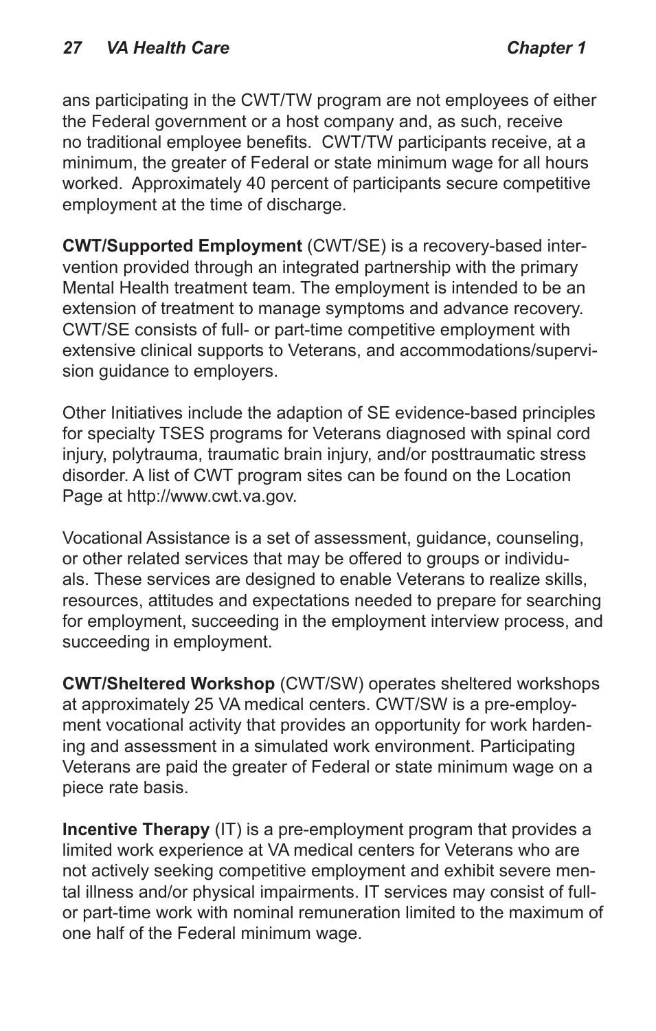ans participating in the CWT/TW program are not employees of either the Federal government or a host company and, as such, receive no traditional employee benefits. CWT/TW participants receive, at a minimum, the greater of Federal or state minimum wage for all hours worked. Approximately 40 percent of participants secure competitive employment at the time of discharge.

**CWT/Supported Employment** (CWT/SE) is a recovery-based intervention provided through an integrated partnership with the primary Mental Health treatment team. The employment is intended to be an extension of treatment to manage symptoms and advance recovery. CWT/SE consists of full- or part-time competitive employment with extensive clinical supports to Veterans, and accommodations/supervision guidance to employers.

Other Initiatives include the adaption of SE evidence-based principles for specialty TSES programs for Veterans diagnosed with spinal cord injury, polytrauma, traumatic brain injury, and/or posttraumatic stress disorder. A list of CWT program sites can be found on the Location Page at http://www.cwt.va.gov.

Vocational Assistance is a set of assessment, guidance, counseling, or other related services that may be offered to groups or individuals. These services are designed to enable Veterans to realize skills, resources, attitudes and expectations needed to prepare for searching for employment, succeeding in the employment interview process, and succeeding in employment.

**CWT/Sheltered Workshop** (CWT/SW) operates sheltered workshops at approximately 25 VA medical centers. CWT/SW is a pre-employment vocational activity that provides an opportunity for work hardening and assessment in a simulated work environment. Participating Veterans are paid the greater of Federal or state minimum wage on a piece rate basis.

**Incentive Therapy** (IT) is a pre-employment program that provides a limited work experience at VA medical centers for Veterans who are not actively seeking competitive employment and exhibit severe mental illness and/or physical impairments. IT services may consist of full- or part-time work with nominal remuneration limited to the maximum of one half of the Federal minimum wage.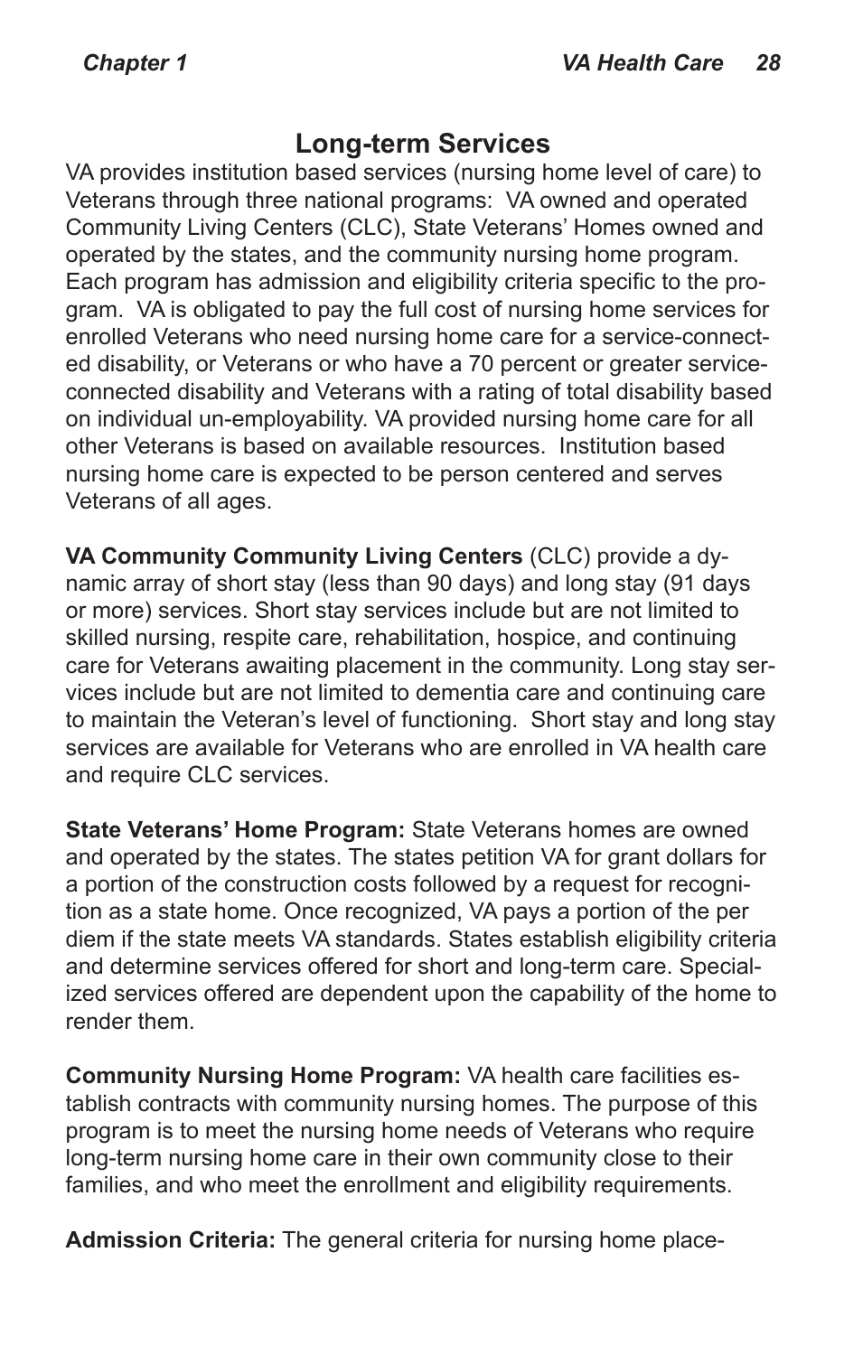## Long-term Services

VA provides institution based services (nursing home level of care) to Veterans through three national programs: VA owned and operated Community Living Centers (CLC), State Veterans' Homes owned and operated by the states, and the community nursing home program. Each program has admission and eligibility criteria specific to the program. VA is obligated to pay the full cost of nursing home services for enrolled Veterans who need nursing home care for a service-connected disability, or Veterans or who have a 70 percent or greater service-connected disability and Veterans with a rating of total disability based on individual un-employability. VA provided nursing home care for all other Veterans is based on available resources. Institution based nursing home care is expected to be person centered and serves Veterans of all ages.

**VA Community Community Living Centers** (CLC) provide a dynamic array of short stay (less than 90 days) and long stay (91 days or more) services. Short stay services include but are not limited to skilled nursing, respite care, rehabilitation, hospice, and continuing care for Veterans awaiting placement in the community. Long stay services include but are not limited to dementia care and continuing care to maintain the Veteran's level of functioning. Short stay and long stay services are available for Veterans who are enrolled in VA health care and require CLC services.

**State Veterans' Home Program:** State Veterans homes are owned and operated by the states. The states petition VA for grant dollars for a portion of the construction costs followed by a request for recognition as a state home. Once recognized, VA pays a portion of the per diem if the state meets VA standards. States establish eligibility criteria and determine services offered for short and long-term care. Specialized services offered are dependent upon the capability of the home to render them.

**Community Nursing Home Program:** VA health care facilities establish contracts with community nursing homes. The purpose of this program is to meet the nursing home needs of Veterans who require long-term nursing home care in their own community close to their families, and who meet the enrollment and eligibility requirements.

**Admission Criteria:** The general criteria for nursing home place-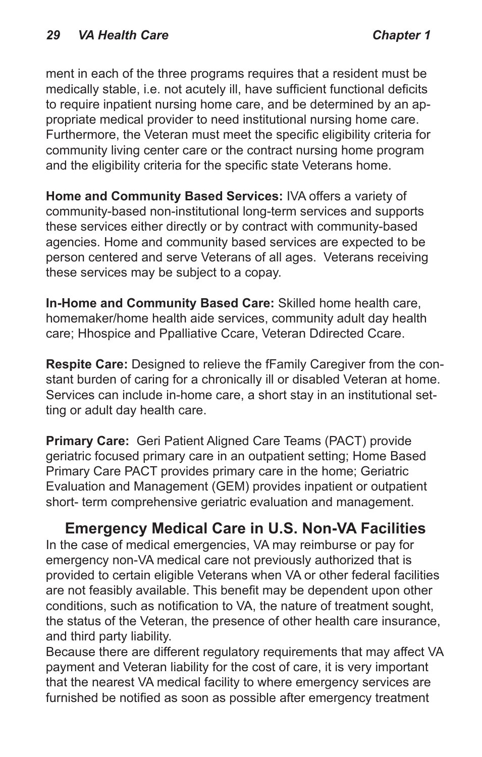ment in each of the three programs requires that a resident must be medically stable, i.e. not acutely ill, have sufficient functional deficits to require inpatient nursing home care, and be determined by an appropriate medical provider to need institutional nursing home care. Furthermore, the Veteran must meet the specific eligibility criteria for community living center care or the contract nursing home program and the eligibility criteria for the specific state Veterans home.

**Home and Community Based Services:** IVA offers a variety of community-based non-institutional long-term services and supports these services either directly or by contract with community-based agencies. Home and community based services are expected to be person centered and serve Veterans of all ages. Veterans receiving these services may be subject to a copay.

**In-Home and Community Based Care:** Skilled home health care, homemaker/home health aide services, community adult day health care; Hhospice and Ppalliative Ccare, Veteran Ddirected Ccare.

**Respite Care:** Designed to relieve the fFamily Caregiver from the constant burden of caring for a chronically ill or disabled Veteran at home. Services can include in-home care, a short stay in an institutional setting or adult day health care.

**Primary Care:** Geri Patient Aligned Care Teams (PACT) provide geriatric focused primary care in an outpatient setting; Home Based Primary Care PACT provides primary care in the home; Geriatric Evaluation and Management (GEM) provides inpatient or outpatient short- term comprehensive geriatric evaluation and management.

## Emergency Medical Care in U.S. Non-VA Facilities

In the case of medical emergencies, VA may reimburse or pay for emergency non-VA medical care not previously authorized that is provided to certain eligible Veterans when VA or other federal facilities are not feasibly available. This benefit may be dependent upon other conditions, such as notification to VA, the nature of treatment sought, the status of the Veteran, the presence of other health care insurance, and third party liability.

Because there are different regulatory requirements that may affect VA payment and Veteran liability for the cost of care, it is very important that the nearest VA medical facility to where emergency services are furnished be notified as soon as possible after emergency treatment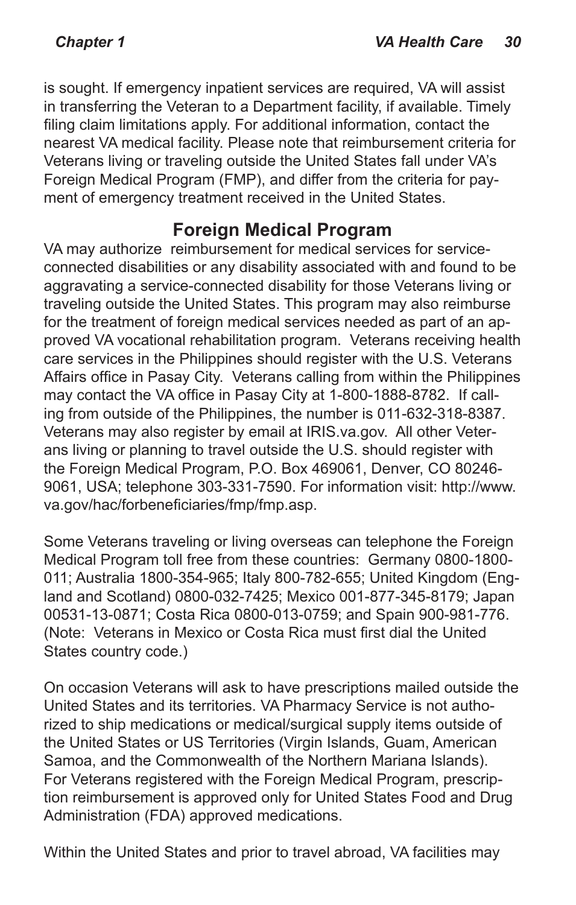is sought. If emergency inpatient services are required, VA will assist in transferring the Veteran to a Department facility, if available. Timely filing claim limitations apply. For additional information, contact the nearest VA medical facility. Please note that reimbursement criteria for Veterans living or traveling outside the United States fall under VA's Foreign Medical Program (FMP), and differ from the criteria for payment of emergency treatment received in the United States.

## Foreign Medical Program

VA may authorize reimbursement for medical services for service-connected disabilities or any disability associated with and found to be aggravating a service-connected disability for those Veterans living or traveling outside the United States. This program may also reimburse for the treatment of foreign medical services needed as part of an approved VA vocational rehabilitation program. Veterans receiving health care services in the Philippines should register with the U.S. Veterans Affairs office in Pasay City. Veterans calling from within the Philippines may contact the VA office in Pasay City at 1-800-1888-8782. If calling from outside of the Philippines, the number is 011-632-318-8387. Veterans may also register by email at IRIS.va.gov. All other Veterans living or planning to travel outside the U.S. should register with the Foreign Medical Program, P.O. Box 469061, Denver, CO 80246-9061, USA; telephone 303-331-7590. For information visit: http://www.va.gov/hac/forbeneficiaries/fmp/fmp.asp.

Some Veterans traveling or living overseas can telephone the Foreign Medical Program toll free from these countries: Germany 0800-1800-011; Australia 1800-354-965; Italy 800-782-655; United Kingdom (England and Scotland) 0800-032-7425; Mexico 001-877-345-8179; Japan 00531-13-0871; Costa Rica 0800-013-0759; and Spain 900-981-776. (Note: Veterans in Mexico or Costa Rica must first dial the United States country code.)

On occasion Veterans will ask to have prescriptions mailed outside the United States and its territories. VA Pharmacy Service is not authorized to ship medications or medical/surgical supply items outside of the United States or US Territories (Virgin Islands, Guam, American Samoa, and the Commonwealth of the Northern Mariana Islands). For Veterans registered with the Foreign Medical Program, prescription reimbursement is approved only for United States Food and Drug Administration (FDA) approved medications.

Within the United States and prior to travel abroad, VA facilities may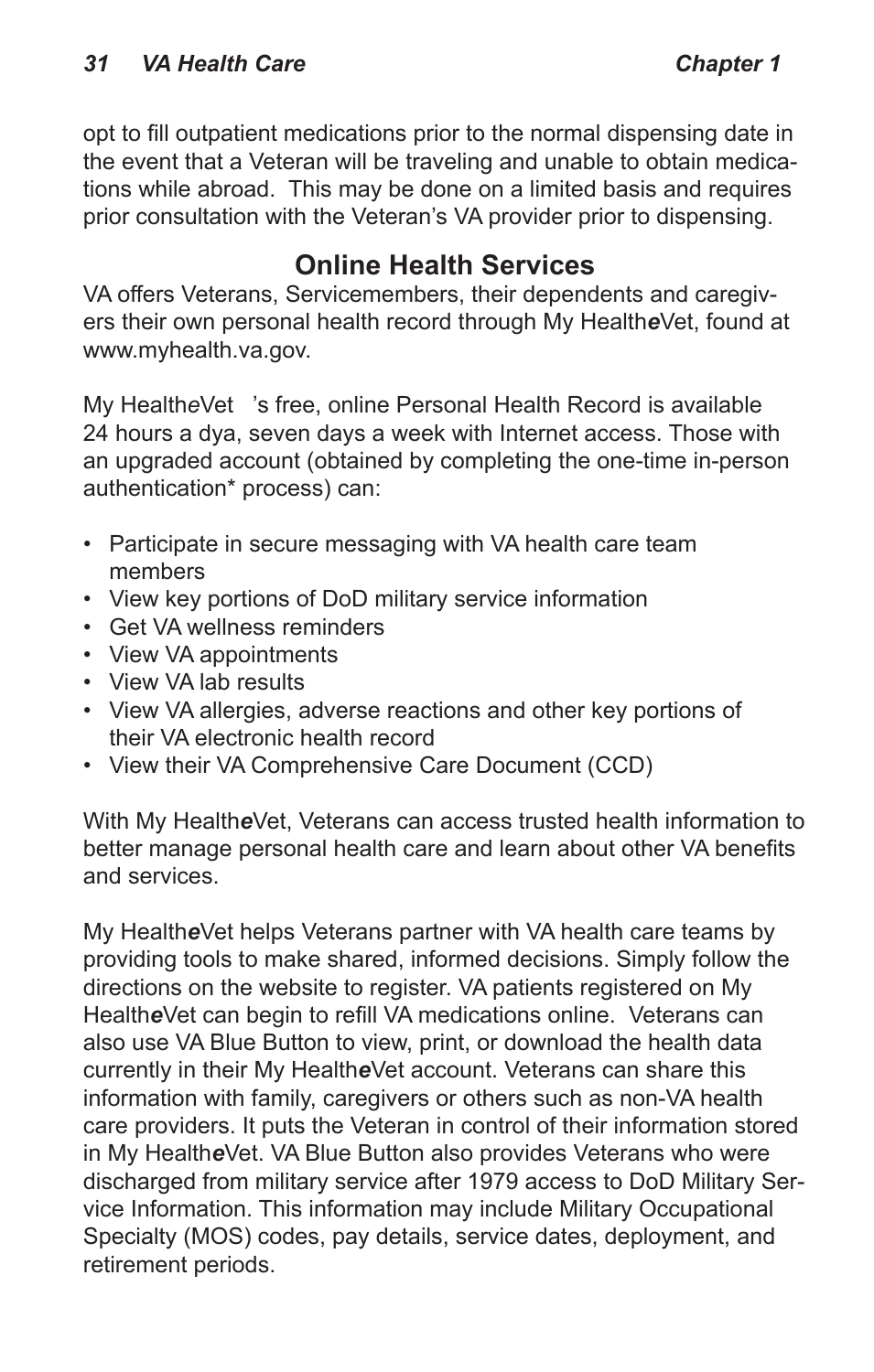opt to fill outpatient medications prior to the normal dispensing date in the event that a Veteran will be traveling and unable to obtain medications while abroad. This may be done on a limited basis and requires prior consultation with the Veteran's VA provider prior to dispensing.

## Online Health Services

VA offers Veterans, Servicemembers, their dependents and caregivers their own personal health record through My Health*e*Vet, found at www.myhealth.va.gov.

My Health*e*Vet 's free, online Personal Health Record is available 24 hours a dya, seven days a week with Internet access. Those with an upgraded account (obtained by completing the one-time in-person authentication* process) can:

- Participate in secure messaging with VA health care team members
- View key portions of DoD military service information
- Get VA wellness reminders
- View VA appointments
- View VA lab results
- View VA allergies, adverse reactions and other key portions of their VA electronic health record
- View their VA Comprehensive Care Document (CCD)

With My Health*e*Vet, Veterans can access trusted health information to better manage personal health care and learn about other VA benefits and services.

My Health*e*Vet helps Veterans partner with VA health care teams by providing tools to make shared, informed decisions. Simply follow the directions on the website to register. VA patients registered on My Health*e*Vet can begin to refill VA medications online. Veterans can also use VA Blue Button to view, print, or download the health data currently in their My Health*e*Vet account. Veterans can share this information with family, caregivers or others such as non-VA health care providers. It puts the Veteran in control of their information stored in My Health*e*Vet. VA Blue Button also provides Veterans who were discharged from military service after 1979 access to DoD Military Service Information. This information may include Military Occupational Specialty (MOS) codes, pay details, service dates, deployment, and retirement periods.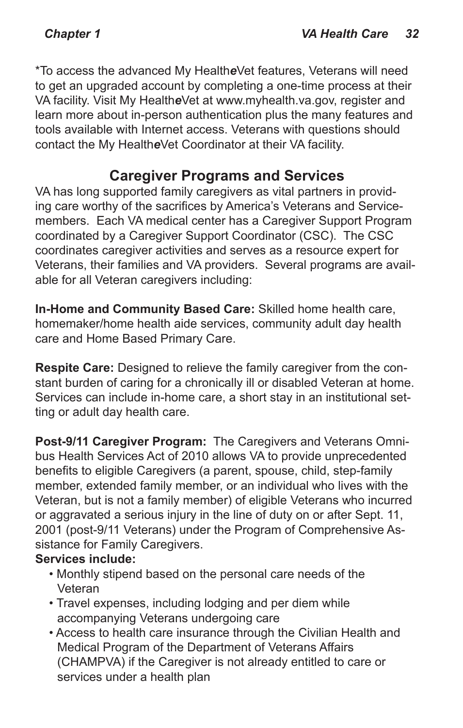*To access the advanced My Health*e*Vet features, Veterans will need to get an upgraded account by completing a one-time process at their VA facility. Visit My Health*e*Vet at www.myhealth.va.gov, register and learn more about in-person authentication plus the many features and tools available with Internet access. Veterans with questions should contact the My Health*e*Vet Coordinator at their VA facility.

## Caregiver Programs and Services

VA has long supported family caregivers as vital partners in providing care worthy of the sacrifices by America's Veterans and Servicemembers. Each VA medical center has a Caregiver Support Program coordinated by a Caregiver Support Coordinator (CSC). The CSC coordinates caregiver activities and serves as a resource expert for Veterans, their families and VA providers. Several programs are available for all Veteran caregivers including:

**In-Home and Community Based Care:** Skilled home health care, homemaker/home health aide services, community adult day health care and Home Based Primary Care.

**Respite Care:** Designed to relieve the family caregiver from the constant burden of caring for a chronically ill or disabled Veteran at home. Services can include in-home care, a short stay in an institutional setting or adult day health care.

**Post-9/11 Caregiver Program:** The Caregivers and Veterans Omnibus Health Services Act of 2010 allows VA to provide unprecedented benefits to eligible Caregivers (a parent, spouse, child, step-family member, extended family member, or an individual who lives with the Veteran, but is not a family member) of eligible Veterans who incurred or aggravated a serious injury in the line of duty on or after Sept. 11, 2001 (post-9/11 Veterans) under the Program of Comprehensive Assistance for Family Caregivers.

**Services include:**

- Monthly stipend based on the personal care needs of the Veteran
- Travel expenses, including lodging and per diem while accompanying Veterans undergoing care
- Access to health care insurance through the Civilian Health and Medical Program of the Department of Veterans Affairs (CHAMPVA) if the Caregiver is not already entitled to care or services under a health plan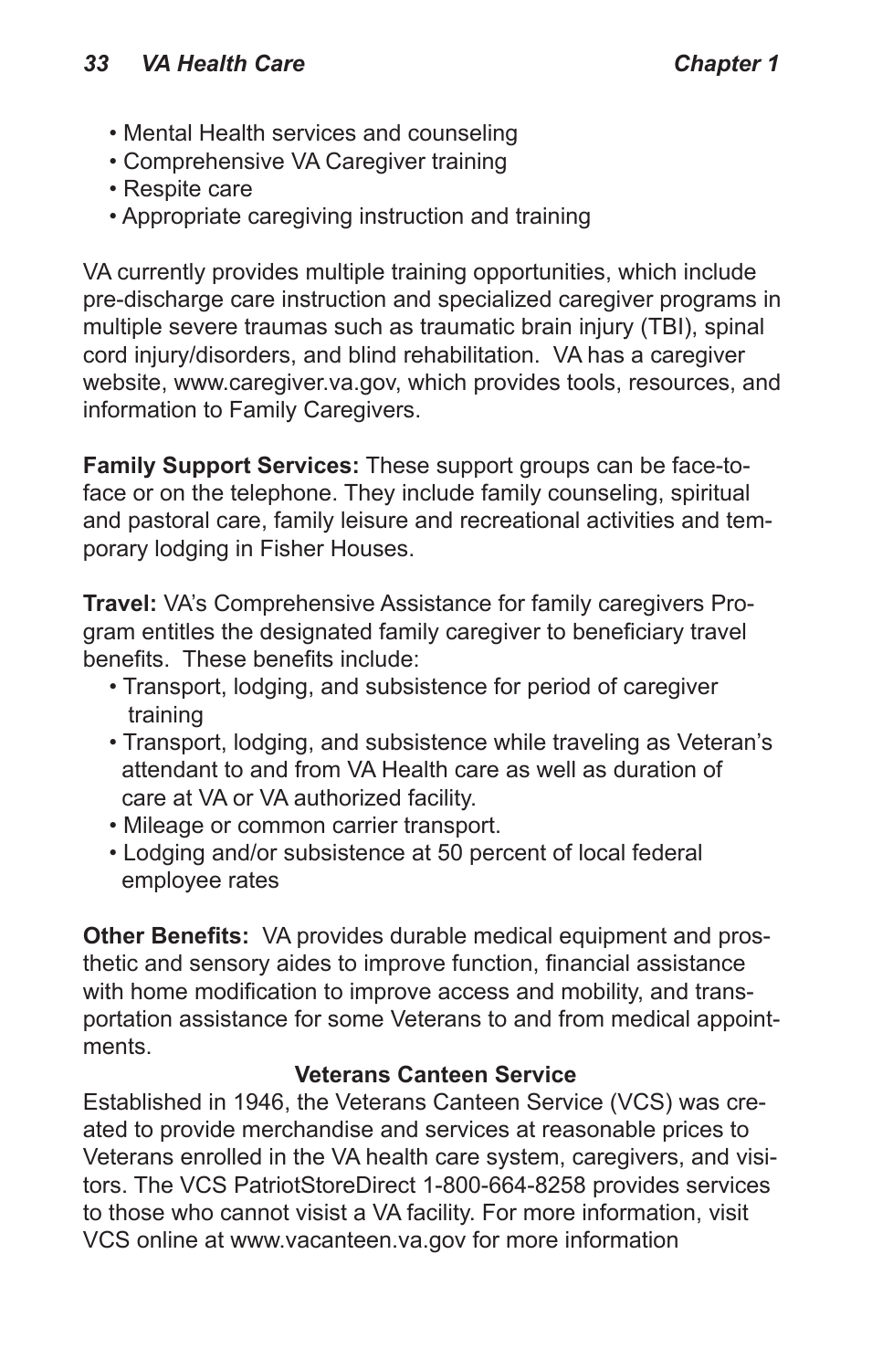- Mental Health services and counseling
- Comprehensive VA Caregiver training
- Respite care
- Appropriate caregiving instruction and training

VA currently provides multiple training opportunities, which include pre-discharge care instruction and specialized caregiver programs in multiple severe traumas such as traumatic brain injury (TBI), spinal cord injury/disorders, and blind rehabilitation. VA has a caregiver website, www.caregiver.va.gov, which provides tools, resources, and information to Family Caregivers.

**Family Support Services:** These support groups can be face-to-face or on the telephone. They include family counseling, spiritual and pastoral care, family leisure and recreational activities and temporary lodging in Fisher Houses.

**Travel:** VA's Comprehensive Assistance for family caregivers Program entitles the designated family caregiver to beneficiary travel benefits. These benefits include:

- Transport, lodging, and subsistence for period of caregiver training
- Transport, lodging, and subsistence while traveling as Veteran's attendant to and from VA Health care as well as duration of care at VA or VA authorized facility.
- Mileage or common carrier transport.
- Lodging and/or subsistence at 50 percent of local federal employee rates

**Other Benefits:** VA provides durable medical equipment and prosthetic and sensory aides to improve function, financial assistance with home modification to improve access and mobility, and transportation assistance for some Veterans to and from medical appointments.

### Veterans Canteen Service

Established in 1946, the Veterans Canteen Service (VCS) was created to provide merchandise and services at reasonable prices to Veterans enrolled in the VA health care system, caregivers, and visitors. The VCS PatriotStoreDirect 1-800-664-8258 provides services to those who cannot visist a VA facility. For more information, visit VCS online at www.vacanteen.va.gov for more information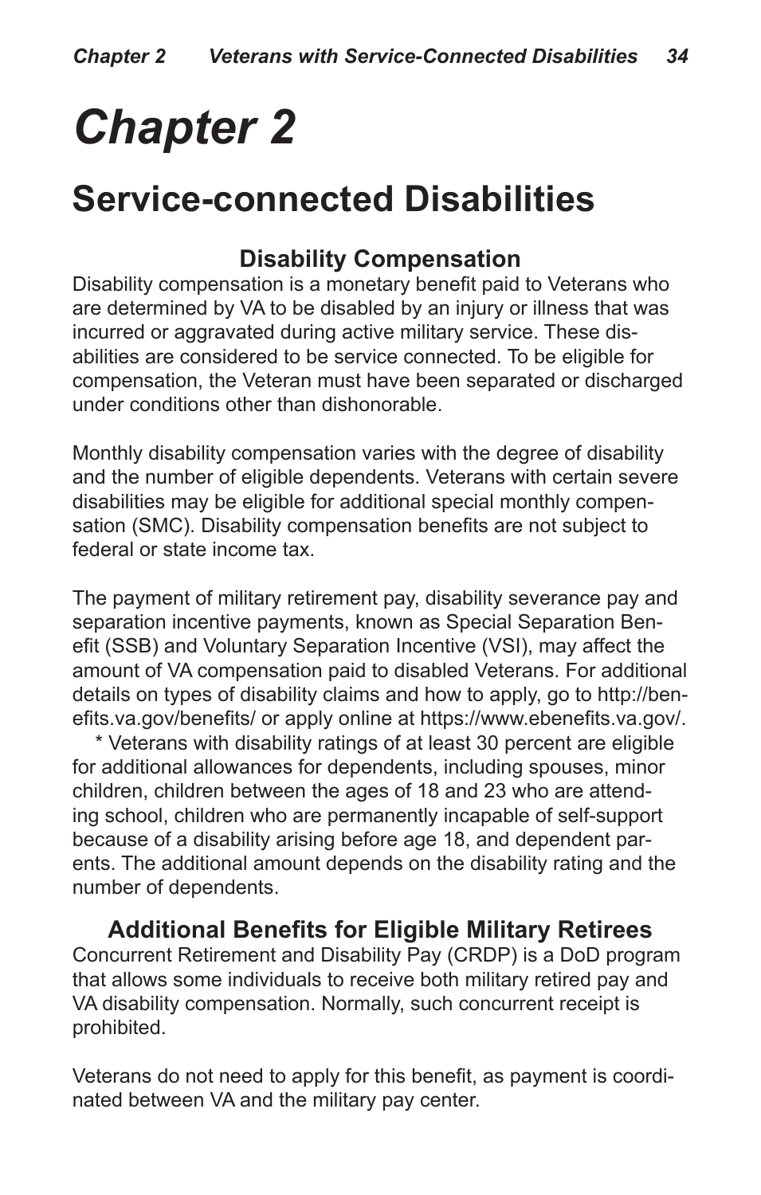# Chapter 2

## Service-connected Disabilities

### Disability Compensation

Disability compensation is a monetary benefit paid to Veterans who are determined by VA to be disabled by an injury or illness that was incurred or aggravated during active military service. These disabilities are considered to be service connected. To be eligible for compensation, the Veteran must have been separated or discharged under conditions other than dishonorable.

Monthly disability compensation varies with the degree of disability and the number of eligible dependents. Veterans with certain severe disabilities may be eligible for additional special monthly compensation (SMC). Disability compensation benefits are not subject to federal or state income tax.

The payment of military retirement pay, disability severance pay and separation incentive payments, known as Special Separation Benefit (SSB) and Voluntary Separation Incentive (VSI), may affect the amount of VA compensation paid to disabled Veterans. For additional details on types of disability claims and how to apply, go to http://benefits.va.gov/benefits/ or apply online at https://www.ebenefits.va.gov/.

* Veterans with disability ratings of at least 30 percent are eligible for additional allowances for dependents, including spouses, minor children, children between the ages of 18 and 23 who are attending school, children who are permanently incapable of self-support because of a disability arising before age 18, and dependent parents. The additional amount depends on the disability rating and the number of dependents.

### Additional Benefits for Eligible Military Retirees

Concurrent Retirement and Disability Pay (CRDP) is a DoD program that allows some individuals to receive both military retired pay and VA disability compensation. Normally, such concurrent receipt is prohibited.

Veterans do not need to apply for this benefit, as payment is coordinated between VA and the military pay center.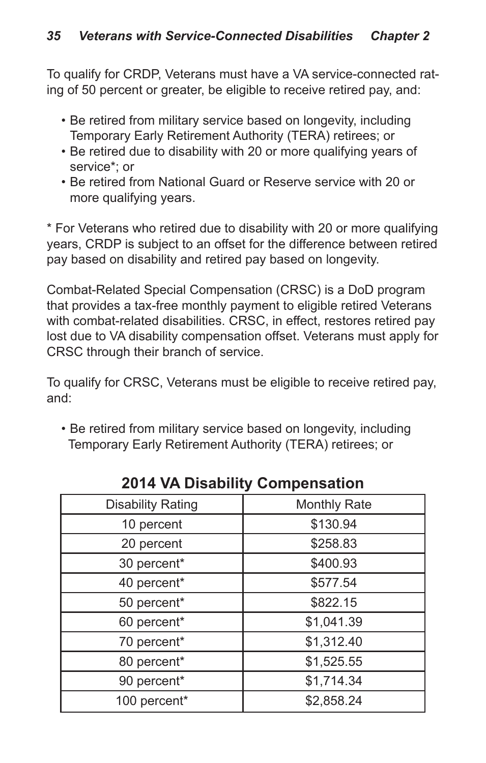To qualify for CRDP, Veterans must have a VA service-connected rating of 50 percent or greater, be eligible to receive retired pay, and:

- Be retired from military service based on longevity, including Temporary Early Retirement Authority (TERA) retirees; or
- Be retired due to disability with 20 or more qualifying years of service*; or
- Be retired from National Guard or Reserve service with 20 or more qualifying years.

* For Veterans who retired due to disability with 20 or more qualifying years, CRDP is subject to an offset for the difference between retired pay based on disability and retired pay based on longevity.

Combat-Related Special Compensation (CRSC) is a DoD program that provides a tax-free monthly payment to eligible retired Veterans with combat-related disabilities. CRSC, in effect, restores retired pay lost due to VA disability compensation offset. Veterans must apply for CRSC through their branch of service.

To qualify for CRSC, Veterans must be eligible to receive retired pay, and:

- Be retired from military service based on longevity, including Temporary Early Retirement Authority (TERA) retirees; or

## 2014 VA Disability Compensation

| Disability Rating | Monthly Rate |
|---|---|
| 10 percent | $130.94 |
| 20 percent | $258.83 |
| 30 percent* | $400.93 |
| 40 percent* | $577.54 |
| 50 percent* | $822.15 |
| 60 percent* | $1,041.39 |
| 70 percent* | $1,312.40 |
| 80 percent* | $1,525.55 |
| 90 percent* | $1,714.34 |
| 100 percent* | $2,858.24 |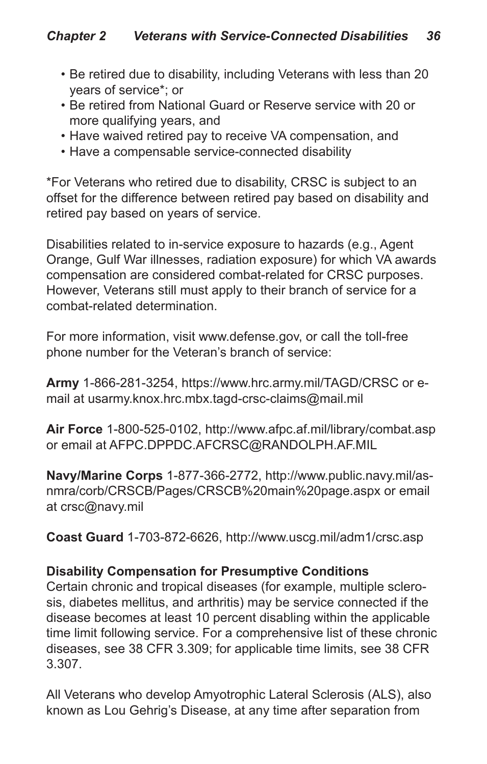- Be retired due to disability, including Veterans with less than 20 years of service*; or
- Be retired from National Guard or Reserve service with 20 or more qualifying years, and
- Have waived retired pay to receive VA compensation, and
- Have a compensable service-connected disability

*For Veterans who retired due to disability, CRSC is subject to an offset for the difference between retired pay based on disability and retired pay based on years of service.

Disabilities related to in-service exposure to hazards (e.g., Agent Orange, Gulf War illnesses, radiation exposure) for which VA awards compensation are considered combat-related for CRSC purposes. However, Veterans still must apply to their branch of service for a combat-related determination.

For more information, visit www.defense.gov, or call the toll-free phone number for the Veteran's branch of service:

**Army** 1-866-281-3254, https://www.hrc.army.mil/TAGD/CRSC or e-mail at usarmy.knox.hrc.mbx.tagd-crsc-claims@mail.mil

**Air Force** 1-800-525-0102, http://www.afpc.af.mil/library/combat.asp or email at AFPC.DPPDC.AFCRSC@RANDOLPH.AF.MIL

**Navy/Marine Corps** 1-877-366-2772, http://www.public.navy.mil/as-nmra/corb/CRSCB/Pages/CRSCB%20main%20page.aspx or email at crsc@navy.mil

**Coast Guard** 1-703-872-6626, http://www.uscg.mil/adm1/crsc.asp

**Disability Compensation for Presumptive Conditions**

Certain chronic and tropical diseases (for example, multiple sclerosis, diabetes mellitus, and arthritis) may be service connected if the disease becomes at least 10 percent disabling within the applicable time limit following service. For a comprehensive list of these chronic diseases, see 38 CFR 3.309; for applicable time limits, see 38 CFR 3.307.

All Veterans who develop Amyotrophic Lateral Sclerosis (ALS), also known as Lou Gehrig's Disease, at any time after separation from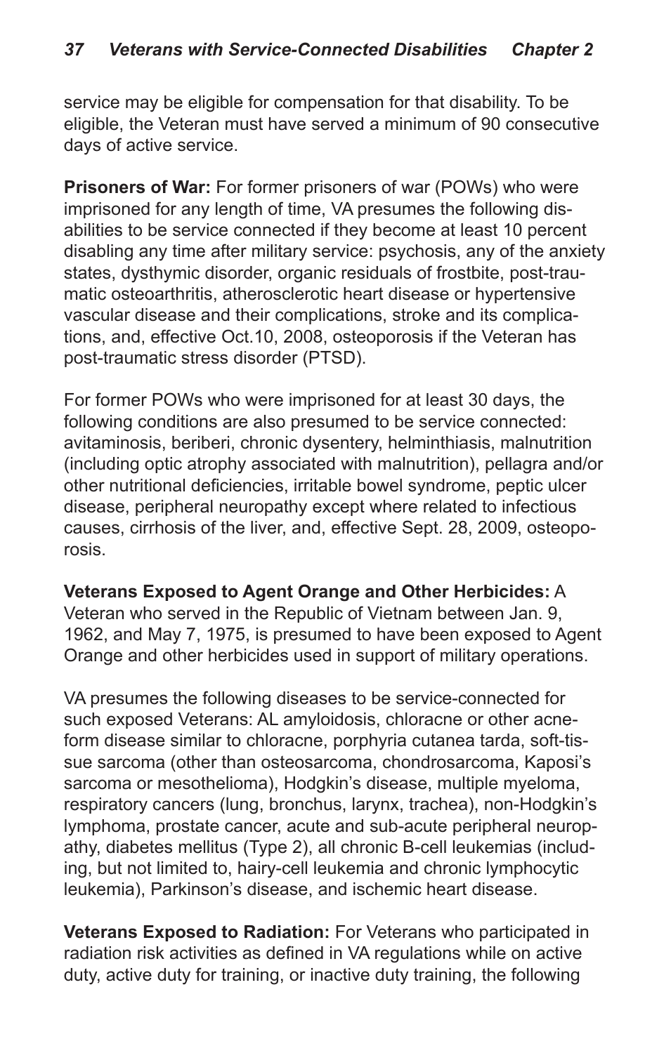service may be eligible for compensation for that disability. To be eligible, the Veteran must have served a minimum of 90 consecutive days of active service.

**Prisoners of War:** For former prisoners of war (POWs) who were imprisoned for any length of time, VA presumes the following disabilities to be service connected if they become at least 10 percent disabling any time after military service: psychosis, any of the anxiety states, dysthymic disorder, organic residuals of frostbite, post-traumatic osteoarthritis, atherosclerotic heart disease or hypertensive vascular disease and their complications, stroke and its complications, and, effective Oct.10, 2008, osteoporosis if the Veteran has post-traumatic stress disorder (PTSD).

For former POWs who were imprisoned for at least 30 days, the following conditions are also presumed to be service connected: avitaminosis, beriberi, chronic dysentery, helminthiasis, malnutrition (including optic atrophy associated with malnutrition), pellagra and/or other nutritional deficiencies, irritable bowel syndrome, peptic ulcer disease, peripheral neuropathy except where related to infectious causes, cirrhosis of the liver, and, effective Sept. 28, 2009, osteoporosis.

**Veterans Exposed to Agent Orange and Other Herbicides:** A Veteran who served in the Republic of Vietnam between Jan. 9, 1962, and May 7, 1975, is presumed to have been exposed to Agent Orange and other herbicides used in support of military operations.

VA presumes the following diseases to be service-connected for such exposed Veterans: AL amyloidosis, chloracne or other acneform disease similar to chloracne, porphyria cutanea tarda, soft-tissue sarcoma (other than osteosarcoma, chondrosarcoma, Kaposi's sarcoma or mesothelioma), Hodgkin's disease, multiple myeloma, respiratory cancers (lung, bronchus, larynx, trachea), non-Hodgkin's lymphoma, prostate cancer, acute and sub-acute peripheral neuropathy, diabetes mellitus (Type 2), all chronic B-cell leukemias (including, but not limited to, hairy-cell leukemia and chronic lymphocytic leukemia), Parkinson's disease, and ischemic heart disease.

**Veterans Exposed to Radiation:** For Veterans who participated in radiation risk activities as defined in VA regulations while on active duty, active duty for training, or inactive duty training, the following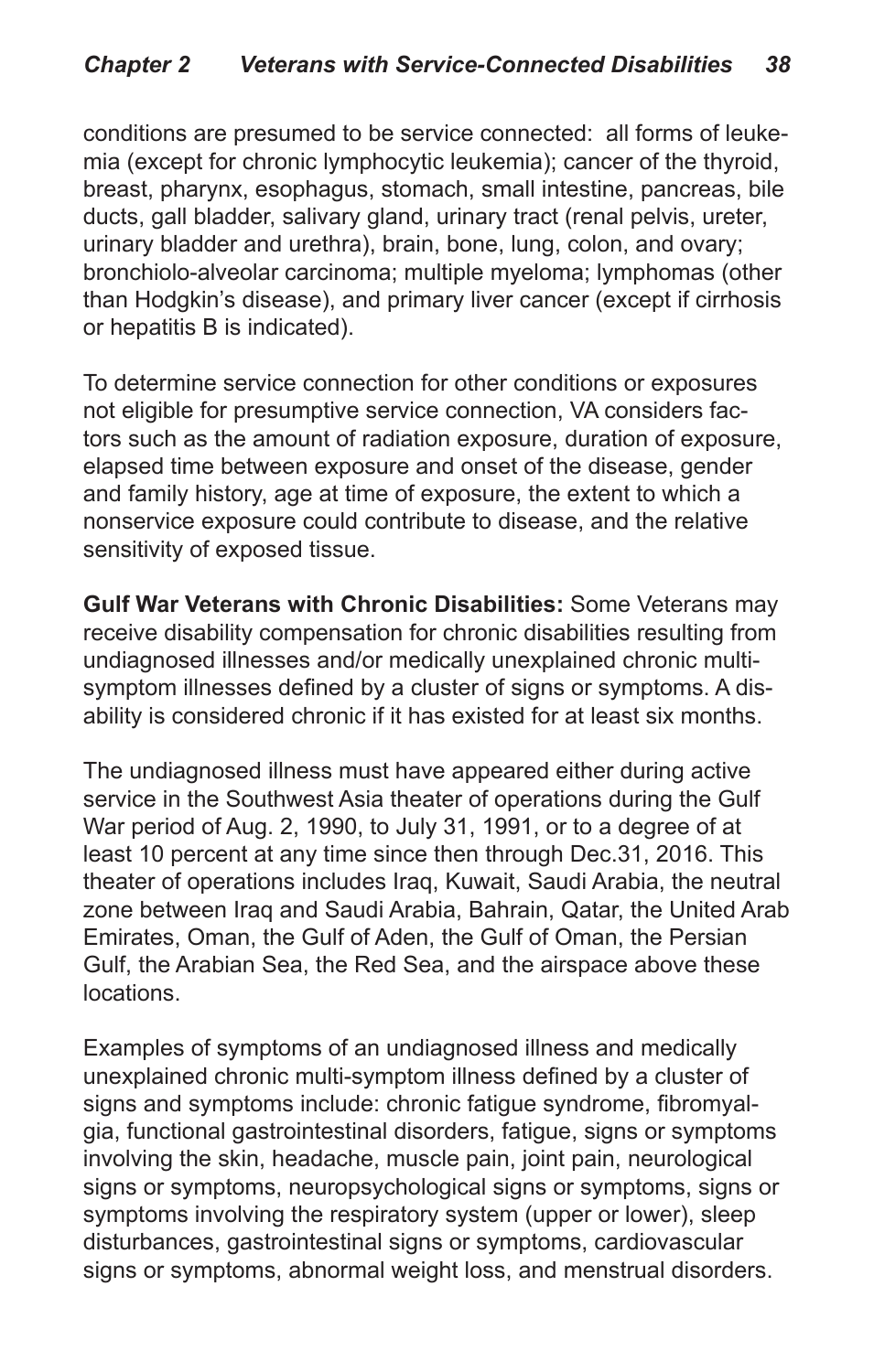conditions are presumed to be service connected: all forms of leukemia (except for chronic lymphocytic leukemia); cancer of the thyroid, breast, pharynx, esophagus, stomach, small intestine, pancreas, bile ducts, gall bladder, salivary gland, urinary tract (renal pelvis, ureter, urinary bladder and urethra), brain, bone, lung, colon, and ovary; bronchiolo-alveolar carcinoma; multiple myeloma; lymphomas (other than Hodgkin's disease), and primary liver cancer (except if cirrhosis or hepatitis B is indicated).

To determine service connection for other conditions or exposures not eligible for presumptive service connection, VA considers factors such as the amount of radiation exposure, duration of exposure, elapsed time between exposure and onset of the disease, gender and family history, age at time of exposure, the extent to which a nonservice exposure could contribute to disease, and the relative sensitivity of exposed tissue.

**Gulf War Veterans with Chronic Disabilities:** Some Veterans may receive disability compensation for chronic disabilities resulting from undiagnosed illnesses and/or medically unexplained chronic multi-symptom illnesses defined by a cluster of signs or symptoms. A disability is considered chronic if it has existed for at least six months.

The undiagnosed illness must have appeared either during active service in the Southwest Asia theater of operations during the Gulf War period of Aug. 2, 1990, to July 31, 1991, or to a degree of at least 10 percent at any time since then through Dec.31, 2016. This theater of operations includes Iraq, Kuwait, Saudi Arabia, the neutral zone between Iraq and Saudi Arabia, Bahrain, Qatar, the United Arab Emirates, Oman, the Gulf of Aden, the Gulf of Oman, the Persian Gulf, the Arabian Sea, the Red Sea, and the airspace above these locations.

Examples of symptoms of an undiagnosed illness and medically unexplained chronic multi-symptom illness defined by a cluster of signs and symptoms include: chronic fatigue syndrome, fibromyalgia, functional gastrointestinal disorders, fatigue, signs or symptoms involving the skin, headache, muscle pain, joint pain, neurological signs or symptoms, neuropsychological signs or symptoms, signs or symptoms involving the respiratory system (upper or lower), sleep disturbances, gastrointestinal signs or symptoms, cardiovascular signs or symptoms, abnormal weight loss, and menstrual disorders.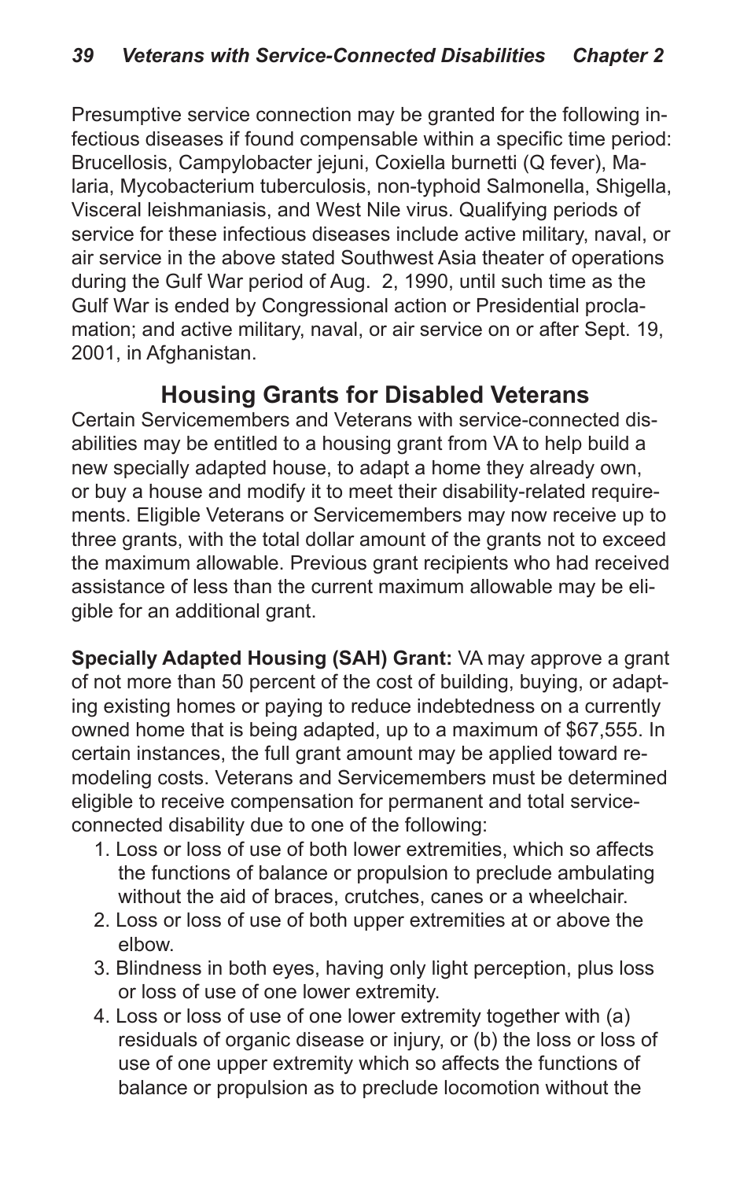Presumptive service connection may be granted for the following infectious diseases if found compensable within a specific time period: Brucellosis, Campylobacter jejuni, Coxiella burnetti (Q fever), Malaria, Mycobacterium tuberculosis, non-typhoid Salmonella, Shigella, Visceral leishmaniasis, and West Nile virus. Qualifying periods of service for these infectious diseases include active military, naval, or air service in the above stated Southwest Asia theater of operations during the Gulf War period of Aug. 2, 1990, until such time as the Gulf War is ended by Congressional action or Presidential proclamation; and active military, naval, or air service on or after Sept. 19, 2001, in Afghanistan.

## Housing Grants for Disabled Veterans

Certain Servicemembers and Veterans with service-connected disabilities may be entitled to a housing grant from VA to help build a new specially adapted house, to adapt a home they already own, or buy a house and modify it to meet their disability-related requirements. Eligible Veterans or Servicemembers may now receive up to three grants, with the total dollar amount of the grants not to exceed the maximum allowable. Previous grant recipients who had received assistance of less than the current maximum allowable may be eligible for an additional grant.

**Specially Adapted Housing (SAH) Grant:** VA may approve a grant of not more than 50 percent of the cost of building, buying, or adapting existing homes or paying to reduce indebtedness on a currently owned home that is being adapted, up to a maximum of $67,555. In certain instances, the full grant amount may be applied toward remodeling costs. Veterans and Servicemembers must be determined eligible to receive compensation for permanent and total service-connected disability due to one of the following:

1. Loss or loss of use of both lower extremities, which so affects the functions of balance or propulsion to preclude ambulating without the aid of braces, crutches, canes or a wheelchair.
2. Loss or loss of use of both upper extremities at or above the elbow.
3. Blindness in both eyes, having only light perception, plus loss or loss of use of one lower extremity.
4. Loss or loss of use of one lower extremity together with (a) residuals of organic disease or injury, or (b) the loss or loss of use of one upper extremity which so affects the functions of balance or propulsion as to preclude locomotion without the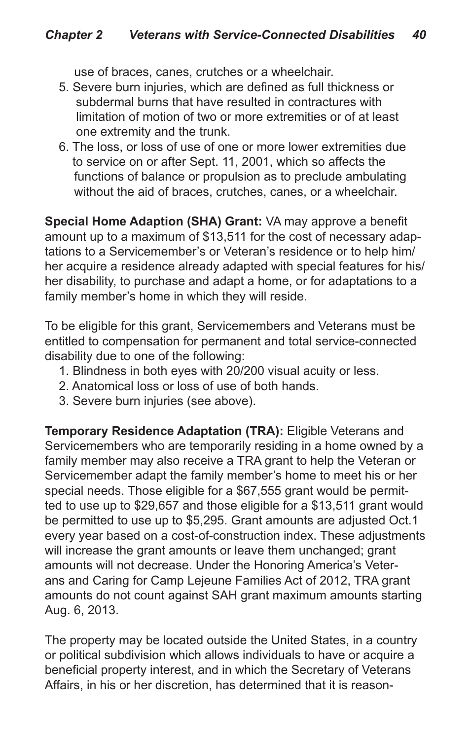use of braces, canes, crutches or a wheelchair.

5. Severe burn injuries, which are defined as full thickness or subdermal burns that have resulted in contractures with limitation of motion of two or more extremities or of at least one extremity and the trunk.
6. The loss, or loss of use of one or more lower extremities due to service on or after Sept. 11, 2001, which so affects the functions of balance or propulsion as to preclude ambulating without the aid of braces, crutches, canes, or a wheelchair.

**Special Home Adaption (SHA) Grant:** VA may approve a benefit amount up to a maximum of $13,511 for the cost of necessary adaptations to a Servicemember's or Veteran's residence or to help him/her acquire a residence already adapted with special features for his/her disability, to purchase and adapt a home, or for adaptations to a family member's home in which they will reside.

To be eligible for this grant, Servicemembers and Veterans must be entitled to compensation for permanent and total service-connected disability due to one of the following:

1. Blindness in both eyes with 20/200 visual acuity or less.
2. Anatomical loss or loss of use of both hands.
3. Severe burn injuries (see above).

**Temporary Residence Adaptation (TRA):** Eligible Veterans and Servicemembers who are temporarily residing in a home owned by a family member may also receive a TRA grant to help the Veteran or Servicemember adapt the family member's home to meet his or her special needs. Those eligible for a $67,555 grant would be permitted to use up to $29,657 and those eligible for a $13,511 grant would be permitted to use up to $5,295. Grant amounts are adjusted Oct.1 every year based on a cost-of-construction index. These adjustments will increase the grant amounts or leave them unchanged; grant amounts will not decrease. Under the Honoring America's Veterans and Caring for Camp Lejeune Families Act of 2012, TRA grant amounts do not count against SAH grant maximum amounts starting Aug. 6, 2013.

The property may be located outside the United States, in a country or political subdivision which allows individuals to have or acquire a beneficial property interest, and in which the Secretary of Veterans Affairs, in his or her discretion, has determined that it is reason-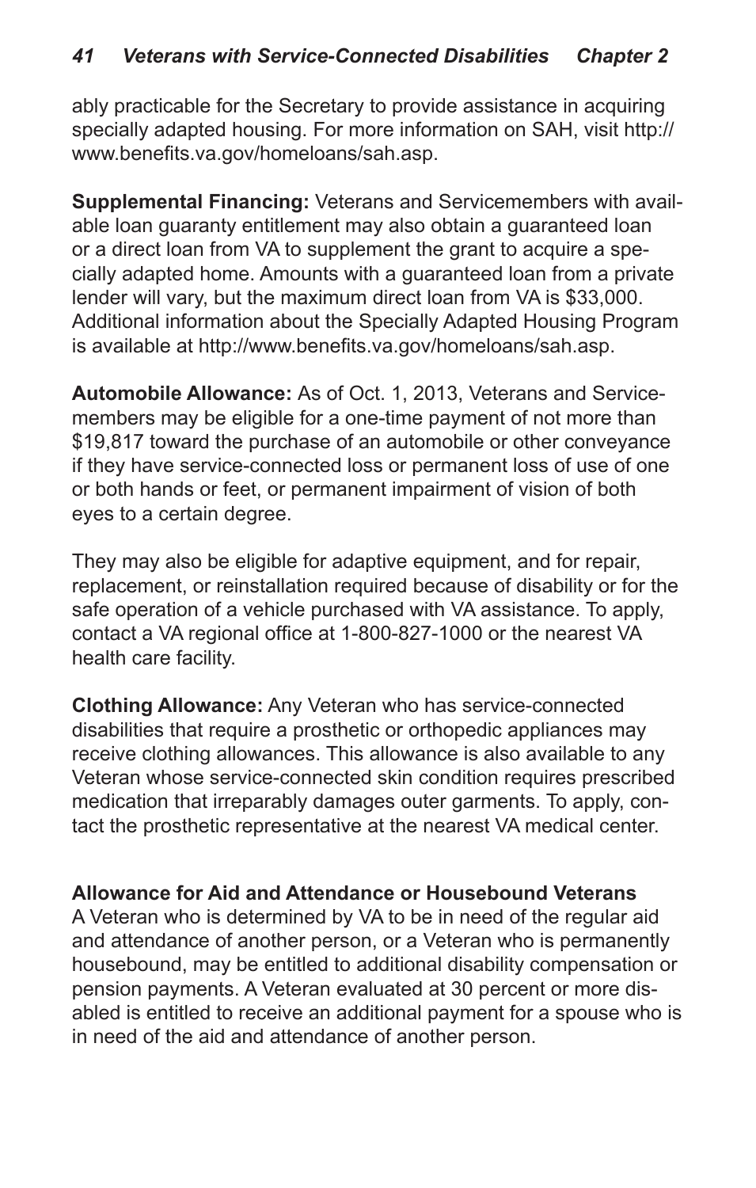ably practicable for the Secretary to provide assistance in acquiring specially adapted housing. For more information on SAH, visit http://www.benefits.va.gov/homeloans/sah.asp.

**Supplemental Financing:** Veterans and Servicemembers with available loan guaranty entitlement may also obtain a guaranteed loan or a direct loan from VA to supplement the grant to acquire a specially adapted home. Amounts with a guaranteed loan from a private lender will vary, but the maximum direct loan from VA is $33,000. Additional information about the Specially Adapted Housing Program is available at http://www.benefits.va.gov/homeloans/sah.asp.

**Automobile Allowance:** As of Oct. 1, 2013, Veterans and Servicemembers may be eligible for a one-time payment of not more than $19,817 toward the purchase of an automobile or other conveyance if they have service-connected loss or permanent loss of use of one or both hands or feet, or permanent impairment of vision of both eyes to a certain degree.

They may also be eligible for adaptive equipment, and for repair, replacement, or reinstallation required because of disability or for the safe operation of a vehicle purchased with VA assistance. To apply, contact a VA regional office at 1-800-827-1000 or the nearest VA health care facility.

**Clothing Allowance:** Any Veteran who has service-connected disabilities that require a prosthetic or orthopedic appliances may receive clothing allowances. This allowance is also available to any Veteran whose service-connected skin condition requires prescribed medication that irreparably damages outer garments. To apply, contact the prosthetic representative at the nearest VA medical center.

### Allowance for Aid and Attendance or Housebound Veterans

A Veteran who is determined by VA to be in need of the regular aid and attendance of another person, or a Veteran who is permanently housebound, may be entitled to additional disability compensation or pension payments. A Veteran evaluated at 30 percent or more disabled is entitled to receive an additional payment for a spouse who is in need of the aid and attendance of another person.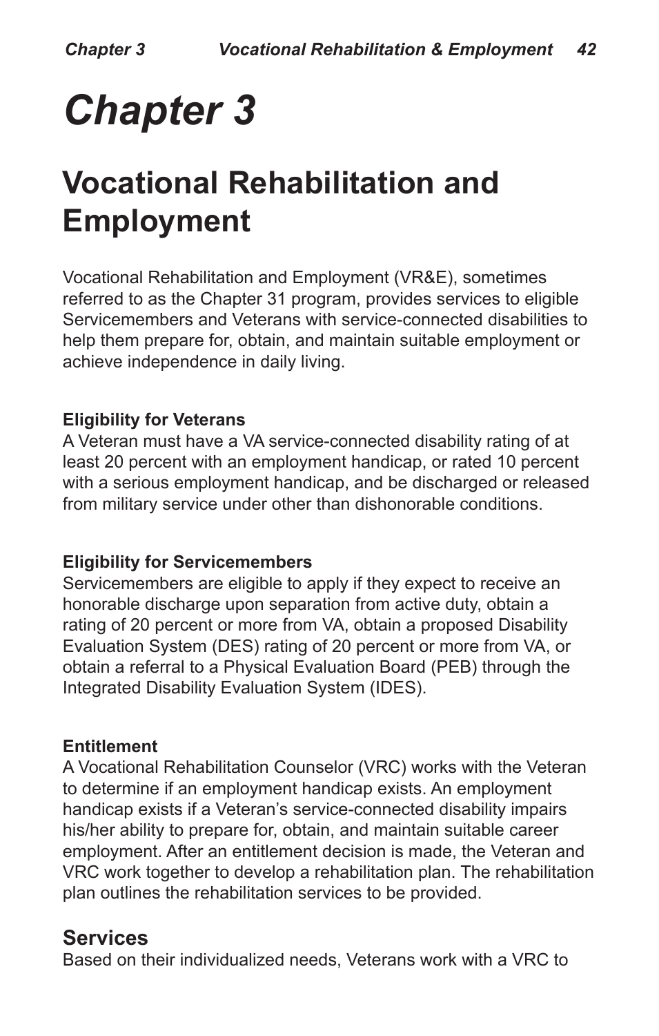# Chapter 3

## Vocational Rehabilitation and Employment

Vocational Rehabilitation and Employment (VR&E), sometimes referred to as the Chapter 31 program, provides services to eligible Servicemembers and Veterans with service-connected disabilities to help them prepare for, obtain, and maintain suitable employment or achieve independence in daily living.

**Eligibility for Veterans**
A Veteran must have a VA service-connected disability rating of at least 20 percent with an employment handicap, or rated 10 percent with a serious employment handicap, and be discharged or released from military service under other than dishonorable conditions.

**Eligibility for Servicemembers**
Servicemembers are eligible to apply if they expect to receive an honorable discharge upon separation from active duty, obtain a rating of 20 percent or more from VA, obtain a proposed Disability Evaluation System (DES) rating of 20 percent or more from VA, or obtain a referral to a Physical Evaluation Board (PEB) through the Integrated Disability Evaluation System (IDES).

**Entitlement**
A Vocational Rehabilitation Counselor (VRC) works with the Veteran to determine if an employment handicap exists. An employment handicap exists if a Veteran's service-connected disability impairs his/her ability to prepare for, obtain, and maintain suitable career employment. After an entitlement decision is made, the Veteran and VRC work together to develop a rehabilitation plan. The rehabilitation plan outlines the rehabilitation services to be provided.

### Services

Based on their individualized needs, Veterans work with a VRC to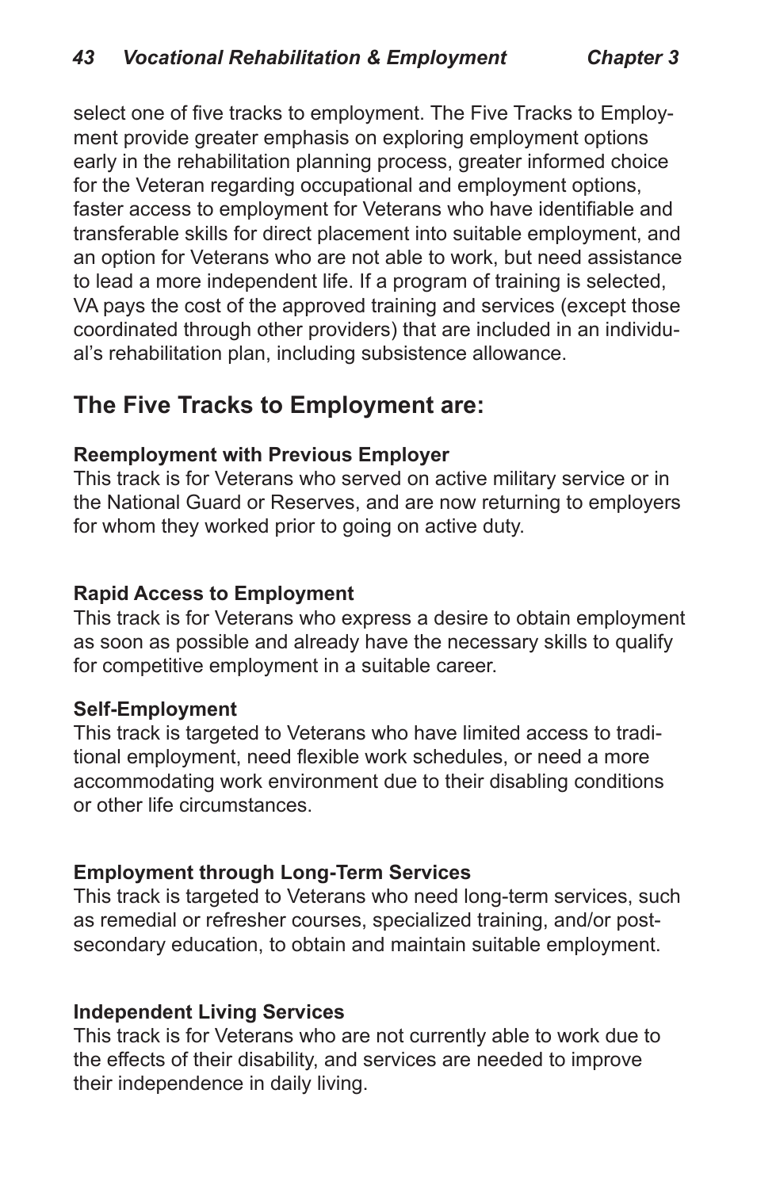select one of five tracks to employment. The Five Tracks to Employment provide greater emphasis on exploring employment options early in the rehabilitation planning process, greater informed choice for the Veteran regarding occupational and employment options, faster access to employment for Veterans who have identifiable and transferable skills for direct placement into suitable employment, and an option for Veterans who are not able to work, but need assistance to lead a more independent life. If a program of training is selected, VA pays the cost of the approved training and services (except those coordinated through other providers) that are included in an individual's rehabilitation plan, including subsistence allowance.

## The Five Tracks to Employment are:

**Reemployment with Previous Employer**
This track is for Veterans who served on active military service or in the National Guard or Reserves, and are now returning to employers for whom they worked prior to going on active duty.

**Rapid Access to Employment**
This track is for Veterans who express a desire to obtain employment as soon as possible and already have the necessary skills to qualify for competitive employment in a suitable career.

**Self-Employment**
This track is targeted to Veterans who have limited access to traditional employment, need flexible work schedules, or need a more accommodating work environment due to their disabling conditions or other life circumstances.

**Employment through Long-Term Services**
This track is targeted to Veterans who need long-term services, such as remedial or refresher courses, specialized training, and/or post-secondary education, to obtain and maintain suitable employment.

**Independent Living Services**
This track is for Veterans who are not currently able to work due to the effects of their disability, and services are needed to improve their independence in daily living.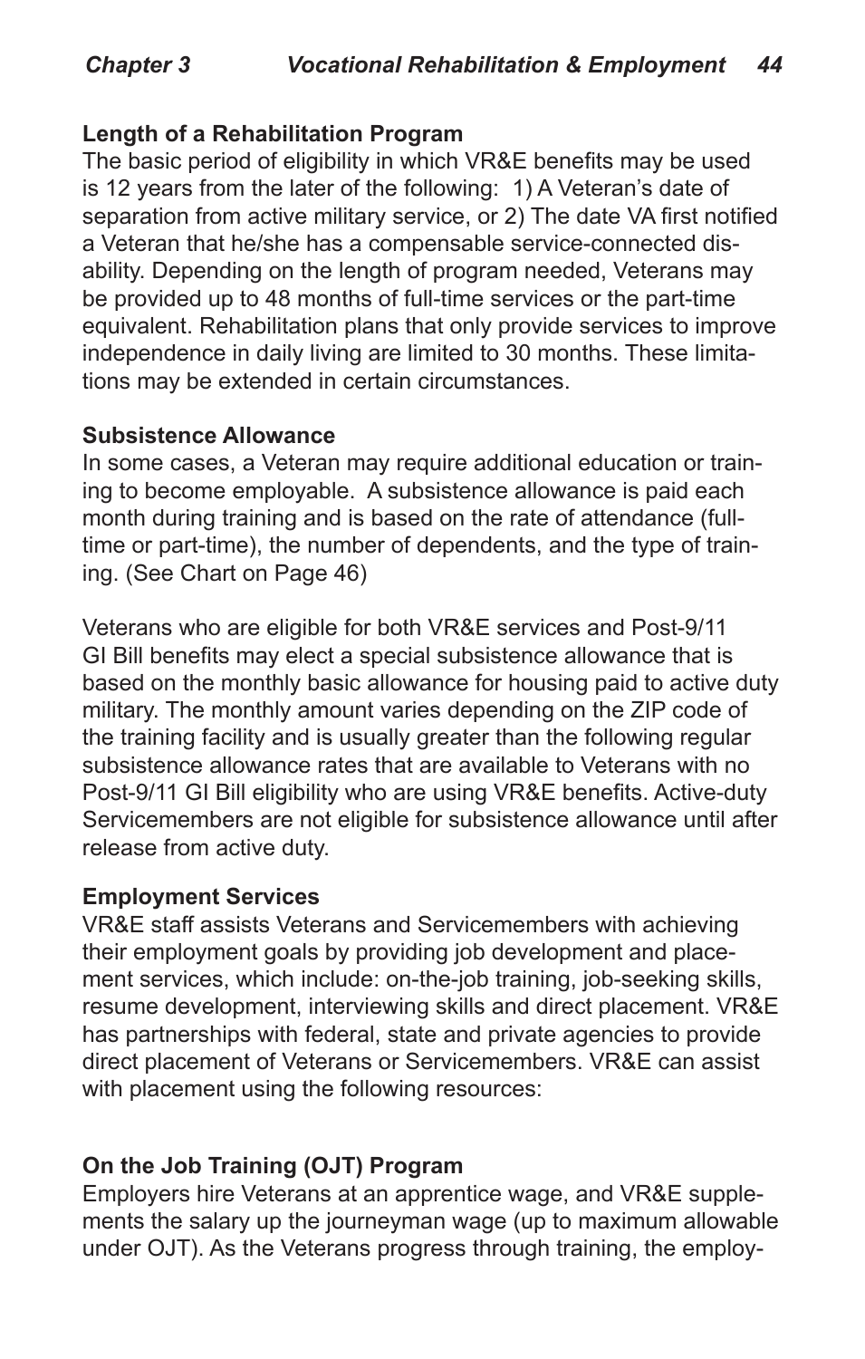### Length of a Rehabilitation Program

The basic period of eligibility in which VR&E benefits may be used is 12 years from the later of the following: 1) A Veteran's date of separation from active military service, or 2) The date VA first notified a Veteran that he/she has a compensable service-connected disability. Depending on the length of program needed, Veterans may be provided up to 48 months of full-time services or the part-time equivalent. Rehabilitation plans that only provide services to improve independence in daily living are limited to 30 months. These limitations may be extended in certain circumstances.

### Subsistence Allowance

In some cases, a Veteran may require additional education or training to become employable. A subsistence allowance is paid each month during training and is based on the rate of attendance (full-time or part-time), the number of dependents, and the type of training. (See Chart on Page 46)

Veterans who are eligible for both VR&E services and Post-9/11 GI Bill benefits may elect a special subsistence allowance that is based on the monthly basic allowance for housing paid to active duty military. The monthly amount varies depending on the ZIP code of the training facility and is usually greater than the following regular subsistence allowance rates that are available to Veterans with no Post-9/11 GI Bill eligibility who are using VR&E benefits. Active-duty Servicemembers are not eligible for subsistence allowance until after release from active duty.

### Employment Services

VR&E staff assists Veterans and Servicemembers with achieving their employment goals by providing job development and placement services, which include: on-the-job training, job-seeking skills, resume development, interviewing skills and direct placement. VR&E has partnerships with federal, state and private agencies to provide direct placement of Veterans or Servicemembers. VR&E can assist with placement using the following resources:

### On the Job Training (OJT) Program

Employers hire Veterans at an apprentice wage, and VR&E supplements the salary up the journeyman wage (up to maximum allowable under OJT). As the Veterans progress through training, the employ-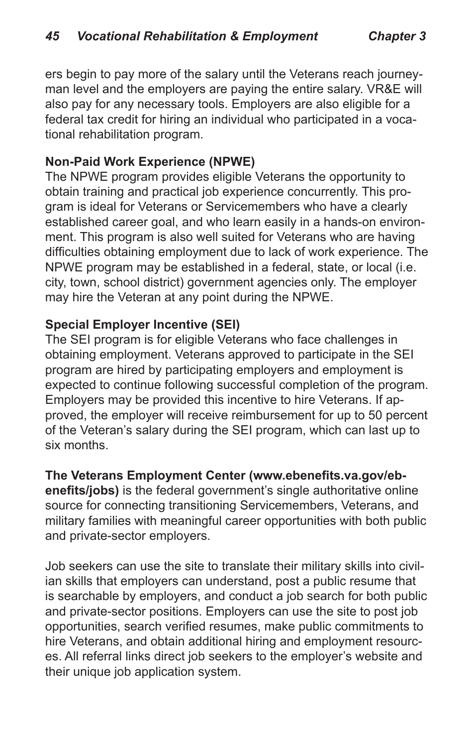ers begin to pay more of the salary until the Veterans reach journeyman level and the employers are paying the entire salary. VR&E will also pay for any necessary tools. Employers are also eligible for a federal tax credit for hiring an individual who participated in a vocational rehabilitation program.

**Non-Paid Work Experience (NPWE)**
The NPWE program provides eligible Veterans the opportunity to obtain training and practical job experience concurrently. This program is ideal for Veterans or Servicemembers who have a clearly established career goal, and who learn easily in a hands-on environment. This program is also well suited for Veterans who are having difficulties obtaining employment due to lack of work experience. The NPWE program may be established in a federal, state, or local (i.e. city, town, school district) government agencies only. The employer may hire the Veteran at any point during the NPWE.

**Special Employer Incentive (SEI)**
The SEI program is for eligible Veterans who face challenges in obtaining employment. Veterans approved to participate in the SEI program are hired by participating employers and employment is expected to continue following successful completion of the program. Employers may be provided this incentive to hire Veterans. If approved, the employer will receive reimbursement for up to 50 percent of the Veteran's salary during the SEI program, which can last up to six months.

**The Veterans Employment Center (www.ebenefits.va.gov/ebenefits/jobs)** is the federal government's single authoritative online source for connecting transitioning Servicemembers, Veterans, and military families with meaningful career opportunities with both public and private-sector employers.

Job seekers can use the site to translate their military skills into civilian skills that employers can understand, post a public resume that is searchable by employers, and conduct a job search for both public and private-sector positions. Employers can use the site to post job opportunities, search verified resumes, make public commitments to hire Veterans, and obtain additional hiring and employment resources. All referral links direct job seekers to the employer's website and their unique job application system.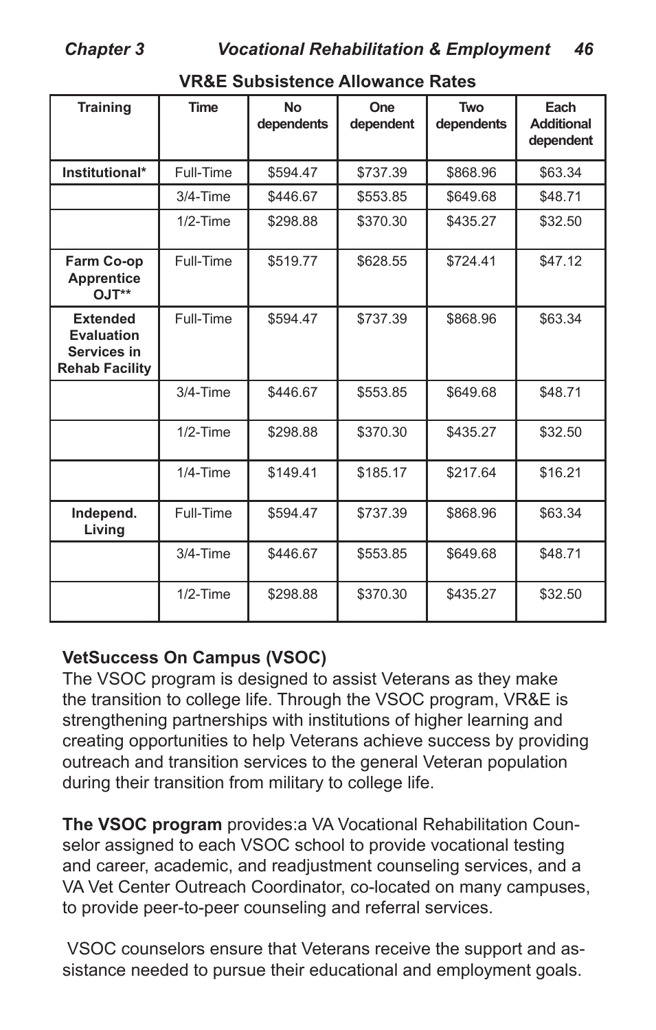**VR&E Subsistence Allowance Rates**

| Training | Time | No dependents | One dependent | Two dependents | Each Additional dependent |
|---|---|---|---|---|---|
| **Institutional*** | Full-Time | $594.47 | $737.39 | $868.96 | $63.34 |
| | 3/4-Time | $446.67 | $553.85 | $649.68 | $48.71 |
| | 1/2-Time | $298.88 | $370.30 | $435.27 | $32.50 |
| **Farm Co-op Apprentice OJT**** | Full-Time | $519.77 | $628.55 | $724.41 | $47.12 |
| **Extended Evaluation Services in Rehab Facility** | Full-Time | $594.47 | $737.39 | $868.96 | $63.34 |
| | 3/4-Time | $446.67 | $553.85 | $649.68 | $48.71 |
| | 1/2-Time | $298.88 | $370.30 | $435.27 | $32.50 |
| | 1/4-Time | $149.41 | $185.17 | $217.64 | $16.21 |
| **Independ. Living** | Full-Time | $594.47 | $737.39 | $868.96 | $63.34 |
| | 3/4-Time | $446.67 | $553.85 | $649.68 | $48.71 |
| | 1/2-Time | $298.88 | $370.30 | $435.27 | $32.50 |

**VetSuccess On Campus (VSOC)**

The VSOC program is designed to assist Veterans as they make the transition to college life. Through the VSOC program, VR&E is strengthening partnerships with institutions of higher learning and creating opportunities to help Veterans achieve success by providing outreach and transition services to the general Veteran population during their transition from military to college life.

**The VSOC program** provides:a VA Vocational Rehabilitation Counselor assigned to each VSOC school to provide vocational testing and career, academic, and readjustment counseling services, and a VA Vet Center Outreach Coordinator, co-located on many campuses, to provide peer-to-peer counseling and referral services.

VSOC counselors ensure that Veterans receive the support and assistance needed to pursue their educational and employment goals.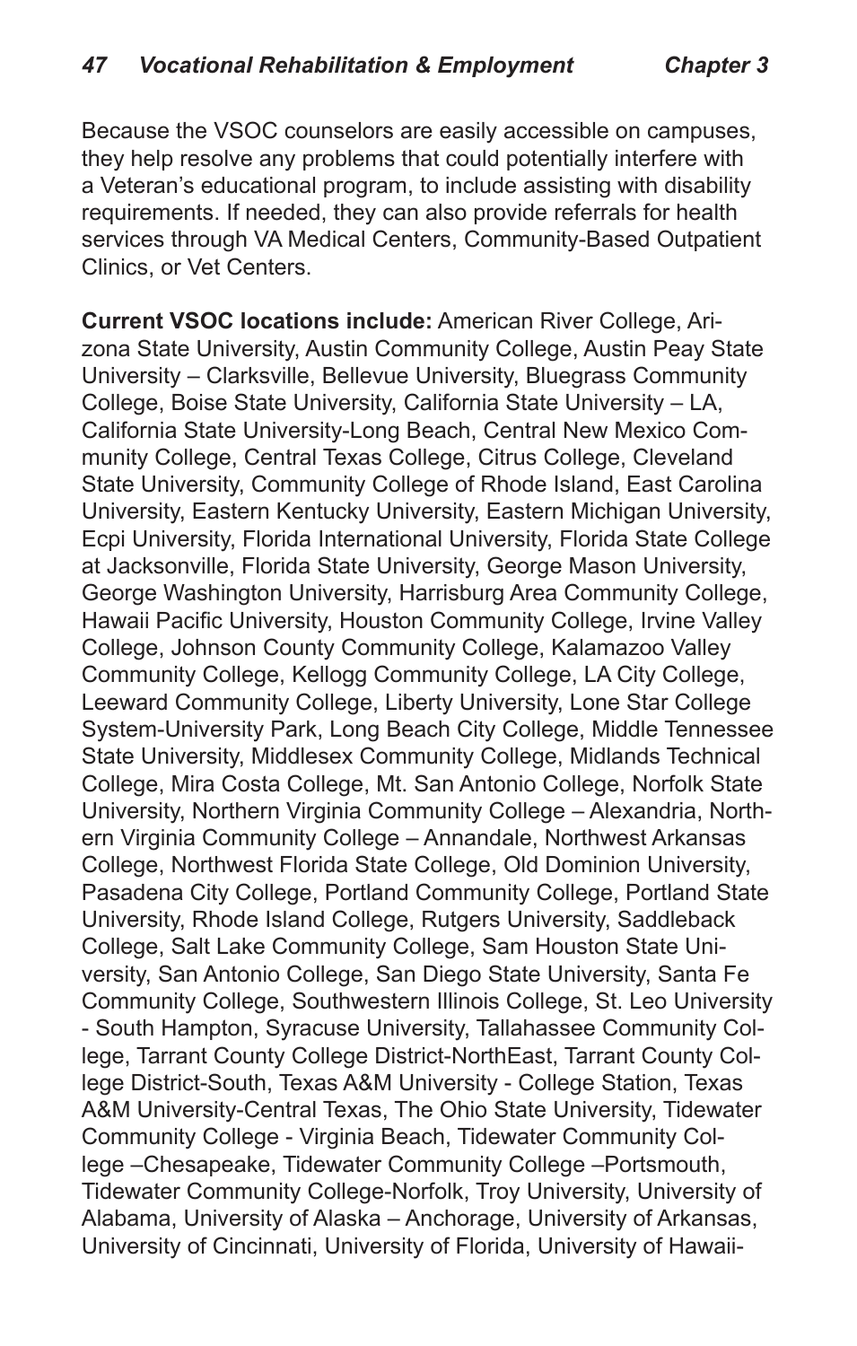Because the VSOC counselors are easily accessible on campuses, they help resolve any problems that could potentially interfere with a Veteran's educational program, to include assisting with disability requirements. If needed, they can also provide referrals for health services through VA Medical Centers, Community-Based Outpatient Clinics, or Vet Centers.

**Current VSOC locations include:** American River College, Arizona State University, Austin Community College, Austin Peay State University – Clarksville, Bellevue University, Bluegrass Community College, Boise State University, California State University – LA, California State University-Long Beach, Central New Mexico Community College, Central Texas College, Citrus College, Cleveland State University, Community College of Rhode Island, East Carolina University, Eastern Kentucky University, Eastern Michigan University, Ecpi University, Florida International University, Florida State College at Jacksonville, Florida State University, George Mason University, George Washington University, Harrisburg Area Community College, Hawaii Pacific University, Houston Community College, Irvine Valley College, Johnson County Community College, Kalamazoo Valley Community College, Kellogg Community College, LA City College, Leeward Community College, Liberty University, Lone Star College System-University Park, Long Beach City College, Middle Tennessee State University, Middlesex Community College, Midlands Technical College, Mira Costa College, Mt. San Antonio College, Norfolk State University, Northern Virginia Community College – Alexandria, Northern Virginia Community College – Annandale, Northwest Arkansas College, Northwest Florida State College, Old Dominion University, Pasadena City College, Portland Community College, Portland State University, Rhode Island College, Rutgers University, Saddleback College, Salt Lake Community College, Sam Houston State University, San Antonio College, San Diego State University, Santa Fe Community College, Southwestern Illinois College, St. Leo University - South Hampton, Syracuse University, Tallahassee Community College, Tarrant County College District-NorthEast, Tarrant County College District-South, Texas A&M University - College Station, Texas A&M University-Central Texas, The Ohio State University, Tidewater Community College - Virginia Beach, Tidewater Community College –Chesapeake, Tidewater Community College –Portsmouth, Tidewater Community College-Norfolk, Troy University, University of Alabama, University of Alaska – Anchorage, University of Arkansas, University of Cincinnati, University of Florida, University of Hawaii-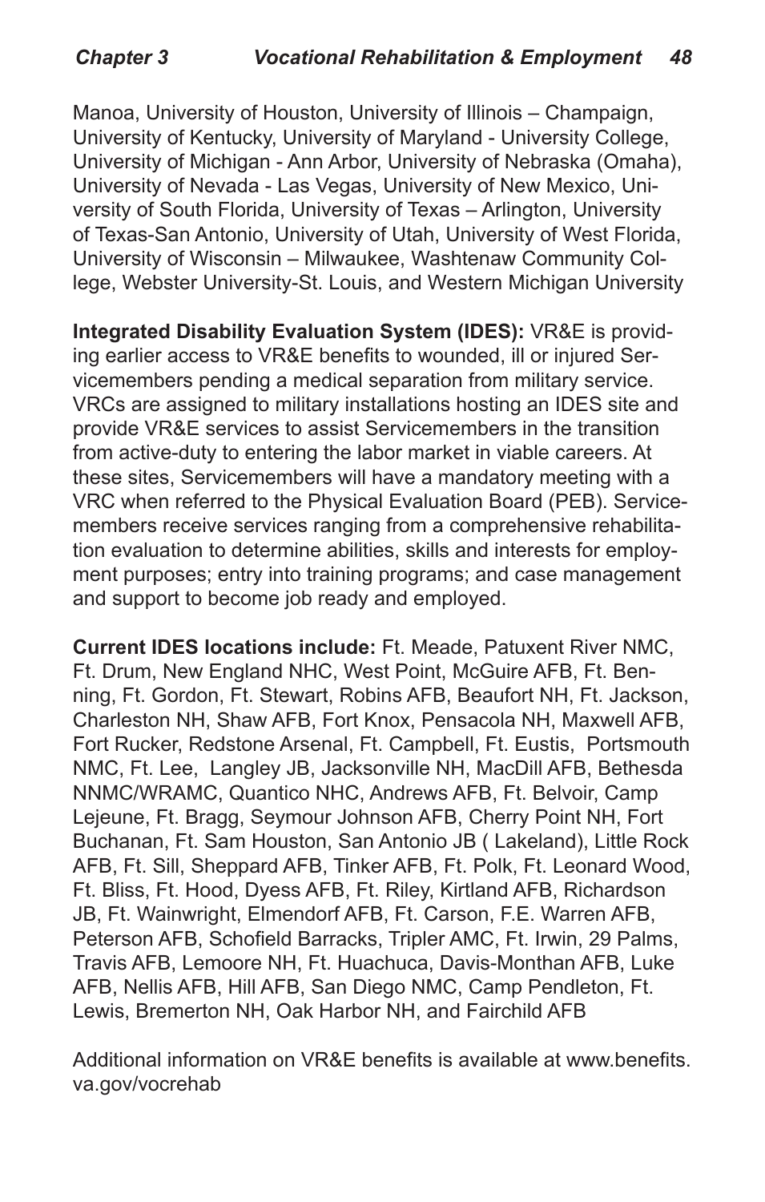Manoa, University of Houston, University of Illinois – Champaign, University of Kentucky, University of Maryland - University College, University of Michigan - Ann Arbor, University of Nebraska (Omaha), University of Nevada - Las Vegas, University of New Mexico, University of South Florida, University of Texas – Arlington, University of Texas-San Antonio, University of Utah, University of West Florida, University of Wisconsin – Milwaukee, Washtenaw Community College, Webster University-St. Louis, and Western Michigan University

**Integrated Disability Evaluation System (IDES):** VR&E is providing earlier access to VR&E benefits to wounded, ill or injured Servicemembers pending a medical separation from military service. VRCs are assigned to military installations hosting an IDES site and provide VR&E services to assist Servicemembers in the transition from active-duty to entering the labor market in viable careers. At these sites, Servicemembers will have a mandatory meeting with a VRC when referred to the Physical Evaluation Board (PEB). Servicemembers receive services ranging from a comprehensive rehabilitation evaluation to determine abilities, skills and interests for employment purposes; entry into training programs; and case management and support to become job ready and employed.

**Current IDES locations include:** Ft. Meade, Patuxent River NMC, Ft. Drum, New England NHC, West Point, McGuire AFB, Ft. Benning, Ft. Gordon, Ft. Stewart, Robins AFB, Beaufort NH, Ft. Jackson, Charleston NH, Shaw AFB, Fort Knox, Pensacola NH, Maxwell AFB, Fort Rucker, Redstone Arsenal, Ft. Campbell, Ft. Eustis, Portsmouth NMC, Ft. Lee, Langley JB, Jacksonville NH, MacDill AFB, Bethesda NNMC/WRAMC, Quantico NHC, Andrews AFB, Ft. Belvoir, Camp Lejeune, Ft. Bragg, Seymour Johnson AFB, Cherry Point NH, Fort Buchanan, Ft. Sam Houston, San Antonio JB ( Lakeland), Little Rock AFB, Ft. Sill, Sheppard AFB, Tinker AFB, Ft. Polk, Ft. Leonard Wood, Ft. Bliss, Ft. Hood, Dyess AFB, Ft. Riley, Kirtland AFB, Richardson JB, Ft. Wainwright, Elmendorf AFB, Ft. Carson, F.E. Warren AFB, Peterson AFB, Schofield Barracks, Tripler AMC, Ft. Irwin, 29 Palms, Travis AFB, Lemoore NH, Ft. Huachuca, Davis-Monthan AFB, Luke AFB, Nellis AFB, Hill AFB, San Diego NMC, Camp Pendleton, Ft. Lewis, Bremerton NH, Oak Harbor NH, and Fairchild AFB

Additional information on VR&E benefits is available at www.benefits.va.gov/vocrehab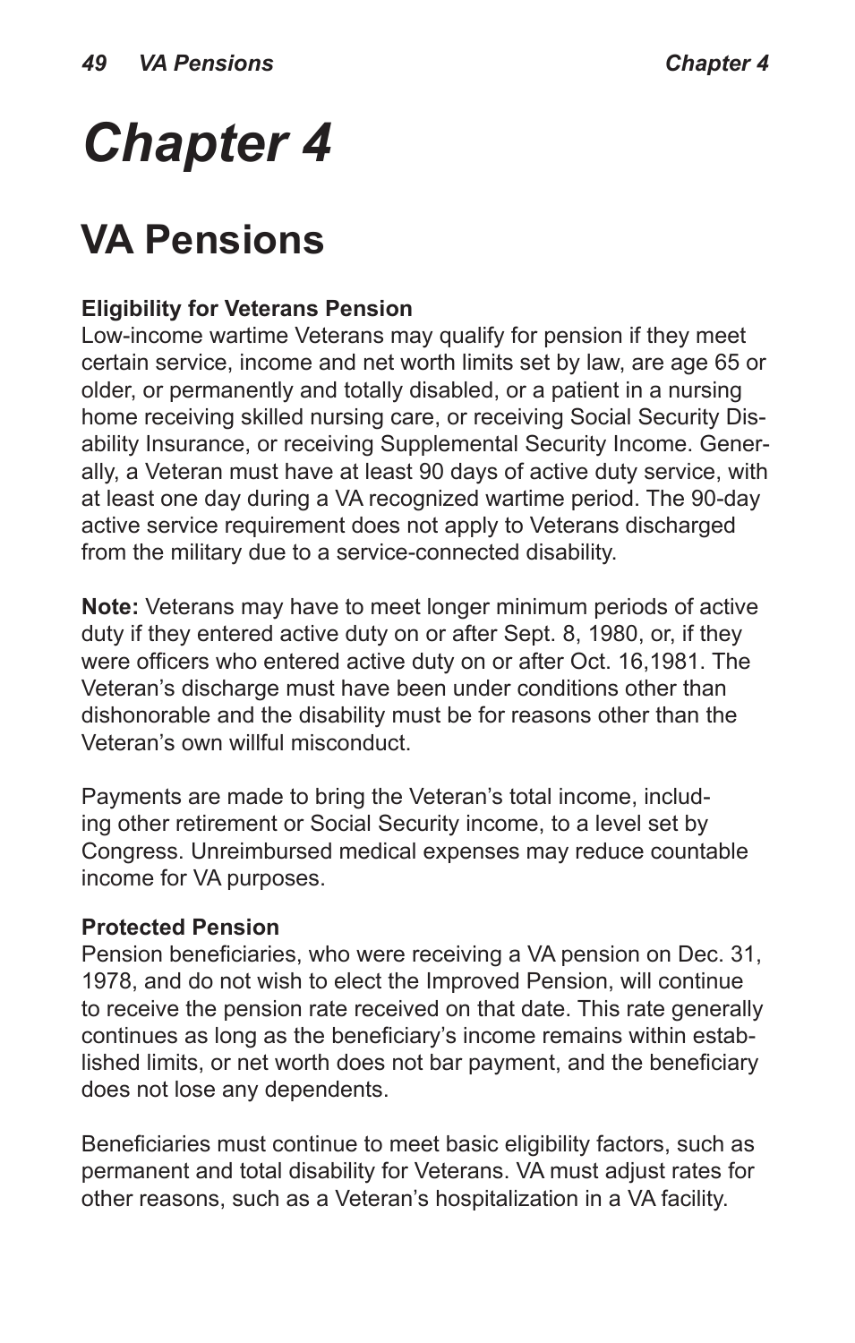# Chapter 4

## VA Pensions

**Eligibility for Veterans Pension**
Low-income wartime Veterans may qualify for pension if they meet certain service, income and net worth limits set by law, are age 65 or older, or permanently and totally disabled, or a patient in a nursing home receiving skilled nursing care, or receiving Social Security Disability Insurance, or receiving Supplemental Security Income. Generally, a Veteran must have at least 90 days of active duty service, with at least one day during a VA recognized wartime period. The 90-day active service requirement does not apply to Veterans discharged from the military due to a service-connected disability.

**Note:** Veterans may have to meet longer minimum periods of active duty if they entered active duty on or after Sept. 8, 1980, or, if they were officers who entered active duty on or after Oct. 16,1981. The Veteran's discharge must have been under conditions other than dishonorable and the disability must be for reasons other than the Veteran's own willful misconduct.

Payments are made to bring the Veteran's total income, including other retirement or Social Security income, to a level set by Congress. Unreimbursed medical expenses may reduce countable income for VA purposes.

**Protected Pension**
Pension beneficiaries, who were receiving a VA pension on Dec. 31, 1978, and do not wish to elect the Improved Pension, will continue to receive the pension rate received on that date. This rate generally continues as long as the beneficiary's income remains within established limits, or net worth does not bar payment, and the beneficiary does not lose any dependents.

Beneficiaries must continue to meet basic eligibility factors, such as permanent and total disability for Veterans. VA must adjust rates for other reasons, such as a Veteran's hospitalization in a VA facility.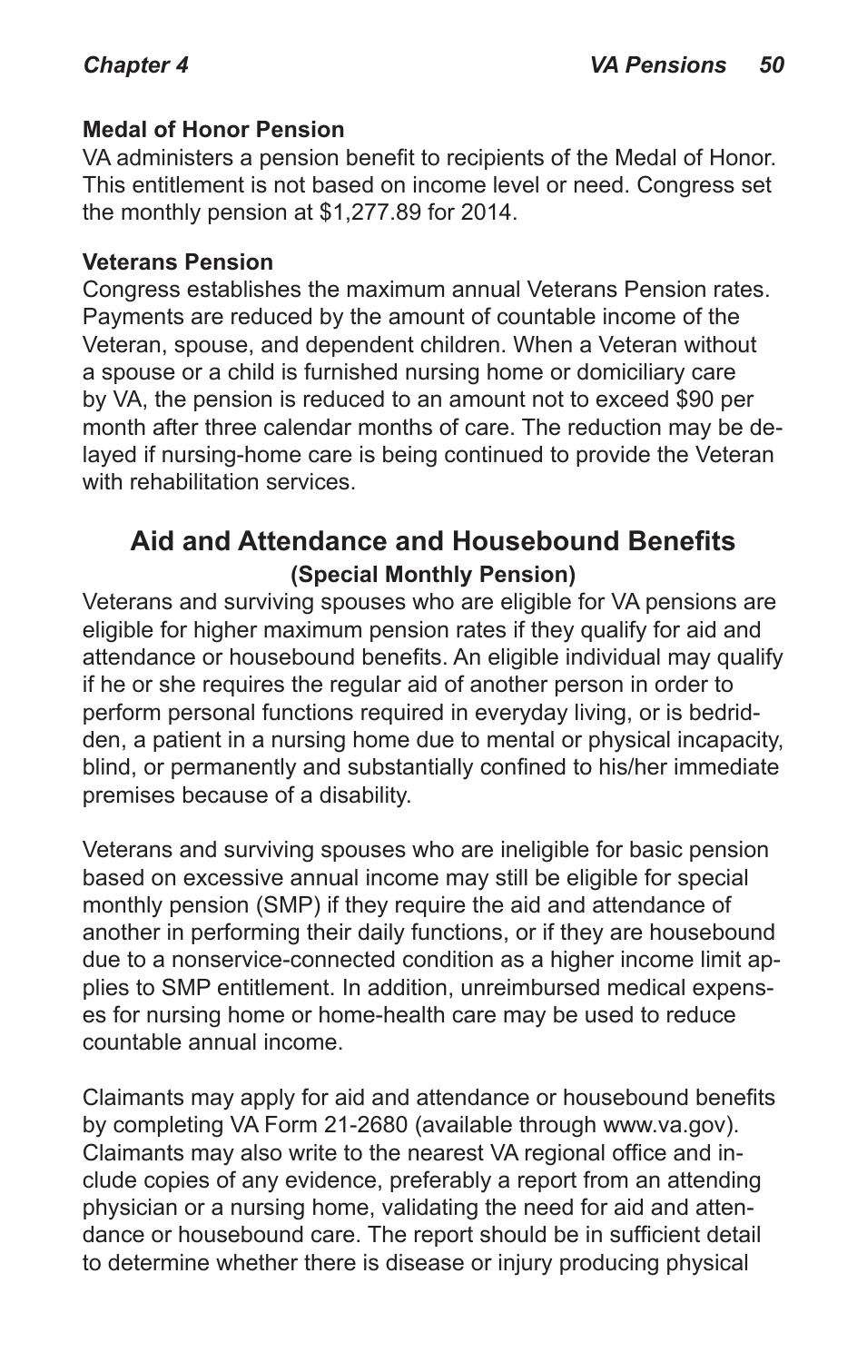**Medal of Honor Pension**

VA administers a pension benefit to recipients of the Medal of Honor. This entitlement is not based on income level or need. Congress set the monthly pension at $1,277.89 for 2014.

**Veterans Pension**

Congress establishes the maximum annual Veterans Pension rates. Payments are reduced by the amount of countable income of the Veteran, spouse, and dependent children. When a Veteran without a spouse or a child is furnished nursing home or domiciliary care by VA, the pension is reduced to an amount not to exceed $90 per month after three calendar months of care. The reduction may be delayed if nursing-home care is being continued to provide the Veteran with rehabilitation services.

## Aid and Attendance and Housebound Benefits

**(Special Monthly Pension)**

Veterans and surviving spouses who are eligible for VA pensions are eligible for higher maximum pension rates if they qualify for aid and attendance or housebound benefits. An eligible individual may qualify if he or she requires the regular aid of another person in order to perform personal functions required in everyday living, or is bedridden, a patient in a nursing home due to mental or physical incapacity, blind, or permanently and substantially confined to his/her immediate premises because of a disability.

Veterans and surviving spouses who are ineligible for basic pension based on excessive annual income may still be eligible for special monthly pension (SMP) if they require the aid and attendance of another in performing their daily functions, or if they are housebound due to a nonservice-connected condition as a higher income limit applies to SMP entitlement. In addition, unreimbursed medical expenses for nursing home or home-health care may be used to reduce countable annual income.

Claimants may apply for aid and attendance or housebound benefits by completing VA Form 21-2680 (available through www.va.gov). Claimants may also write to the nearest VA regional office and include copies of any evidence, preferably a report from an attending physician or a nursing home, validating the need for aid and attendance or housebound care. The report should be in sufficient detail to determine whether there is disease or injury producing physical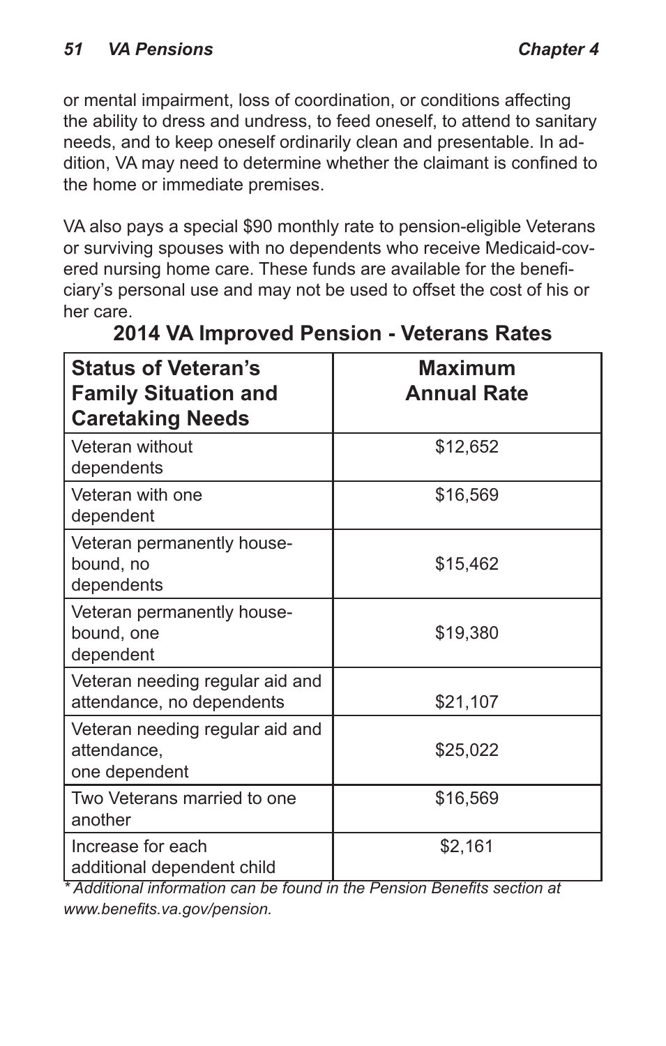or mental impairment, loss of coordination, or conditions affecting the ability to dress and undress, to feed oneself, to attend to sanitary needs, and to keep oneself ordinarily clean and presentable. In addition, VA may need to determine whether the claimant is confined to the home or immediate premises.

VA also pays a special $90 monthly rate to pension-eligible Veterans or surviving spouses with no dependents who receive Medicaid-covered nursing home care. These funds are available for the beneficiary's personal use and may not be used to offset the cost of his or her care.

### 2014 VA Improved Pension - Veterans Rates

| Status of Veteran's Family Situation and Caretaking Needs | Maximum Annual Rate |
|---|---|
| Veteran without dependents | $12,652 |
| Veteran with one dependent | $16,569 |
| Veteran permanently house-bound, no dependents | $15,462 |
| Veteran permanently house-bound, one dependent | $19,380 |
| Veteran needing regular aid and attendance, no dependents | $21,107 |
| Veteran needing regular aid and attendance, one dependent | $25,022 |
| Two Veterans married to one another | $16,569 |
| Increase for each additional dependent child | $2,161 |

*\* Additional information can be found in the Pension Benefits section at www.benefits.va.gov/pension.*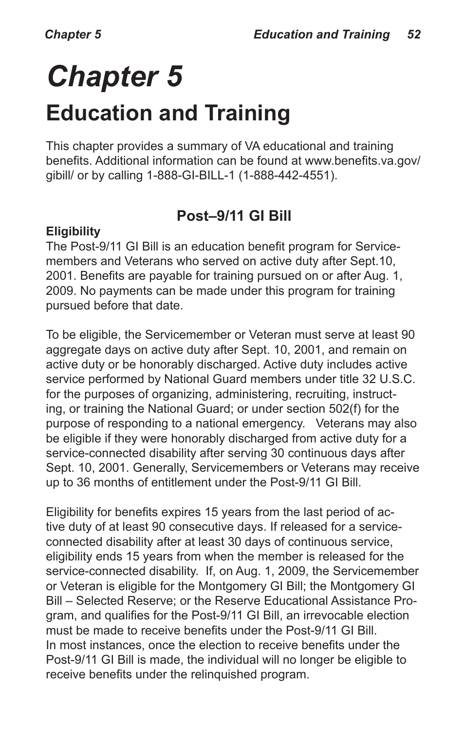# Chapter 5

## Education and Training

This chapter provides a summary of VA educational and training benefits. Additional information can be found at www.benefits.va.gov/gibill/ or by calling 1-888-GI-BILL-1 (1-888-442-4551).

### Post–9/11 GI Bill

**Eligibility**

The Post-9/11 GI Bill is an education benefit program for Servicemembers and Veterans who served on active duty after Sept.10, 2001. Benefits are payable for training pursued on or after Aug. 1, 2009. No payments can be made under this program for training pursued before that date.

To be eligible, the Servicemember or Veteran must serve at least 90 aggregate days on active duty after Sept. 10, 2001, and remain on active duty or be honorably discharged. Active duty includes active service performed by National Guard members under title 32 U.S.C. for the purposes of organizing, administering, recruiting, instructing, or training the National Guard; or under section 502(f) for the purpose of responding to a national emergency. Veterans may also be eligible if they were honorably discharged from active duty for a service-connected disability after serving 30 continuous days after Sept. 10, 2001. Generally, Servicemembers or Veterans may receive up to 36 months of entitlement under the Post-9/11 GI Bill.

Eligibility for benefits expires 15 years from the last period of active duty of at least 90 consecutive days. If released for a service-connected disability after at least 30 days of continuous service, eligibility ends 15 years from when the member is released for the service-connected disability. If, on Aug. 1, 2009, the Servicemember or Veteran is eligible for the Montgomery GI Bill; the Montgomery GI Bill – Selected Reserve; or the Reserve Educational Assistance Program, and qualifies for the Post-9/11 GI Bill, an irrevocable election must be made to receive benefits under the Post-9/11 GI Bill. In most instances, once the election to receive benefits under the Post-9/11 GI Bill is made, the individual will no longer be eligible to receive benefits under the relinquished program.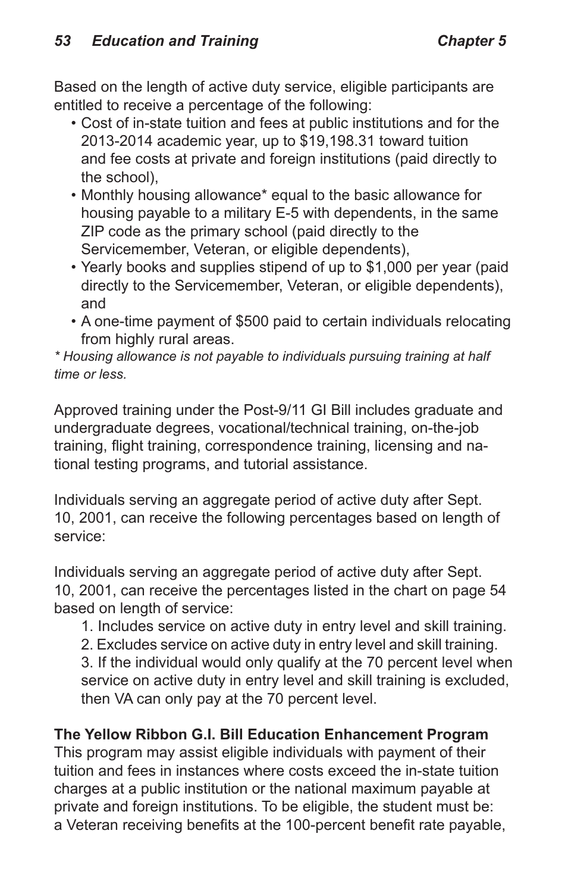Based on the length of active duty service, eligible participants are entitled to receive a percentage of the following:

- Cost of in-state tuition and fees at public institutions and for the 2013-2014 academic year, up to $19,198.31 toward tuition and fee costs at private and foreign institutions (paid directly to the school),
- Monthly housing allowance* equal to the basic allowance for housing payable to a military E-5 with dependents, in the same ZIP code as the primary school (paid directly to the Servicemember, Veteran, or eligible dependents),
- Yearly books and supplies stipend of up to $1,000 per year (paid directly to the Servicemember, Veteran, or eligible dependents), and
- A one-time payment of $500 paid to certain individuals relocating from highly rural areas.

*\* Housing allowance is not payable to individuals pursuing training at half time or less.*

Approved training under the Post-9/11 GI Bill includes graduate and undergraduate degrees, vocational/technical training, on-the-job training, flight training, correspondence training, licensing and national testing programs, and tutorial assistance.

Individuals serving an aggregate period of active duty after Sept. 10, 2001, can receive the following percentages based on length of service:

Individuals serving an aggregate period of active duty after Sept. 10, 2001, can receive the percentages listed in the chart on page 54 based on length of service:

1. Includes service on active duty in entry level and skill training.
2. Excludes service on active duty in entry level and skill training.
3. If the individual would only qualify at the 70 percent level when service on active duty in entry level and skill training is excluded, then VA can only pay at the 70 percent level.

**The Yellow Ribbon G.I. Bill Education Enhancement Program**

This program may assist eligible individuals with payment of their tuition and fees in instances where costs exceed the in-state tuition charges at a public institution or the national maximum payable at private and foreign institutions. To be eligible, the student must be: a Veteran receiving benefits at the 100-percent benefit rate payable,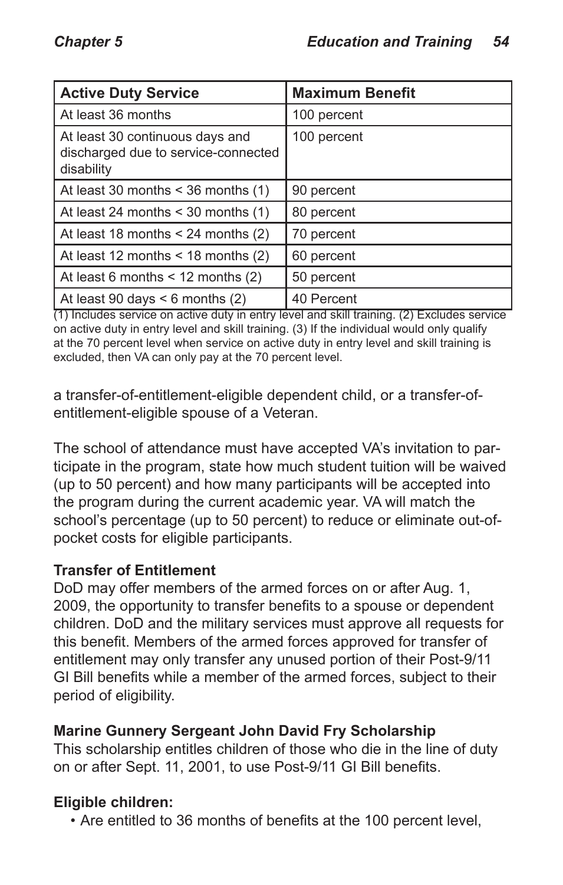| Active Duty Service | Maximum Benefit |
|---|---|
| At least 36 months | 100 percent |
| At least 30 continuous days and discharged due to service-connected disability | 100 percent |
| At least 30 months < 36 months (1) | 90 percent |
| At least 24 months < 30 months (1) | 80 percent |
| At least 18 months < 24 months (2) | 70 percent |
| At least 12 months < 18 months (2) | 60 percent |
| At least 6 months < 12 months (2) | 50 percent |
| At least 90 days < 6 months (2) | 40 Percent |

(1) Includes service on active duty in entry level and skill training. (2) Excludes service on active duty in entry level and skill training. (3) If the individual would only qualify at the 70 percent level when service on active duty in entry level and skill training is excluded, then VA can only pay at the 70 percent level.

a transfer-of-entitlement-eligible dependent child, or a transfer-of-entitlement-eligible spouse of a Veteran.

The school of attendance must have accepted VA's invitation to participate in the program, state how much student tuition will be waived (up to 50 percent) and how many participants will be accepted into the program during the current academic year. VA will match the school's percentage (up to 50 percent) to reduce or eliminate out-of-pocket costs for eligible participants.

**Transfer of Entitlement**
DoD may offer members of the armed forces on or after Aug. 1, 2009, the opportunity to transfer benefits to a spouse or dependent children. DoD and the military services must approve all requests for this benefit. Members of the armed forces approved for transfer of entitlement may only transfer any unused portion of their Post-9/11 GI Bill benefits while a member of the armed forces, subject to their period of eligibility.

**Marine Gunnery Sergeant John David Fry Scholarship**
This scholarship entitles children of those who die in the line of duty on or after Sept. 11, 2001, to use Post-9/11 GI Bill benefits.

**Eligible children:**

- Are entitled to 36 months of benefits at the 100 percent level,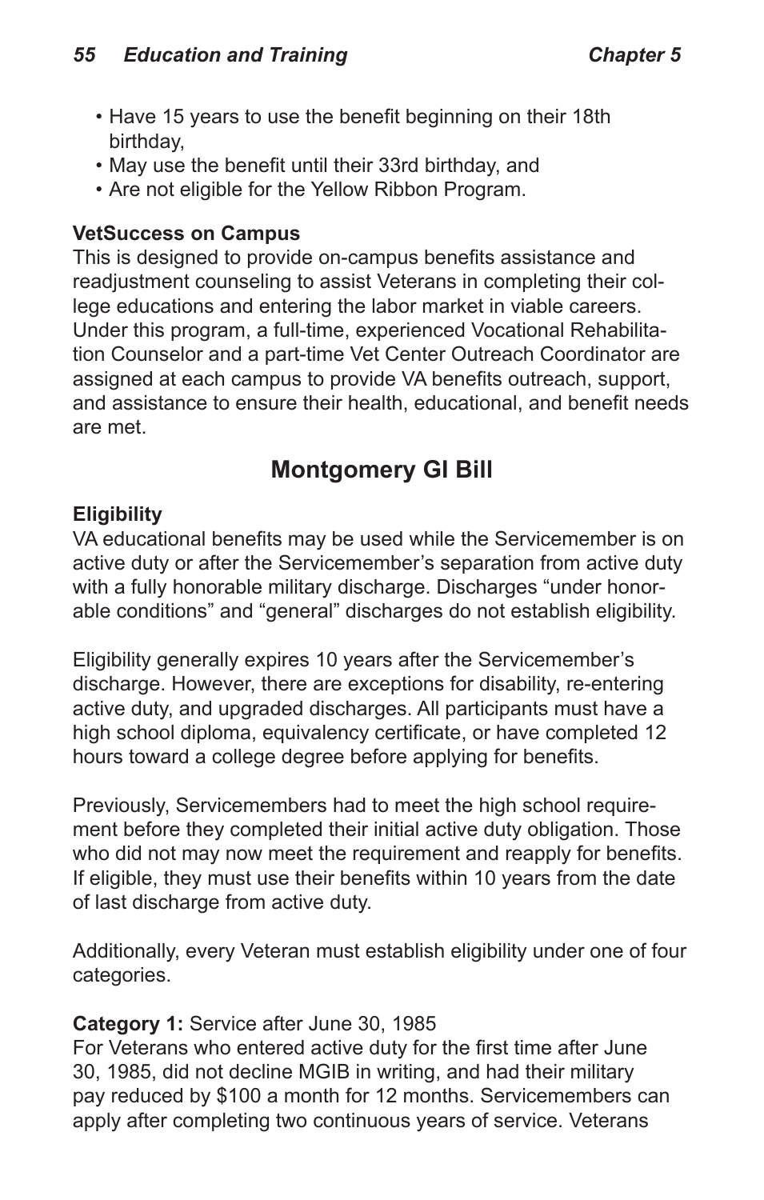- Have 15 years to use the benefit beginning on their 18th birthday,
- May use the benefit until their 33rd birthday, and
- Are not eligible for the Yellow Ribbon Program.

**VetSuccess on Campus**

This is designed to provide on-campus benefits assistance and readjustment counseling to assist Veterans in completing their college educations and entering the labor market in viable careers. Under this program, a full-time, experienced Vocational Rehabilitation Counselor and a part-time Vet Center Outreach Coordinator are assigned at each campus to provide VA benefits outreach, support, and assistance to ensure their health, educational, and benefit needs are met.

## Montgomery GI Bill

**Eligibility**

VA educational benefits may be used while the Servicemember is on active duty or after the Servicemember's separation from active duty with a fully honorable military discharge. Discharges "under honorable conditions" and "general" discharges do not establish eligibility.

Eligibility generally expires 10 years after the Servicemember's discharge. However, there are exceptions for disability, re-entering active duty, and upgraded discharges. All participants must have a high school diploma, equivalency certificate, or have completed 12 hours toward a college degree before applying for benefits.

Previously, Servicemembers had to meet the high school requirement before they completed their initial active duty obligation. Those who did not may now meet the requirement and reapply for benefits. If eligible, they must use their benefits within 10 years from the date of last discharge from active duty.

Additionally, every Veteran must establish eligibility under one of four categories.

**Category 1:** Service after June 30, 1985

For Veterans who entered active duty for the first time after June 30, 1985, did not decline MGIB in writing, and had their military pay reduced by $100 a month for 12 months. Servicemembers can apply after completing two continuous years of service. Veterans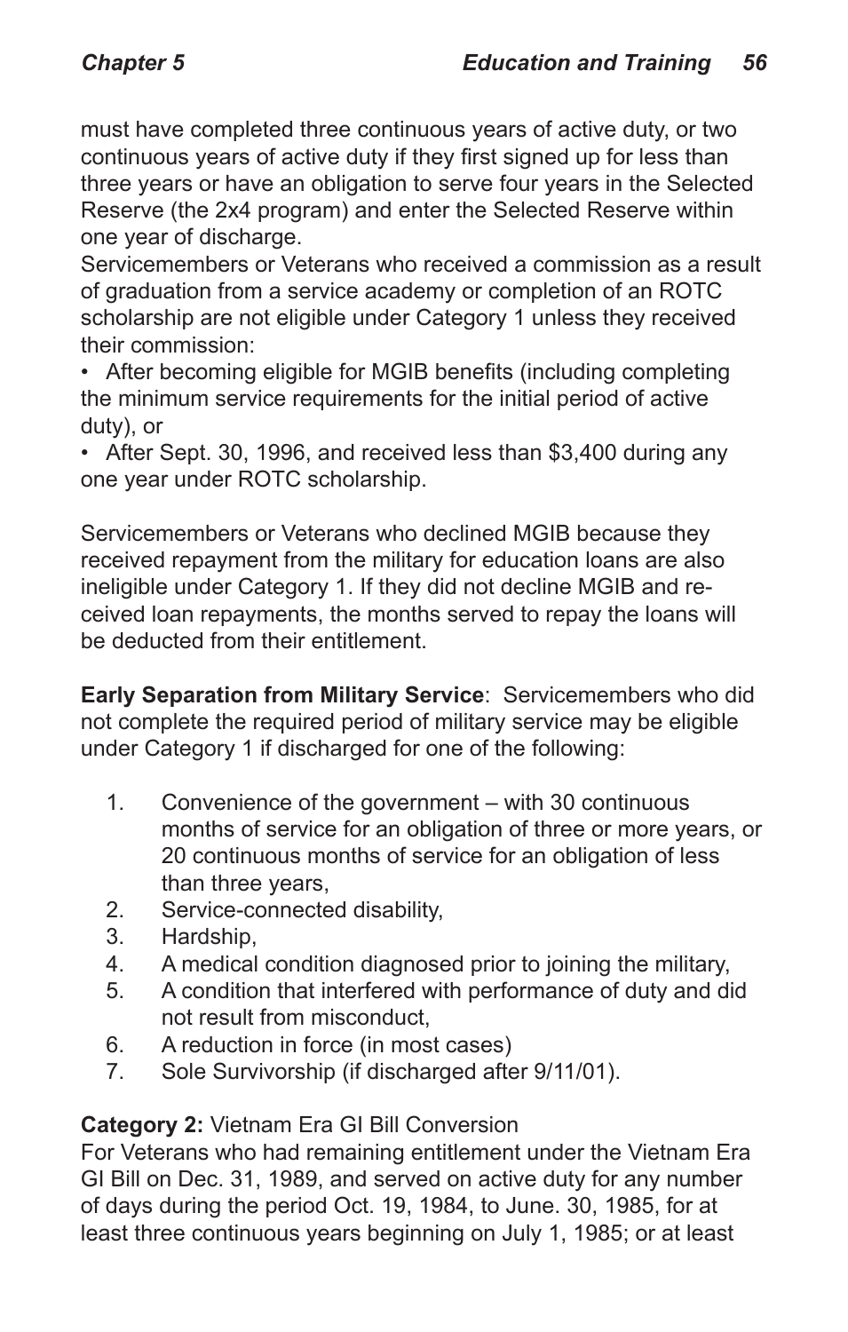must have completed three continuous years of active duty, or two continuous years of active duty if they first signed up for less than three years or have an obligation to serve four years in the Selected Reserve (the 2x4 program) and enter the Selected Reserve within one year of discharge.

Servicemembers or Veterans who received a commission as a result of graduation from a service academy or completion of an ROTC scholarship are not eligible under Category 1 unless they received their commission:

- After becoming eligible for MGIB benefits (including completing the minimum service requirements for the initial period of active duty), or
- After Sept. 30, 1996, and received less than $3,400 during any one year under ROTC scholarship.

Servicemembers or Veterans who declined MGIB because they received repayment from the military for education loans are also ineligible under Category 1. If they did not decline MGIB and received loan repayments, the months served to repay the loans will be deducted from their entitlement.

**Early Separation from Military Service**: Servicemembers who did not complete the required period of military service may be eligible under Category 1 if discharged for one of the following:

1. Convenience of the government – with 30 continuous months of service for an obligation of three or more years, or 20 continuous months of service for an obligation of less than three years,
2. Service-connected disability,
3. Hardship,
4. A medical condition diagnosed prior to joining the military,
5. A condition that interfered with performance of duty and did not result from misconduct,
6. A reduction in force (in most cases)
7. Sole Survivorship (if discharged after 9/11/01).

**Category 2:** Vietnam Era GI Bill Conversion

For Veterans who had remaining entitlement under the Vietnam Era GI Bill on Dec. 31, 1989, and served on active duty for any number of days during the period Oct. 19, 1984, to June. 30, 1985, for at least three continuous years beginning on July 1, 1985; or at least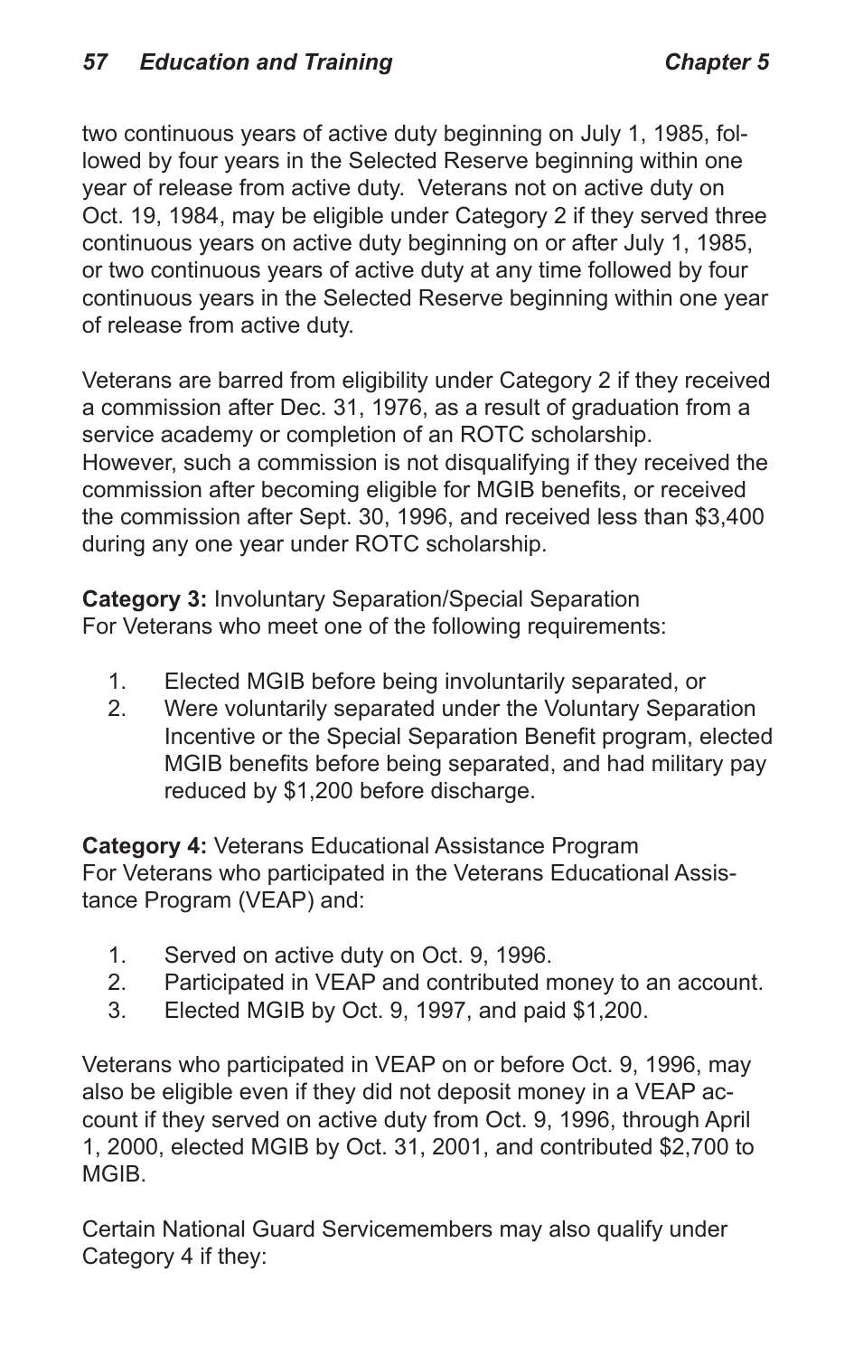two continuous years of active duty beginning on July 1, 1985, followed by four years in the Selected Reserve beginning within one year of release from active duty. Veterans not on active duty on Oct. 19, 1984, may be eligible under Category 2 if they served three continuous years on active duty beginning on or after July 1, 1985, or two continuous years of active duty at any time followed by four continuous years in the Selected Reserve beginning within one year of release from active duty.

Veterans are barred from eligibility under Category 2 if they received a commission after Dec. 31, 1976, as a result of graduation from a service academy or completion of an ROTC scholarship. However, such a commission is not disqualifying if they received the commission after becoming eligible for MGIB benefits, or received the commission after Sept. 30, 1996, and received less than $3,400 during any one year under ROTC scholarship.

**Category 3:** Involuntary Separation/Special Separation
For Veterans who meet one of the following requirements:

1. Elected MGIB before being involuntarily separated, or
2. Were voluntarily separated under the Voluntary Separation Incentive or the Special Separation Benefit program, elected MGIB benefits before being separated, and had military pay reduced by $1,200 before discharge.

**Category 4:** Veterans Educational Assistance Program
For Veterans who participated in the Veterans Educational Assistance Program (VEAP) and:

1. Served on active duty on Oct. 9, 1996.
2. Participated in VEAP and contributed money to an account.
3. Elected MGIB by Oct. 9, 1997, and paid $1,200.

Veterans who participated in VEAP on or before Oct. 9, 1996, may also be eligible even if they did not deposit money in a VEAP account if they served on active duty from Oct. 9, 1996, through April 1, 2000, elected MGIB by Oct. 31, 2001, and contributed $2,700 to MGIB.

Certain National Guard Servicemembers may also qualify under Category 4 if they: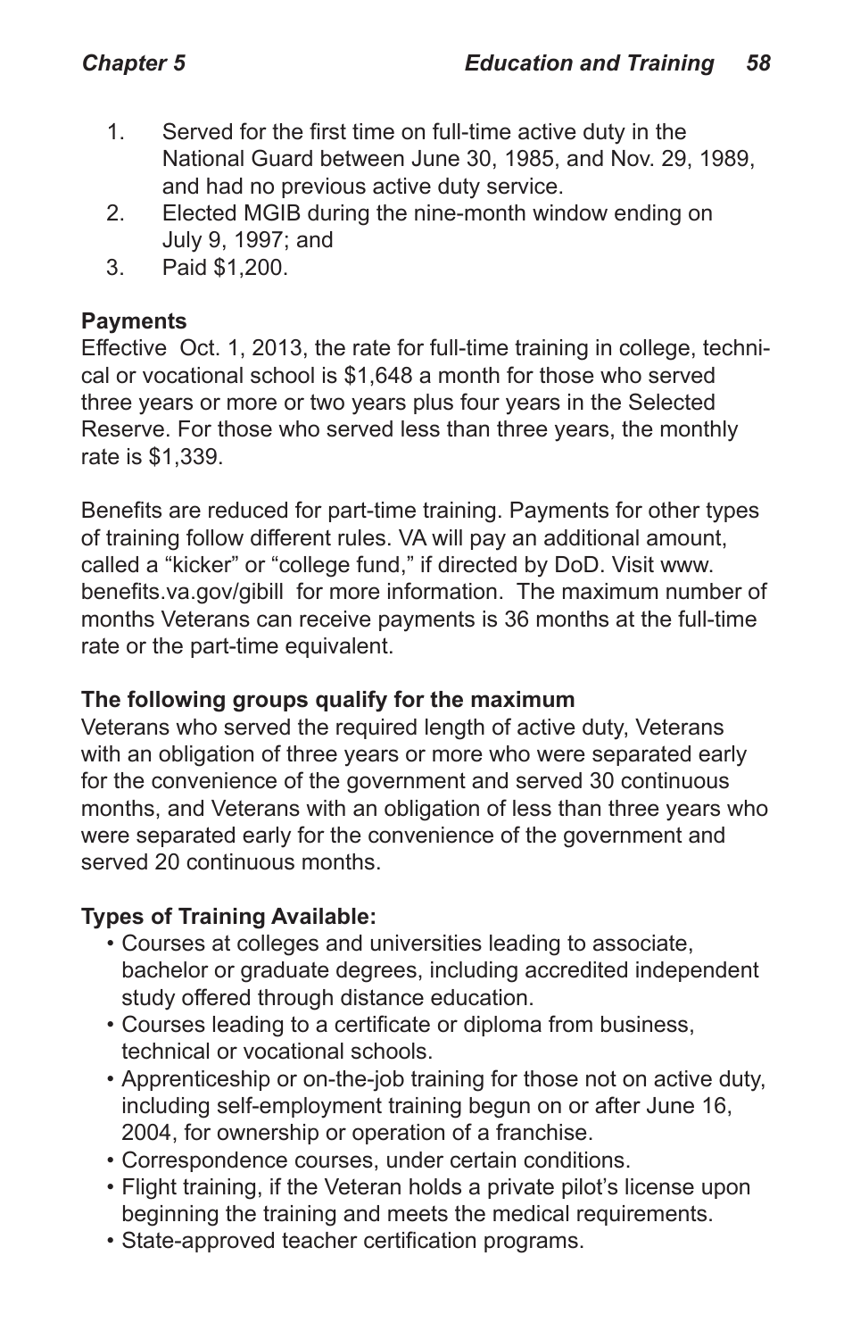1. Served for the first time on full-time active duty in the National Guard between June 30, 1985, and Nov. 29, 1989, and had no previous active duty service.
2. Elected MGIB during the nine-month window ending on July 9, 1997; and
3. Paid $1,200.

**Payments**

Effective Oct. 1, 2013, the rate for full-time training in college, technical or vocational school is $1,648 a month for those who served three years or more or two years plus four years in the Selected Reserve. For those who served less than three years, the monthly rate is $1,339.

Benefits are reduced for part-time training. Payments for other types of training follow different rules. VA will pay an additional amount, called a "kicker" or "college fund," if directed by DoD. Visit www.benefits.va.gov/gibill for more information. The maximum number of months Veterans can receive payments is 36 months at the full-time rate or the part-time equivalent.

**The following groups qualify for the maximum**

Veterans who served the required length of active duty, Veterans with an obligation of three years or more who were separated early for the convenience of the government and served 30 continuous months, and Veterans with an obligation of less than three years who were separated early for the convenience of the government and served 20 continuous months.

**Types of Training Available:**

- Courses at colleges and universities leading to associate, bachelor or graduate degrees, including accredited independent study offered through distance education.
- Courses leading to a certificate or diploma from business, technical or vocational schools.
- Apprenticeship or on-the-job training for those not on active duty, including self-employment training begun on or after June 16, 2004, for ownership or operation of a franchise.
- Correspondence courses, under certain conditions.
- Flight training, if the Veteran holds a private pilot's license upon beginning the training and meets the medical requirements.
- State-approved teacher certification programs.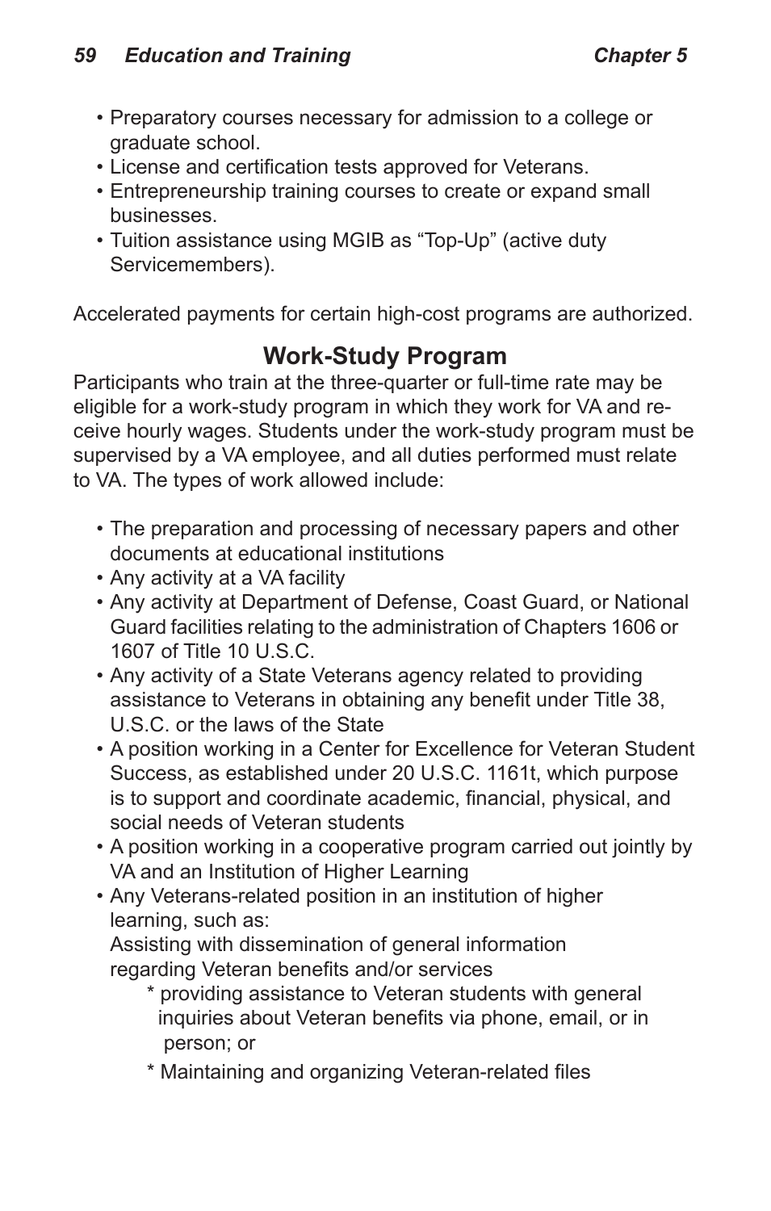- Preparatory courses necessary for admission to a college or graduate school.
- License and certification tests approved for Veterans.
- Entrepreneurship training courses to create or expand small businesses.
- Tuition assistance using MGIB as "Top-Up" (active duty Servicemembers).

Accelerated payments for certain high-cost programs are authorized.

## Work-Study Program

Participants who train at the three-quarter or full-time rate may be eligible for a work-study program in which they work for VA and receive hourly wages. Students under the work-study program must be supervised by a VA employee, and all duties performed must relate to VA. The types of work allowed include:

- The preparation and processing of necessary papers and other documents at educational institutions
- Any activity at a VA facility
- Any activity at Department of Defense, Coast Guard, or National Guard facilities relating to the administration of Chapters 1606 or 1607 of Title 10 U.S.C.
- Any activity of a State Veterans agency related to providing assistance to Veterans in obtaining any benefit under Title 38, U.S.C. or the laws of the State
- A position working in a Center for Excellence for Veteran Student Success, as established under 20 U.S.C. 1161t, which purpose is to support and coordinate academic, financial, physical, and social needs of Veteran students
- A position working in a cooperative program carried out jointly by VA and an Institution of Higher Learning
- Any Veterans-related position in an institution of higher learning, such as:
  Assisting with dissemination of general information regarding Veteran benefits and/or services
    - providing assistance to Veteran students with general inquiries about Veteran benefits via phone, email, or in person; or
    - Maintaining and organizing Veteran-related files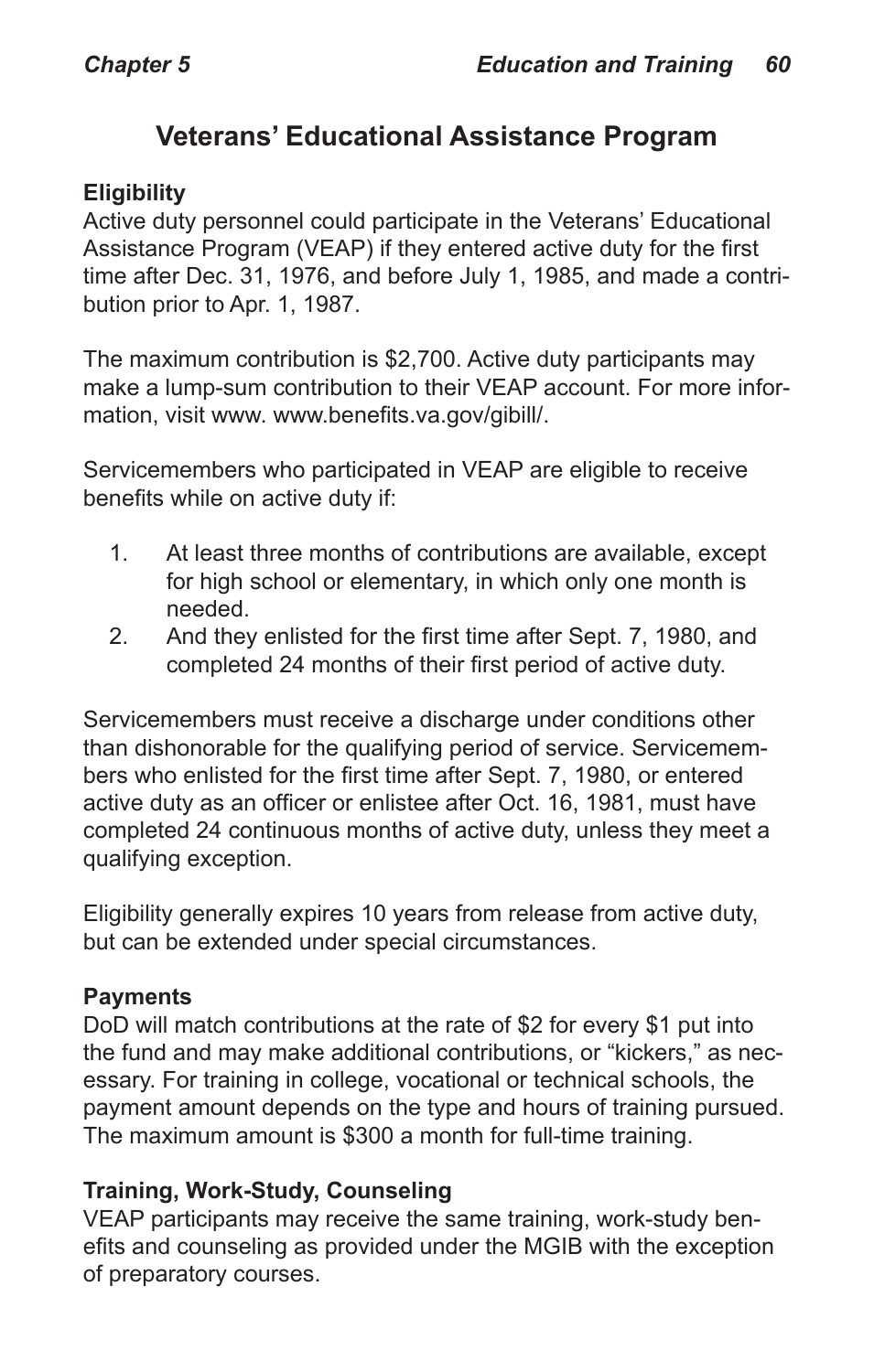# Veterans' Educational Assistance Program

**Eligibility**

Active duty personnel could participate in the Veterans' Educational Assistance Program (VEAP) if they entered active duty for the first time after Dec. 31, 1976, and before July 1, 1985, and made a contribution prior to Apr. 1, 1987.

The maximum contribution is $2,700. Active duty participants may make a lump-sum contribution to their VEAP account. For more information, visit www. www.benefits.va.gov/gibill/.

Servicemembers who participated in VEAP are eligible to receive benefits while on active duty if:

1. At least three months of contributions are available, except for high school or elementary, in which only one month is needed.
2. And they enlisted for the first time after Sept. 7, 1980, and completed 24 months of their first period of active duty.

Servicemembers must receive a discharge under conditions other than dishonorable for the qualifying period of service. Servicemembers who enlisted for the first time after Sept. 7, 1980, or entered active duty as an officer or enlistee after Oct. 16, 1981, must have completed 24 continuous months of active duty, unless they meet a qualifying exception.

Eligibility generally expires 10 years from release from active duty, but can be extended under special circumstances.

**Payments**

DoD will match contributions at the rate of $2 for every $1 put into the fund and may make additional contributions, or "kickers," as necessary. For training in college, vocational or technical schools, the payment amount depends on the type and hours of training pursued. The maximum amount is $300 a month for full-time training.

**Training, Work-Study, Counseling**

VEAP participants may receive the same training, work-study benefits and counseling as provided under the MGIB with the exception of preparatory courses.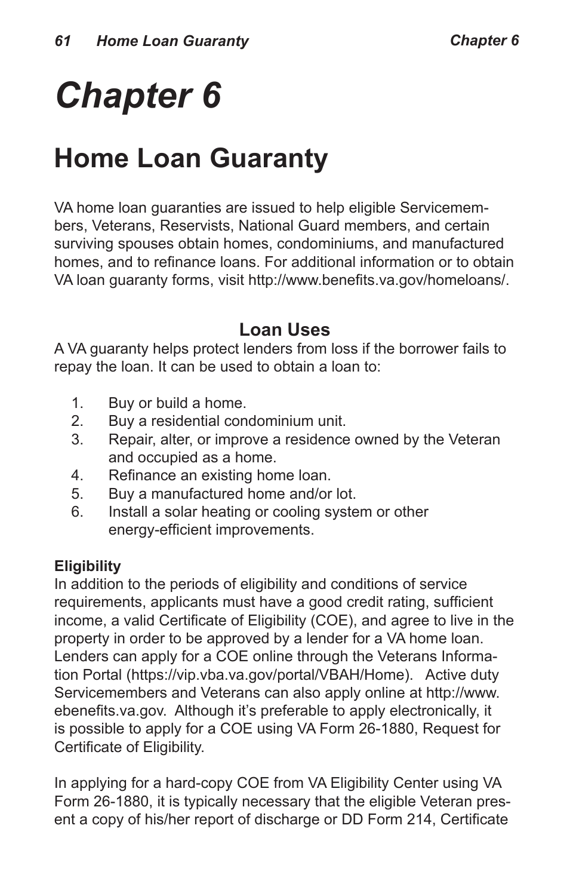# Chapter 6

## Home Loan Guaranty

VA home loan guaranties are issued to help eligible Servicemembers, Veterans, Reservists, National Guard members, and certain surviving spouses obtain homes, condominiums, and manufactured homes, and to refinance loans. For additional information or to obtain VA loan guaranty forms, visit http://www.benefits.va.gov/homeloans/.

### Loan Uses

A VA guaranty helps protect lenders from loss if the borrower fails to repay the loan. It can be used to obtain a loan to:

1. Buy or build a home.
2. Buy a residential condominium unit.
3. Repair, alter, or improve a residence owned by the Veteran and occupied as a home.
4. Refinance an existing home loan.
5. Buy a manufactured home and/or lot.
6. Install a solar heating or cooling system or other energy-efficient improvements.

**Eligibility**

In addition to the periods of eligibility and conditions of service requirements, applicants must have a good credit rating, sufficient income, a valid Certificate of Eligibility (COE), and agree to live in the property in order to be approved by a lender for a VA home loan. Lenders can apply for a COE online through the Veterans Information Portal (https://vip.vba.va.gov/portal/VBAH/Home). Active duty Servicemembers and Veterans can also apply online at http://www.ebenefits.va.gov. Although it's preferable to apply electronically, it is possible to apply for a COE using VA Form 26-1880, Request for Certificate of Eligibility.

In applying for a hard-copy COE from VA Eligibility Center using VA Form 26-1880, it is typically necessary that the eligible Veteran present a copy of his/her report of discharge or DD Form 214, Certificate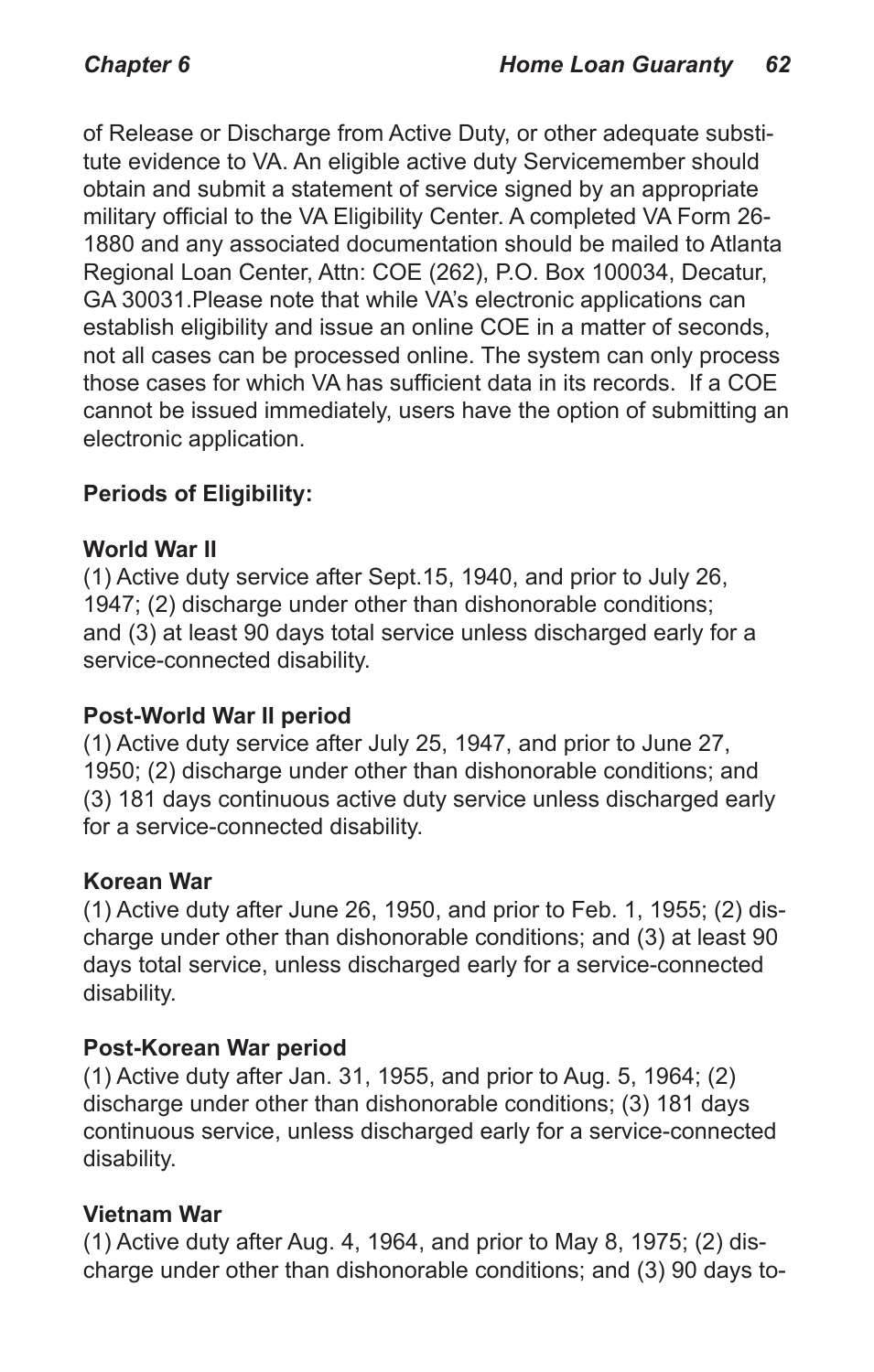of Release or Discharge from Active Duty, or other adequate substitute evidence to VA. An eligible active duty Servicemember should obtain and submit a statement of service signed by an appropriate military official to the VA Eligibility Center. A completed VA Form 26-1880 and any associated documentation should be mailed to Atlanta Regional Loan Center, Attn: COE (262), P.O. Box 100034, Decatur, GA 30031.Please note that while VA's electronic applications can establish eligibility and issue an online COE in a matter of seconds, not all cases can be processed online. The system can only process those cases for which VA has sufficient data in its records. If a COE cannot be issued immediately, users have the option of submitting an electronic application.

**Periods of Eligibility:**

**World War II**
(1) Active duty service after Sept.15, 1940, and prior to July 26, 1947; (2) discharge under other than dishonorable conditions; and (3) at least 90 days total service unless discharged early for a service-connected disability.

**Post-World War II period**
(1) Active duty service after July 25, 1947, and prior to June 27, 1950; (2) discharge under other than dishonorable conditions; and (3) 181 days continuous active duty service unless discharged early for a service-connected disability.

**Korean War**
(1) Active duty after June 26, 1950, and prior to Feb. 1, 1955; (2) discharge under other than dishonorable conditions; and (3) at least 90 days total service, unless discharged early for a service-connected disability.

**Post-Korean War period**
(1) Active duty after Jan. 31, 1955, and prior to Aug. 5, 1964; (2) discharge under other than dishonorable conditions; (3) 181 days continuous service, unless discharged early for a service-connected disability.

**Vietnam War**
(1) Active duty after Aug. 4, 1964, and prior to May 8, 1975; (2) discharge under other than dishonorable conditions; and (3) 90 days to-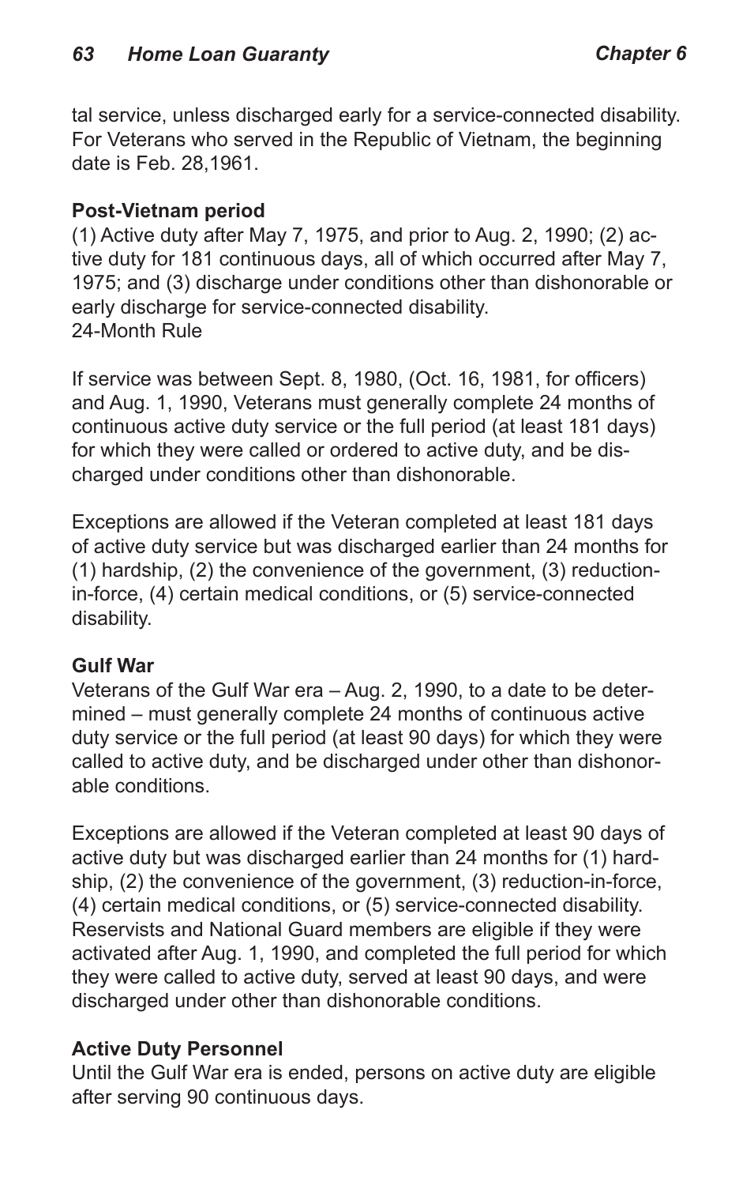tal service, unless discharged early for a service-connected disability. For Veterans who served in the Republic of Vietnam, the beginning date is Feb. 28,1961.

**Post-Vietnam period**

(1) Active duty after May 7, 1975, and prior to Aug. 2, 1990; (2) active duty for 181 continuous days, all of which occurred after May 7, 1975; and (3) discharge under conditions other than dishonorable or early discharge for service-connected disability.

24-Month Rule

If service was between Sept. 8, 1980, (Oct. 16, 1981, for officers) and Aug. 1, 1990, Veterans must generally complete 24 months of continuous active duty service or the full period (at least 181 days) for which they were called or ordered to active duty, and be discharged under conditions other than dishonorable.

Exceptions are allowed if the Veteran completed at least 181 days of active duty service but was discharged earlier than 24 months for (1) hardship, (2) the convenience of the government, (3) reduction-in-force, (4) certain medical conditions, or (5) service-connected disability.

**Gulf War**

Veterans of the Gulf War era – Aug. 2, 1990, to a date to be determined – must generally complete 24 months of continuous active duty service or the full period (at least 90 days) for which they were called to active duty, and be discharged under other than dishonorable conditions.

Exceptions are allowed if the Veteran completed at least 90 days of active duty but was discharged earlier than 24 months for (1) hardship, (2) the convenience of the government, (3) reduction-in-force, (4) certain medical conditions, or (5) service-connected disability. Reservists and National Guard members are eligible if they were activated after Aug. 1, 1990, and completed the full period for which they were called to active duty, served at least 90 days, and were discharged under other than dishonorable conditions.

**Active Duty Personnel**

Until the Gulf War era is ended, persons on active duty are eligible after serving 90 continuous days.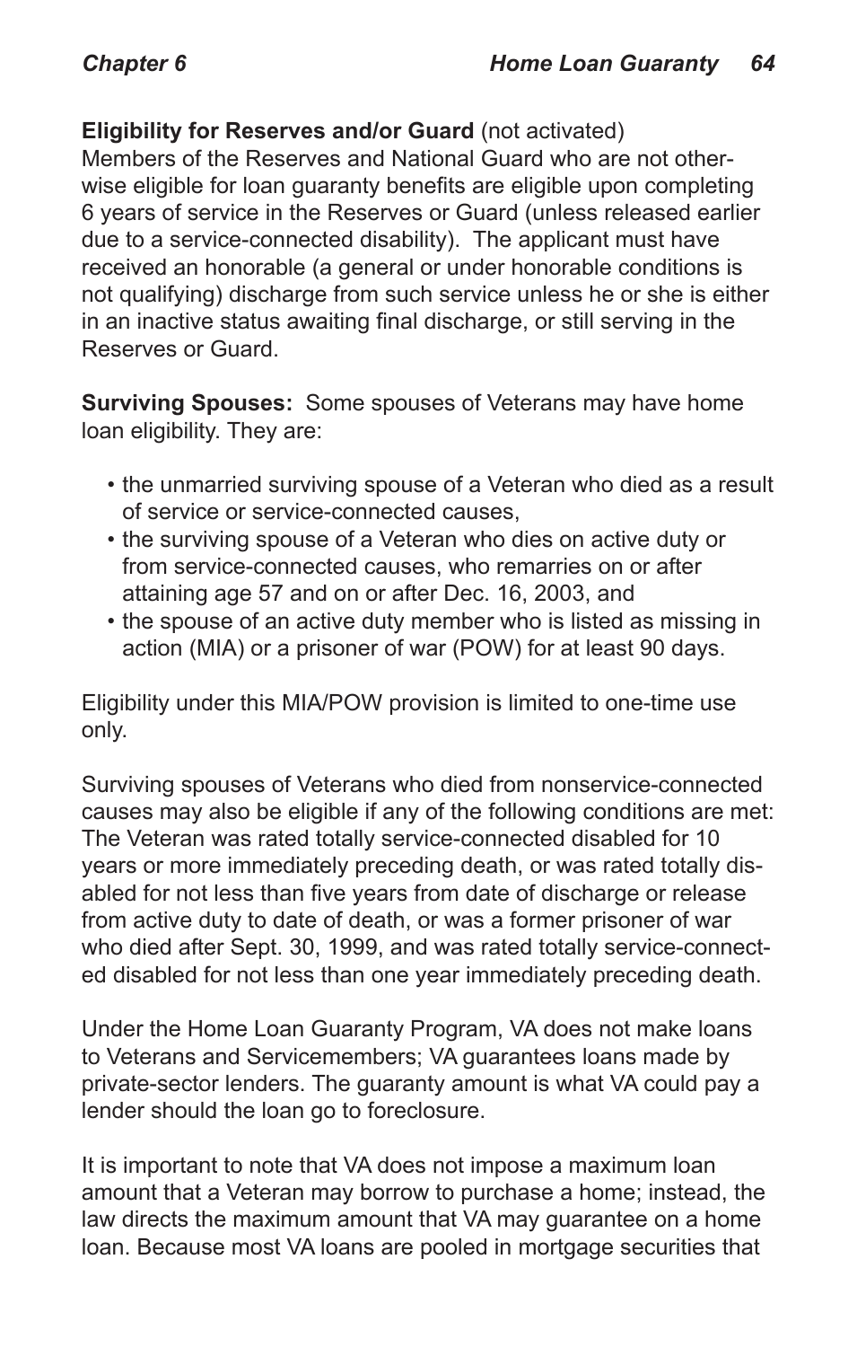**Eligibility for Reserves and/or Guard** (not activated)
Members of the Reserves and National Guard who are not otherwise eligible for loan guaranty benefits are eligible upon completing 6 years of service in the Reserves or Guard (unless released earlier due to a service-connected disability). The applicant must have received an honorable (a general or under honorable conditions is not qualifying) discharge from such service unless he or she is either in an inactive status awaiting final discharge, or still serving in the Reserves or Guard.

**Surviving Spouses:** Some spouses of Veterans may have home loan eligibility. They are:

- the unmarried surviving spouse of a Veteran who died as a result of service or service-connected causes,
- the surviving spouse of a Veteran who dies on active duty or from service-connected causes, who remarries on or after attaining age 57 and on or after Dec. 16, 2003, and
- the spouse of an active duty member who is listed as missing in action (MIA) or a prisoner of war (POW) for at least 90 days.

Eligibility under this MIA/POW provision is limited to one-time use only.

Surviving spouses of Veterans who died from nonservice-connected causes may also be eligible if any of the following conditions are met: The Veteran was rated totally service-connected disabled for 10 years or more immediately preceding death, or was rated totally disabled for not less than five years from date of discharge or release from active duty to date of death, or was a former prisoner of war who died after Sept. 30, 1999, and was rated totally service-connected disabled for not less than one year immediately preceding death.

Under the Home Loan Guaranty Program, VA does not make loans to Veterans and Servicemembers; VA guarantees loans made by private-sector lenders. The guaranty amount is what VA could pay a lender should the loan go to foreclosure.

It is important to note that VA does not impose a maximum loan amount that a Veteran may borrow to purchase a home; instead, the law directs the maximum amount that VA may guarantee on a home loan. Because most VA loans are pooled in mortgage securities that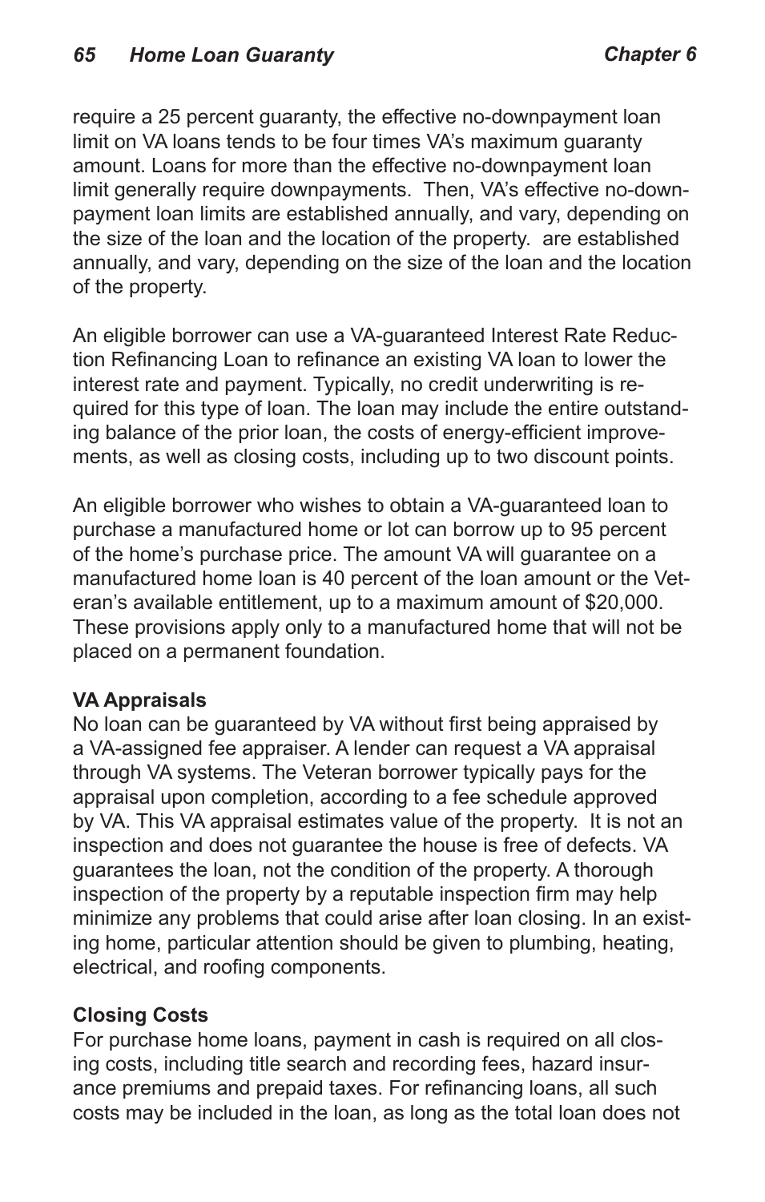require a 25 percent guaranty, the effective no-downpayment loan limit on VA loans tends to be four times VA's maximum guaranty amount. Loans for more than the effective no-downpayment loan limit generally require downpayments. Then, VA's effective no-downpayment loan limits are established annually, and vary, depending on the size of the loan and the location of the property. are established annually, and vary, depending on the size of the loan and the location of the property.

An eligible borrower can use a VA-guaranteed Interest Rate Reduction Refinancing Loan to refinance an existing VA loan to lower the interest rate and payment. Typically, no credit underwriting is required for this type of loan. The loan may include the entire outstanding balance of the prior loan, the costs of energy-efficient improvements, as well as closing costs, including up to two discount points.

An eligible borrower who wishes to obtain a VA-guaranteed loan to purchase a manufactured home or lot can borrow up to 95 percent of the home's purchase price. The amount VA will guarantee on a manufactured home loan is 40 percent of the loan amount or the Veteran's available entitlement, up to a maximum amount of $20,000. These provisions apply only to a manufactured home that will not be placed on a permanent foundation.

**VA Appraisals**
No loan can be guaranteed by VA without first being appraised by a VA-assigned fee appraiser. A lender can request a VA appraisal through VA systems. The Veteran borrower typically pays for the appraisal upon completion, according to a fee schedule approved by VA. This VA appraisal estimates value of the property. It is not an inspection and does not guarantee the house is free of defects. VA guarantees the loan, not the condition of the property. A thorough inspection of the property by a reputable inspection firm may help minimize any problems that could arise after loan closing. In an existing home, particular attention should be given to plumbing, heating, electrical, and roofing components.

**Closing Costs**
For purchase home loans, payment in cash is required on all closing costs, including title search and recording fees, hazard insurance premiums and prepaid taxes. For refinancing loans, all such costs may be included in the loan, as long as the total loan does not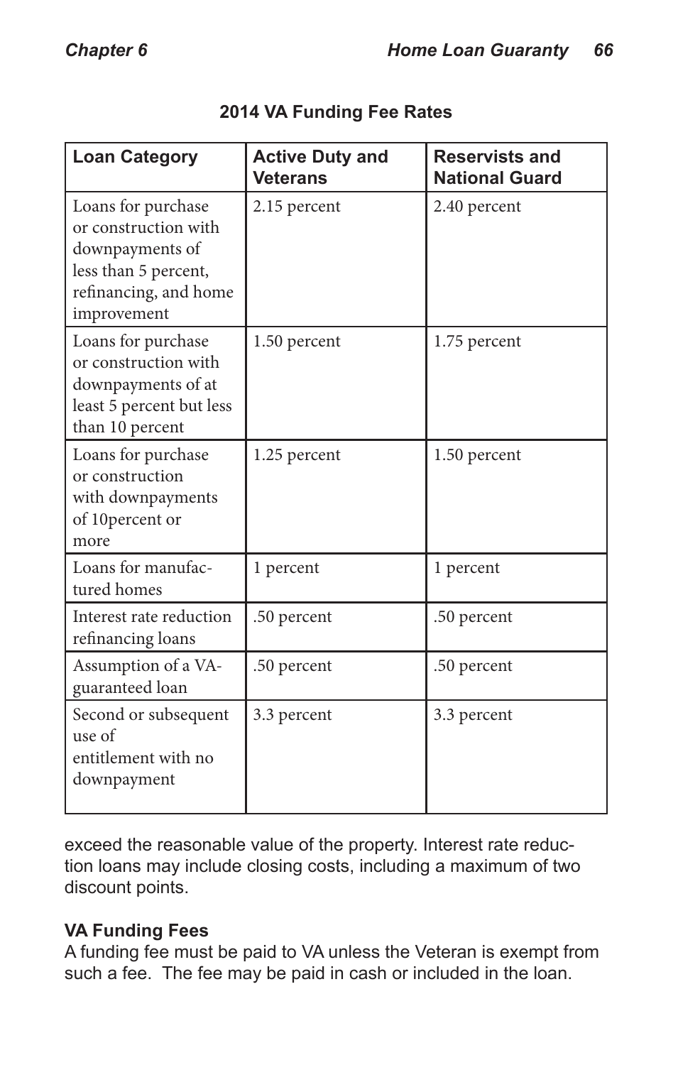**2014 VA Funding Fee Rates**

| Loan Category | Active Duty and Veterans | Reservists and National Guard |
| --- | --- | --- |
| Loans for purchase or construction with downpayments of less than 5 percent, refinancing, and home improvement | 2.15 percent | 2.40 percent |
| Loans for purchase or construction with downpayments of at least 5 percent but less than 10 percent | 1.50 percent | 1.75 percent |
| Loans for purchase or construction with downpayments of 10percent or more | 1.25 percent | 1.50 percent |
| Loans for manufactured homes | 1 percent | 1 percent |
| Interest rate reduction refinancing loans | .50 percent | .50 percent |
| Assumption of a VA-guaranteed loan | .50 percent | .50 percent |
| Second or subsequent use of entitlement with no downpayment | 3.3 percent | 3.3 percent |

exceed the reasonable value of the property. Interest rate reduction loans may include closing costs, including a maximum of two discount points.

**VA Funding Fees**

A funding fee must be paid to VA unless the Veteran is exempt from such a fee. The fee may be paid in cash or included in the loan.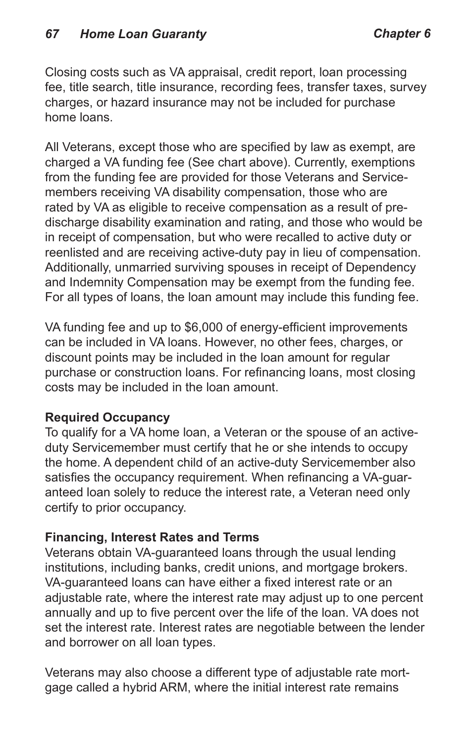Closing costs such as VA appraisal, credit report, loan processing fee, title search, title insurance, recording fees, transfer taxes, survey charges, or hazard insurance may not be included for purchase home loans.

All Veterans, except those who are specified by law as exempt, are charged a VA funding fee (See chart above). Currently, exemptions from the funding fee are provided for those Veterans and Servicemembers receiving VA disability compensation, those who are rated by VA as eligible to receive compensation as a result of predischarge disability examination and rating, and those who would be in receipt of compensation, but who were recalled to active duty or reenlisted and are receiving active-duty pay in lieu of compensation. Additionally, unmarried surviving spouses in receipt of Dependency and Indemnity Compensation may be exempt from the funding fee. For all types of loans, the loan amount may include this funding fee.

VA funding fee and up to $6,000 of energy-efficient improvements can be included in VA loans. However, no other fees, charges, or discount points may be included in the loan amount for regular purchase or construction loans. For refinancing loans, most closing costs may be included in the loan amount.

**Required Occupancy**
To qualify for a VA home loan, a Veteran or the spouse of an active-duty Servicemember must certify that he or she intends to occupy the home. A dependent child of an active-duty Servicemember also satisfies the occupancy requirement. When refinancing a VA-guaranteed loan solely to reduce the interest rate, a Veteran need only certify to prior occupancy.

**Financing, Interest Rates and Terms**
Veterans obtain VA-guaranteed loans through the usual lending institutions, including banks, credit unions, and mortgage brokers. VA-guaranteed loans can have either a fixed interest rate or an adjustable rate, where the interest rate may adjust up to one percent annually and up to five percent over the life of the loan. VA does not set the interest rate. Interest rates are negotiable between the lender and borrower on all loan types.

Veterans may also choose a different type of adjustable rate mortgage called a hybrid ARM, where the initial interest rate remains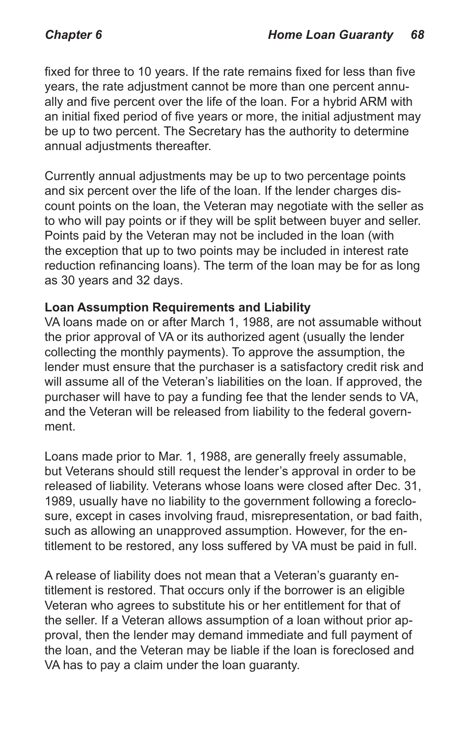fixed for three to 10 years. If the rate remains fixed for less than five years, the rate adjustment cannot be more than one percent annually and five percent over the life of the loan. For a hybrid ARM with an initial fixed period of five years or more, the initial adjustment may be up to two percent. The Secretary has the authority to determine annual adjustments thereafter.

Currently annual adjustments may be up to two percentage points and six percent over the life of the loan. If the lender charges discount points on the loan, the Veteran may negotiate with the seller as to who will pay points or if they will be split between buyer and seller. Points paid by the Veteran may not be included in the loan (with the exception that up to two points may be included in interest rate reduction refinancing loans). The term of the loan may be for as long as 30 years and 32 days.

**Loan Assumption Requirements and Liability**

VA loans made on or after March 1, 1988, are not assumable without the prior approval of VA or its authorized agent (usually the lender collecting the monthly payments). To approve the assumption, the lender must ensure that the purchaser is a satisfactory credit risk and will assume all of the Veteran's liabilities on the loan. If approved, the purchaser will have to pay a funding fee that the lender sends to VA, and the Veteran will be released from liability to the federal government.

Loans made prior to Mar. 1, 1988, are generally freely assumable, but Veterans should still request the lender's approval in order to be released of liability. Veterans whose loans were closed after Dec. 31, 1989, usually have no liability to the government following a foreclosure, except in cases involving fraud, misrepresentation, or bad faith, such as allowing an unapproved assumption. However, for the entitlement to be restored, any loss suffered by VA must be paid in full.

A release of liability does not mean that a Veteran's guaranty entitlement is restored. That occurs only if the borrower is an eligible Veteran who agrees to substitute his or her entitlement for that of the seller. If a Veteran allows assumption of a loan without prior approval, then the lender may demand immediate and full payment of the loan, and the Veteran may be liable if the loan is foreclosed and VA has to pay a claim under the loan guaranty.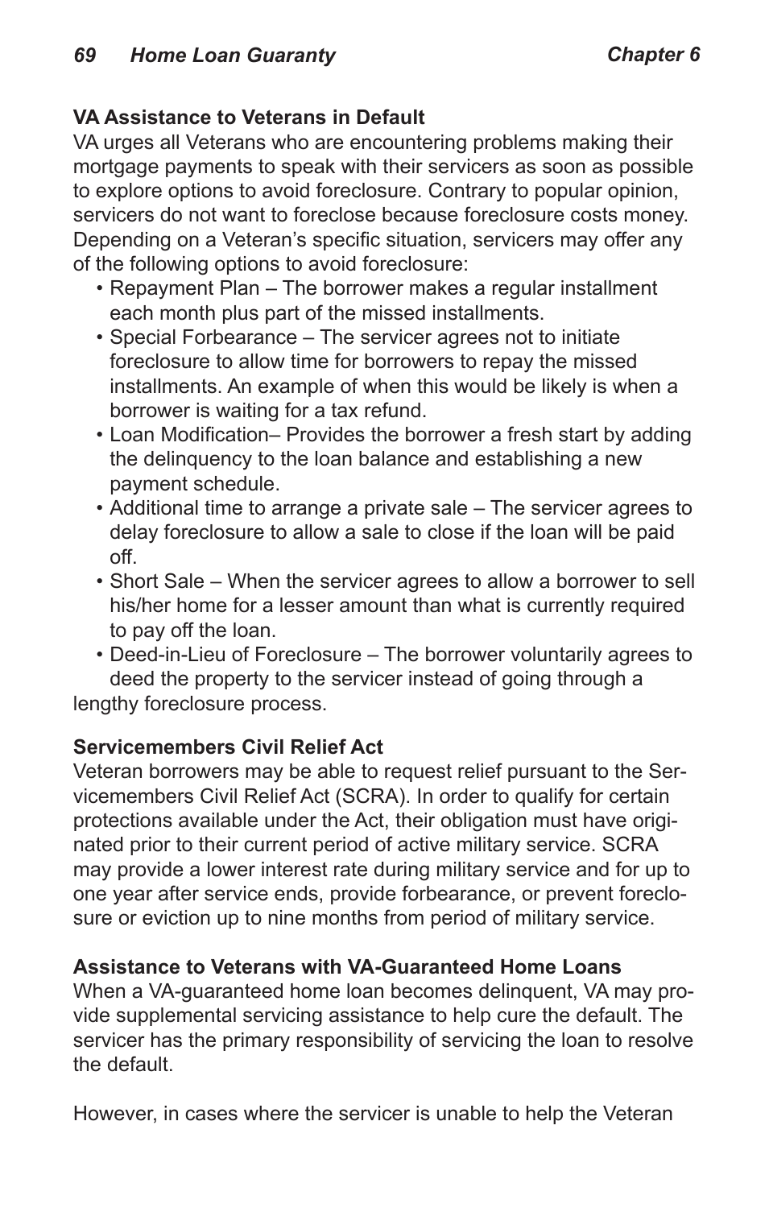**VA Assistance to Veterans in Default**

VA urges all Veterans who are encountering problems making their mortgage payments to speak with their servicers as soon as possible to explore options to avoid foreclosure. Contrary to popular opinion, servicers do not want to foreclose because foreclosure costs money. Depending on a Veteran's specific situation, servicers may offer any of the following options to avoid foreclosure:

- Repayment Plan – The borrower makes a regular installment each month plus part of the missed installments.
- Special Forbearance – The servicer agrees not to initiate foreclosure to allow time for borrowers to repay the missed installments. An example of when this would be likely is when a borrower is waiting for a tax refund.
- Loan Modification– Provides the borrower a fresh start by adding the delinquency to the loan balance and establishing a new payment schedule.
- Additional time to arrange a private sale – The servicer agrees to delay foreclosure to allow a sale to close if the loan will be paid off.
- Short Sale – When the servicer agrees to allow a borrower to sell his/her home for a lesser amount than what is currently required to pay off the loan.
- Deed-in-Lieu of Foreclosure – The borrower voluntarily agrees to deed the property to the servicer instead of going through a lengthy foreclosure process.

**Servicemembers Civil Relief Act**

Veteran borrowers may be able to request relief pursuant to the Servicemembers Civil Relief Act (SCRA). In order to qualify for certain protections available under the Act, their obligation must have originated prior to their current period of active military service. SCRA may provide a lower interest rate during military service and for up to one year after service ends, provide forbearance, or prevent foreclosure or eviction up to nine months from period of military service.

**Assistance to Veterans with VA-Guaranteed Home Loans**

When a VA-guaranteed home loan becomes delinquent, VA may provide supplemental servicing assistance to help cure the default. The servicer has the primary responsibility of servicing the loan to resolve the default.

However, in cases where the servicer is unable to help the Veteran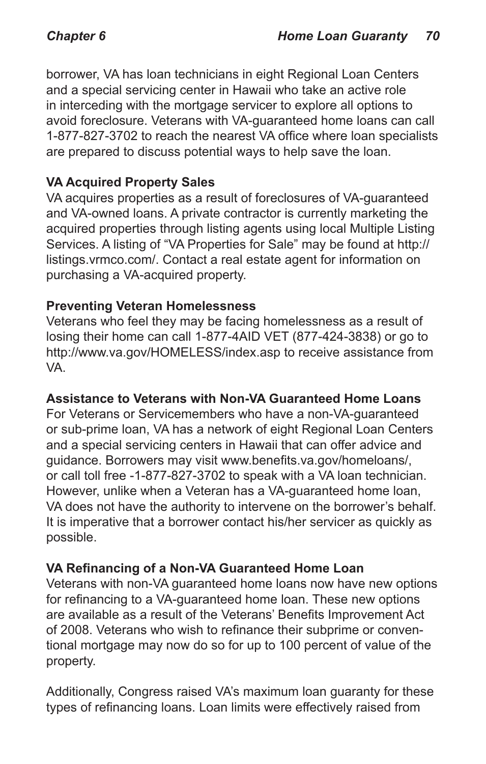borrower, VA has loan technicians in eight Regional Loan Centers and a special servicing center in Hawaii who take an active role in interceding with the mortgage servicer to explore all options to avoid foreclosure. Veterans with VA-guaranteed home loans can call 1-877-827-3702 to reach the nearest VA office where loan specialists are prepared to discuss potential ways to help save the loan.

**VA Acquired Property Sales**

VA acquires properties as a result of foreclosures of VA-guaranteed and VA-owned loans. A private contractor is currently marketing the acquired properties through listing agents using local Multiple Listing Services. A listing of "VA Properties for Sale" may be found at http://listings.vrmco.com/. Contact a real estate agent for information on purchasing a VA-acquired property.

**Preventing Veteran Homelessness**

Veterans who feel they may be facing homelessness as a result of losing their home can call 1-877-4AID VET (877-424-3838) or go to http://www.va.gov/HOMELESS/index.asp to receive assistance from VA.

**Assistance to Veterans with Non-VA Guaranteed Home Loans**

For Veterans or Servicemembers who have a non-VA-guaranteed or sub-prime loan, VA has a network of eight Regional Loan Centers and a special servicing centers in Hawaii that can offer advice and guidance. Borrowers may visit www.benefits.va.gov/homeloans/, or call toll free -1-877-827-3702 to speak with a VA loan technician. However, unlike when a Veteran has a VA-guaranteed home loan, VA does not have the authority to intervene on the borrower's behalf. It is imperative that a borrower contact his/her servicer as quickly as possible.

**VA Refinancing of a Non-VA Guaranteed Home Loan**

Veterans with non-VA guaranteed home loans now have new options for refinancing to a VA-guaranteed home loan. These new options are available as a result of the Veterans' Benefits Improvement Act of 2008. Veterans who wish to refinance their subprime or conventional mortgage may now do so for up to 100 percent of value of the property.

Additionally, Congress raised VA's maximum loan guaranty for these types of refinancing loans. Loan limits were effectively raised from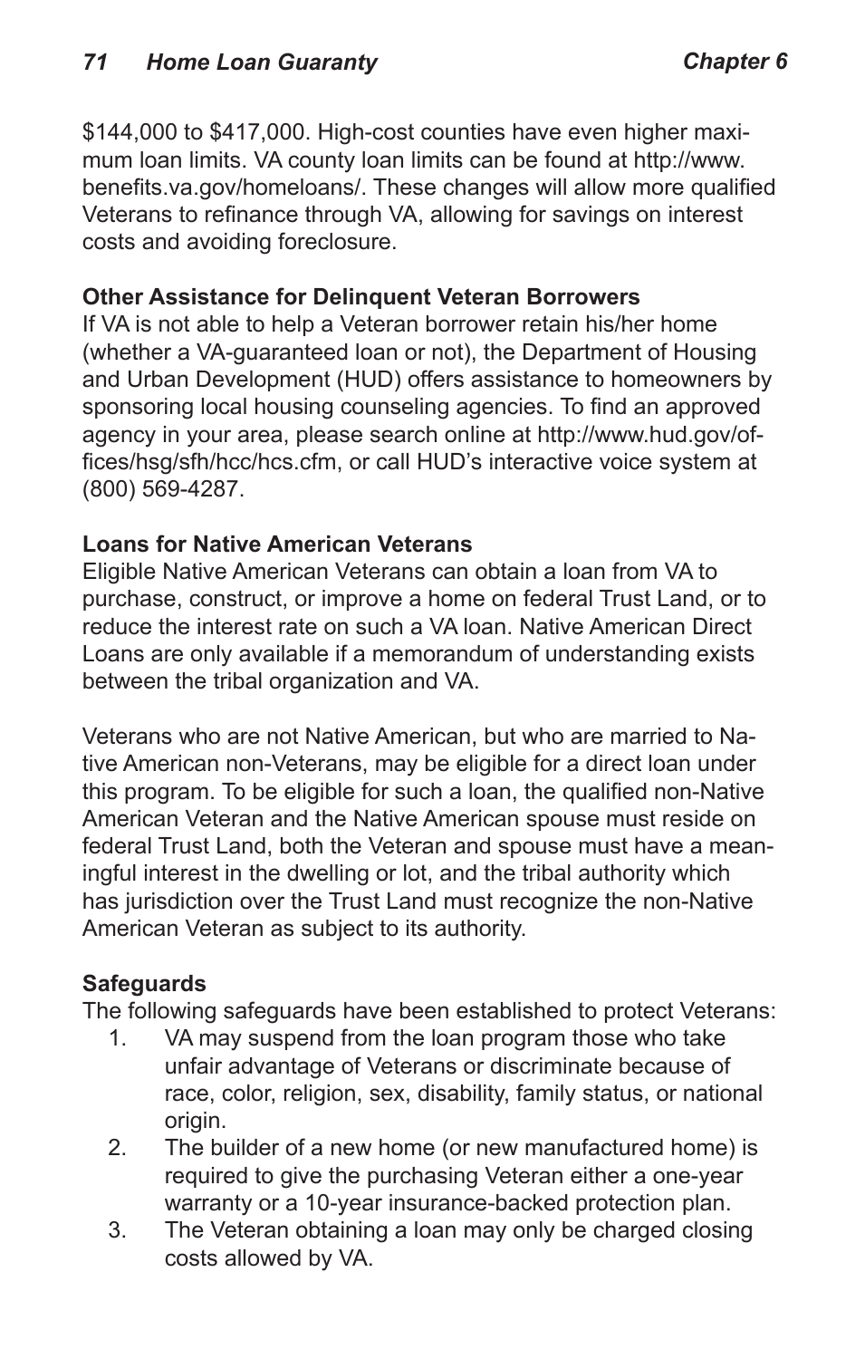$144,000 to $417,000. High-cost counties have even higher maximum loan limits. VA county loan limits can be found at http://www.benefits.va.gov/homeloans/. These changes will allow more qualified Veterans to refinance through VA, allowing for savings on interest costs and avoiding foreclosure.

**Other Assistance for Delinquent Veteran Borrowers**

If VA is not able to help a Veteran borrower retain his/her home (whether a VA-guaranteed loan or not), the Department of Housing and Urban Development (HUD) offers assistance to homeowners by sponsoring local housing counseling agencies. To find an approved agency in your area, please search online at http://www.hud.gov/offices/hsg/sfh/hcc/hcs.cfm, or call HUD's interactive voice system at (800) 569-4287.

**Loans for Native American Veterans**

Eligible Native American Veterans can obtain a loan from VA to purchase, construct, or improve a home on federal Trust Land, or to reduce the interest rate on such a VA loan. Native American Direct Loans are only available if a memorandum of understanding exists between the tribal organization and VA.

Veterans who are not Native American, but who are married to Native American non-Veterans, may be eligible for a direct loan under this program. To be eligible for such a loan, the qualified non-Native American Veteran and the Native American spouse must reside on federal Trust Land, both the Veteran and spouse must have a meaningful interest in the dwelling or lot, and the tribal authority which has jurisdiction over the Trust Land must recognize the non-Native American Veteran as subject to its authority.

**Safeguards**

The following safeguards have been established to protect Veterans:

1. VA may suspend from the loan program those who take unfair advantage of Veterans or discriminate because of race, color, religion, sex, disability, family status, or national origin.
2. The builder of a new home (or new manufactured home) is required to give the purchasing Veteran either a one-year warranty or a 10-year insurance-backed protection plan.
3. The Veteran obtaining a loan may only be charged closing costs allowed by VA.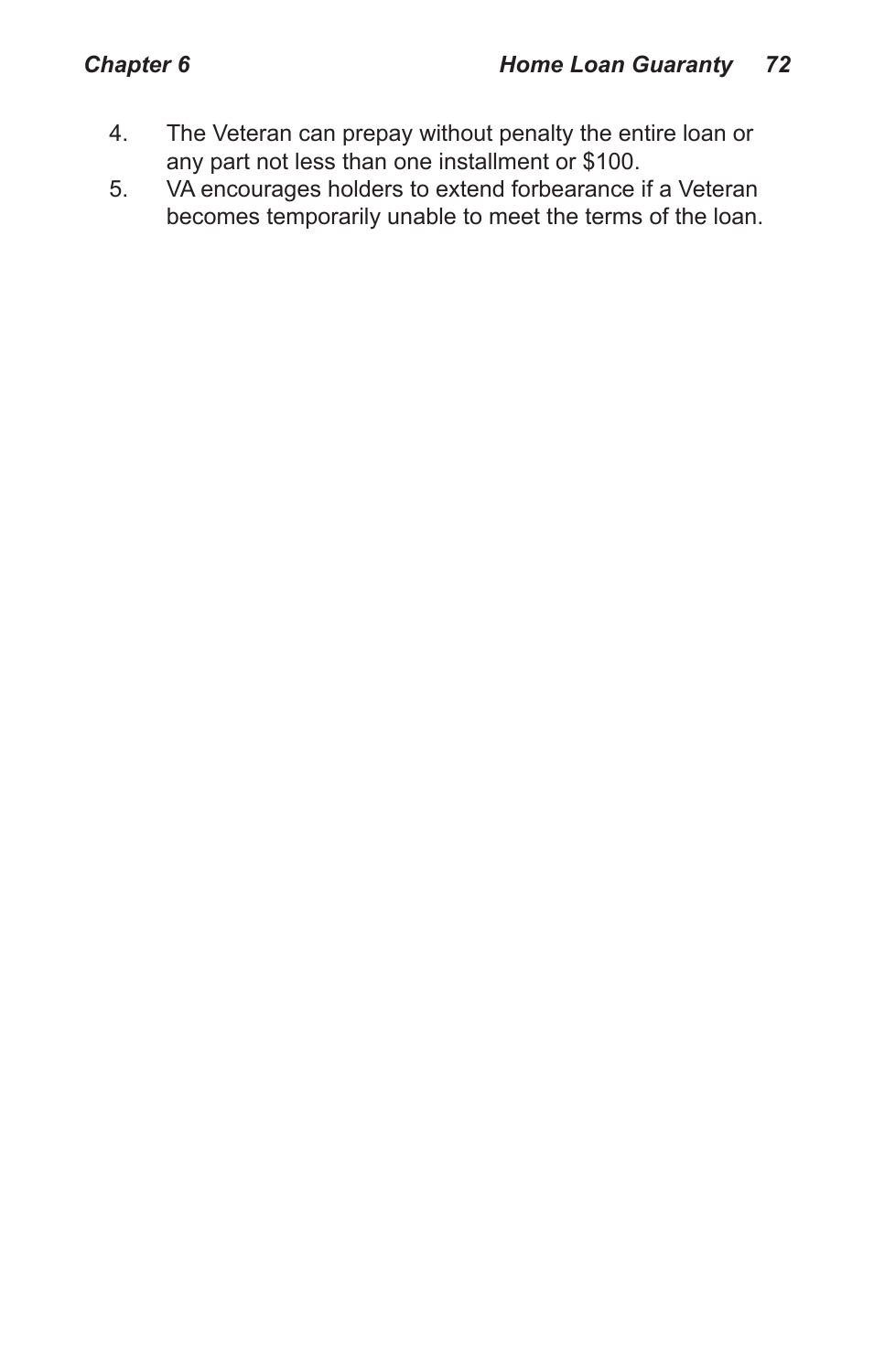4. The Veteran can prepay without penalty the entire loan or any part not less than one installment or $100.
5. VA encourages holders to extend forbearance if a Veteran becomes temporarily unable to meet the terms of the loan.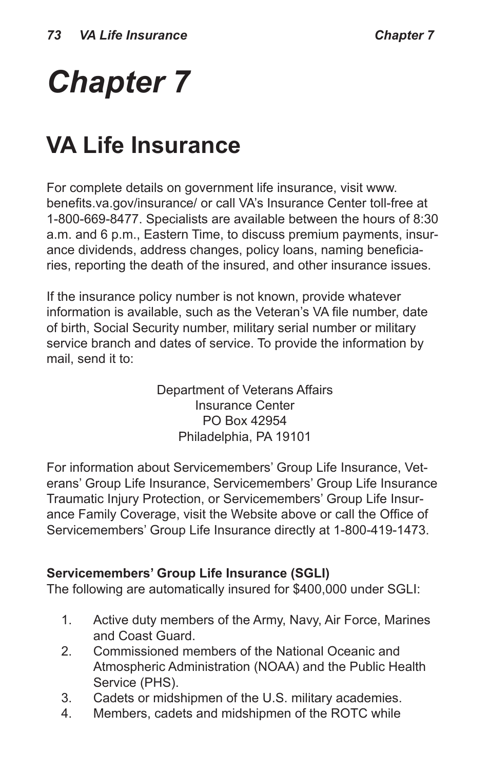# Chapter 7

## VA Life Insurance

For complete details on government life insurance, visit www.benefits.va.gov/insurance/ or call VA's Insurance Center toll-free at 1-800-669-8477. Specialists are available between the hours of 8:30 a.m. and 6 p.m., Eastern Time, to discuss premium payments, insurance dividends, address changes, policy loans, naming beneficiaries, reporting the death of the insured, and other insurance issues.

If the insurance policy number is not known, provide whatever information is available, such as the Veteran's VA file number, date of birth, Social Security number, military serial number or military service branch and dates of service. To provide the information by mail, send it to:

Department of Veterans Affairs
Insurance Center
PO Box 42954
Philadelphia, PA 19101

For information about Servicemembers' Group Life Insurance, Veterans' Group Life Insurance, Servicemembers' Group Life Insurance Traumatic Injury Protection, or Servicemembers' Group Life Insurance Family Coverage, visit the Website above or call the Office of Servicemembers' Group Life Insurance directly at 1-800-419-1473.

**Servicemembers' Group Life Insurance (SGLI)**
The following are automatically insured for $400,000 under SGLI:

1. Active duty members of the Army, Navy, Air Force, Marines and Coast Guard.
2. Commissioned members of the National Oceanic and Atmospheric Administration (NOAA) and the Public Health Service (PHS).
3. Cadets or midshipmen of the U.S. military academies.
4. Members, cadets and midshipmen of the ROTC while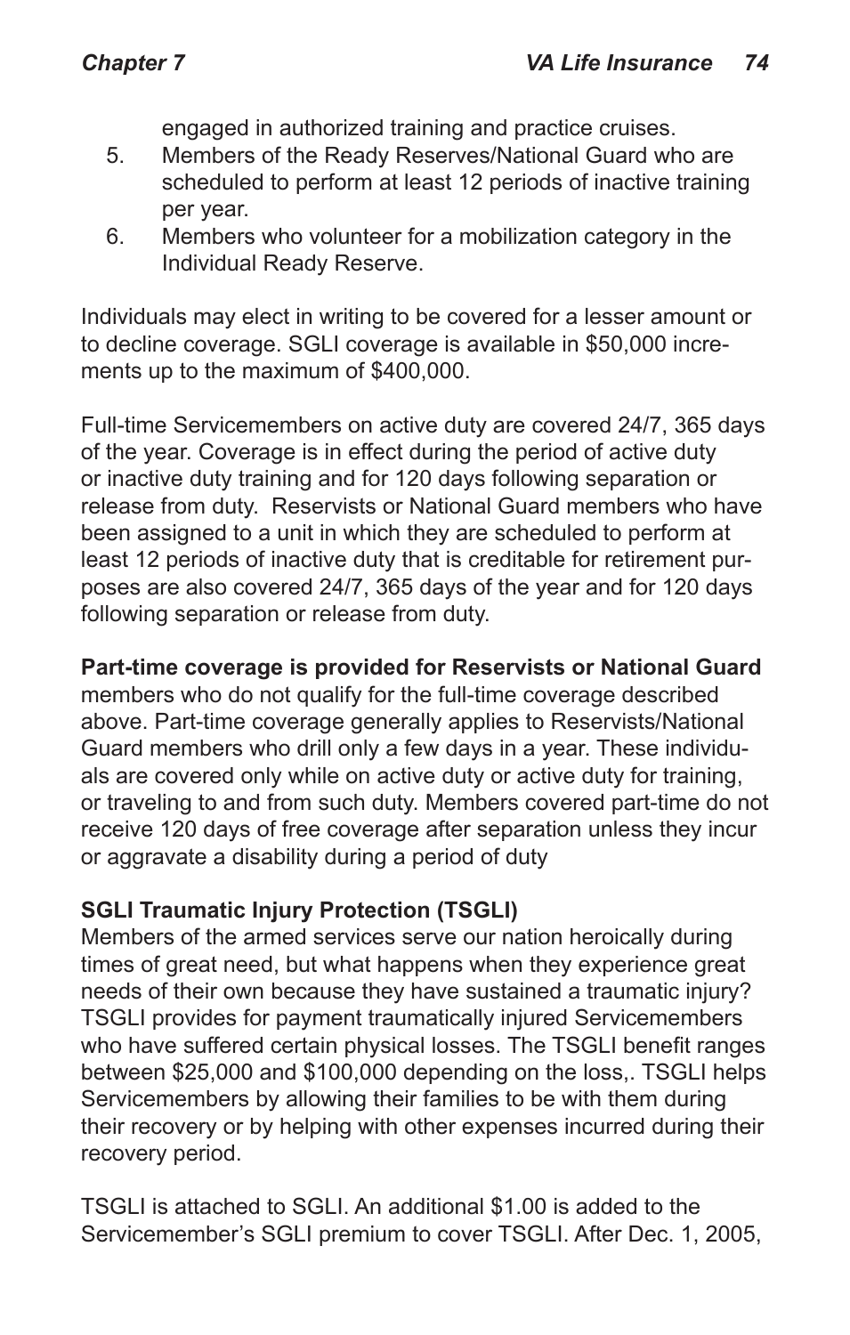engaged in authorized training and practice cruises.

5. Members of the Ready Reserves/National Guard who are scheduled to perform at least 12 periods of inactive training per year.
6. Members who volunteer for a mobilization category in the Individual Ready Reserve.

Individuals may elect in writing to be covered for a lesser amount or to decline coverage. SGLI coverage is available in $50,000 increments up to the maximum of $400,000.

Full-time Servicemembers on active duty are covered 24/7, 365 days of the year. Coverage is in effect during the period of active duty or inactive duty training and for 120 days following separation or release from duty. Reservists or National Guard members who have been assigned to a unit in which they are scheduled to perform at least 12 periods of inactive duty that is creditable for retirement purposes are also covered 24/7, 365 days of the year and for 120 days following separation or release from duty.

**Part-time coverage is provided for Reservists or National Guard** members who do not qualify for the full-time coverage described above. Part-time coverage generally applies to Reservists/National Guard members who drill only a few days in a year. These individuals are covered only while on active duty or active duty for training, or traveling to and from such duty. Members covered part-time do not receive 120 days of free coverage after separation unless they incur or aggravate a disability during a period of duty

**SGLI Traumatic Injury Protection (TSGLI)**

Members of the armed services serve our nation heroically during times of great need, but what happens when they experience great needs of their own because they have sustained a traumatic injury? TSGLI provides for payment traumatically injured Servicemembers who have suffered certain physical losses. The TSGLI benefit ranges between $25,000 and $100,000 depending on the loss,. TSGLI helps Servicemembers by allowing their families to be with them during their recovery or by helping with other expenses incurred during their recovery period.

TSGLI is attached to SGLI. An additional $1.00 is added to the Servicemember's SGLI premium to cover TSGLI. After Dec. 1, 2005,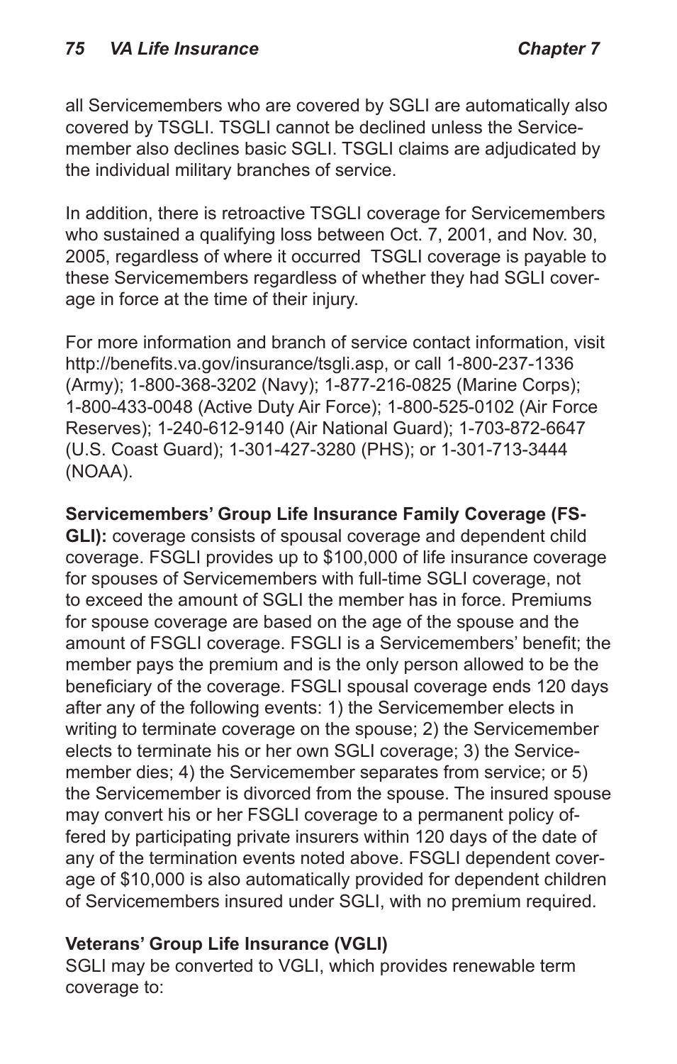all Servicemembers who are covered by SGLI are automatically also covered by TSGLI. TSGLI cannot be declined unless the Servicemember also declines basic SGLI. TSGLI claims are adjudicated by the individual military branches of service.

In addition, there is retroactive TSGLI coverage for Servicemembers who sustained a qualifying loss between Oct. 7, 2001, and Nov. 30, 2005, regardless of where it occurred TSGLI coverage is payable to these Servicemembers regardless of whether they had SGLI coverage in force at the time of their injury.

For more information and branch of service contact information, visit http://benefits.va.gov/insurance/tsgli.asp, or call 1-800-237-1336 (Army); 1-800-368-3202 (Navy); 1-877-216-0825 (Marine Corps); 1-800-433-0048 (Active Duty Air Force); 1-800-525-0102 (Air Force Reserves); 1-240-612-9140 (Air National Guard); 1-703-872-6647 (U.S. Coast Guard); 1-301-427-3280 (PHS); or 1-301-713-3444 (NOAA).

**Servicemembers' Group Life Insurance Family Coverage (FSGLI):** coverage consists of spousal coverage and dependent child coverage. FSGLI provides up to $100,000 of life insurance coverage for spouses of Servicemembers with full-time SGLI coverage, not to exceed the amount of SGLI the member has in force. Premiums for spouse coverage are based on the age of the spouse and the amount of FSGLI coverage. FSGLI is a Servicemembers' benefit; the member pays the premium and is the only person allowed to be the beneficiary of the coverage. FSGLI spousal coverage ends 120 days after any of the following events: 1) the Servicemember elects in writing to terminate coverage on the spouse; 2) the Servicemember elects to terminate his or her own SGLI coverage; 3) the Servicemember dies; 4) the Servicemember separates from service; or 5) the Servicemember is divorced from the spouse. The insured spouse may convert his or her FSGLI coverage to a permanent policy offered by participating private insurers within 120 days of the date of any of the termination events noted above. FSGLI dependent coverage of $10,000 is also automatically provided for dependent children of Servicemembers insured under SGLI, with no premium required.

**Veterans' Group Life Insurance (VGLI)**

SGLI may be converted to VGLI, which provides renewable term coverage to: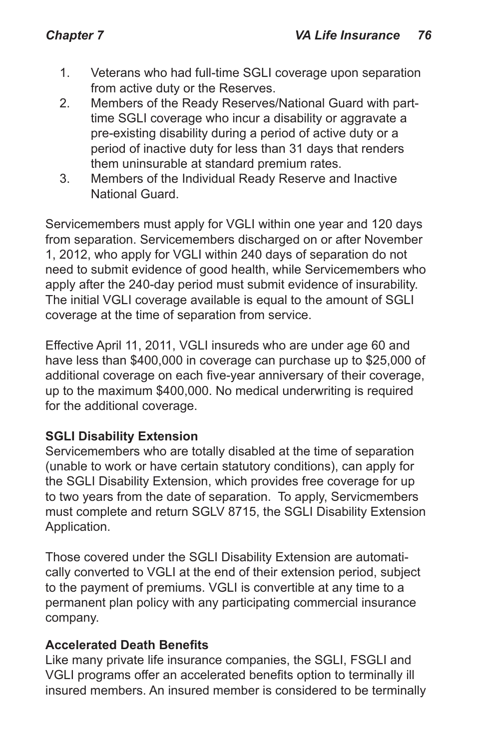1. Veterans who had full-time SGLI coverage upon separation from active duty or the Reserves.
2. Members of the Ready Reserves/National Guard with part-time SGLI coverage who incur a disability or aggravate a pre-existing disability during a period of active duty or a period of inactive duty for less than 31 days that renders them uninsurable at standard premium rates.
3. Members of the Individual Ready Reserve and Inactive National Guard.

Servicemembers must apply for VGLI within one year and 120 days from separation. Servicemembers discharged on or after November 1, 2012, who apply for VGLI within 240 days of separation do not need to submit evidence of good health, while Servicemembers who apply after the 240-day period must submit evidence of insurability. The initial VGLI coverage available is equal to the amount of SGLI coverage at the time of separation from service.

Effective April 11, 2011, VGLI insureds who are under age 60 and have less than $400,000 in coverage can purchase up to $25,000 of additional coverage on each five-year anniversary of their coverage, up to the maximum $400,000. No medical underwriting is required for the additional coverage.

**SGLI Disability Extension**

Servicemembers who are totally disabled at the time of separation (unable to work or have certain statutory conditions), can apply for the SGLI Disability Extension, which provides free coverage for up to two years from the date of separation. To apply, Servicmembers must complete and return SGLV 8715, the SGLI Disability Extension Application.

Those covered under the SGLI Disability Extension are automatically converted to VGLI at the end of their extension period, subject to the payment of premiums. VGLI is convertible at any time to a permanent plan policy with any participating commercial insurance company.

**Accelerated Death Benefits**

Like many private life insurance companies, the SGLI, FSGLI and VGLI programs offer an accelerated benefits option to terminally ill insured members. An insured member is considered to be terminally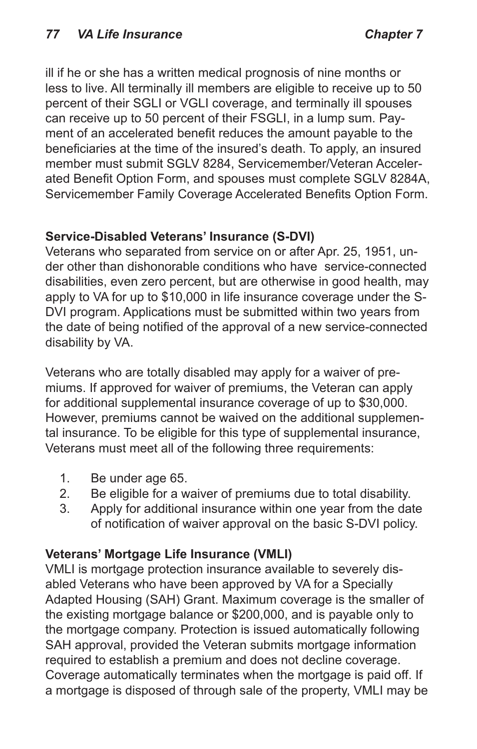ill if he or she has a written medical prognosis of nine months or less to live. All terminally ill members are eligible to receive up to 50 percent of their SGLI or VGLI coverage, and terminally ill spouses can receive up to 50 percent of their FSGLI, in a lump sum. Payment of an accelerated benefit reduces the amount payable to the beneficiaries at the time of the insured's death. To apply, an insured member must submit SGLV 8284, Servicemember/Veteran Accelerated Benefit Option Form, and spouses must complete SGLV 8284A, Servicemember Family Coverage Accelerated Benefits Option Form.

**Service-Disabled Veterans' Insurance (S-DVI)**

Veterans who separated from service on or after Apr. 25, 1951, under other than dishonorable conditions who have service-connected disabilities, even zero percent, but are otherwise in good health, may apply to VA for up to $10,000 in life insurance coverage under the S-DVI program. Applications must be submitted within two years from the date of being notified of the approval of a new service-connected disability by VA.

Veterans who are totally disabled may apply for a waiver of premiums. If approved for waiver of premiums, the Veteran can apply for additional supplemental insurance coverage of up to $30,000. However, premiums cannot be waived on the additional supplemental insurance. To be eligible for this type of supplemental insurance, Veterans must meet all of the following three requirements:

1. Be under age 65.
2. Be eligible for a waiver of premiums due to total disability.
3. Apply for additional insurance within one year from the date of notification of waiver approval on the basic S-DVI policy.

**Veterans' Mortgage Life Insurance (VMLI)**

VMLI is mortgage protection insurance available to severely disabled Veterans who have been approved by VA for a Specially Adapted Housing (SAH) Grant. Maximum coverage is the smaller of the existing mortgage balance or $200,000, and is payable only to the mortgage company. Protection is issued automatically following SAH approval, provided the Veteran submits mortgage information required to establish a premium and does not decline coverage. Coverage automatically terminates when the mortgage is paid off. If a mortgage is disposed of through sale of the property, VMLI may be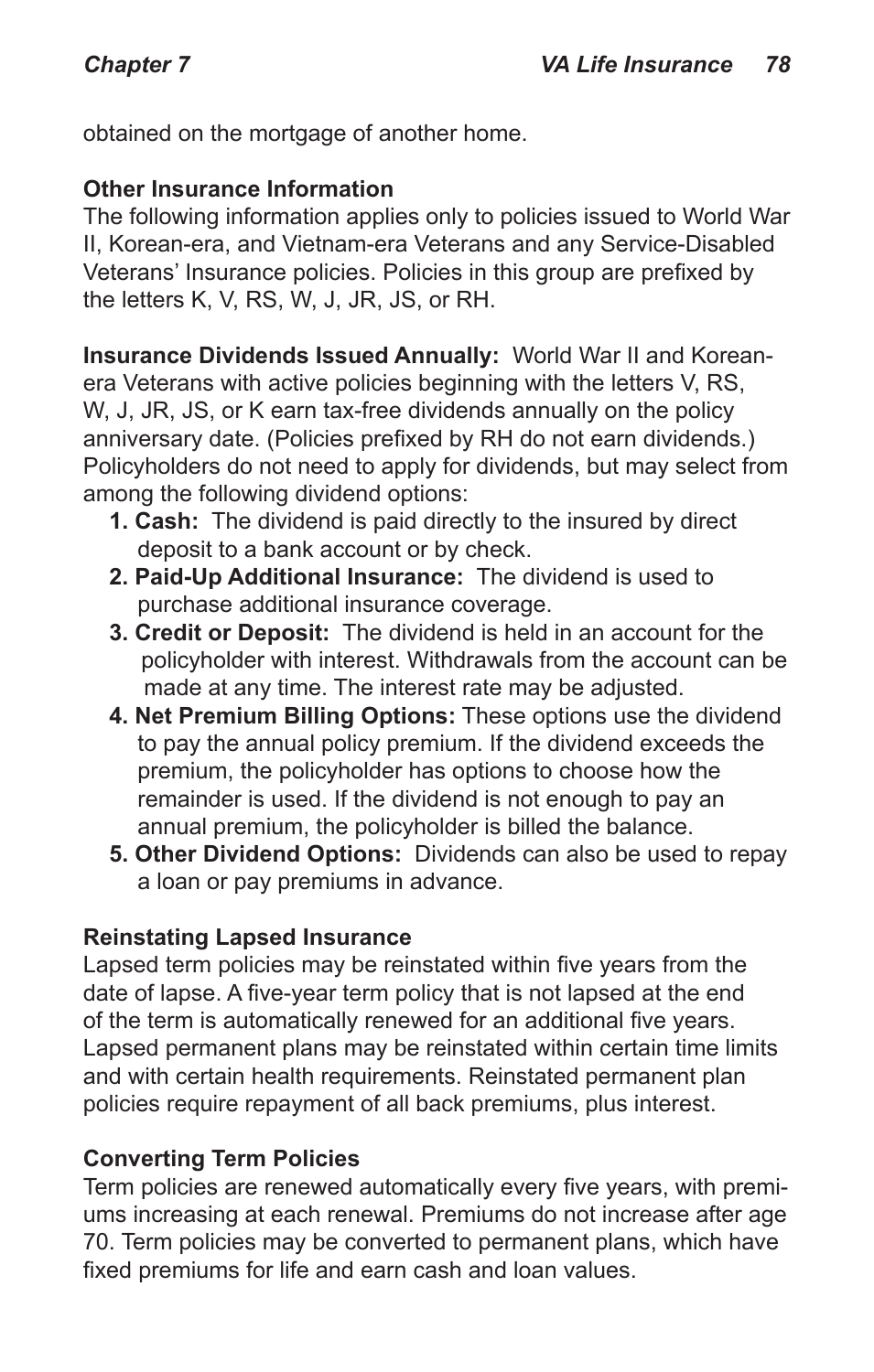obtained on the mortgage of another home.

**Other Insurance Information**

The following information applies only to policies issued to World War II, Korean-era, and Vietnam-era Veterans and any Service-Disabled Veterans' Insurance policies. Policies in this group are prefixed by the letters K, V, RS, W, J, JR, JS, or RH.

**Insurance Dividends Issued Annually:** World War II and Korean-era Veterans with active policies beginning with the letters V, RS, W, J, JR, JS, or K earn tax-free dividends annually on the policy anniversary date. (Policies prefixed by RH do not earn dividends.) Policyholders do not need to apply for dividends, but may select from among the following dividend options:

1. **Cash:** The dividend is paid directly to the insured by direct deposit to a bank account or by check.
2. **Paid-Up Additional Insurance:** The dividend is used to purchase additional insurance coverage.
3. **Credit or Deposit:** The dividend is held in an account for the policyholder with interest. Withdrawals from the account can be made at any time. The interest rate may be adjusted.
4. **Net Premium Billing Options:** These options use the dividend to pay the annual policy premium. If the dividend exceeds the premium, the policyholder has options to choose how the remainder is used. If the dividend is not enough to pay an annual premium, the policyholder is billed the balance.
5. **Other Dividend Options:** Dividends can also be used to repay a loan or pay premiums in advance.

**Reinstating Lapsed Insurance**

Lapsed term policies may be reinstated within five years from the date of lapse. A five-year term policy that is not lapsed at the end of the term is automatically renewed for an additional five years. Lapsed permanent plans may be reinstated within certain time limits and with certain health requirements. Reinstated permanent plan policies require repayment of all back premiums, plus interest.

**Converting Term Policies**

Term policies are renewed automatically every five years, with premiums increasing at each renewal. Premiums do not increase after age 70. Term policies may be converted to permanent plans, which have fixed premiums for life and earn cash and loan values.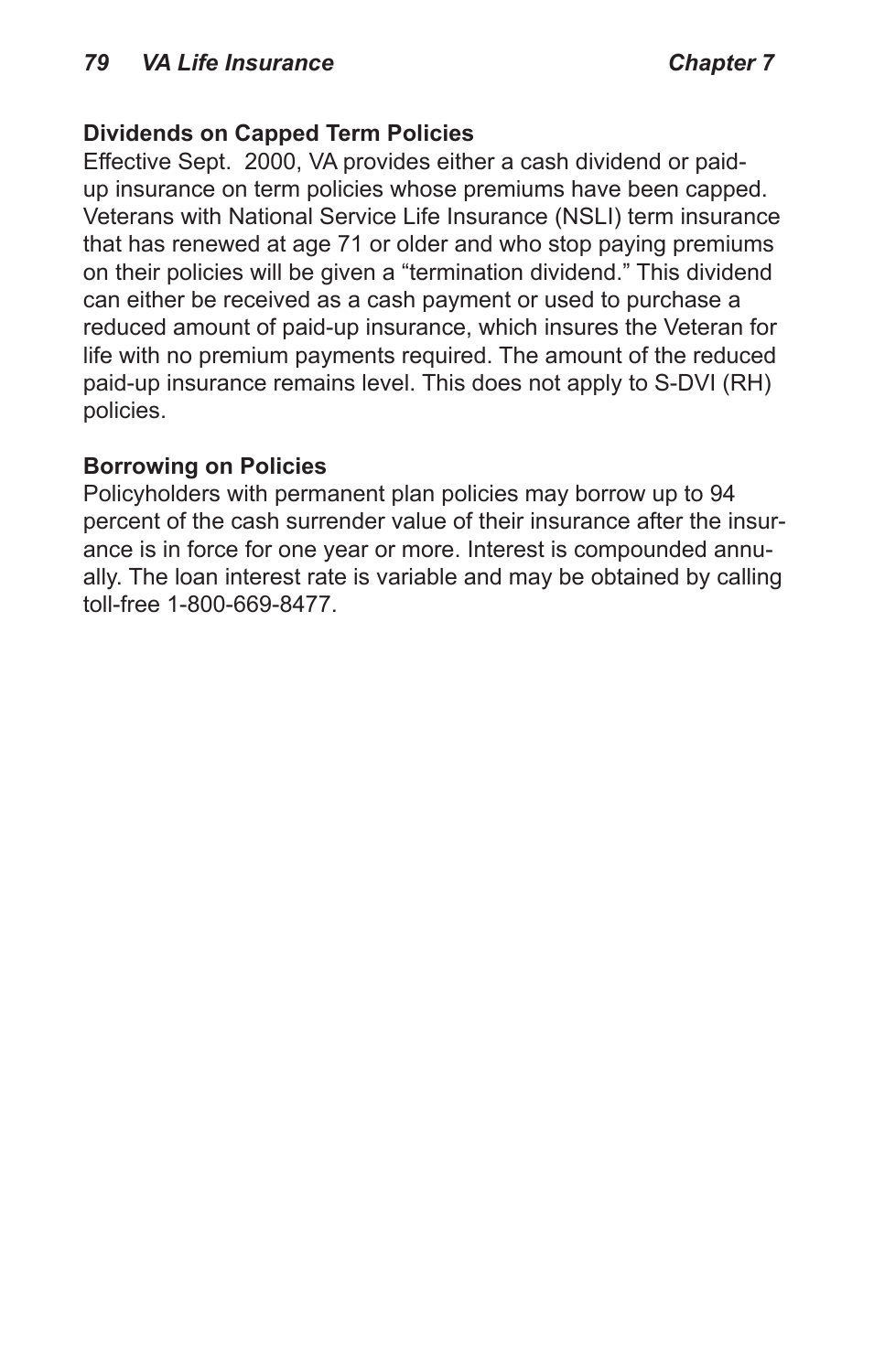### Dividends on Capped Term Policies

Effective Sept. 2000, VA provides either a cash dividend or paid-up insurance on term policies whose premiums have been capped. Veterans with National Service Life Insurance (NSLI) term insurance that has renewed at age 71 or older and who stop paying premiums on their policies will be given a "termination dividend." This dividend can either be received as a cash payment or used to purchase a reduced amount of paid-up insurance, which insures the Veteran for life with no premium payments required. The amount of the reduced paid-up insurance remains level. This does not apply to S-DVI (RH) policies.

### Borrowing on Policies

Policyholders with permanent plan policies may borrow up to 94 percent of the cash surrender value of their insurance after the insurance is in force for one year or more. Interest is compounded annually. The loan interest rate is variable and may be obtained by calling toll-free 1-800-669-8477.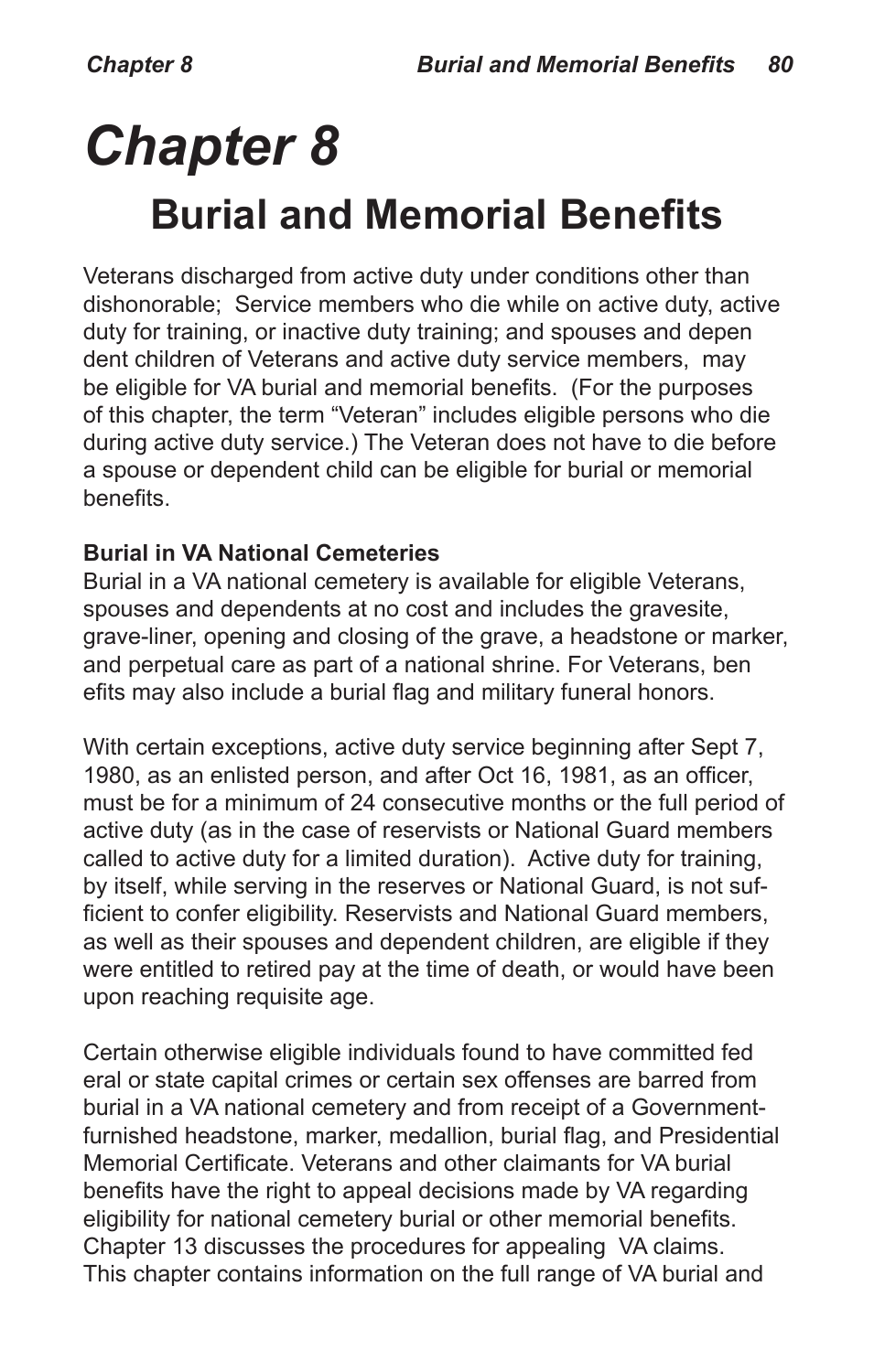# Chapter 8

## Burial and Memorial Benefits

Veterans discharged from active duty under conditions other than dishonorable; Service members who die while on active duty, active duty for training, or inactive duty training; and spouses and dependent children of Veterans and active duty service members, may be eligible for VA burial and memorial benefits. (For the purposes of this chapter, the term "Veteran" includes eligible persons who die during active duty service.) The Veteran does not have to die before a spouse or dependent child can be eligible for burial or memorial benefits.

**Burial in VA National Cemeteries**

Burial in a VA national cemetery is available for eligible Veterans, spouses and dependents at no cost and includes the gravesite, grave-liner, opening and closing of the grave, a headstone or marker, and perpetual care as part of a national shrine. For Veterans, benefits may also include a burial flag and military funeral honors.

With certain exceptions, active duty service beginning after Sept 7, 1980, as an enlisted person, and after Oct 16, 1981, as an officer, must be for a minimum of 24 consecutive months or the full period of active duty (as in the case of reservists or National Guard members called to active duty for a limited duration). Active duty for training, by itself, while serving in the reserves or National Guard, is not sufficient to confer eligibility. Reservists and National Guard members, as well as their spouses and dependent children, are eligible if they were entitled to retired pay at the time of death, or would have been upon reaching requisite age.

Certain otherwise eligible individuals found to have committed federal or state capital crimes or certain sex offenses are barred from burial in a VA national cemetery and from receipt of a Government-furnished headstone, marker, medallion, burial flag, and Presidential Memorial Certificate. Veterans and other claimants for VA burial benefits have the right to appeal decisions made by VA regarding eligibility for national cemetery burial or other memorial benefits. Chapter 13 discusses the procedures for appealing VA claims. This chapter contains information on the full range of VA burial and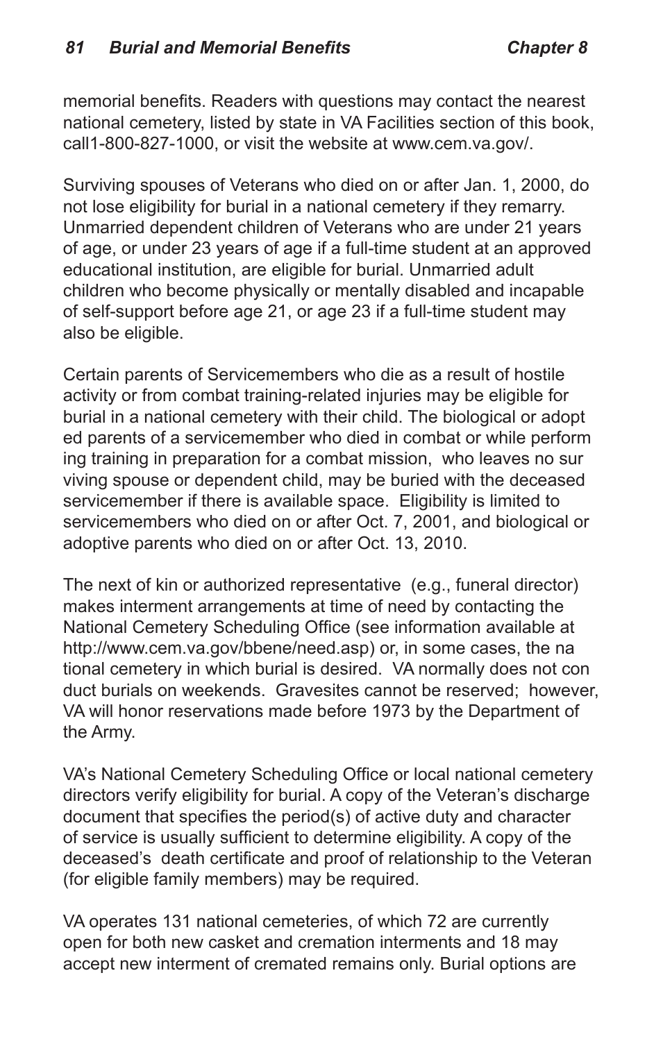memorial benefits. Readers with questions may contact the nearest national cemetery, listed by state in VA Facilities section of this book, call1-800-827-1000, or visit the website at www.cem.va.gov/.

Surviving spouses of Veterans who died on or after Jan. 1, 2000, do not lose eligibility for burial in a national cemetery if they remarry. Unmarried dependent children of Veterans who are under 21 years of age, or under 23 years of age if a full-time student at an approved educational institution, are eligible for burial. Unmarried adult children who become physically or mentally disabled and incapable of self-support before age 21, or age 23 if a full-time student may also be eligible.

Certain parents of Servicemembers who die as a result of hostile activity or from combat training-related injuries may be eligible for burial in a national cemetery with their child. The biological or adopted parents of a servicemember who died in combat or while performing training in preparation for a combat mission, who leaves no surviving spouse or dependent child, may be buried with the deceased servicemember if there is available space. Eligibility is limited to servicemembers who died on or after Oct. 7, 2001, and biological or adoptive parents who died on or after Oct. 13, 2010.

The next of kin or authorized representative (e.g., funeral director) makes interment arrangements at time of need by contacting the National Cemetery Scheduling Office (see information available at http://www.cem.va.gov/bbene/need.asp) or, in some cases, the national cemetery in which burial is desired. VA normally does not conduct burials on weekends. Gravesites cannot be reserved; however, VA will honor reservations made before 1973 by the Department of the Army.

VA's National Cemetery Scheduling Office or local national cemetery directors verify eligibility for burial. A copy of the Veteran's discharge document that specifies the period(s) of active duty and character of service is usually sufficient to determine eligibility. A copy of the deceased's death certificate and proof of relationship to the Veteran (for eligible family members) may be required.

VA operates 131 national cemeteries, of which 72 are currently open for both new casket and cremation interments and 18 may accept new interment of cremated remains only. Burial options are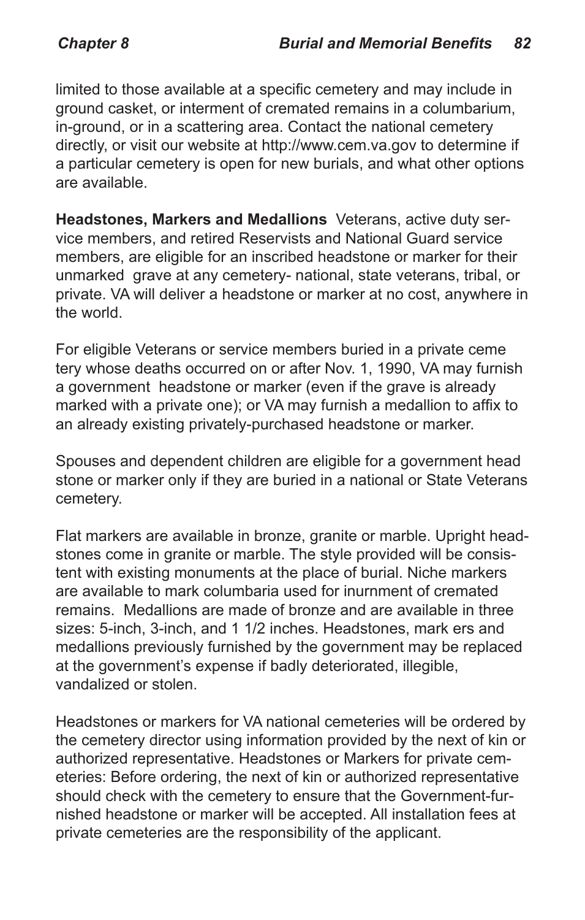limited to those available at a specific cemetery and may include in ground casket, or interment of cremated remains in a columbarium, in-ground, or in a scattering area. Contact the national cemetery directly, or visit our website at http://www.cem.va.gov to determine if a particular cemetery is open for new burials, and what other options are available.

**Headstones, Markers and Medallions** Veterans, active duty service members, and retired Reservists and National Guard service members, are eligible for an inscribed headstone or marker for their unmarked grave at any cemetery- national, state veterans, tribal, or private. VA will deliver a headstone or marker at no cost, anywhere in the world.

For eligible Veterans or service members buried in a private cemetery whose deaths occurred on or after Nov. 1, 1990, VA may furnish a government headstone or marker (even if the grave is already marked with a private one); or VA may furnish a medallion to affix to an already existing privately-purchased headstone or marker.

Spouses and dependent children are eligible for a government headstone or marker only if they are buried in a national or State Veterans cemetery.

Flat markers are available in bronze, granite or marble. Upright headstones come in granite or marble. The style provided will be consistent with existing monuments at the place of burial. Niche markers are available to mark columbaria used for inurnment of cremated remains. Medallions are made of bronze and are available in three sizes: 5-inch, 3-inch, and 1 1/2 inches. Headstones, markers and medallions previously furnished by the government may be replaced at the government's expense if badly deteriorated, illegible, vandalized or stolen.

Headstones or markers for VA national cemeteries will be ordered by the cemetery director using information provided by the next of kin or authorized representative. Headstones or Markers for private cemeteries: Before ordering, the next of kin or authorized representative should check with the cemetery to ensure that the Government-furnished headstone or marker will be accepted. All installation fees at private cemeteries are the responsibility of the applicant.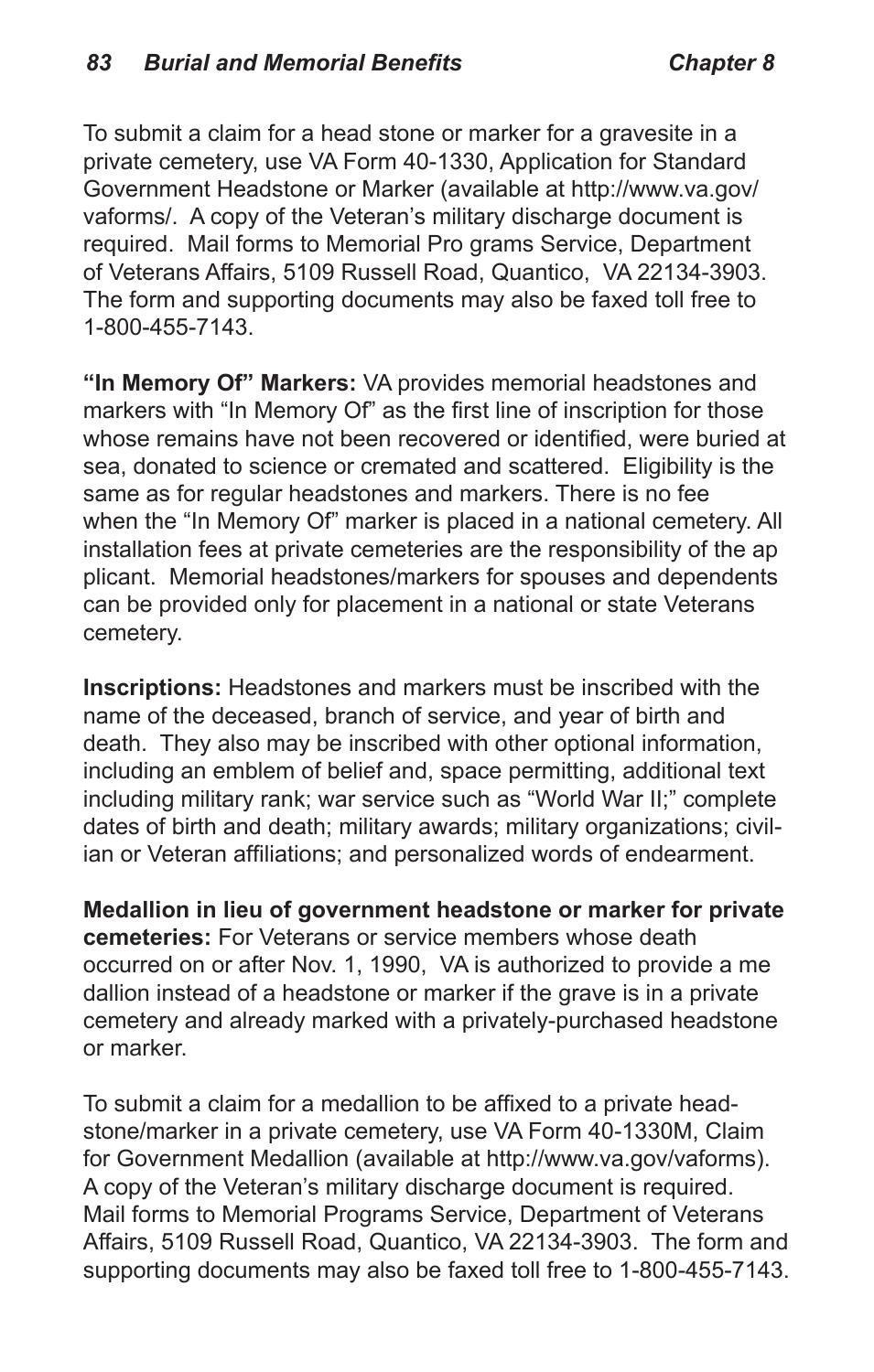To submit a claim for a head stone or marker for a gravesite in a private cemetery, use VA Form 40-1330, Application for Standard Government Headstone or Marker (available at http://www.va.gov/vaforms/. A copy of the Veteran's military discharge document is required. Mail forms to Memorial Pro grams Service, Department of Veterans Affairs, 5109 Russell Road, Quantico, VA 22134-3903. The form and supporting documents may also be faxed toll free to 1-800-455-7143.

**"In Memory Of" Markers:** VA provides memorial headstones and markers with "In Memory Of" as the first line of inscription for those whose remains have not been recovered or identified, were buried at sea, donated to science or cremated and scattered. Eligibility is the same as for regular headstones and markers. There is no fee when the "In Memory Of" marker is placed in a national cemetery. All installation fees at private cemeteries are the responsibility of the ap plicant. Memorial headstones/markers for spouses and dependents can be provided only for placement in a national or state Veterans cemetery.

**Inscriptions:** Headstones and markers must be inscribed with the name of the deceased, branch of service, and year of birth and death. They also may be inscribed with other optional information, including an emblem of belief and, space permitting, additional text including military rank; war service such as "World War II;" complete dates of birth and death; military awards; military organizations; civilian or Veteran affiliations; and personalized words of endearment.

**Medallion in lieu of government headstone or marker for private cemeteries:** For Veterans or service members whose death occurred on or after Nov. 1, 1990, VA is authorized to provide a me dallion instead of a headstone or marker if the grave is in a private cemetery and already marked with a privately-purchased headstone or marker.

To submit a claim for a medallion to be affixed to a private headstone/marker in a private cemetery, use VA Form 40-1330M, Claim for Government Medallion (available at http://www.va.gov/vaforms). A copy of the Veteran's military discharge document is required. Mail forms to Memorial Programs Service, Department of Veterans Affairs, 5109 Russell Road, Quantico, VA 22134-3903. The form and supporting documents may also be faxed toll free to 1-800-455-7143.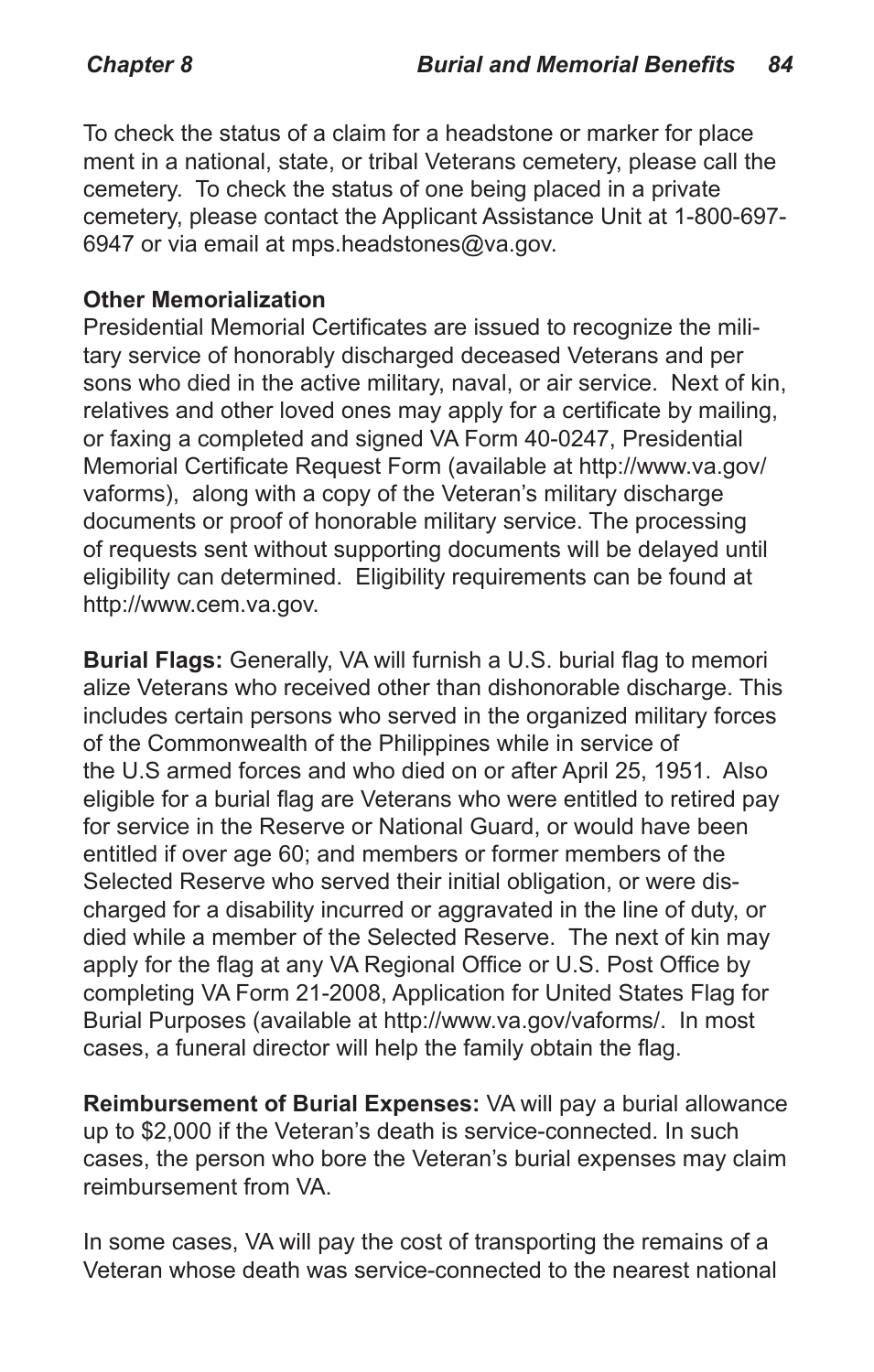To check the status of a claim for a headstone or marker for placement in a national, state, or tribal Veterans cemetery, please call the cemetery. To check the status of one being placed in a private cemetery, please contact the Applicant Assistance Unit at 1-800-697-6947 or via email at mps.headstones@va.gov.

**Other Memorialization**

Presidential Memorial Certificates are issued to recognize the military service of honorably discharged deceased Veterans and persons who died in the active military, naval, or air service. Next of kin, relatives and other loved ones may apply for a certificate by mailing, or faxing a completed and signed VA Form 40-0247, Presidential Memorial Certificate Request Form (available at http://www.va.gov/vaforms), along with a copy of the Veteran's military discharge documents or proof of honorable military service. The processing of requests sent without supporting documents will be delayed until eligibility can determined. Eligibility requirements can be found at http://www.cem.va.gov.

**Burial Flags:** Generally, VA will furnish a U.S. burial flag to memorialize Veterans who received other than dishonorable discharge. This includes certain persons who served in the organized military forces of the Commonwealth of the Philippines while in service of the U.S armed forces and who died on or after April 25, 1951. Also eligible for a burial flag are Veterans who were entitled to retired pay for service in the Reserve or National Guard, or would have been entitled if over age 60; and members or former members of the Selected Reserve who served their initial obligation, or were discharged for a disability incurred or aggravated in the line of duty, or died while a member of the Selected Reserve. The next of kin may apply for the flag at any VA Regional Office or U.S. Post Office by completing VA Form 21-2008, Application for United States Flag for Burial Purposes (available at http://www.va.gov/vaforms/. In most cases, a funeral director will help the family obtain the flag.

**Reimbursement of Burial Expenses:** VA will pay a burial allowance up to $2,000 if the Veteran's death is service-connected. In such cases, the person who bore the Veteran's burial expenses may claim reimbursement from VA.

In some cases, VA will pay the cost of transporting the remains of a Veteran whose death was service-connected to the nearest national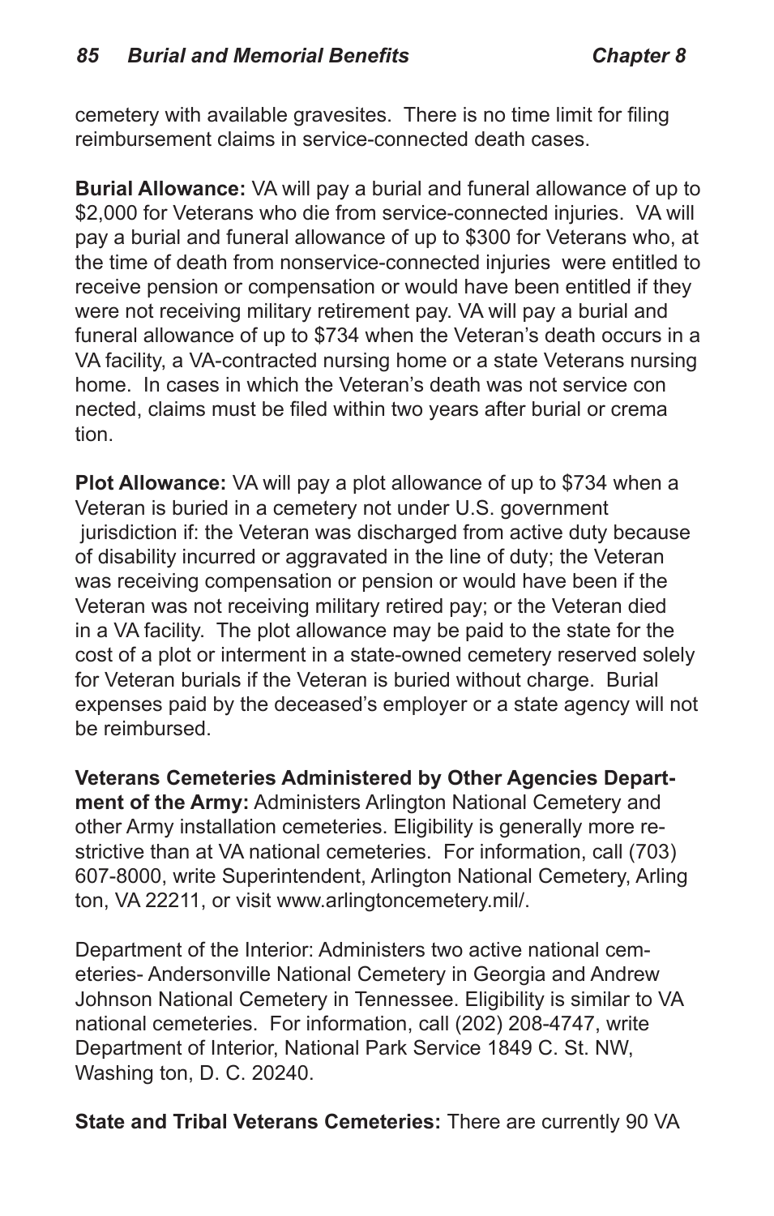cemetery with available gravesites. There is no time limit for filing reimbursement claims in service-connected death cases.

**Burial Allowance:** VA will pay a burial and funeral allowance of up to $2,000 for Veterans who die from service-connected injuries. VA will pay a burial and funeral allowance of up to $300 for Veterans who, at the time of death from nonservice-connected injuries were entitled to receive pension or compensation or would have been entitled if they were not receiving military retirement pay. VA will pay a burial and funeral allowance of up to $734 when the Veteran's death occurs in a VA facility, a VA-contracted nursing home or a state Veterans nursing home. In cases in which the Veteran's death was not service connected, claims must be filed within two years after burial or cremation.

**Plot Allowance:** VA will pay a plot allowance of up to $734 when a Veteran is buried in a cemetery not under U.S. government jurisdiction if: the Veteran was discharged from active duty because of disability incurred or aggravated in the line of duty; the Veteran was receiving compensation or pension or would have been if the Veteran was not receiving military retired pay; or the Veteran died in a VA facility. The plot allowance may be paid to the state for the cost of a plot or interment in a state-owned cemetery reserved solely for Veteran burials if the Veteran is buried without charge. Burial expenses paid by the deceased's employer or a state agency will not be reimbursed.

**Veterans Cemeteries Administered by Other Agencies Department of the Army:** Administers Arlington National Cemetery and other Army installation cemeteries. Eligibility is generally more restrictive than at VA national cemeteries. For information, call (703) 607-8000, write Superintendent, Arlington National Cemetery, Arlington, VA 22211, or visit www.arlingtoncemetery.mil/.

Department of the Interior: Administers two active national cemeteries- Andersonville National Cemetery in Georgia and Andrew Johnson National Cemetery in Tennessee. Eligibility is similar to VA national cemeteries. For information, call (202) 208-4747, write Department of Interior, National Park Service 1849 C. St. NW, Washington, D. C. 20240.

**State and Tribal Veterans Cemeteries:** There are currently 90 VA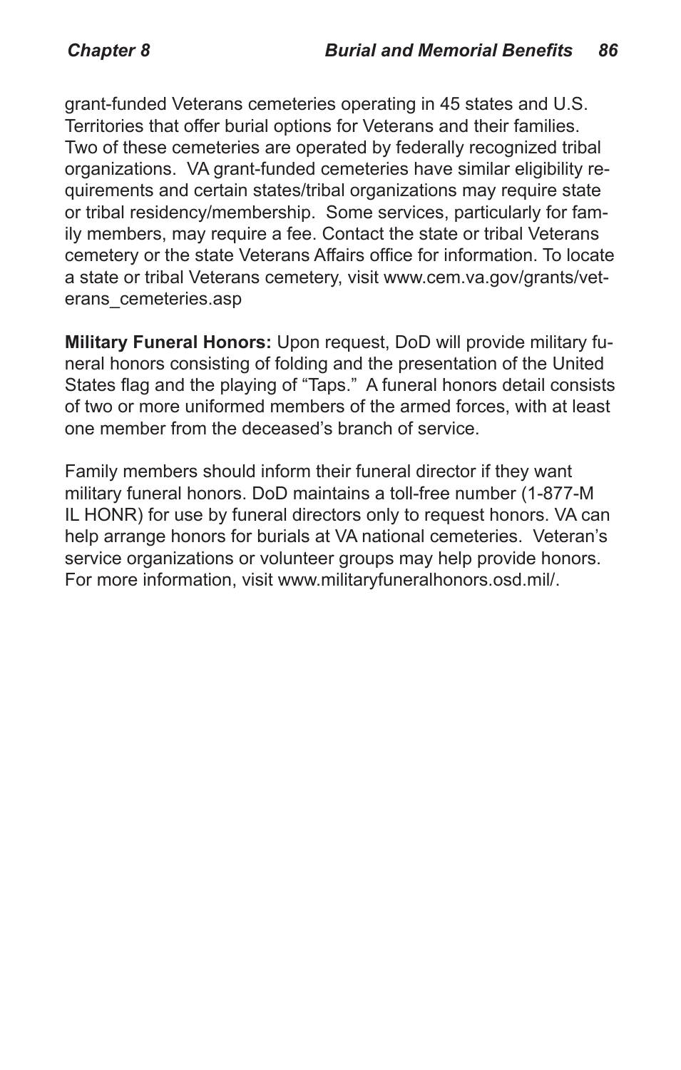grant-funded Veterans cemeteries operating in 45 states and U.S. Territories that offer burial options for Veterans and their families. Two of these cemeteries are operated by federally recognized tribal organizations. VA grant-funded cemeteries have similar eligibility requirements and certain states/tribal organizations may require state or tribal residency/membership. Some services, particularly for family members, may require a fee. Contact the state or tribal Veterans cemetery or the state Veterans Affairs office for information. To locate a state or tribal Veterans cemetery, visit www.cem.va.gov/grants/veterans_cemeteries.asp

**Military Funeral Honors:** Upon request, DoD will provide military funeral honors consisting of folding and the presentation of the United States flag and the playing of "Taps." A funeral honors detail consists of two or more uniformed members of the armed forces, with at least one member from the deceased's branch of service.

Family members should inform their funeral director if they want military funeral honors. DoD maintains a toll-free number (1-877-MIL HONR) for use by funeral directors only to request honors. VA can help arrange honors for burials at VA national cemeteries. Veteran's service organizations or volunteer groups may help provide honors. For more information, visit www.militaryfuneralhonors.osd.mil/.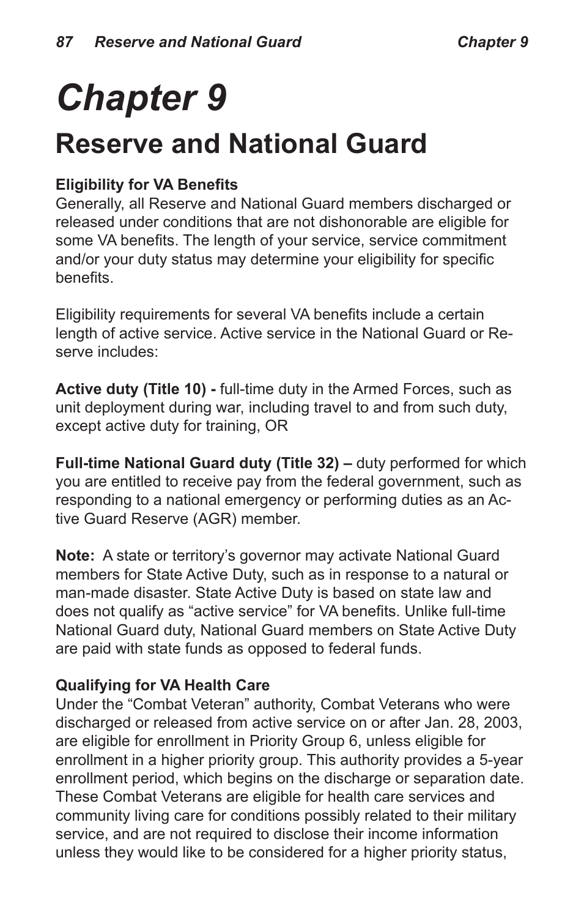# Chapter 9

## Reserve and National Guard

**Eligibility for VA Benefits**

Generally, all Reserve and National Guard members discharged or released under conditions that are not dishonorable are eligible for some VA benefits. The length of your service, service commitment and/or your duty status may determine your eligibility for specific benefits.

Eligibility requirements for several VA benefits include a certain length of active service. Active service in the National Guard or Reserve includes:

**Active duty (Title 10) -** full-time duty in the Armed Forces, such as unit deployment during war, including travel to and from such duty, except active duty for training, OR

**Full-time National Guard duty (Title 32) –** duty performed for which you are entitled to receive pay from the federal government, such as responding to a national emergency or performing duties as an Active Guard Reserve (AGR) member.

**Note:** A state or territory's governor may activate National Guard members for State Active Duty, such as in response to a natural or man-made disaster. State Active Duty is based on state law and does not qualify as "active service" for VA benefits. Unlike full-time National Guard duty, National Guard members on State Active Duty are paid with state funds as opposed to federal funds.

**Qualifying for VA Health Care**

Under the "Combat Veteran" authority, Combat Veterans who were discharged or released from active service on or after Jan. 28, 2003, are eligible for enrollment in Priority Group 6, unless eligible for enrollment in a higher priority group. This authority provides a 5-year enrollment period, which begins on the discharge or separation date. These Combat Veterans are eligible for health care services and community living care for conditions possibly related to their military service, and are not required to disclose their income information unless they would like to be considered for a higher priority status,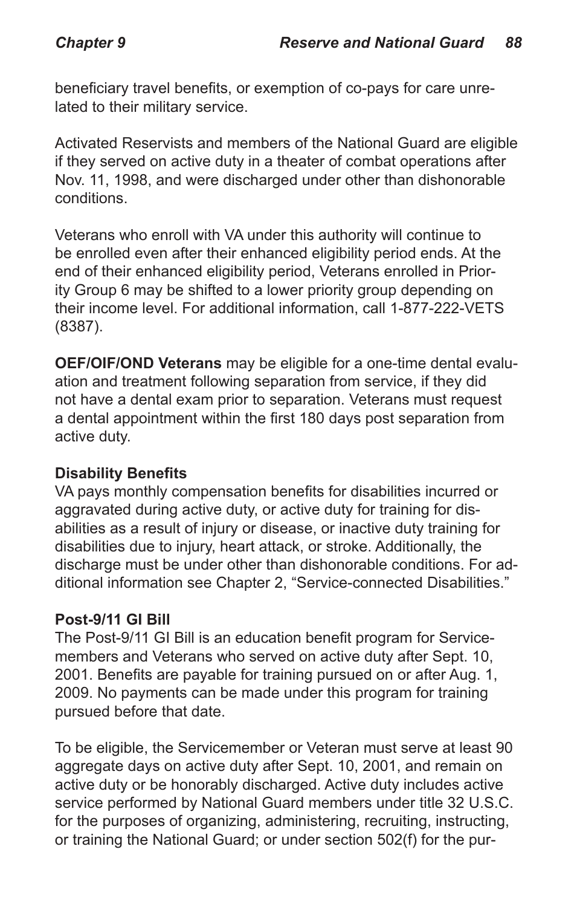beneficiary travel benefits, or exemption of co-pays for care unrelated to their military service.

Activated Reservists and members of the National Guard are eligible if they served on active duty in a theater of combat operations after Nov. 11, 1998, and were discharged under other than dishonorable conditions.

Veterans who enroll with VA under this authority will continue to be enrolled even after their enhanced eligibility period ends. At the end of their enhanced eligibility period, Veterans enrolled in Priority Group 6 may be shifted to a lower priority group depending on their income level. For additional information, call 1-877-222-VETS (8387).

**OEF/OIF/OND Veterans** may be eligible for a one-time dental evaluation and treatment following separation from service, if they did not have a dental exam prior to separation. Veterans must request a dental appointment within the first 180 days post separation from active duty.

### Disability Benefits

VA pays monthly compensation benefits for disabilities incurred or aggravated during active duty, or active duty for training for disabilities as a result of injury or disease, or inactive duty training for disabilities due to injury, heart attack, or stroke. Additionally, the discharge must be under other than dishonorable conditions. For additional information see Chapter 2, "Service-connected Disabilities."

### Post-9/11 GI Bill

The Post-9/11 GI Bill is an education benefit program for Servicemembers and Veterans who served on active duty after Sept. 10, 2001. Benefits are payable for training pursued on or after Aug. 1, 2009. No payments can be made under this program for training pursued before that date.

To be eligible, the Servicemember or Veteran must serve at least 90 aggregate days on active duty after Sept. 10, 2001, and remain on active duty or be honorably discharged. Active duty includes active service performed by National Guard members under title 32 U.S.C. for the purposes of organizing, administering, recruiting, instructing, or training the National Guard; or under section 502(f) for the pur-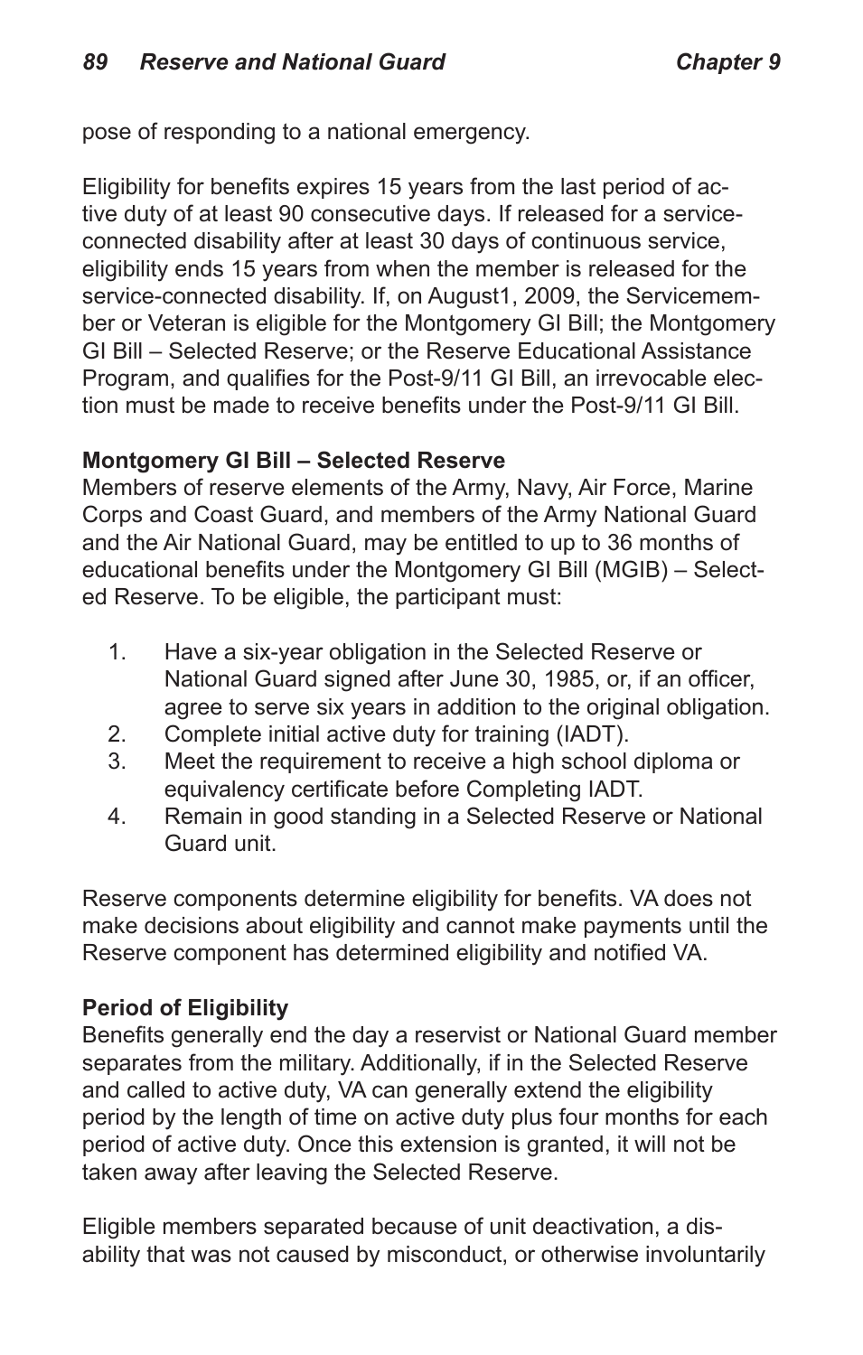pose of responding to a national emergency.

Eligibility for benefits expires 15 years from the last period of active duty of at least 90 consecutive days. If released for a service-connected disability after at least 30 days of continuous service, eligibility ends 15 years from when the member is released for the service-connected disability. If, on August1, 2009, the Servicemember or Veteran is eligible for the Montgomery GI Bill; the Montgomery GI Bill – Selected Reserve; or the Reserve Educational Assistance Program, and qualifies for the Post-9/11 GI Bill, an irrevocable election must be made to receive benefits under the Post-9/11 GI Bill.

**Montgomery GI Bill – Selected Reserve**

Members of reserve elements of the Army, Navy, Air Force, Marine Corps and Coast Guard, and members of the Army National Guard and the Air National Guard, may be entitled to up to 36 months of educational benefits under the Montgomery GI Bill (MGIB) – Selected Reserve. To be eligible, the participant must:

1. Have a six-year obligation in the Selected Reserve or National Guard signed after June 30, 1985, or, if an officer, agree to serve six years in addition to the original obligation.
2. Complete initial active duty for training (IADT).
3. Meet the requirement to receive a high school diploma or equivalency certificate before Completing IADT.
4. Remain in good standing in a Selected Reserve or National Guard unit.

Reserve components determine eligibility for benefits. VA does not make decisions about eligibility and cannot make payments until the Reserve component has determined eligibility and notified VA.

**Period of Eligibility**

Benefits generally end the day a reservist or National Guard member separates from the military. Additionally, if in the Selected Reserve and called to active duty, VA can generally extend the eligibility period by the length of time on active duty plus four months for each period of active duty. Once this extension is granted, it will not be taken away after leaving the Selected Reserve.

Eligible members separated because of unit deactivation, a disability that was not caused by misconduct, or otherwise involuntarily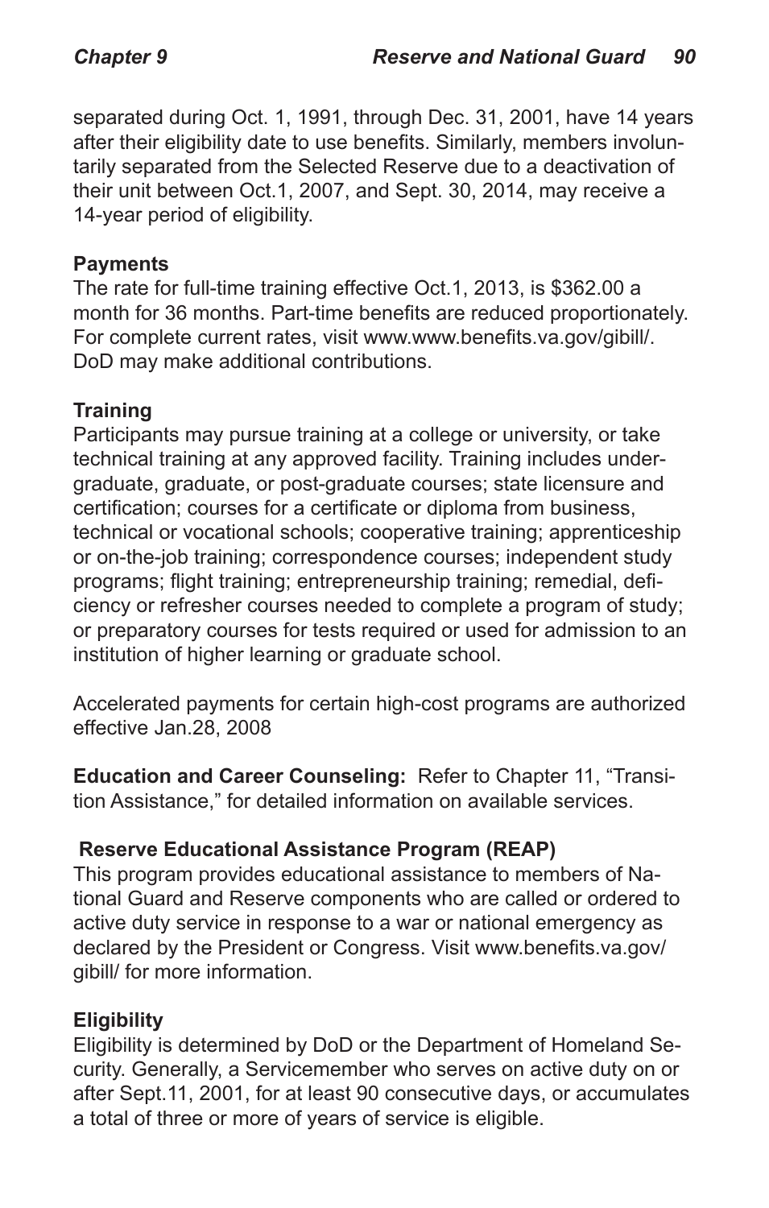separated during Oct. 1, 1991, through Dec. 31, 2001, have 14 years after their eligibility date to use benefits. Similarly, members involuntarily separated from the Selected Reserve due to a deactivation of their unit between Oct.1, 2007, and Sept. 30, 2014, may receive a 14-year period of eligibility.

**Payments**

The rate for full-time training effective Oct.1, 2013, is $362.00 a month for 36 months. Part-time benefits are reduced proportionately. For complete current rates, visit www.www.benefits.va.gov/gibill/. DoD may make additional contributions.

**Training**

Participants may pursue training at a college or university, or take technical training at any approved facility. Training includes undergraduate, graduate, or post-graduate courses; state licensure and certification; courses for a certificate or diploma from business, technical or vocational schools; cooperative training; apprenticeship or on-the-job training; correspondence courses; independent study programs; flight training; entrepreneurship training; remedial, deficiency or refresher courses needed to complete a program of study; or preparatory courses for tests required or used for admission to an institution of higher learning or graduate school.

Accelerated payments for certain high-cost programs are authorized effective Jan.28, 2008

**Education and Career Counseling:** Refer to Chapter 11, "Transition Assistance," for detailed information on available services.

**Reserve Educational Assistance Program (REAP)**

This program provides educational assistance to members of National Guard and Reserve components who are called or ordered to active duty service in response to a war or national emergency as declared by the President or Congress. Visit www.benefits.va.gov/gibill/ for more information.

**Eligibility**

Eligibility is determined by DoD or the Department of Homeland Security. Generally, a Servicemember who serves on active duty on or after Sept.11, 2001, for at least 90 consecutive days, or accumulates a total of three or more of years of service is eligible.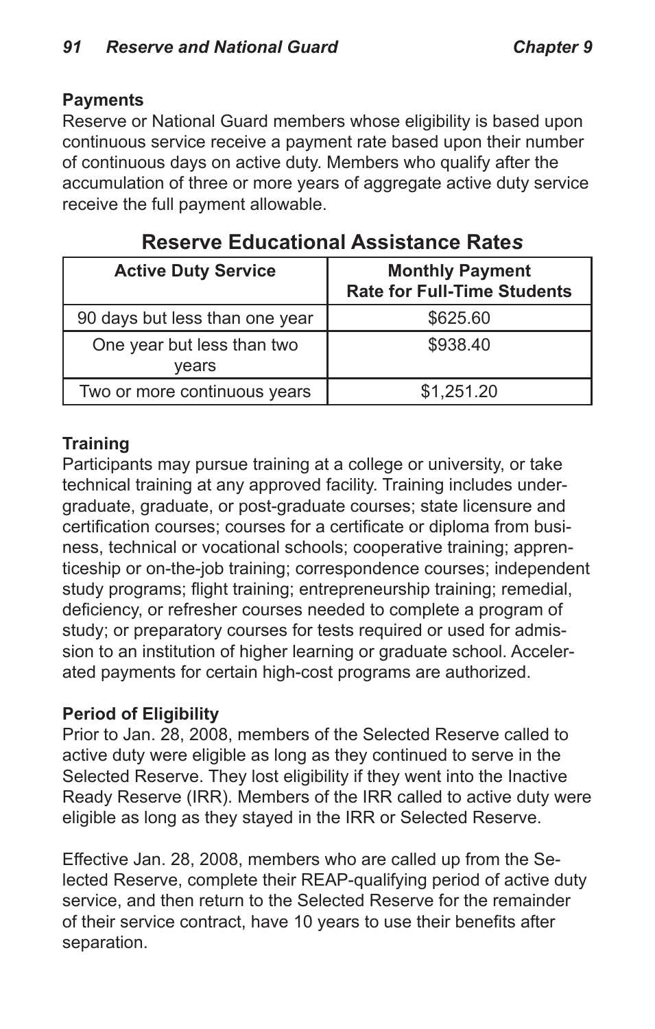### Payments

Reserve or National Guard members whose eligibility is based upon continuous service receive a payment rate based upon their number of continuous days on active duty. Members who qualify after the accumulation of three or more years of aggregate active duty service receive the full payment allowable.

## Reserve Educational Assistance Rates

| Active Duty Service | Monthly Payment Rate for Full-Time Students |
|---|---|
| 90 days but less than one year | $625.60 |
| One year but less than two years | $938.40 |
| Two or more continuous years | $1,251.20 |

### Training

Participants may pursue training at a college or university, or take technical training at any approved facility. Training includes undergraduate, graduate, or post-graduate courses; state licensure and certification courses; courses for a certificate or diploma from business, technical or vocational schools; cooperative training; apprenticeship or on-the-job training; correspondence courses; independent study programs; flight training; entrepreneurship training; remedial, deficiency, or refresher courses needed to complete a program of study; or preparatory courses for tests required or used for admission to an institution of higher learning or graduate school. Accelerated payments for certain high-cost programs are authorized.

### Period of Eligibility

Prior to Jan. 28, 2008, members of the Selected Reserve called to active duty were eligible as long as they continued to serve in the Selected Reserve. They lost eligibility if they went into the Inactive Ready Reserve (IRR). Members of the IRR called to active duty were eligible as long as they stayed in the IRR or Selected Reserve.

Effective Jan. 28, 2008, members who are called up from the Selected Reserve, complete their REAP-qualifying period of active duty service, and then return to the Selected Reserve for the remainder of their service contract, have 10 years to use their benefits after separation.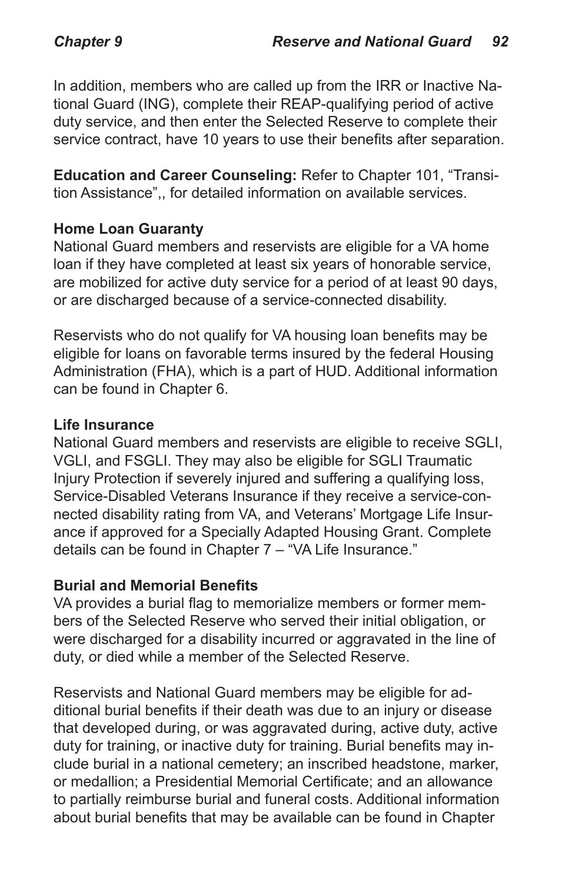In addition, members who are called up from the IRR or Inactive National Guard (ING), complete their REAP-qualifying period of active duty service, and then enter the Selected Reserve to complete their service contract, have 10 years to use their benefits after separation.

**Education and Career Counseling:** Refer to Chapter 101, "Transition Assistance",, for detailed information on available services.

**Home Loan Guaranty**

National Guard members and reservists are eligible for a VA home loan if they have completed at least six years of honorable service, are mobilized for active duty service for a period of at least 90 days, or are discharged because of a service-connected disability.

Reservists who do not qualify for VA housing loan benefits may be eligible for loans on favorable terms insured by the federal Housing Administration (FHA), which is a part of HUD. Additional information can be found in Chapter 6.

**Life Insurance**

National Guard members and reservists are eligible to receive SGLI, VGLI, and FSGLI. They may also be eligible for SGLI Traumatic Injury Protection if severely injured and suffering a qualifying loss, Service-Disabled Veterans Insurance if they receive a service-connected disability rating from VA, and Veterans' Mortgage Life Insurance if approved for a Specially Adapted Housing Grant. Complete details can be found in Chapter 7 – "VA Life Insurance."

**Burial and Memorial Benefits**

VA provides a burial flag to memorialize members or former members of the Selected Reserve who served their initial obligation, or were discharged for a disability incurred or aggravated in the line of duty, or died while a member of the Selected Reserve.

Reservists and National Guard members may be eligible for additional burial benefits if their death was due to an injury or disease that developed during, or was aggravated during, active duty, active duty for training, or inactive duty for training. Burial benefits may include burial in a national cemetery; an inscribed headstone, marker, or medallion; a Presidential Memorial Certificate; and an allowance to partially reimburse burial and funeral costs. Additional information about burial benefits that may be available can be found in Chapter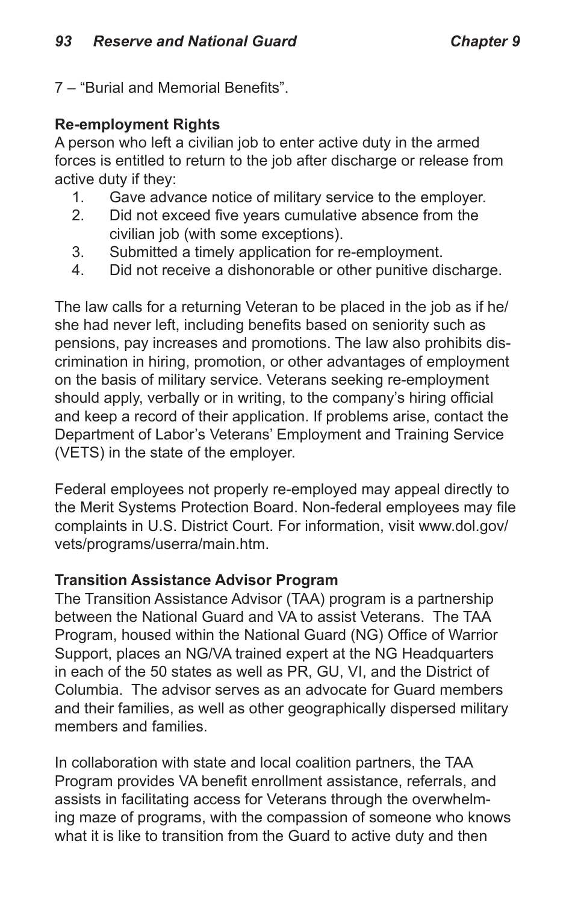7 – "Burial and Memorial Benefits".

**Re-employment Rights**

A person who left a civilian job to enter active duty in the armed forces is entitled to return to the job after discharge or release from active duty if they:

1. Gave advance notice of military service to the employer.
2. Did not exceed five years cumulative absence from the civilian job (with some exceptions).
3. Submitted a timely application for re-employment.
4. Did not receive a dishonorable or other punitive discharge.

The law calls for a returning Veteran to be placed in the job as if he/she had never left, including benefits based on seniority such as pensions, pay increases and promotions. The law also prohibits discrimination in hiring, promotion, or other advantages of employment on the basis of military service. Veterans seeking re-employment should apply, verbally or in writing, to the company's hiring official and keep a record of their application. If problems arise, contact the Department of Labor's Veterans' Employment and Training Service (VETS) in the state of the employer.

Federal employees not properly re-employed may appeal directly to the Merit Systems Protection Board. Non-federal employees may file complaints in U.S. District Court. For information, visit www.dol.gov/vets/programs/userra/main.htm.

**Transition Assistance Advisor Program**

The Transition Assistance Advisor (TAA) program is a partnership between the National Guard and VA to assist Veterans. The TAA Program, housed within the National Guard (NG) Office of Warrior Support, places an NG/VA trained expert at the NG Headquarters in each of the 50 states as well as PR, GU, VI, and the District of Columbia. The advisor serves as an advocate for Guard members and their families, as well as other geographically dispersed military members and families.

In collaboration with state and local coalition partners, the TAA Program provides VA benefit enrollment assistance, referrals, and assists in facilitating access for Veterans through the overwhelming maze of programs, with the compassion of someone who knows what it is like to transition from the Guard to active duty and then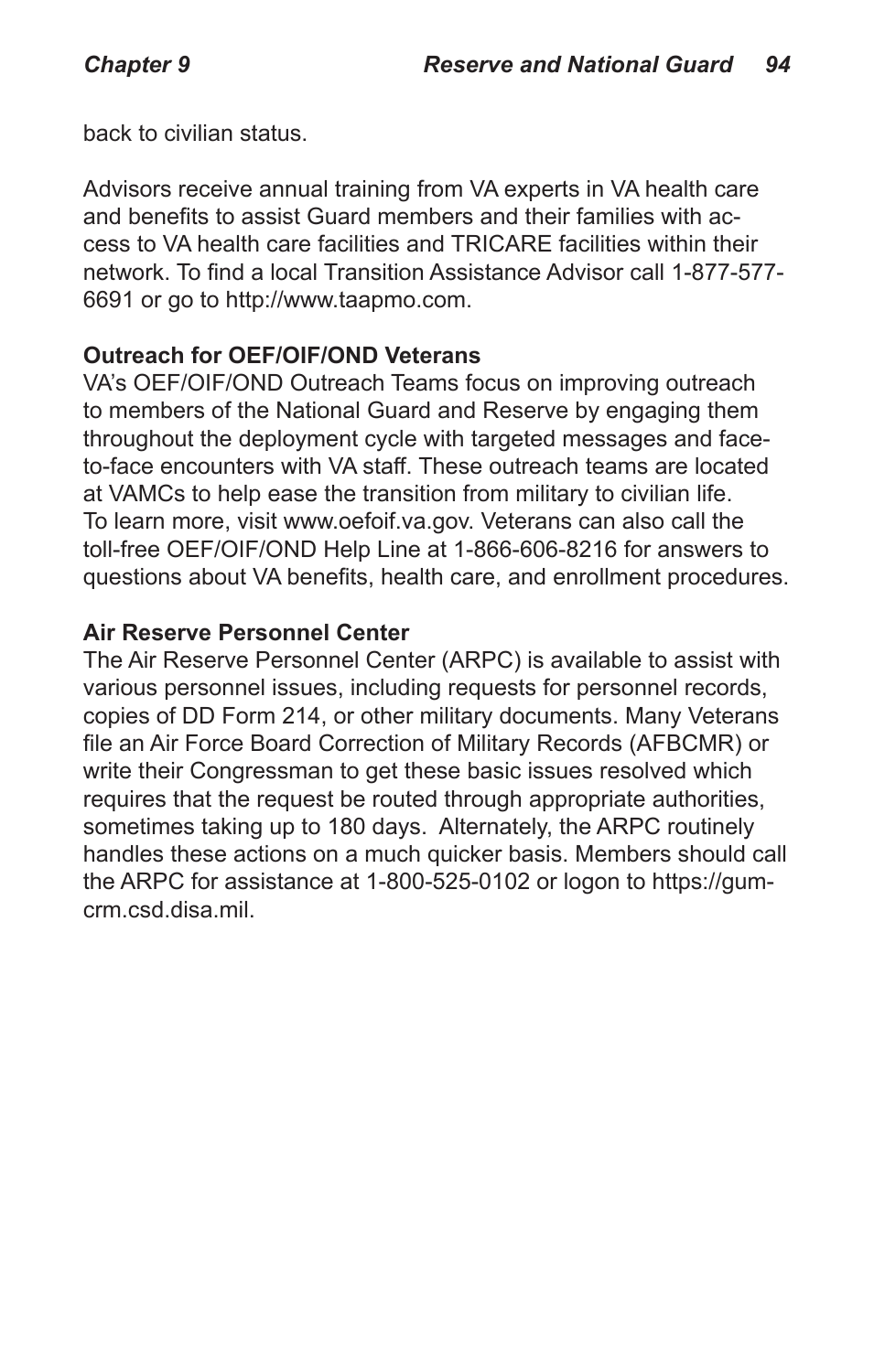back to civilian status.

Advisors receive annual training from VA experts in VA health care and benefits to assist Guard members and their families with access to VA health care facilities and TRICARE facilities within their network. To find a local Transition Assistance Advisor call 1-877-577-6691 or go to http://www.taapmo.com.

**Outreach for OEF/OIF/OND Veterans**

VA's OEF/OIF/OND Outreach Teams focus on improving outreach to members of the National Guard and Reserve by engaging them throughout the deployment cycle with targeted messages and face-to-face encounters with VA staff. These outreach teams are located at VAMCs to help ease the transition from military to civilian life. To learn more, visit www.oefoif.va.gov. Veterans can also call the toll-free OEF/OIF/OND Help Line at 1-866-606-8216 for answers to questions about VA benefits, health care, and enrollment procedures.

**Air Reserve Personnel Center**

The Air Reserve Personnel Center (ARPC) is available to assist with various personnel issues, including requests for personnel records, copies of DD Form 214, or other military documents. Many Veterans file an Air Force Board Correction of Military Records (AFBCMR) or write their Congressman to get these basic issues resolved which requires that the request be routed through appropriate authorities, sometimes taking up to 180 days. Alternately, the ARPC routinely handles these actions on a much quicker basis. Members should call the ARPC for assistance at 1-800-525-0102 or logon to https://gum-crm.csd.disa.mil.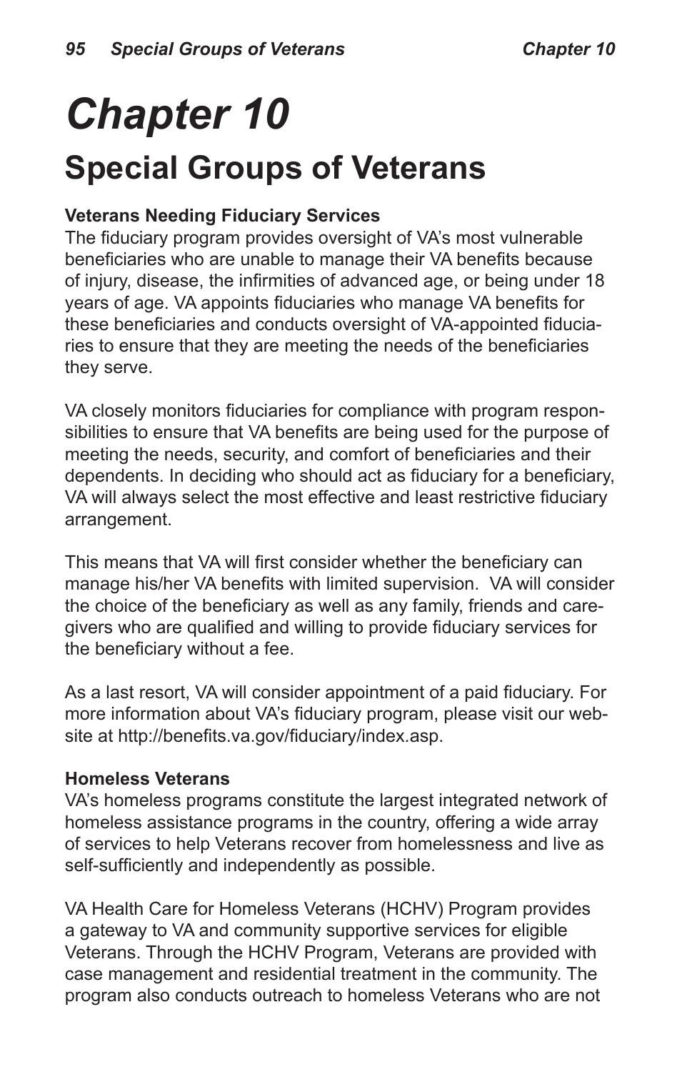# Chapter 10

## Special Groups of Veterans

**Veterans Needing Fiduciary Services**

The fiduciary program provides oversight of VA's most vulnerable beneficiaries who are unable to manage their VA benefits because of injury, disease, the infirmities of advanced age, or being under 18 years of age. VA appoints fiduciaries who manage VA benefits for these beneficiaries and conducts oversight of VA-appointed fiduciaries to ensure that they are meeting the needs of the beneficiaries they serve.

VA closely monitors fiduciaries for compliance with program responsibilities to ensure that VA benefits are being used for the purpose of meeting the needs, security, and comfort of beneficiaries and their dependents. In deciding who should act as fiduciary for a beneficiary, VA will always select the most effective and least restrictive fiduciary arrangement.

This means that VA will first consider whether the beneficiary can manage his/her VA benefits with limited supervision. VA will consider the choice of the beneficiary as well as any family, friends and caregivers who are qualified and willing to provide fiduciary services for the beneficiary without a fee.

As a last resort, VA will consider appointment of a paid fiduciary. For more information about VA's fiduciary program, please visit our website at http://benefits.va.gov/fiduciary/index.asp.

**Homeless Veterans**

VA's homeless programs constitute the largest integrated network of homeless assistance programs in the country, offering a wide array of services to help Veterans recover from homelessness and live as self-sufficiently and independently as possible.

VA Health Care for Homeless Veterans (HCHV) Program provides a gateway to VA and community supportive services for eligible Veterans. Through the HCHV Program, Veterans are provided with case management and residential treatment in the community. The program also conducts outreach to homeless Veterans who are not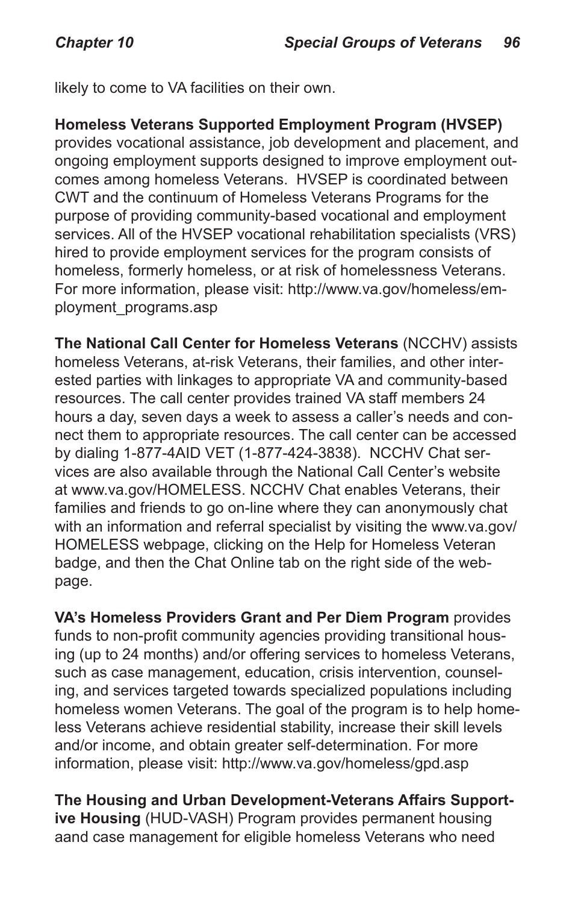likely to come to VA facilities on their own.

**Homeless Veterans Supported Employment Program (HVSEP)** provides vocational assistance, job development and placement, and ongoing employment supports designed to improve employment outcomes among homeless Veterans. HVSEP is coordinated between CWT and the continuum of Homeless Veterans Programs for the purpose of providing community-based vocational and employment services. All of the HVSEP vocational rehabilitation specialists (VRS) hired to provide employment services for the program consists of homeless, formerly homeless, or at risk of homelessness Veterans. For more information, please visit: http://www.va.gov/homeless/employment_programs.asp

**The National Call Center for Homeless Veterans** (NCCHV) assists homeless Veterans, at-risk Veterans, their families, and other interested parties with linkages to appropriate VA and community-based resources. The call center provides trained VA staff members 24 hours a day, seven days a week to assess a caller's needs and connect them to appropriate resources. The call center can be accessed by dialing 1-877-4AID VET (1-877-424-3838). NCCHV Chat services are also available through the National Call Center's website at www.va.gov/HOMELESS. NCCHV Chat enables Veterans, their families and friends to go on-line where they can anonymously chat with an information and referral specialist by visiting the www.va.gov/HOMELESS webpage, clicking on the Help for Homeless Veteran badge, and then the Chat Online tab on the right side of the webpage.

**VA's Homeless Providers Grant and Per Diem Program** provides funds to non-profit community agencies providing transitional housing (up to 24 months) and/or offering services to homeless Veterans, such as case management, education, crisis intervention, counseling, and services targeted towards specialized populations including homeless women Veterans. The goal of the program is to help homeless Veterans achieve residential stability, increase their skill levels and/or income, and obtain greater self-determination. For more information, please visit: http://www.va.gov/homeless/gpd.asp

**The Housing and Urban Development-Veterans Affairs Supportive Housing** (HUD-VASH) Program provides permanent housing aand case management for eligible homeless Veterans who need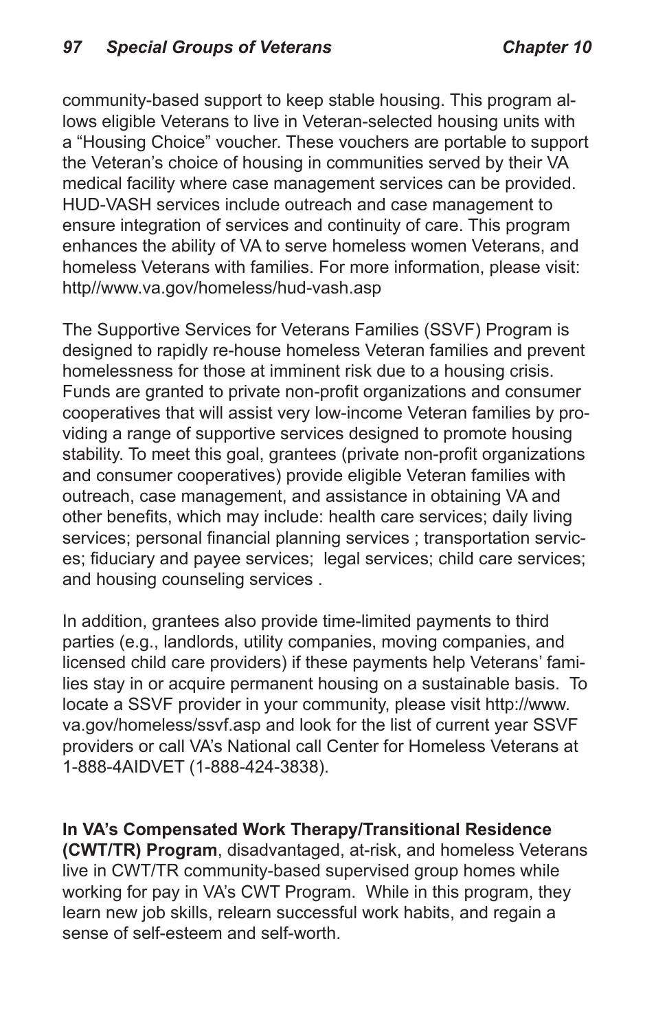community-based support to keep stable housing. This program allows eligible Veterans to live in Veteran-selected housing units with a "Housing Choice" voucher. These vouchers are portable to support the Veteran's choice of housing in communities served by their VA medical facility where case management services can be provided. HUD-VASH services include outreach and case management to ensure integration of services and continuity of care. This program enhances the ability of VA to serve homeless women Veterans, and homeless Veterans with families. For more information, please visit: http//www.va.gov/homeless/hud-vash.asp

The Supportive Services for Veterans Families (SSVF) Program is designed to rapidly re-house homeless Veteran families and prevent homelessness for those at imminent risk due to a housing crisis. Funds are granted to private non-profit organizations and consumer cooperatives that will assist very low-income Veteran families by providing a range of supportive services designed to promote housing stability. To meet this goal, grantees (private non-profit organizations and consumer cooperatives) provide eligible Veteran families with outreach, case management, and assistance in obtaining VA and other benefits, which may include: health care services; daily living services; personal financial planning services ; transportation services; fiduciary and payee services; legal services; child care services; and housing counseling services .

In addition, grantees also provide time-limited payments to third parties (e.g., landlords, utility companies, moving companies, and licensed child care providers) if these payments help Veterans' families stay in or acquire permanent housing on a sustainable basis. To locate a SSVF provider in your community, please visit http://www.va.gov/homeless/ssvf.asp and look for the list of current year SSVF providers or call VA's National call Center for Homeless Veterans at 1-888-4AIDVET (1-888-424-3838).

**In VA's Compensated Work Therapy/Transitional Residence (CWT/TR) Program**, disadvantaged, at-risk, and homeless Veterans live in CWT/TR community-based supervised group homes while working for pay in VA's CWT Program. While in this program, they learn new job skills, relearn successful work habits, and regain a sense of self-esteem and self-worth.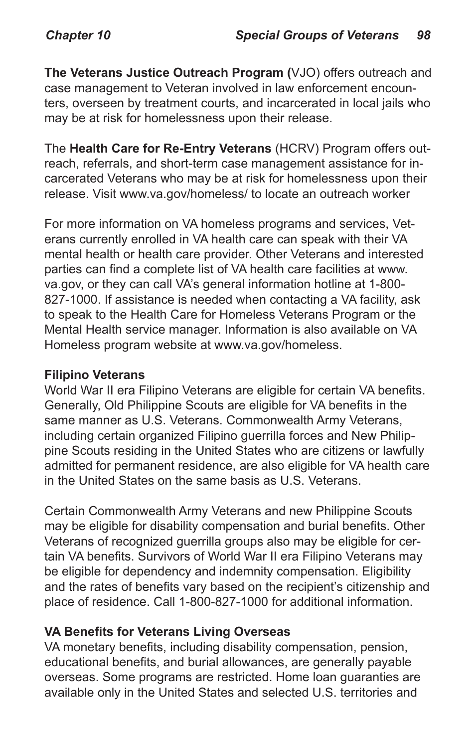**The Veterans Justice Outreach Program (**VJO) offers outreach and case management to Veteran involved in law enforcement encounters, overseen by treatment courts, and incarcerated in local jails who may be at risk for homelessness upon their release.

The **Health Care for Re-Entry Veterans** (HCRV) Program offers outreach, referrals, and short-term case management assistance for incarcerated Veterans who may be at risk for homelessness upon their release. Visit www.va.gov/homeless/ to locate an outreach worker

For more information on VA homeless programs and services, Veterans currently enrolled in VA health care can speak with their VA mental health or health care provider. Other Veterans and interested parties can find a complete list of VA health care facilities at www.va.gov, or they can call VA's general information hotline at 1-800-827-1000. If assistance is needed when contacting a VA facility, ask to speak to the Health Care for Homeless Veterans Program or the Mental Health service manager. Information is also available on VA Homeless program website at www.va.gov/homeless.

**Filipino Veterans**

World War II era Filipino Veterans are eligible for certain VA benefits. Generally, Old Philippine Scouts are eligible for VA benefits in the same manner as U.S. Veterans. Commonwealth Army Veterans, including certain organized Filipino guerrilla forces and New Philippine Scouts residing in the United States who are citizens or lawfully admitted for permanent residence, are also eligible for VA health care in the United States on the same basis as U.S. Veterans.

Certain Commonwealth Army Veterans and new Philippine Scouts may be eligible for disability compensation and burial benefits. Other Veterans of recognized guerrilla groups also may be eligible for certain VA benefits. Survivors of World War II era Filipino Veterans may be eligible for dependency and indemnity compensation. Eligibility and the rates of benefits vary based on the recipient's citizenship and place of residence. Call 1-800-827-1000 for additional information.

**VA Benefits for Veterans Living Overseas**

VA monetary benefits, including disability compensation, pension, educational benefits, and burial allowances, are generally payable overseas. Some programs are restricted. Home loan guaranties are available only in the United States and selected U.S. territories and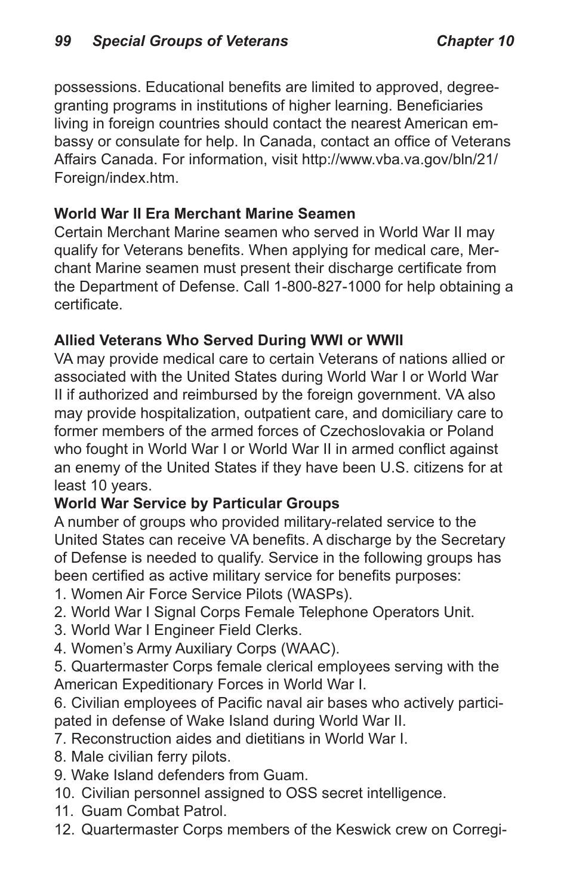possessions. Educational benefits are limited to approved, degree-granting programs in institutions of higher learning. Beneficiaries living in foreign countries should contact the nearest American embassy or consulate for help. In Canada, contact an office of Veterans Affairs Canada. For information, visit http://www.vba.va.gov/bln/21/Foreign/index.htm.

### World War II Era Merchant Marine Seamen

Certain Merchant Marine seamen who served in World War II may qualify for Veterans benefits. When applying for medical care, Merchant Marine seamen must present their discharge certificate from the Department of Defense. Call 1-800-827-1000 for help obtaining a certificate.

### Allied Veterans Who Served During WWI or WWII

VA may provide medical care to certain Veterans of nations allied or associated with the United States during World War I or World War II if authorized and reimbursed by the foreign government. VA also may provide hospitalization, outpatient care, and domiciliary care to former members of the armed forces of Czechoslovakia or Poland who fought in World War I or World War II in armed conflict against an enemy of the United States if they have been U.S. citizens for at least 10 years.

### World War Service by Particular Groups

A number of groups who provided military-related service to the United States can receive VA benefits. A discharge by the Secretary of Defense is needed to qualify. Service in the following groups has been certified as active military service for benefits purposes:

1. Women Air Force Service Pilots (WASPs).
2. World War I Signal Corps Female Telephone Operators Unit.
3. World War I Engineer Field Clerks.
4. Women's Army Auxiliary Corps (WAAC).
5. Quartermaster Corps female clerical employees serving with the American Expeditionary Forces in World War I.
6. Civilian employees of Pacific naval air bases who actively participated in defense of Wake Island during World War II.
7. Reconstruction aides and dietitians in World War I.
8. Male civilian ferry pilots.
9. Wake Island defenders from Guam.
10. Civilian personnel assigned to OSS secret intelligence.
11. Guam Combat Patrol.
12. Quartermaster Corps members of the Keswick crew on Corregi-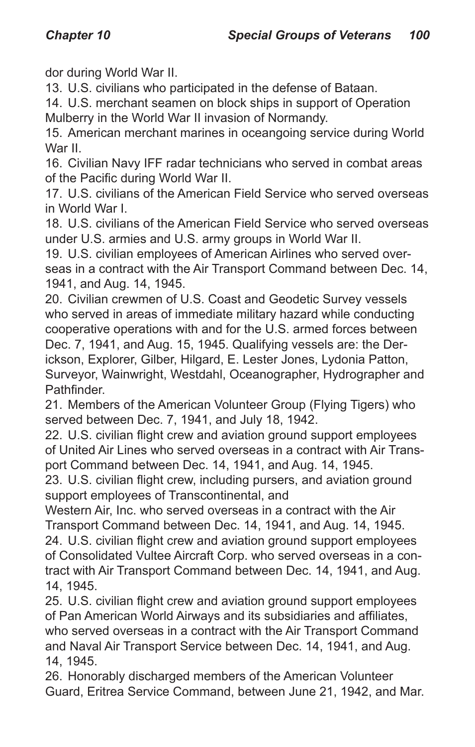dor during World War II.

13. U.S. civilians who participated in the defense of Bataan.
14. U.S. merchant seamen on block ships in support of Operation Mulberry in the World War II invasion of Normandy.
15. American merchant marines in oceangoing service during World War II.
16. Civilian Navy IFF radar technicians who served in combat areas of the Pacific during World War II.
17. U.S. civilians of the American Field Service who served overseas in World War I.
18. U.S. civilians of the American Field Service who served overseas under U.S. armies and U.S. army groups in World War II.
19. U.S. civilian employees of American Airlines who served overseas in a contract with the Air Transport Command between Dec. 14, 1941, and Aug. 14, 1945.
20. Civilian crewmen of U.S. Coast and Geodetic Survey vessels who served in areas of immediate military hazard while conducting cooperative operations with and for the U.S. armed forces between Dec. 7, 1941, and Aug. 15, 1945. Qualifying vessels are: the Derickson, Explorer, Gilber, Hilgard, E. Lester Jones, Lydonia Patton, Surveyor, Wainwright, Westdahl, Oceanographer, Hydrographer and Pathfinder.
21. Members of the American Volunteer Group (Flying Tigers) who served between Dec. 7, 1941, and July 18, 1942.
22. U.S. civilian flight crew and aviation ground support employees of United Air Lines who served overseas in a contract with Air Transport Command between Dec. 14, 1941, and Aug. 14, 1945.
23. U.S. civilian flight crew, including pursers, and aviation ground support employees of Transcontinental, and Western Air, Inc. who served overseas in a contract with the Air Transport Command between Dec. 14, 1941, and Aug. 14, 1945.
24. U.S. civilian flight crew and aviation ground support employees of Consolidated Vultee Aircraft Corp. who served overseas in a contract with Air Transport Command between Dec. 14, 1941, and Aug. 14, 1945.
25. U.S. civilian flight crew and aviation ground support employees of Pan American World Airways and its subsidiaries and affiliates, who served overseas in a contract with the Air Transport Command and Naval Air Transport Service between Dec. 14, 1941, and Aug. 14, 1945.
26. Honorably discharged members of the American Volunteer Guard, Eritrea Service Command, between June 21, 1942, and Mar.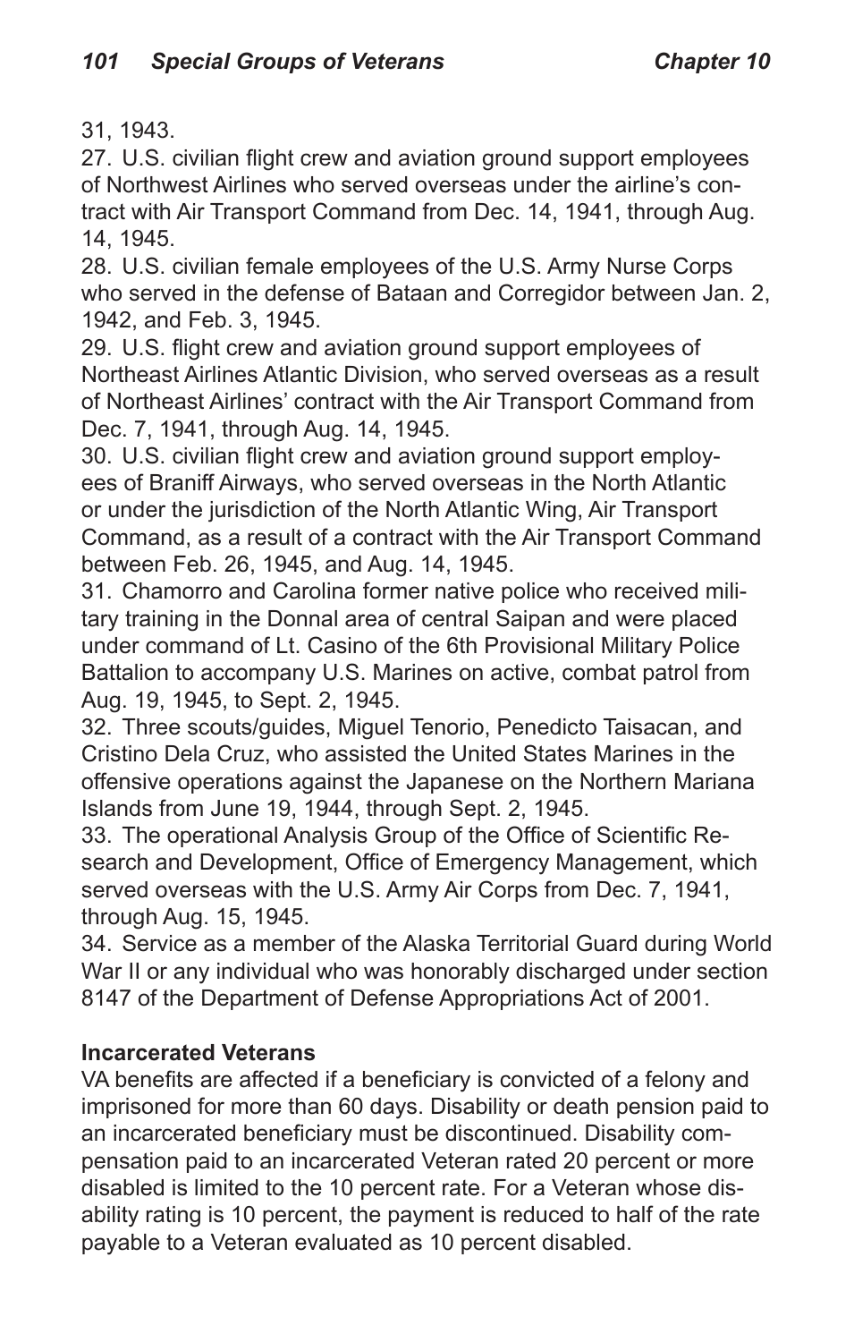31, 1943.

27. U.S. civilian flight crew and aviation ground support employees of Northwest Airlines who served overseas under the airline's contract with Air Transport Command from Dec. 14, 1941, through Aug. 14, 1945.

28. U.S. civilian female employees of the U.S. Army Nurse Corps who served in the defense of Bataan and Corregidor between Jan. 2, 1942, and Feb. 3, 1945.

29. U.S. flight crew and aviation ground support employees of Northeast Airlines Atlantic Division, who served overseas as a result of Northeast Airlines' contract with the Air Transport Command from Dec. 7, 1941, through Aug. 14, 1945.

30. U.S. civilian flight crew and aviation ground support employees of Braniff Airways, who served overseas in the North Atlantic or under the jurisdiction of the North Atlantic Wing, Air Transport Command, as a result of a contract with the Air Transport Command between Feb. 26, 1945, and Aug. 14, 1945.

31. Chamorro and Carolina former native police who received military training in the Donnal area of central Saipan and were placed under command of Lt. Casino of the 6th Provisional Military Police Battalion to accompany U.S. Marines on active, combat patrol from Aug. 19, 1945, to Sept. 2, 1945.

32. Three scouts/guides, Miguel Tenorio, Penedicto Taisacan, and Cristino Dela Cruz, who assisted the United States Marines in the offensive operations against the Japanese on the Northern Mariana Islands from June 19, 1944, through Sept. 2, 1945.

33. The operational Analysis Group of the Office of Scientific Research and Development, Office of Emergency Management, which served overseas with the U.S. Army Air Corps from Dec. 7, 1941, through Aug. 15, 1945.

34. Service as a member of the Alaska Territorial Guard during World War II or any individual who was honorably discharged under section 8147 of the Department of Defense Appropriations Act of 2001.

### Incarcerated Veterans

VA benefits are affected if a beneficiary is convicted of a felony and imprisoned for more than 60 days. Disability or death pension paid to an incarcerated beneficiary must be discontinued. Disability compensation paid to an incarcerated Veteran rated 20 percent or more disabled is limited to the 10 percent rate. For a Veteran whose disability rating is 10 percent, the payment is reduced to half of the rate payable to a Veteran evaluated as 10 percent disabled.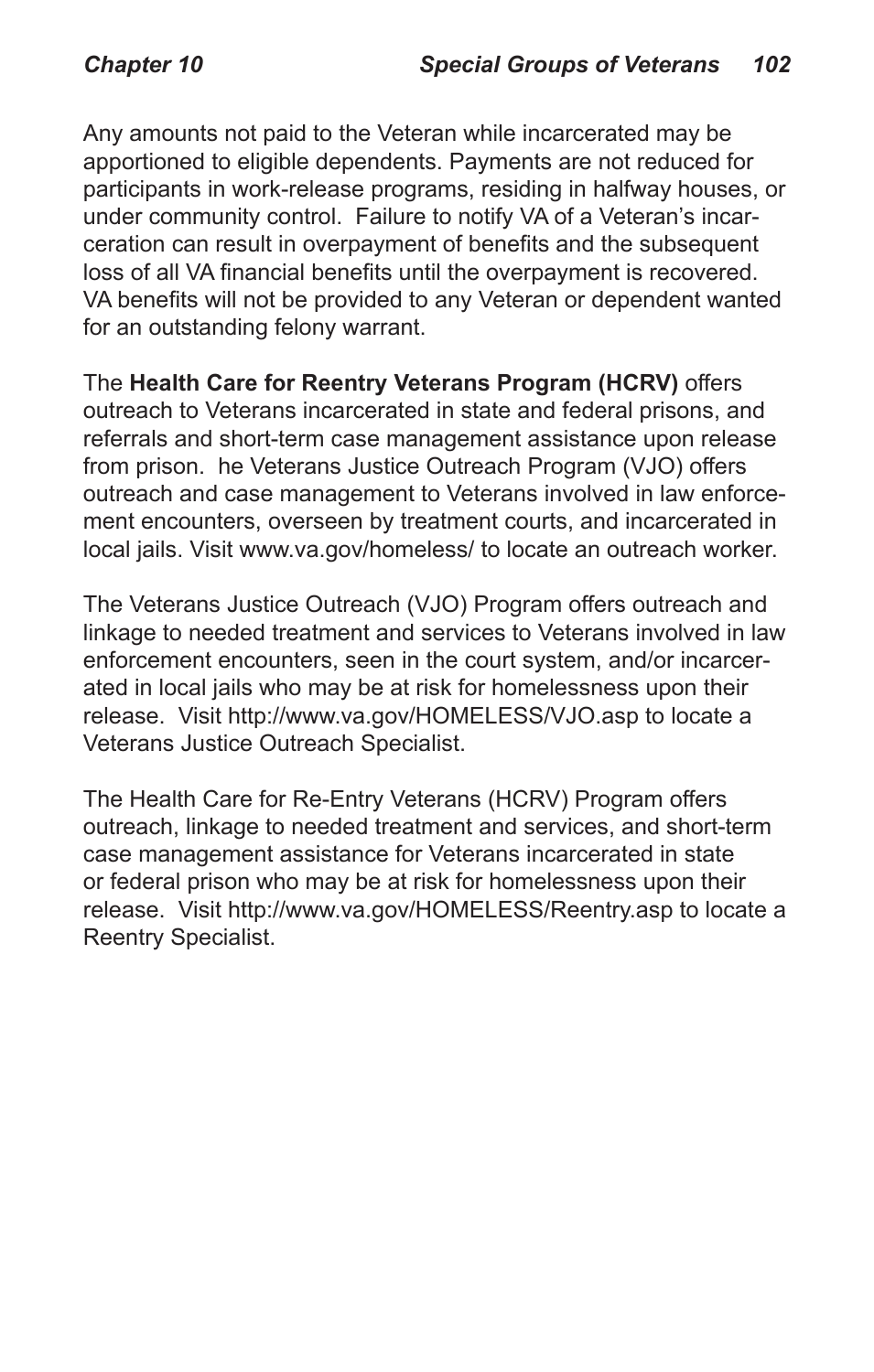Any amounts not paid to the Veteran while incarcerated may be apportioned to eligible dependents. Payments are not reduced for participants in work-release programs, residing in halfway houses, or under community control. Failure to notify VA of a Veteran's incarceration can result in overpayment of benefits and the subsequent loss of all VA financial benefits until the overpayment is recovered. VA benefits will not be provided to any Veteran or dependent wanted for an outstanding felony warrant.

The **Health Care for Reentry Veterans Program (HCRV)** offers outreach to Veterans incarcerated in state and federal prisons, and referrals and short-term case management assistance upon release from prison. he Veterans Justice Outreach Program (VJO) offers outreach and case management to Veterans involved in law enforcement encounters, overseen by treatment courts, and incarcerated in local jails. Visit www.va.gov/homeless/ to locate an outreach worker.

The Veterans Justice Outreach (VJO) Program offers outreach and linkage to needed treatment and services to Veterans involved in law enforcement encounters, seen in the court system, and/or incarcerated in local jails who may be at risk for homelessness upon their release. Visit http://www.va.gov/HOMELESS/VJO.asp to locate a Veterans Justice Outreach Specialist.

The Health Care for Re-Entry Veterans (HCRV) Program offers outreach, linkage to needed treatment and services, and short-term case management assistance for Veterans incarcerated in state or federal prison who may be at risk for homelessness upon their release. Visit http://www.va.gov/HOMELESS/Reentry.asp to locate a Reentry Specialist.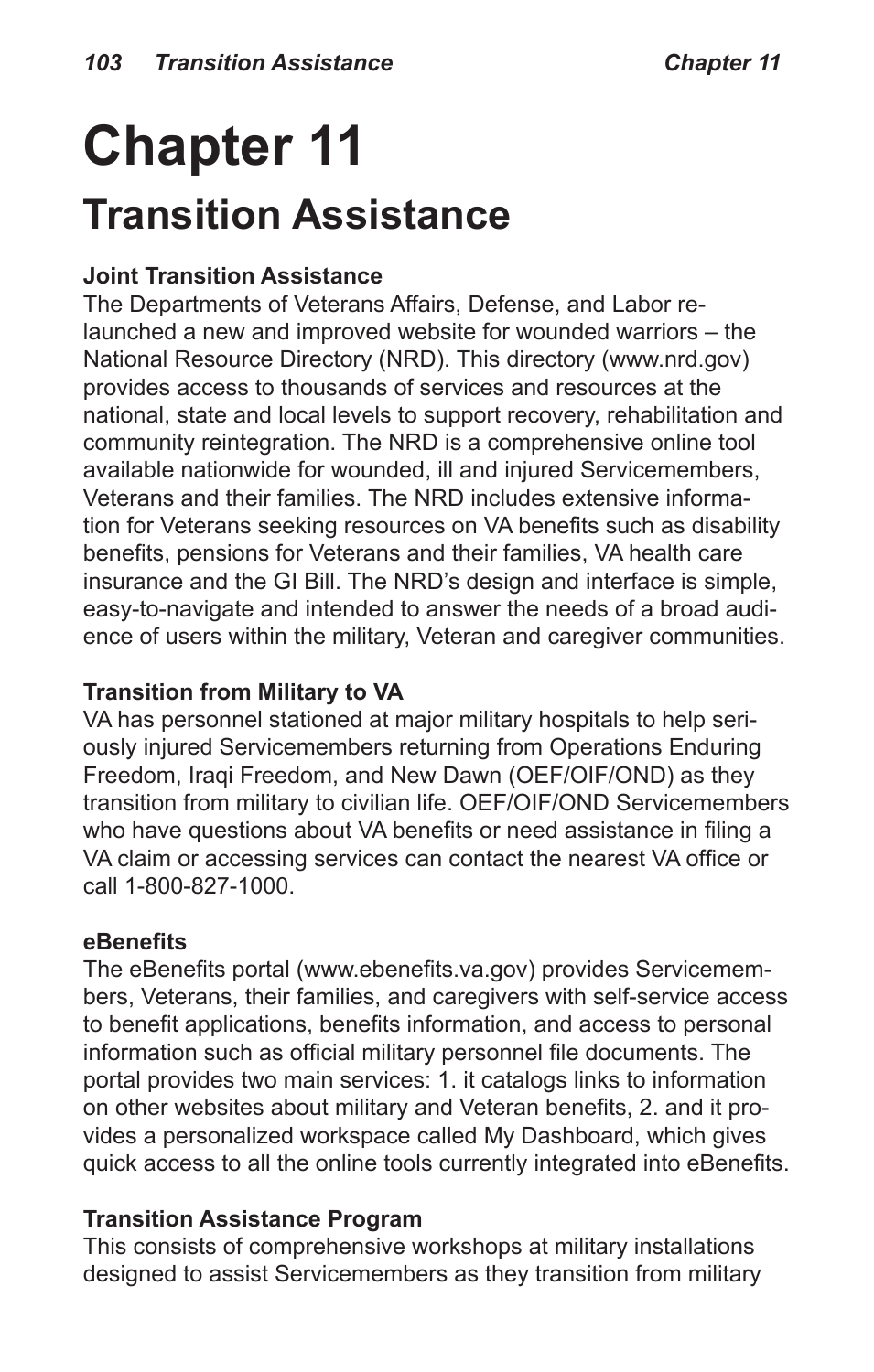# Chapter 11

## Transition Assistance

**Joint Transition Assistance**

The Departments of Veterans Affairs, Defense, and Labor relaunched a new and improved website for wounded warriors – the National Resource Directory (NRD). This directory (www.nrd.gov) provides access to thousands of services and resources at the national, state and local levels to support recovery, rehabilitation and community reintegration. The NRD is a comprehensive online tool available nationwide for wounded, ill and injured Servicemembers, Veterans and their families. The NRD includes extensive information for Veterans seeking resources on VA benefits such as disability benefits, pensions for Veterans and their families, VA health care insurance and the GI Bill. The NRD's design and interface is simple, easy-to-navigate and intended to answer the needs of a broad audience of users within the military, Veteran and caregiver communities.

**Transition from Military to VA**

VA has personnel stationed at major military hospitals to help seriously injured Servicemembers returning from Operations Enduring Freedom, Iraqi Freedom, and New Dawn (OEF/OIF/OND) as they transition from military to civilian life. OEF/OIF/OND Servicemembers who have questions about VA benefits or need assistance in filing a VA claim or accessing services can contact the nearest VA office or call 1-800-827-1000.

**eBenefits**

The eBenefits portal (www.ebenefits.va.gov) provides Servicemembers, Veterans, their families, and caregivers with self-service access to benefit applications, benefits information, and access to personal information such as official military personnel file documents. The portal provides two main services: 1. it catalogs links to information on other websites about military and Veteran benefits, 2. and it provides a personalized workspace called My Dashboard, which gives quick access to all the online tools currently integrated into eBenefits.

**Transition Assistance Program**

This consists of comprehensive workshops at military installations designed to assist Servicemembers as they transition from military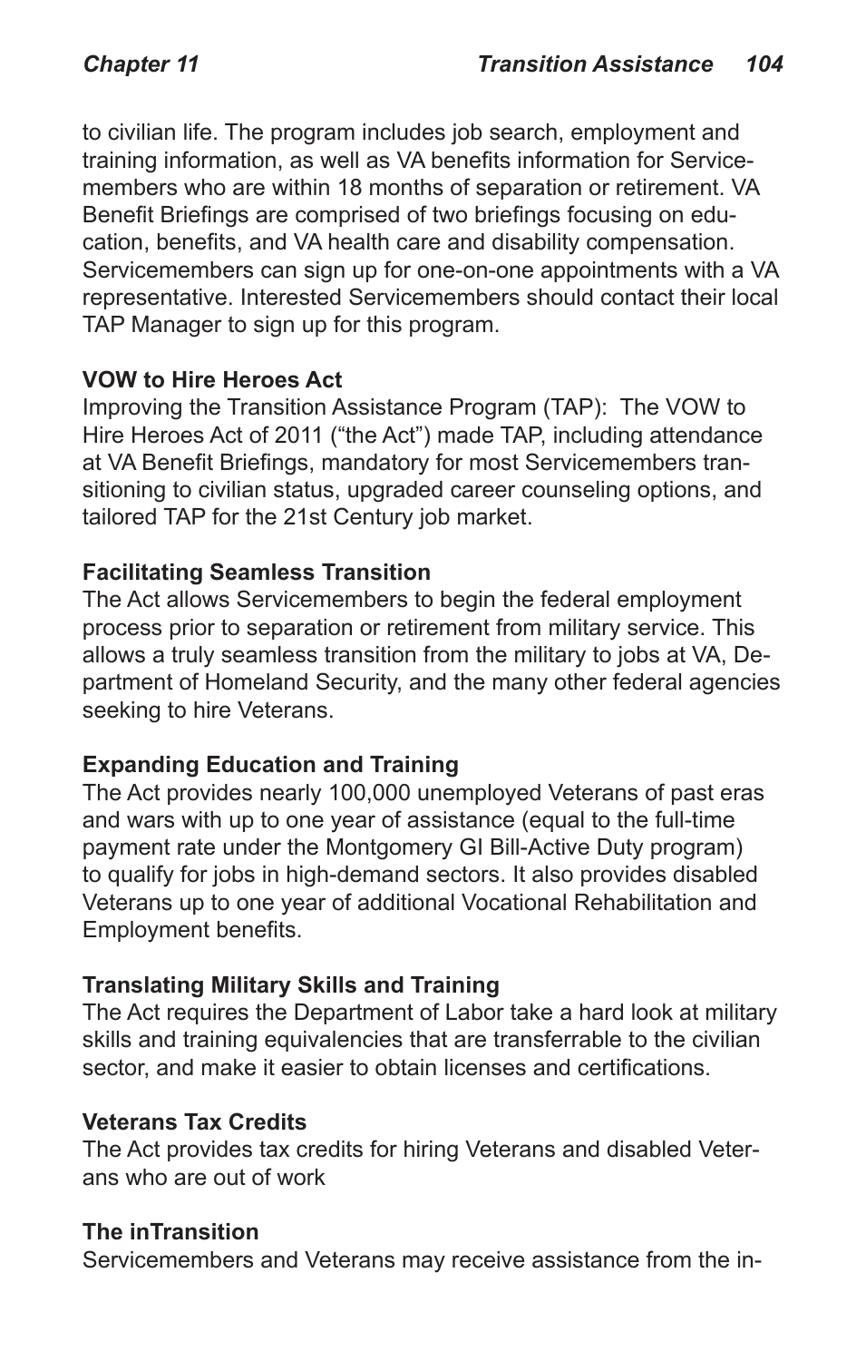to civilian life. The program includes job search, employment and training information, as well as VA benefits information for Servicemembers who are within 18 months of separation or retirement. VA Benefit Briefings are comprised of two briefings focusing on education, benefits, and VA health care and disability compensation. Servicemembers can sign up for one-on-one appointments with a VA representative. Interested Servicemembers should contact their local TAP Manager to sign up for this program.

**VOW to Hire Heroes Act**

Improving the Transition Assistance Program (TAP): The VOW to Hire Heroes Act of 2011 ("the Act") made TAP, including attendance at VA Benefit Briefings, mandatory for most Servicemembers transitioning to civilian status, upgraded career counseling options, and tailored TAP for the 21st Century job market.

**Facilitating Seamless Transition**

The Act allows Servicemembers to begin the federal employment process prior to separation or retirement from military service. This allows a truly seamless transition from the military to jobs at VA, Department of Homeland Security, and the many other federal agencies seeking to hire Veterans.

**Expanding Education and Training**

The Act provides nearly 100,000 unemployed Veterans of past eras and wars with up to one year of assistance (equal to the full-time payment rate under the Montgomery GI Bill-Active Duty program) to qualify for jobs in high-demand sectors. It also provides disabled Veterans up to one year of additional Vocational Rehabilitation and Employment benefits.

**Translating Military Skills and Training**

The Act requires the Department of Labor take a hard look at military skills and training equivalencies that are transferrable to the civilian sector, and make it easier to obtain licenses and certifications.

**Veterans Tax Credits**

The Act provides tax credits for hiring Veterans and disabled Veterans who are out of work

**The inTransition**

Servicemembers and Veterans may receive assistance from the in-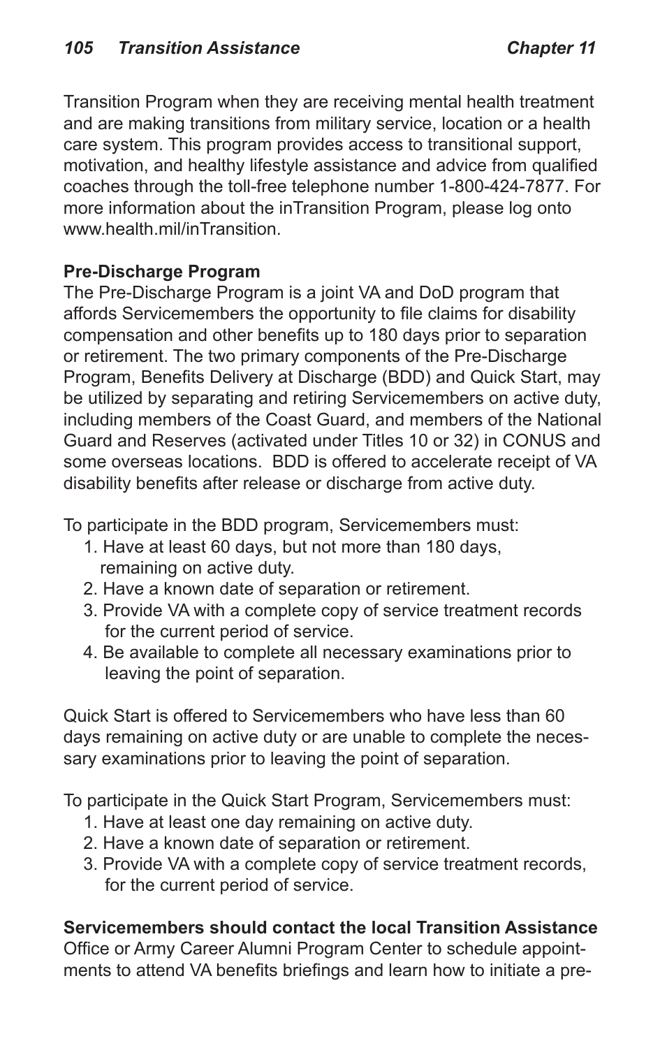Transition Program when they are receiving mental health treatment and are making transitions from military service, location or a health care system. This program provides access to transitional support, motivation, and healthy lifestyle assistance and advice from qualified coaches through the toll-free telephone number 1-800-424-7877. For more information about the inTransition Program, please log onto www.health.mil/inTransition.

**Pre-Discharge Program**

The Pre-Discharge Program is a joint VA and DoD program that affords Servicemembers the opportunity to file claims for disability compensation and other benefits up to 180 days prior to separation or retirement. The two primary components of the Pre-Discharge Program, Benefits Delivery at Discharge (BDD) and Quick Start, may be utilized by separating and retiring Servicemembers on active duty, including members of the Coast Guard, and members of the National Guard and Reserves (activated under Titles 10 or 32) in CONUS and some overseas locations. BDD is offered to accelerate receipt of VA disability benefits after release or discharge from active duty.

To participate in the BDD program, Servicemembers must:

1. Have at least 60 days, but not more than 180 days, remaining on active duty.
2. Have a known date of separation or retirement.
3. Provide VA with a complete copy of service treatment records for the current period of service.
4. Be available to complete all necessary examinations prior to leaving the point of separation.

Quick Start is offered to Servicemembers who have less than 60 days remaining on active duty or are unable to complete the necessary examinations prior to leaving the point of separation.

To participate in the Quick Start Program, Servicemembers must:

1. Have at least one day remaining on active duty.
2. Have a known date of separation or retirement.
3. Provide VA with a complete copy of service treatment records, for the current period of service.

**Servicemembers should contact the local Transition Assistance** Office or Army Career Alumni Program Center to schedule appointments to attend VA benefits briefings and learn how to initiate a pre-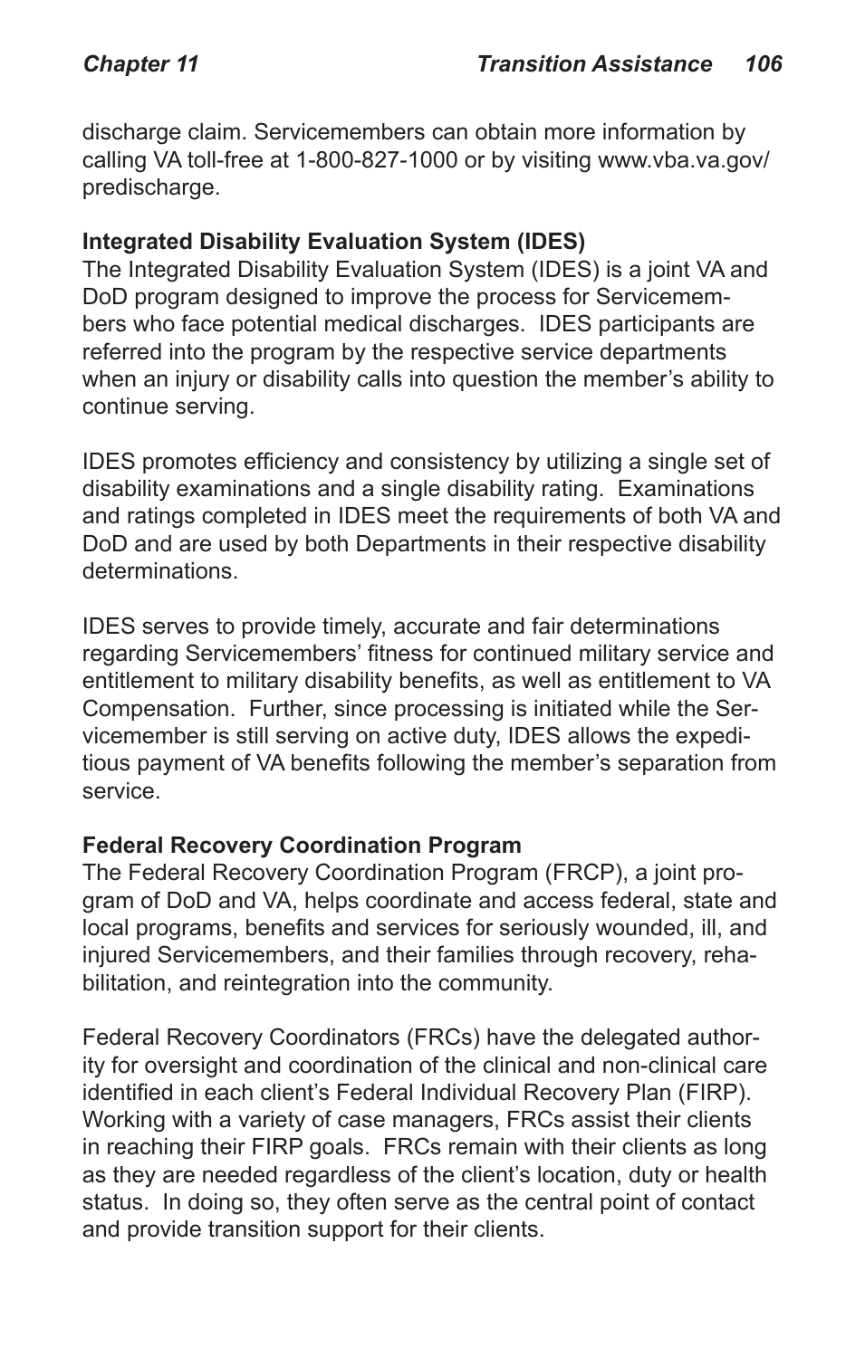discharge claim. Servicemembers can obtain more information by calling VA toll-free at 1-800-827-1000 or by visiting www.vba.va.gov/predischarge.

**Integrated Disability Evaluation System (IDES)**

The Integrated Disability Evaluation System (IDES) is a joint VA and DoD program designed to improve the process for Servicemembers who face potential medical discharges. IDES participants are referred into the program by the respective service departments when an injury or disability calls into question the member's ability to continue serving.

IDES promotes efficiency and consistency by utilizing a single set of disability examinations and a single disability rating. Examinations and ratings completed in IDES meet the requirements of both VA and DoD and are used by both Departments in their respective disability determinations.

IDES serves to provide timely, accurate and fair determinations regarding Servicemembers' fitness for continued military service and entitlement to military disability benefits, as well as entitlement to VA Compensation. Further, since processing is initiated while the Servicemember is still serving on active duty, IDES allows the expeditious payment of VA benefits following the member's separation from service.

**Federal Recovery Coordination Program**

The Federal Recovery Coordination Program (FRCP), a joint program of DoD and VA, helps coordinate and access federal, state and local programs, benefits and services for seriously wounded, ill, and injured Servicemembers, and their families through recovery, rehabilitation, and reintegration into the community.

Federal Recovery Coordinators (FRCs) have the delegated authority for oversight and coordination of the clinical and non-clinical care identified in each client's Federal Individual Recovery Plan (FIRP). Working with a variety of case managers, FRCs assist their clients in reaching their FIRP goals. FRCs remain with their clients as long as they are needed regardless of the client's location, duty or health status. In doing so, they often serve as the central point of contact and provide transition support for their clients.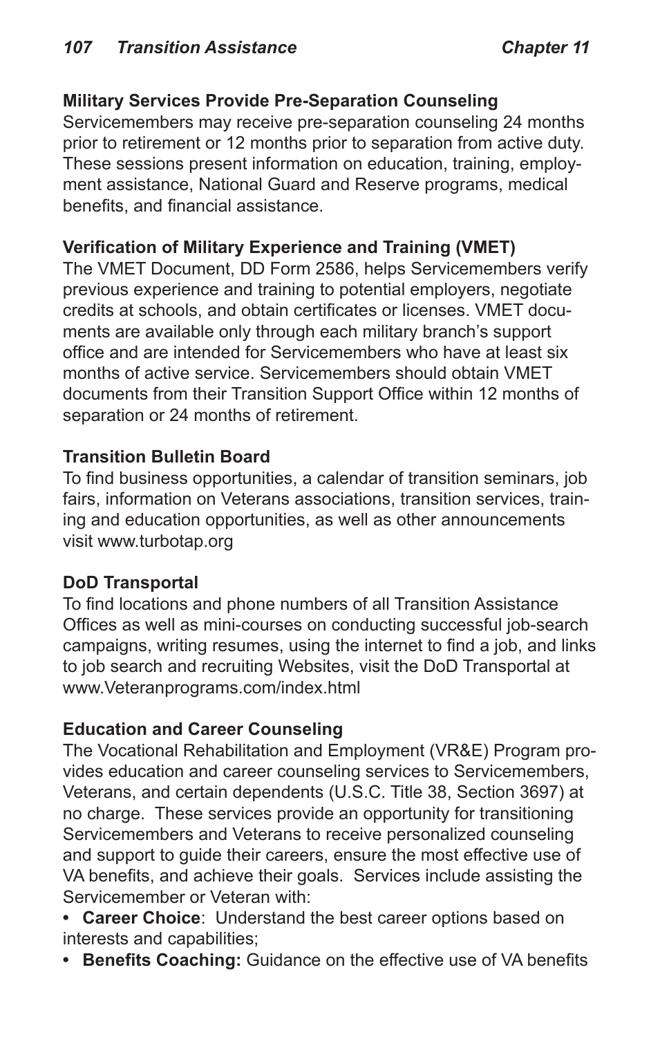### Military Services Provide Pre-Separation Counseling

Servicemembers may receive pre-separation counseling 24 months prior to retirement or 12 months prior to separation from active duty. These sessions present information on education, training, employment assistance, National Guard and Reserve programs, medical benefits, and financial assistance.

### Verification of Military Experience and Training (VMET)

The VMET Document, DD Form 2586, helps Servicemembers verify previous experience and training to potential employers, negotiate credits at schools, and obtain certificates or licenses. VMET documents are available only through each military branch's support office and are intended for Servicemembers who have at least six months of active service. Servicemembers should obtain VMET documents from their Transition Support Office within 12 months of separation or 24 months of retirement.

### Transition Bulletin Board

To find business opportunities, a calendar of transition seminars, job fairs, information on Veterans associations, transition services, training and education opportunities, as well as other announcements visit www.turbotap.org

### DoD Transportal

To find locations and phone numbers of all Transition Assistance Offices as well as mini-courses on conducting successful job-search campaigns, writing resumes, using the internet to find a job, and links to job search and recruiting Websites, visit the DoD Transportal at www.Veteranprograms.com/index.html

### Education and Career Counseling

The Vocational Rehabilitation and Employment (VR&E) Program provides education and career counseling services to Servicemembers, Veterans, and certain dependents (U.S.C. Title 38, Section 3697) at no charge. These services provide an opportunity for transitioning Servicemembers and Veterans to receive personalized counseling and support to guide their careers, ensure the most effective use of VA benefits, and achieve their goals. Services include assisting the Servicemember or Veteran with:

- **Career Choice**: Understand the best career options based on interests and capabilities;
- **Benefits Coaching:** Guidance on the effective use of VA benefits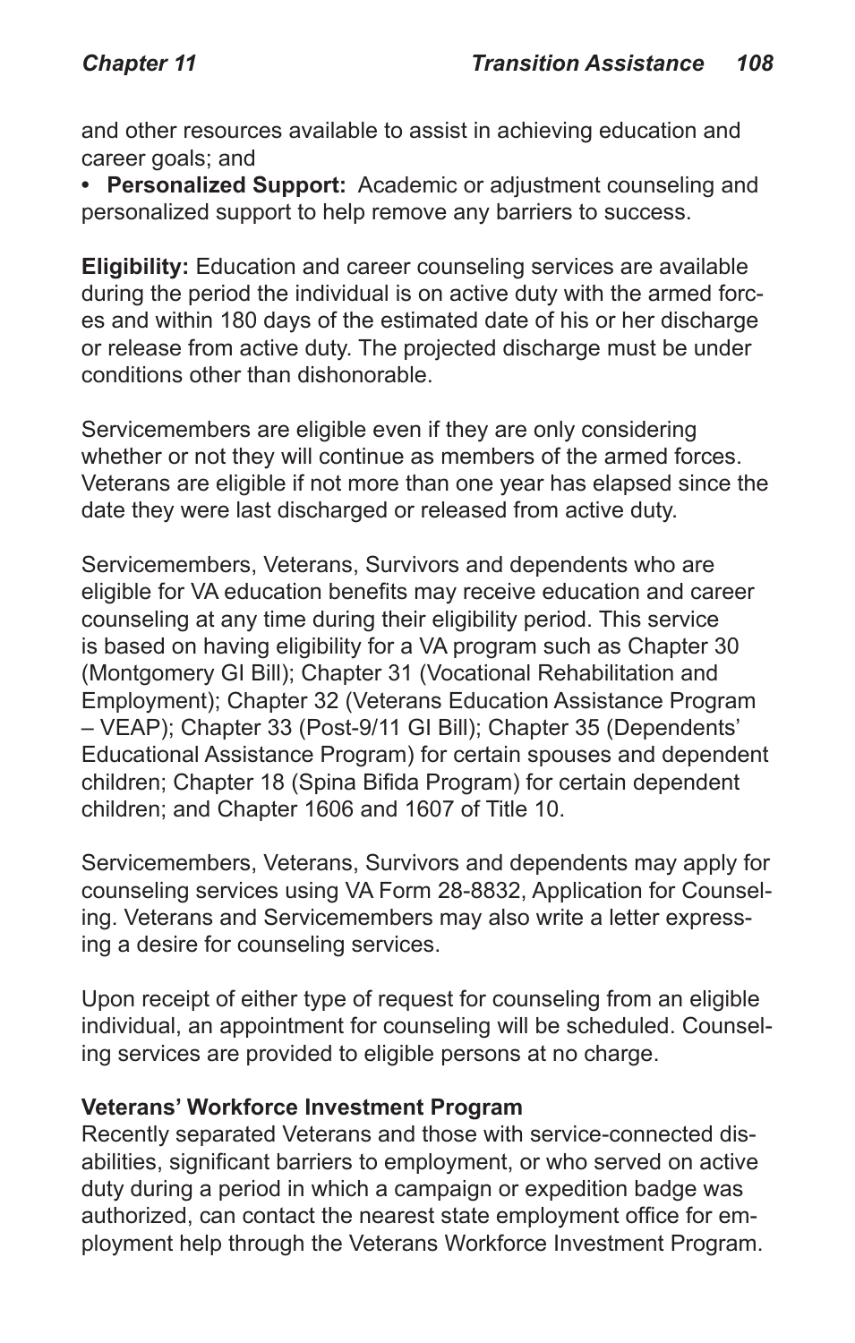and other resources available to assist in achieving education and career goals; and

- **Personalized Support:** Academic or adjustment counseling and personalized support to help remove any barriers to success.

**Eligibility:** Education and career counseling services are available during the period the individual is on active duty with the armed forces and within 180 days of the estimated date of his or her discharge or release from active duty. The projected discharge must be under conditions other than dishonorable.

Servicemembers are eligible even if they are only considering whether or not they will continue as members of the armed forces. Veterans are eligible if not more than one year has elapsed since the date they were last discharged or released from active duty.

Servicemembers, Veterans, Survivors and dependents who are eligible for VA education benefits may receive education and career counseling at any time during their eligibility period. This service is based on having eligibility for a VA program such as Chapter 30 (Montgomery GI Bill); Chapter 31 (Vocational Rehabilitation and Employment); Chapter 32 (Veterans Education Assistance Program – VEAP); Chapter 33 (Post-9/11 GI Bill); Chapter 35 (Dependents' Educational Assistance Program) for certain spouses and dependent children; Chapter 18 (Spina Bifida Program) for certain dependent children; and Chapter 1606 and 1607 of Title 10.

Servicemembers, Veterans, Survivors and dependents may apply for counseling services using VA Form 28-8832, Application for Counseling. Veterans and Servicemembers may also write a letter expressing a desire for counseling services.

Upon receipt of either type of request for counseling from an eligible individual, an appointment for counseling will be scheduled. Counseling services are provided to eligible persons at no charge.

**Veterans' Workforce Investment Program**

Recently separated Veterans and those with service-connected disabilities, significant barriers to employment, or who served on active duty during a period in which a campaign or expedition badge was authorized, can contact the nearest state employment office for employment help through the Veterans Workforce Investment Program.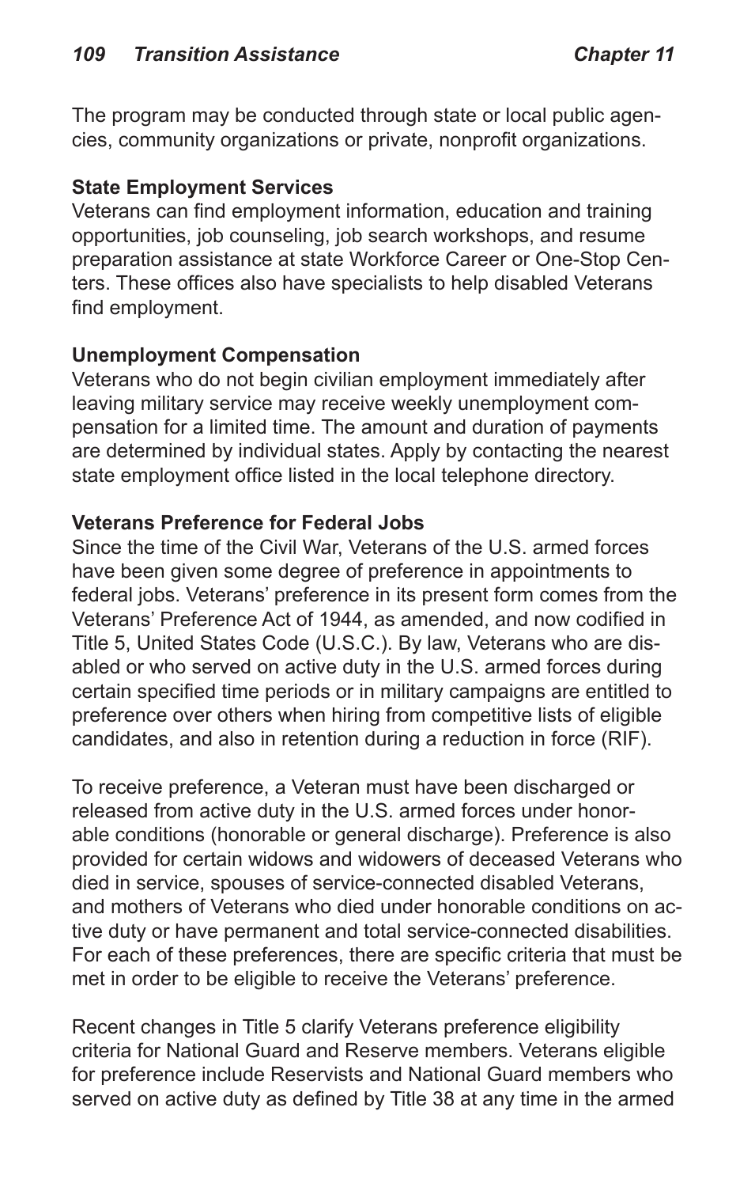The program may be conducted through state or local public agencies, community organizations or private, nonprofit organizations.

**State Employment Services**

Veterans can find employment information, education and training opportunities, job counseling, job search workshops, and resume preparation assistance at state Workforce Career or One-Stop Centers. These offices also have specialists to help disabled Veterans find employment.

**Unemployment Compensation**

Veterans who do not begin civilian employment immediately after leaving military service may receive weekly unemployment compensation for a limited time. The amount and duration of payments are determined by individual states. Apply by contacting the nearest state employment office listed in the local telephone directory.

**Veterans Preference for Federal Jobs**

Since the time of the Civil War, Veterans of the U.S. armed forces have been given some degree of preference in appointments to federal jobs. Veterans' preference in its present form comes from the Veterans' Preference Act of 1944, as amended, and now codified in Title 5, United States Code (U.S.C.). By law, Veterans who are disabled or who served on active duty in the U.S. armed forces during certain specified time periods or in military campaigns are entitled to preference over others when hiring from competitive lists of eligible candidates, and also in retention during a reduction in force (RIF).

To receive preference, a Veteran must have been discharged or released from active duty in the U.S. armed forces under honorable conditions (honorable or general discharge). Preference is also provided for certain widows and widowers of deceased Veterans who died in service, spouses of service-connected disabled Veterans, and mothers of Veterans who died under honorable conditions on active duty or have permanent and total service-connected disabilities. For each of these preferences, there are specific criteria that must be met in order to be eligible to receive the Veterans' preference.

Recent changes in Title 5 clarify Veterans preference eligibility criteria for National Guard and Reserve members. Veterans eligible for preference include Reservists and National Guard members who served on active duty as defined by Title 38 at any time in the armed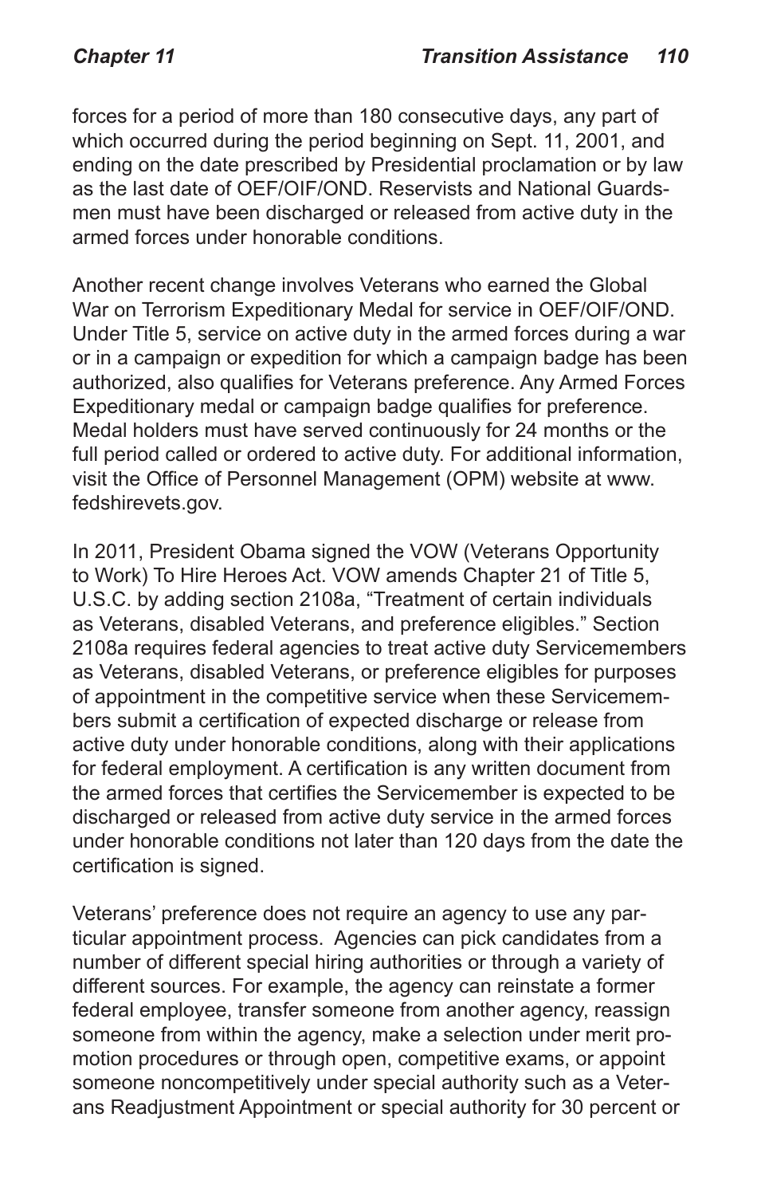forces for a period of more than 180 consecutive days, any part of which occurred during the period beginning on Sept. 11, 2001, and ending on the date prescribed by Presidential proclamation or by law as the last date of OEF/OIF/OND. Reservists and National Guardsmen must have been discharged or released from active duty in the armed forces under honorable conditions.

Another recent change involves Veterans who earned the Global War on Terrorism Expeditionary Medal for service in OEF/OIF/OND. Under Title 5, service on active duty in the armed forces during a war or in a campaign or expedition for which a campaign badge has been authorized, also qualifies for Veterans preference. Any Armed Forces Expeditionary medal or campaign badge qualifies for preference. Medal holders must have served continuously for 24 months or the full period called or ordered to active duty. For additional information, visit the Office of Personnel Management (OPM) website at www.fedshirevets.gov.

In 2011, President Obama signed the VOW (Veterans Opportunity to Work) To Hire Heroes Act. VOW amends Chapter 21 of Title 5, U.S.C. by adding section 2108a, "Treatment of certain individuals as Veterans, disabled Veterans, and preference eligibles." Section 2108a requires federal agencies to treat active duty Servicemembers as Veterans, disabled Veterans, or preference eligibles for purposes of appointment in the competitive service when these Servicemembers submit a certification of expected discharge or release from active duty under honorable conditions, along with their applications for federal employment. A certification is any written document from the armed forces that certifies the Servicemember is expected to be discharged or released from active duty service in the armed forces under honorable conditions not later than 120 days from the date the certification is signed.

Veterans' preference does not require an agency to use any particular appointment process. Agencies can pick candidates from a number of different special hiring authorities or through a variety of different sources. For example, the agency can reinstate a former federal employee, transfer someone from another agency, reassign someone from within the agency, make a selection under merit promotion procedures or through open, competitive exams, or appoint someone noncompetitively under special authority such as a Veterans Readjustment Appointment or special authority for 30 percent or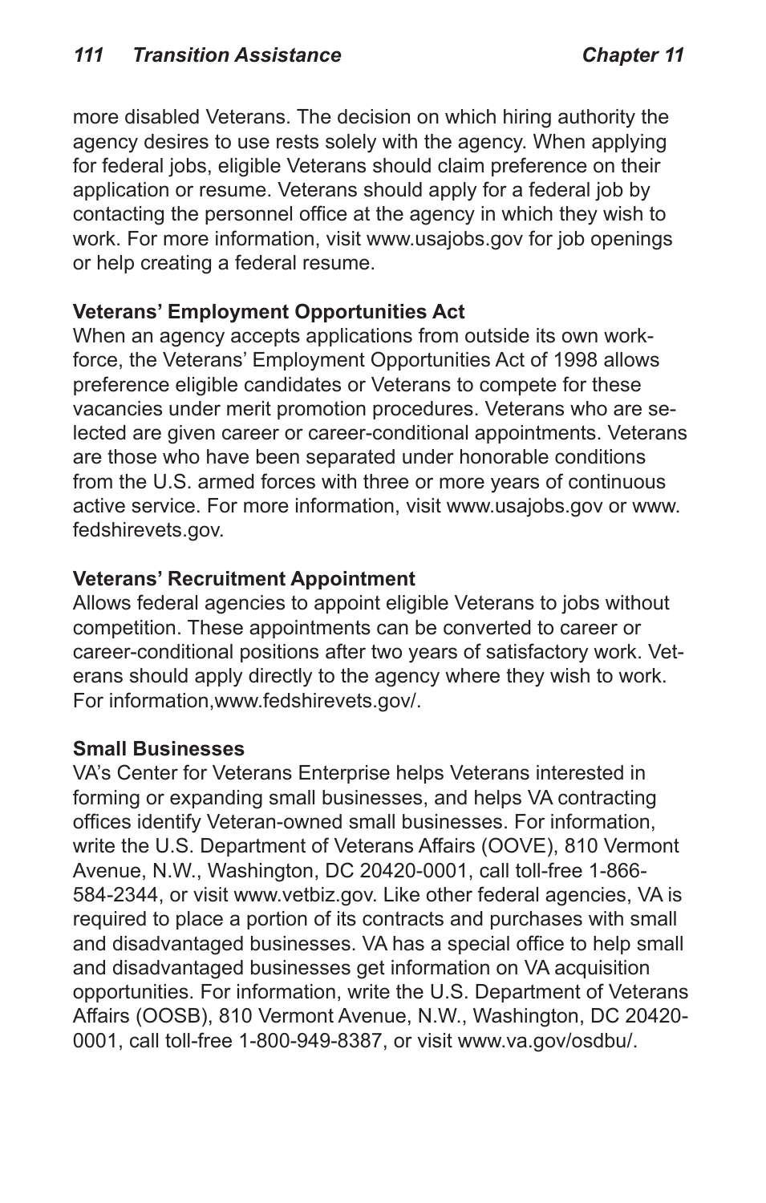more disabled Veterans. The decision on which hiring authority the agency desires to use rests solely with the agency. When applying for federal jobs, eligible Veterans should claim preference on their application or resume. Veterans should apply for a federal job by contacting the personnel office at the agency in which they wish to work. For more information, visit www.usajobs.gov for job openings or help creating a federal resume.

**Veterans' Employment Opportunities Act**

When an agency accepts applications from outside its own workforce, the Veterans' Employment Opportunities Act of 1998 allows preference eligible candidates or Veterans to compete for these vacancies under merit promotion procedures. Veterans who are selected are given career or career-conditional appointments. Veterans are those who have been separated under honorable conditions from the U.S. armed forces with three or more years of continuous active service. For more information, visit www.usajobs.gov or www.fedshirevets.gov.

**Veterans' Recruitment Appointment**

Allows federal agencies to appoint eligible Veterans to jobs without competition. These appointments can be converted to career or career-conditional positions after two years of satisfactory work. Veterans should apply directly to the agency where they wish to work. For information,www.fedshirevets.gov/.

**Small Businesses**

VA's Center for Veterans Enterprise helps Veterans interested in forming or expanding small businesses, and helps VA contracting offices identify Veteran-owned small businesses. For information, write the U.S. Department of Veterans Affairs (OOVE), 810 Vermont Avenue, N.W., Washington, DC 20420-0001, call toll-free 1-866-584-2344, or visit www.vetbiz.gov. Like other federal agencies, VA is required to place a portion of its contracts and purchases with small and disadvantaged businesses. VA has a special office to help small and disadvantaged businesses get information on VA acquisition opportunities. For information, write the U.S. Department of Veterans Affairs (OOSB), 810 Vermont Avenue, N.W., Washington, DC 20420-0001, call toll-free 1-800-949-8387, or visit www.va.gov/osdbu/.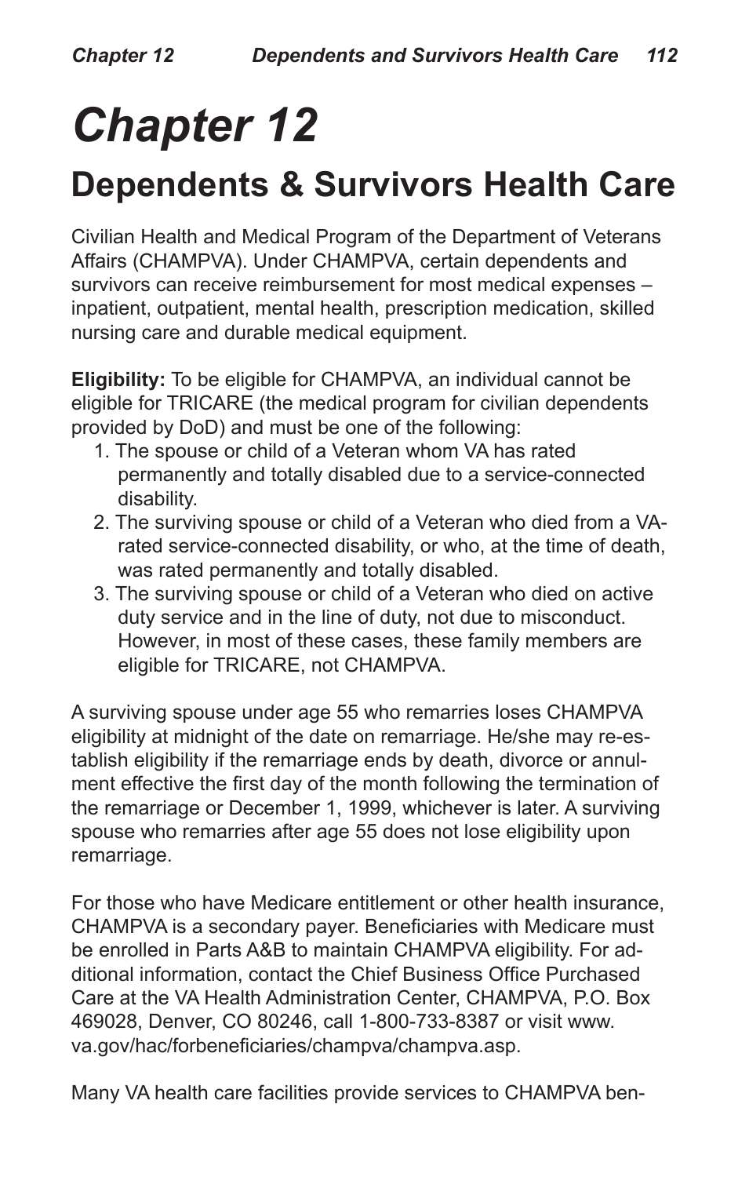# Chapter 12

## Dependents & Survivors Health Care

Civilian Health and Medical Program of the Department of Veterans Affairs (CHAMPVA). Under CHAMPVA, certain dependents and survivors can receive reimbursement for most medical expenses – inpatient, outpatient, mental health, prescription medication, skilled nursing care and durable medical equipment.

**Eligibility:** To be eligible for CHAMPVA, an individual cannot be eligible for TRICARE (the medical program for civilian dependents provided by DoD) and must be one of the following:

1. The spouse or child of a Veteran whom VA has rated permanently and totally disabled due to a service-connected disability.
2. The surviving spouse or child of a Veteran who died from a VA-rated service-connected disability, or who, at the time of death, was rated permanently and totally disabled.
3. The surviving spouse or child of a Veteran who died on active duty service and in the line of duty, not due to misconduct. However, in most of these cases, these family members are eligible for TRICARE, not CHAMPVA.

A surviving spouse under age 55 who remarries loses CHAMPVA eligibility at midnight of the date on remarriage. He/she may re-establish eligibility if the remarriage ends by death, divorce or annulment effective the first day of the month following the termination of the remarriage or December 1, 1999, whichever is later. A surviving spouse who remarries after age 55 does not lose eligibility upon remarriage.

For those who have Medicare entitlement or other health insurance, CHAMPVA is a secondary payer. Beneficiaries with Medicare must be enrolled in Parts A&B to maintain CHAMPVA eligibility. For additional information, contact the Chief Business Office Purchased Care at the VA Health Administration Center, CHAMPVA, P.O. Box 469028, Denver, CO 80246, call 1-800-733-8387 or visit www.va.gov/hac/forbeneficiaries/champva/champva.asp.

Many VA health care facilities provide services to CHAMPVA ben-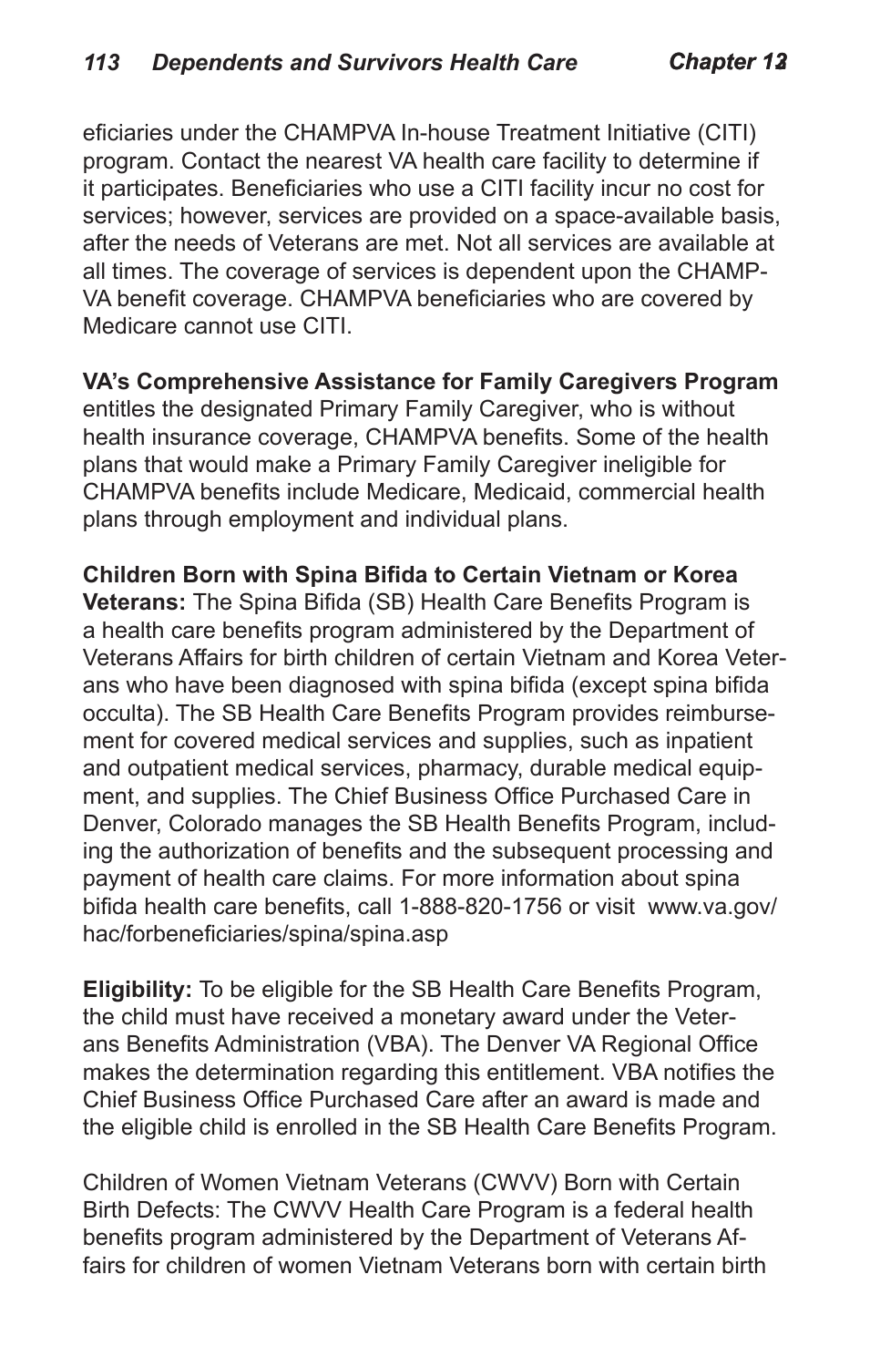eficiaries under the CHAMPVA In-house Treatment Initiative (CITI) program. Contact the nearest VA health care facility to determine if it participates. Beneficiaries who use a CITI facility incur no cost for services; however, services are provided on a space-available basis, after the needs of Veterans are met. Not all services are available at all times. The coverage of services is dependent upon the CHAMPVA benefit coverage. CHAMPVA beneficiaries who are covered by Medicare cannot use CITI.

**VA's Comprehensive Assistance for Family Caregivers Program** entitles the designated Primary Family Caregiver, who is without health insurance coverage, CHAMPVA benefits. Some of the health plans that would make a Primary Family Caregiver ineligible for CHAMPVA benefits include Medicare, Medicaid, commercial health plans through employment and individual plans.

**Children Born with Spina Bifida to Certain Vietnam or Korea Veterans:** The Spina Bifida (SB) Health Care Benefits Program is a health care benefits program administered by the Department of Veterans Affairs for birth children of certain Vietnam and Korea Veterans who have been diagnosed with spina bifida (except spina bifida occulta). The SB Health Care Benefits Program provides reimbursement for covered medical services and supplies, such as inpatient and outpatient medical services, pharmacy, durable medical equipment, and supplies. The Chief Business Office Purchased Care in Denver, Colorado manages the SB Health Benefits Program, including the authorization of benefits and the subsequent processing and payment of health care claims. For more information about spina bifida health care benefits, call 1-888-820-1756 or visit www.va.gov/hac/forbeneficiaries/spina/spina.asp

**Eligibility:** To be eligible for the SB Health Care Benefits Program, the child must have received a monetary award under the Veterans Benefits Administration (VBA). The Denver VA Regional Office makes the determination regarding this entitlement. VBA notifies the Chief Business Office Purchased Care after an award is made and the eligible child is enrolled in the SB Health Care Benefits Program.

Children of Women Vietnam Veterans (CWVV) Born with Certain Birth Defects: The CWVV Health Care Program is a federal health benefits program administered by the Department of Veterans Affairs for children of women Vietnam Veterans born with certain birth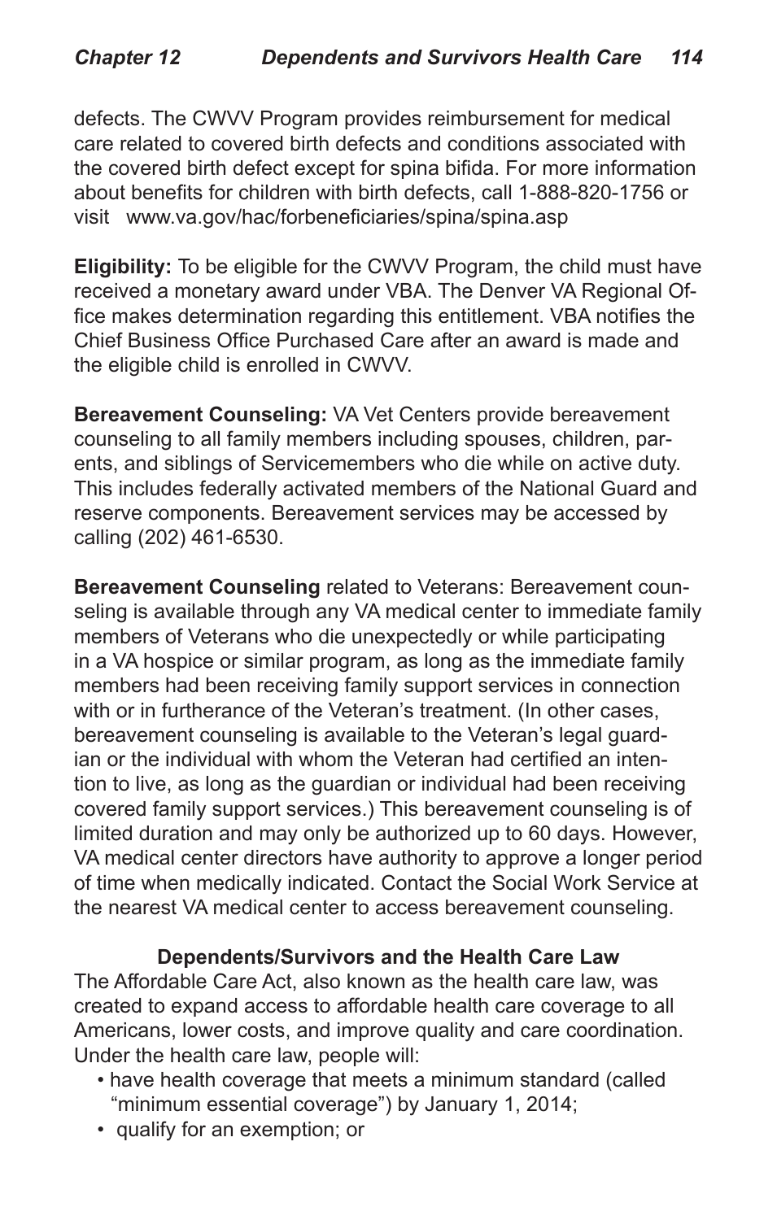defects. The CWVV Program provides reimbursement for medical care related to covered birth defects and conditions associated with the covered birth defect except for spina bifida. For more information about benefits for children with birth defects, call 1-888-820-1756 or visit www.va.gov/hac/forbeneficiaries/spina/spina.asp

**Eligibility:** To be eligible for the CWVV Program, the child must have received a monetary award under VBA. The Denver VA Regional Office makes determination regarding this entitlement. VBA notifies the Chief Business Office Purchased Care after an award is made and the eligible child is enrolled in CWVV.

**Bereavement Counseling:** VA Vet Centers provide bereavement counseling to all family members including spouses, children, parents, and siblings of Servicemembers who die while on active duty. This includes federally activated members of the National Guard and reserve components. Bereavement services may be accessed by calling (202) 461-6530.

**Bereavement Counseling** related to Veterans: Bereavement counseling is available through any VA medical center to immediate family members of Veterans who die unexpectedly or while participating in a VA hospice or similar program, as long as the immediate family members had been receiving family support services in connection with or in furtherance of the Veteran's treatment. (In other cases, bereavement counseling is available to the Veteran's legal guardian or the individual with whom the Veteran had certified an intention to live, as long as the guardian or individual had been receiving covered family support services.) This bereavement counseling is of limited duration and may only be authorized up to 60 days. However, VA medical center directors have authority to approve a longer period of time when medically indicated. Contact the Social Work Service at the nearest VA medical center to access bereavement counseling.

### Dependents/Survivors and the Health Care Law

The Affordable Care Act, also known as the health care law, was created to expand access to affordable health care coverage to all Americans, lower costs, and improve quality and care coordination. Under the health care law, people will:

- have health coverage that meets a minimum standard (called "minimum essential coverage") by January 1, 2014;
- qualify for an exemption; or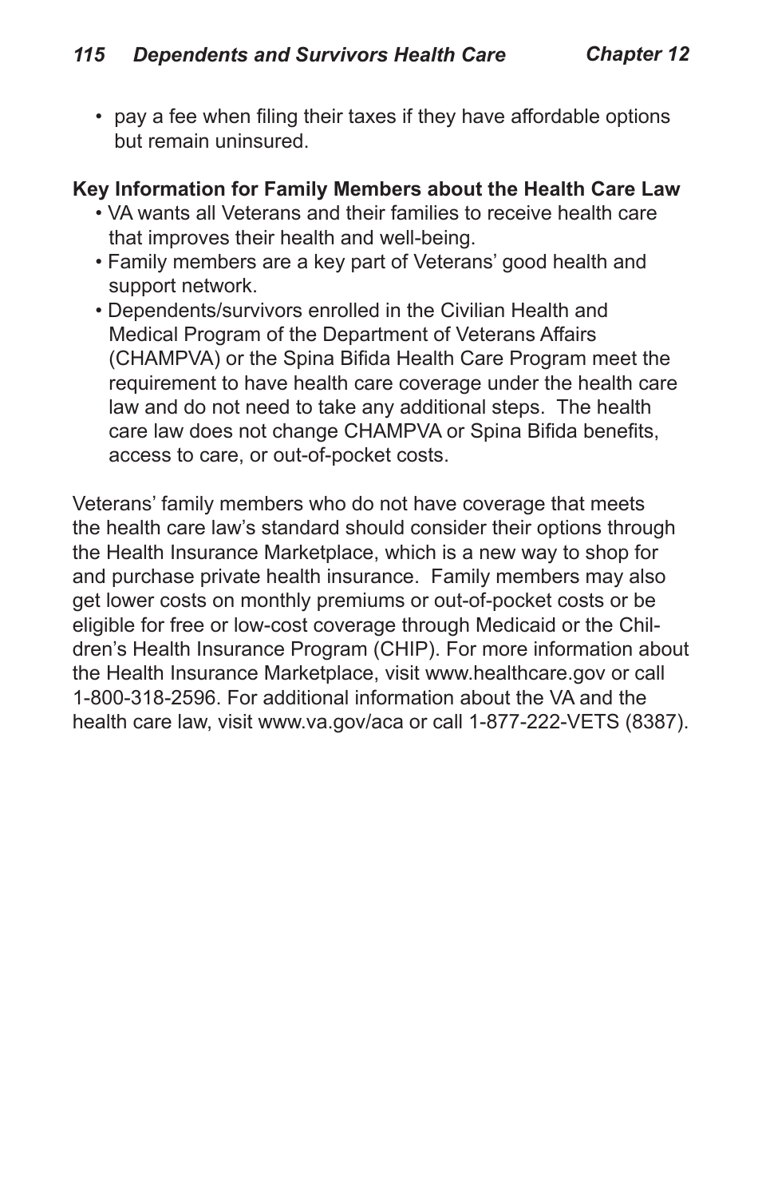- pay a fee when filing their taxes if they have affordable options but remain uninsured.

**Key Information for Family Members about the Health Care Law**

- VA wants all Veterans and their families to receive health care that improves their health and well-being.
- Family members are a key part of Veterans' good health and support network.
- Dependents/survivors enrolled in the Civilian Health and Medical Program of the Department of Veterans Affairs (CHAMPVA) or the Spina Bifida Health Care Program meet the requirement to have health care coverage under the health care law and do not need to take any additional steps. The health care law does not change CHAMPVA or Spina Bifida benefits, access to care, or out-of-pocket costs.

Veterans' family members who do not have coverage that meets the health care law's standard should consider their options through the Health Insurance Marketplace, which is a new way to shop for and purchase private health insurance. Family members may also get lower costs on monthly premiums or out-of-pocket costs or be eligible for free or low-cost coverage through Medicaid or the Children's Health Insurance Program (CHIP). For more information about the Health Insurance Marketplace, visit www.healthcare.gov or call 1-800-318-2596. For additional information about the VA and the health care law, visit www.va.gov/aca or call 1-877-222-VETS (8387).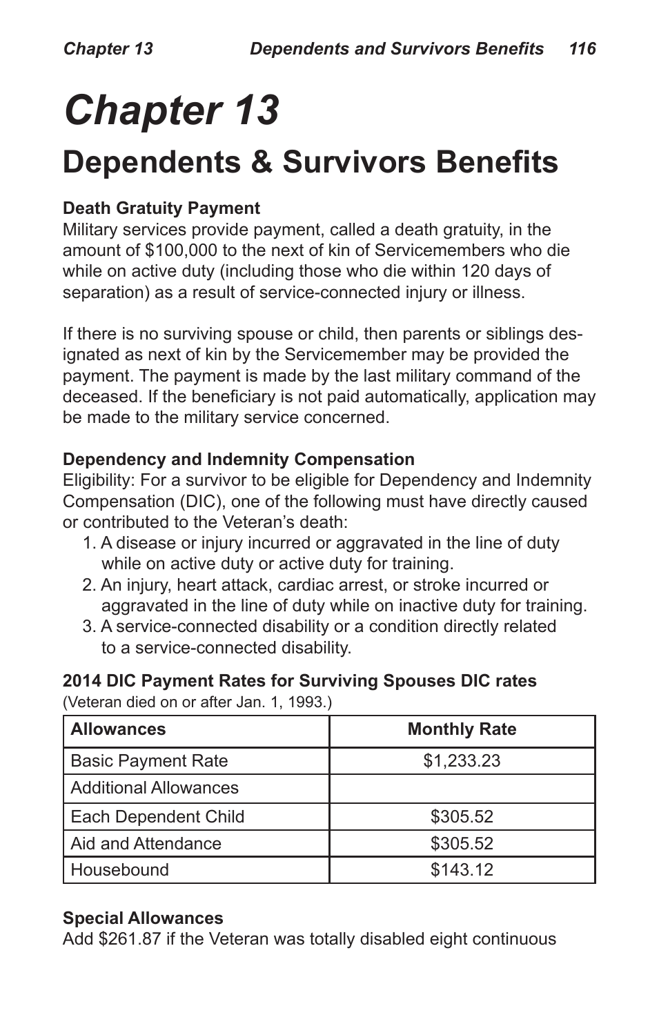# Chapter 13

## Dependents & Survivors Benefits

**Death Gratuity Payment**
Military services provide payment, called a death gratuity, in the amount of $100,000 to the next of kin of Servicemembers who die while on active duty (including those who die within 120 days of separation) as a result of service-connected injury or illness.

If there is no surviving spouse or child, then parents or siblings designated as next of kin by the Servicemember may be provided the payment. The payment is made by the last military command of the deceased. If the beneficiary is not paid automatically, application may be made to the military service concerned.

**Dependency and Indemnity Compensation**
Eligibility: For a survivor to be eligible for Dependency and Indemnity Compensation (DIC), one of the following must have directly caused or contributed to the Veteran's death:

1. A disease or injury incurred or aggravated in the line of duty while on active duty or active duty for training.
2. An injury, heart attack, cardiac arrest, or stroke incurred or aggravated in the line of duty while on inactive duty for training.
3. A service-connected disability or a condition directly related to a service-connected disability.

**2014 DIC Payment Rates for Surviving Spouses DIC rates**
(Veteran died on or after Jan. 1, 1993.)

| Allowances | Monthly Rate |
|---|---|
| Basic Payment Rate | $1,233.23 |
| Additional Allowances | |
| Each Dependent Child | $305.52 |
| Aid and Attendance | $305.52 |
| Housebound | $143.12 |

**Special Allowances**
Add $261.87 if the Veteran was totally disabled eight continuous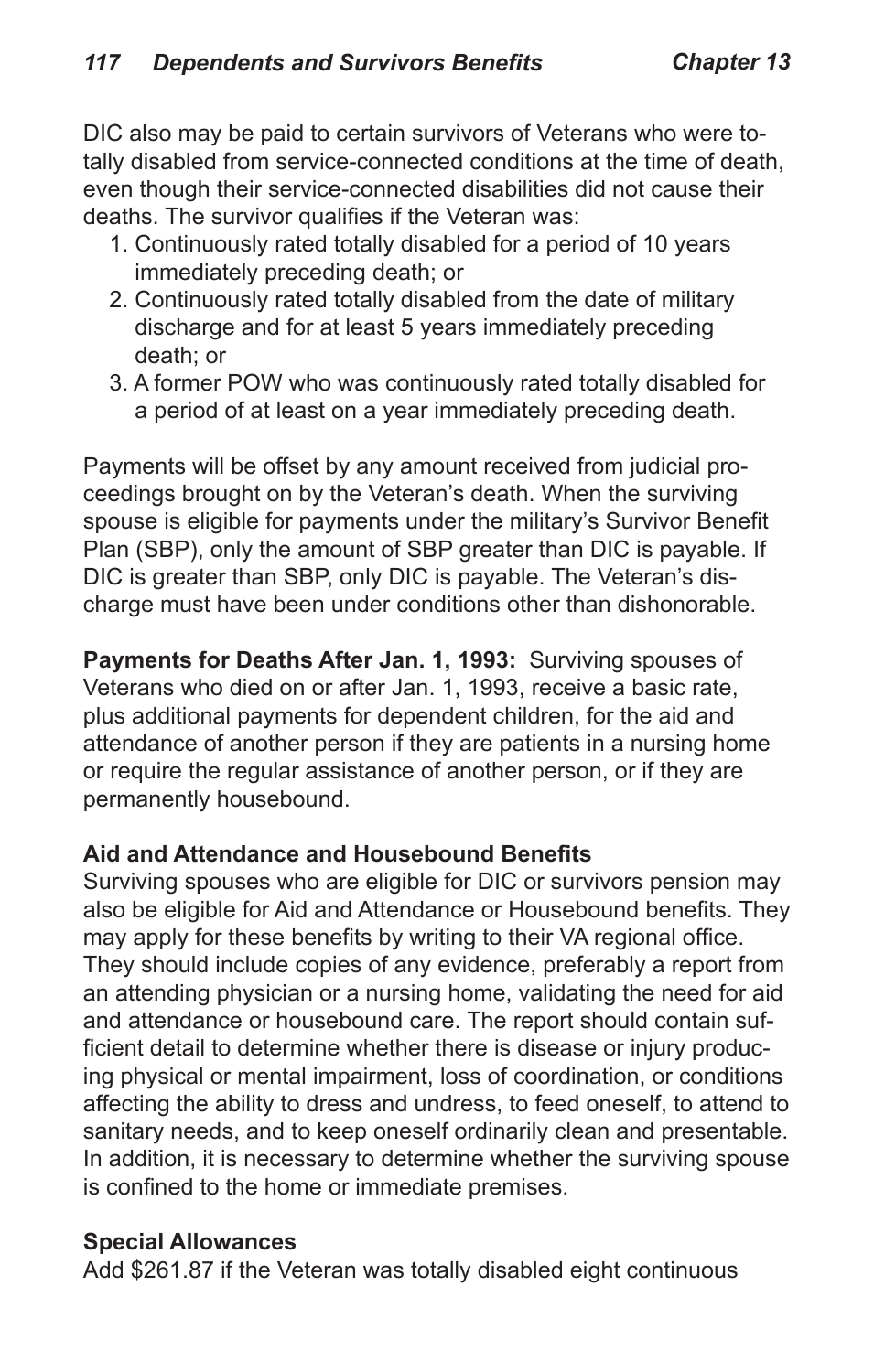DIC also may be paid to certain survivors of Veterans who were totally disabled from service-connected conditions at the time of death, even though their service-connected disabilities did not cause their deaths. The survivor qualifies if the Veteran was:

1. Continuously rated totally disabled for a period of 10 years immediately preceding death; or
2. Continuously rated totally disabled from the date of military discharge and for at least 5 years immediately preceding death; or
3. A former POW who was continuously rated totally disabled for a period of at least on a year immediately preceding death.

Payments will be offset by any amount received from judicial proceedings brought on by the Veteran's death. When the surviving spouse is eligible for payments under the military's Survivor Benefit Plan (SBP), only the amount of SBP greater than DIC is payable. If DIC is greater than SBP, only DIC is payable. The Veteran's discharge must have been under conditions other than dishonorable.

**Payments for Deaths After Jan. 1, 1993:** Surviving spouses of Veterans who died on or after Jan. 1, 1993, receive a basic rate, plus additional payments for dependent children, for the aid and attendance of another person if they are patients in a nursing home or require the regular assistance of another person, or if they are permanently housebound.

**Aid and Attendance and Housebound Benefits**

Surviving spouses who are eligible for DIC or survivors pension may also be eligible for Aid and Attendance or Housebound benefits. They may apply for these benefits by writing to their VA regional office. They should include copies of any evidence, preferably a report from an attending physician or a nursing home, validating the need for aid and attendance or housebound care. The report should contain sufficient detail to determine whether there is disease or injury producing physical or mental impairment, loss of coordination, or conditions affecting the ability to dress and undress, to feed oneself, to attend to sanitary needs, and to keep oneself ordinarily clean and presentable. In addition, it is necessary to determine whether the surviving spouse is confined to the home or immediate premises.

**Special Allowances**

Add $261.87 if the Veteran was totally disabled eight continuous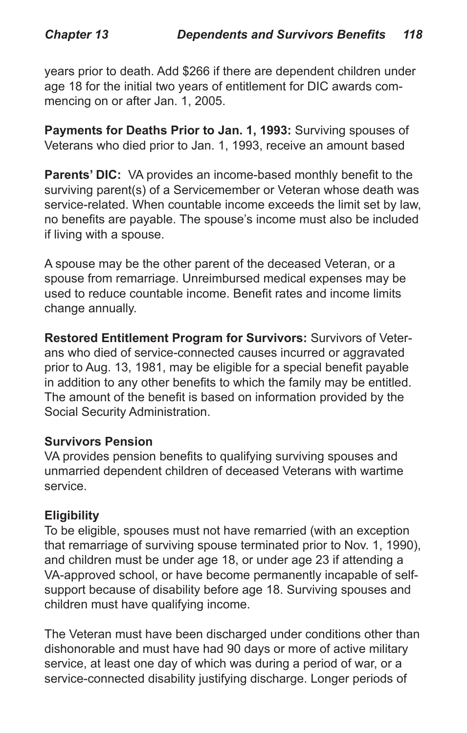years prior to death. Add $266 if there are dependent children under age 18 for the initial two years of entitlement for DIC awards commencing on or after Jan. 1, 2005.

**Payments for Deaths Prior to Jan. 1, 1993:** Surviving spouses of Veterans who died prior to Jan. 1, 1993, receive an amount based

**Parents' DIC:** VA provides an income-based monthly benefit to the surviving parent(s) of a Servicemember or Veteran whose death was service-related. When countable income exceeds the limit set by law, no benefits are payable. The spouse's income must also be included if living with a spouse.

A spouse may be the other parent of the deceased Veteran, or a spouse from remarriage. Unreimbursed medical expenses may be used to reduce countable income. Benefit rates and income limits change annually.

**Restored Entitlement Program for Survivors:** Survivors of Veterans who died of service-connected causes incurred or aggravated prior to Aug. 13, 1981, may be eligible for a special benefit payable in addition to any other benefits to which the family may be entitled. The amount of the benefit is based on information provided by the Social Security Administration.

### Survivors Pension

VA provides pension benefits to qualifying surviving spouses and unmarried dependent children of deceased Veterans with wartime service.

#### Eligibility

To be eligible, spouses must not have remarried (with an exception that remarriage of surviving spouse terminated prior to Nov. 1, 1990), and children must be under age 18, or under age 23 if attending a VA-approved school, or have become permanently incapable of self-support because of disability before age 18. Surviving spouses and children must have qualifying income.

The Veteran must have been discharged under conditions other than dishonorable and must have had 90 days or more of active military service, at least one day of which was during a period of war, or a service-connected disability justifying discharge. Longer periods of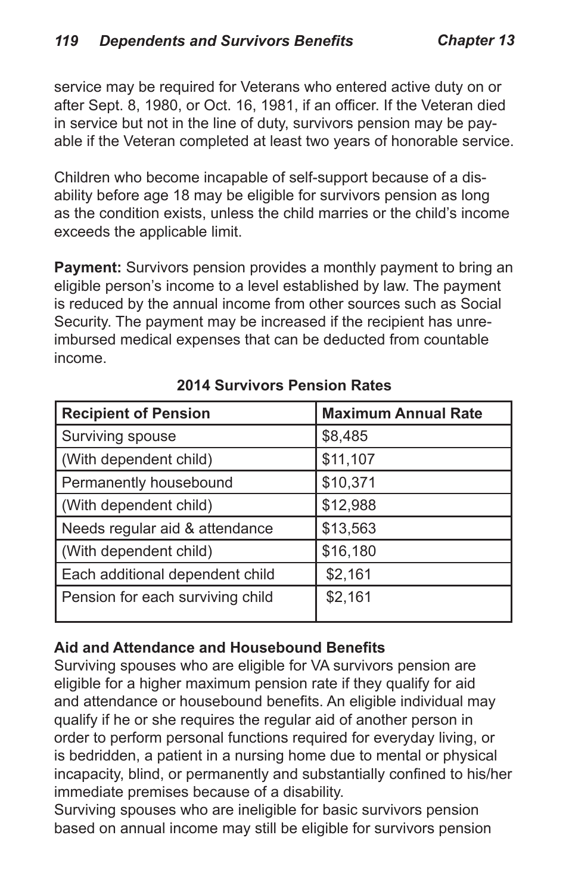service may be required for Veterans who entered active duty on or after Sept. 8, 1980, or Oct. 16, 1981, if an officer. If the Veteran died in service but not in the line of duty, survivors pension may be payable if the Veteran completed at least two years of honorable service.

Children who become incapable of self-support because of a disability before age 18 may be eligible for survivors pension as long as the condition exists, unless the child marries or the child's income exceeds the applicable limit.

**Payment:** Survivors pension provides a monthly payment to bring an eligible person's income to a level established by law. The payment is reduced by the annual income from other sources such as Social Security. The payment may be increased if the recipient has unreimbursed medical expenses that can be deducted from countable income.

**2014 Survivors Pension Rates**

| Recipient of Pension | Maximum Annual Rate |
|---|---|
| Surviving spouse | $8,485 |
| (With dependent child) | $11,107 |
| Permanently housebound | $10,371 |
| (With dependent child) | $12,988 |
| Needs regular aid & attendance | $13,563 |
| (With dependent child) | $16,180 |
| Each additional dependent child | $2,161 |
| Pension for each surviving child | $2,161 |

**Aid and Attendance and Housebound Benefits**

Surviving spouses who are eligible for VA survivors pension are eligible for a higher maximum pension rate if they qualify for aid and attendance or housebound benefits. An eligible individual may qualify if he or she requires the regular aid of another person in order to perform personal functions required for everyday living, or is bedridden, a patient in a nursing home due to mental or physical incapacity, blind, or permanently and substantially confined to his/her immediate premises because of a disability.

Surviving spouses who are ineligible for basic survivors pension based on annual income may still be eligible for survivors pension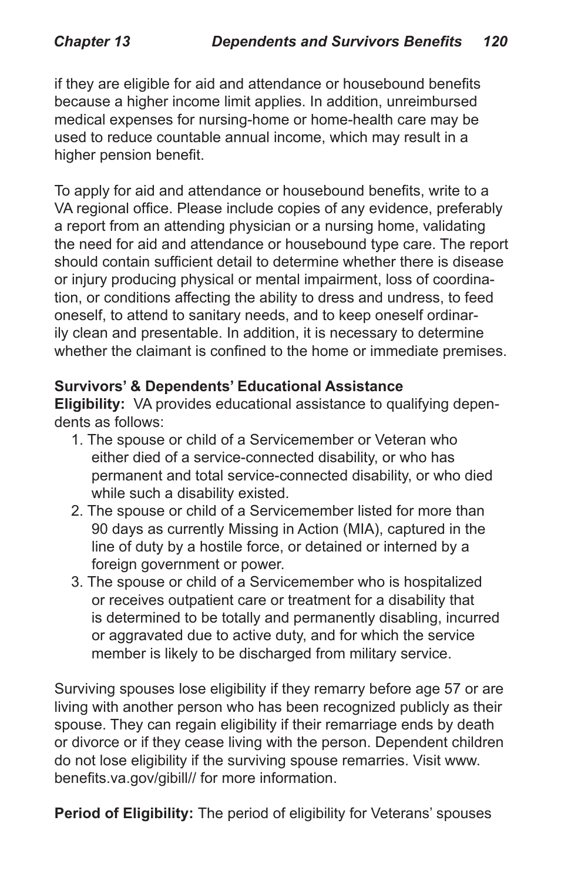if they are eligible for aid and attendance or housebound benefits because a higher income limit applies. In addition, unreimbursed medical expenses for nursing-home or home-health care may be used to reduce countable annual income, which may result in a higher pension benefit.

To apply for aid and attendance or housebound benefits, write to a VA regional office. Please include copies of any evidence, preferably a report from an attending physician or a nursing home, validating the need for aid and attendance or housebound type care. The report should contain sufficient detail to determine whether there is disease or injury producing physical or mental impairment, loss of coordination, or conditions affecting the ability to dress and undress, to feed oneself, to attend to sanitary needs, and to keep oneself ordinarily clean and presentable. In addition, it is necessary to determine whether the claimant is confined to the home or immediate premises.

**Survivors' & Dependents' Educational Assistance**

**Eligibility:** VA provides educational assistance to qualifying dependents as follows:

1. The spouse or child of a Servicemember or Veteran who either died of a service-connected disability, or who has permanent and total service-connected disability, or who died while such a disability existed.
2. The spouse or child of a Servicemember listed for more than 90 days as currently Missing in Action (MIA), captured in the line of duty by a hostile force, or detained or interned by a foreign government or power.
3. The spouse or child of a Servicemember who is hospitalized or receives outpatient care or treatment for a disability that is determined to be totally and permanently disabling, incurred or aggravated due to active duty, and for which the service member is likely to be discharged from military service.

Surviving spouses lose eligibility if they remarry before age 57 or are living with another person who has been recognized publicly as their spouse. They can regain eligibility if their remarriage ends by death or divorce or if they cease living with the person. Dependent children do not lose eligibility if the surviving spouse remarries. Visit www.benefits.va.gov/gibill// for more information.

**Period of Eligibility:** The period of eligibility for Veterans' spouses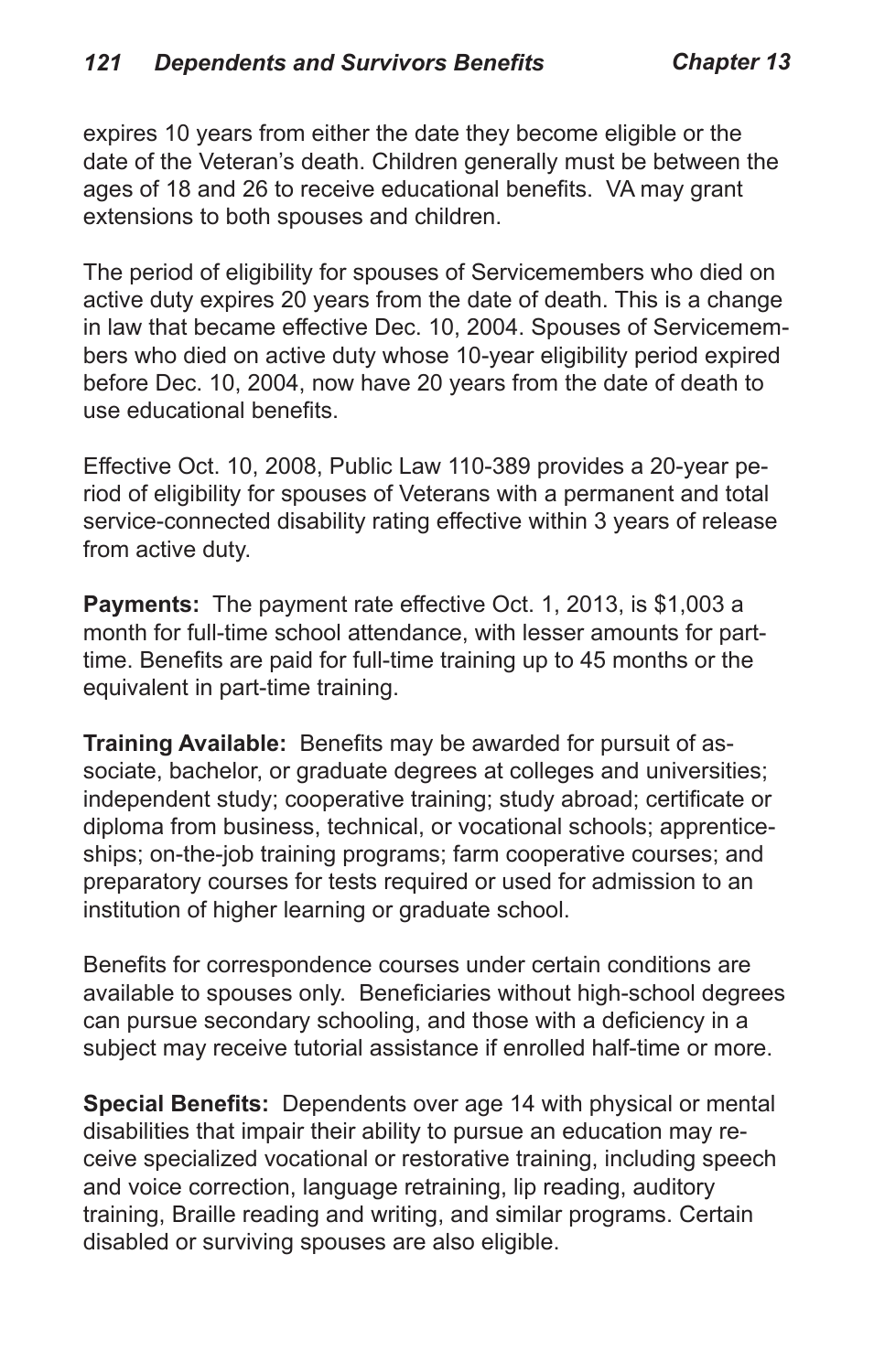expires 10 years from either the date they become eligible or the date of the Veteran's death. Children generally must be between the ages of 18 and 26 to receive educational benefits. VA may grant extensions to both spouses and children.

The period of eligibility for spouses of Servicemembers who died on active duty expires 20 years from the date of death. This is a change in law that became effective Dec. 10, 2004. Spouses of Servicemembers who died on active duty whose 10-year eligibility period expired before Dec. 10, 2004, now have 20 years from the date of death to use educational benefits.

Effective Oct. 10, 2008, Public Law 110-389 provides a 20-year period of eligibility for spouses of Veterans with a permanent and total service-connected disability rating effective within 3 years of release from active duty.

**Payments:** The payment rate effective Oct. 1, 2013, is $1,003 a month for full-time school attendance, with lesser amounts for part-time. Benefits are paid for full-time training up to 45 months or the equivalent in part-time training.

**Training Available:** Benefits may be awarded for pursuit of associate, bachelor, or graduate degrees at colleges and universities; independent study; cooperative training; study abroad; certificate or diploma from business, technical, or vocational schools; apprenticeships; on-the-job training programs; farm cooperative courses; and preparatory courses for tests required or used for admission to an institution of higher learning or graduate school.

Benefits for correspondence courses under certain conditions are available to spouses only. Beneficiaries without high-school degrees can pursue secondary schooling, and those with a deficiency in a subject may receive tutorial assistance if enrolled half-time or more.

**Special Benefits:** Dependents over age 14 with physical or mental disabilities that impair their ability to pursue an education may receive specialized vocational or restorative training, including speech and voice correction, language retraining, lip reading, auditory training, Braille reading and writing, and similar programs. Certain disabled or surviving spouses are also eligible.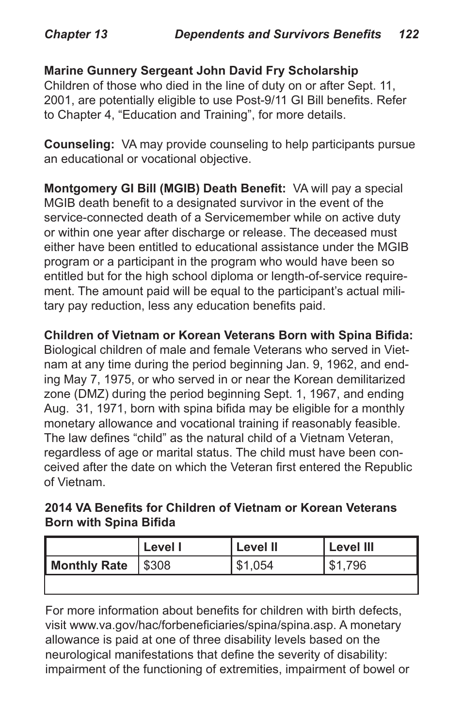**Marine Gunnery Sergeant John David Fry Scholarship**
Children of those who died in the line of duty on or after Sept. 11, 2001, are potentially eligible to use Post-9/11 GI Bill benefits. Refer to Chapter 4, "Education and Training", for more details.

**Counseling:** VA may provide counseling to help participants pursue an educational or vocational objective.

**Montgomery GI Bill (MGIB) Death Benefit:** VA will pay a special MGIB death benefit to a designated survivor in the event of the service-connected death of a Servicemember while on active duty or within one year after discharge or release. The deceased must either have been entitled to educational assistance under the MGIB program or a participant in the program who would have been so entitled but for the high school diploma or length-of-service requirement. The amount paid will be equal to the participant's actual military pay reduction, less any education benefits paid.

**Children of Vietnam or Korean Veterans Born with Spina Bifida:** Biological children of male and female Veterans who served in Vietnam at any time during the period beginning Jan. 9, 1962, and ending May 7, 1975, or who served in or near the Korean demilitarized zone (DMZ) during the period beginning Sept. 1, 1967, and ending Aug. 31, 1971, born with spina bifida may be eligible for a monthly monetary allowance and vocational training if reasonably feasible. The law defines "child" as the natural child of a Vietnam Veteran, regardless of age or marital status. The child must have been conceived after the date on which the Veteran first entered the Republic of Vietnam.

**2014 VA Benefits for Children of Vietnam or Korean Veterans Born with Spina Bifida**

| | Level I | Level II | Level III |
|---|---|---|---|
| **Monthly Rate** | $308 | $1,054 | $1,796 |

For more information about benefits for children with birth defects, visit www.va.gov/hac/forbeneficiaries/spina/spina.asp. A monetary allowance is paid at one of three disability levels based on the neurological manifestations that define the severity of disability: impairment of the functioning of extremities, impairment of bowel or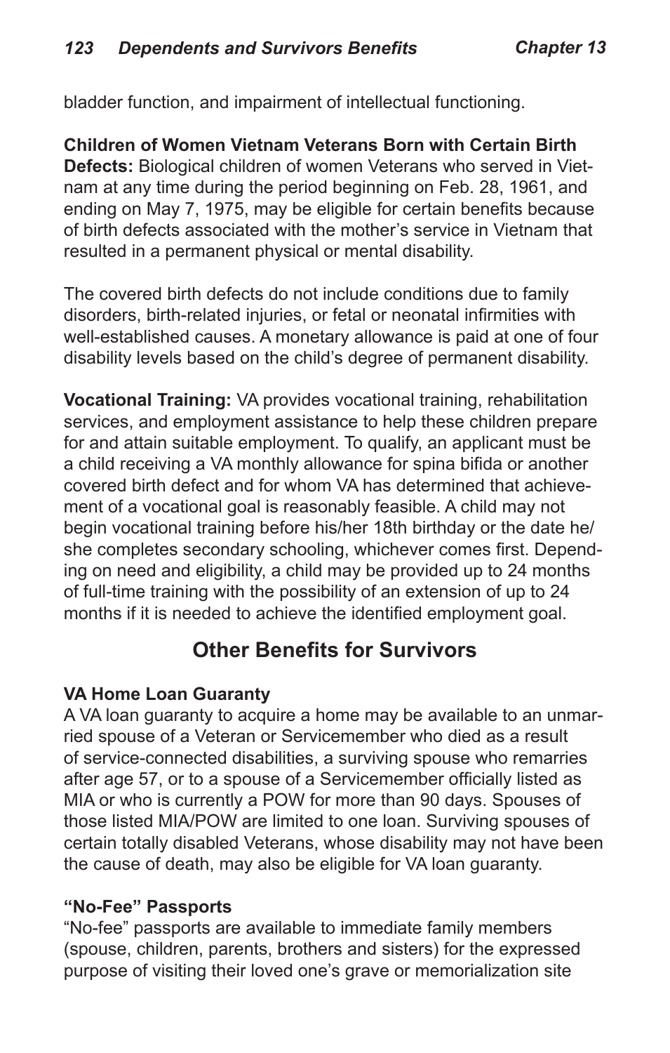bladder function, and impairment of intellectual functioning.

**Children of Women Vietnam Veterans Born with Certain Birth Defects:** Biological children of women Veterans who served in Vietnam at any time during the period beginning on Feb. 28, 1961, and ending on May 7, 1975, may be eligible for certain benefits because of birth defects associated with the mother's service in Vietnam that resulted in a permanent physical or mental disability.

The covered birth defects do not include conditions due to family disorders, birth-related injuries, or fetal or neonatal infirmities with well-established causes. A monetary allowance is paid at one of four disability levels based on the child's degree of permanent disability.

**Vocational Training:** VA provides vocational training, rehabilitation services, and employment assistance to help these children prepare for and attain suitable employment. To qualify, an applicant must be a child receiving a VA monthly allowance for spina bifida or another covered birth defect and for whom VA has determined that achievement of a vocational goal is reasonably feasible. A child may not begin vocational training before his/her 18th birthday or the date he/she completes secondary schooling, whichever comes first. Depending on need and eligibility, a child may be provided up to 24 months of full-time training with the possibility of an extension of up to 24 months if it is needed to achieve the identified employment goal.

## Other Benefits for Survivors

### VA Home Loan Guaranty

A VA loan guaranty to acquire a home may be available to an unmarried spouse of a Veteran or Servicemember who died as a result of service-connected disabilities, a surviving spouse who remarries after age 57, or to a spouse of a Servicemember officially listed as MIA or who is currently a POW for more than 90 days. Spouses of those listed MIA/POW are limited to one loan. Surviving spouses of certain totally disabled Veterans, whose disability may not have been the cause of death, may also be eligible for VA loan guaranty.

### "No-Fee" Passports

"No-fee" passports are available to immediate family members (spouse, children, parents, brothers and sisters) for the expressed purpose of visiting their loved one's grave or memorialization site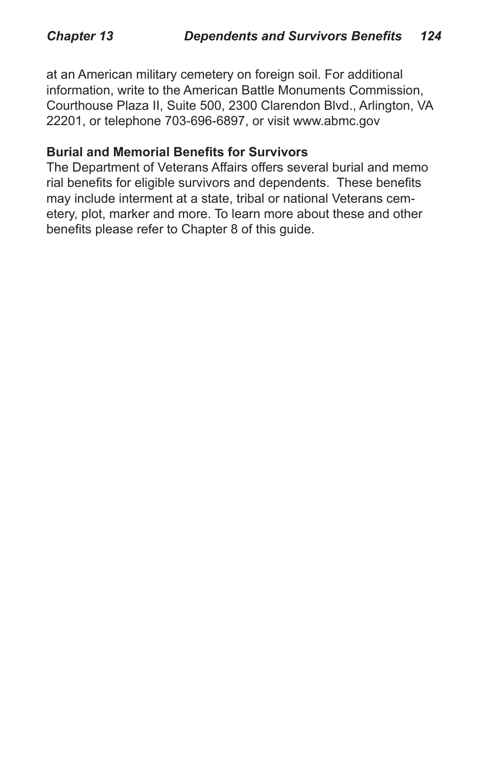at an American military cemetery on foreign soil. For additional information, write to the American Battle Monuments Commission, Courthouse Plaza II, Suite 500, 2300 Clarendon Blvd., Arlington, VA 22201, or telephone 703-696-6897, or visit www.abmc.gov

**Burial and Memorial Benefits for Survivors**

The Department of Veterans Affairs offers several burial and memorial benefits for eligible survivors and dependents. These benefits may include interment at a state, tribal or national Veterans cemetery, plot, marker and more. To learn more about these and other benefits please refer to Chapter 8 of this guide.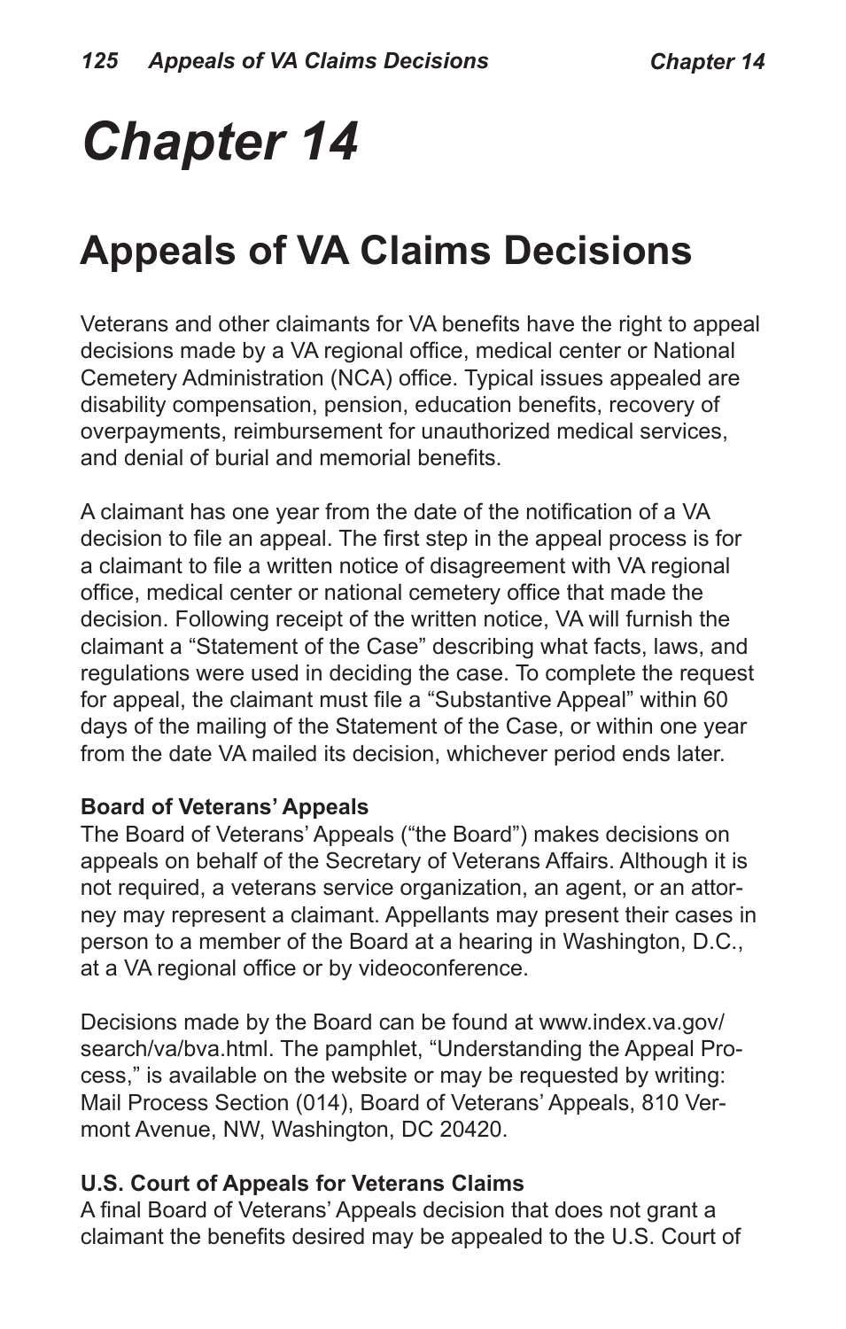# Chapter 14

## Appeals of VA Claims Decisions

Veterans and other claimants for VA benefits have the right to appeal decisions made by a VA regional office, medical center or National Cemetery Administration (NCA) office. Typical issues appealed are disability compensation, pension, education benefits, recovery of overpayments, reimbursement for unauthorized medical services, and denial of burial and memorial benefits.

A claimant has one year from the date of the notification of a VA decision to file an appeal. The first step in the appeal process is for a claimant to file a written notice of disagreement with VA regional office, medical center or national cemetery office that made the decision. Following receipt of the written notice, VA will furnish the claimant a "Statement of the Case" describing what facts, laws, and regulations were used in deciding the case. To complete the request for appeal, the claimant must file a "Substantive Appeal" within 60 days of the mailing of the Statement of the Case, or within one year from the date VA mailed its decision, whichever period ends later.

**Board of Veterans' Appeals**

The Board of Veterans' Appeals ("the Board") makes decisions on appeals on behalf of the Secretary of Veterans Affairs. Although it is not required, a veterans service organization, an agent, or an attorney may represent a claimant. Appellants may present their cases in person to a member of the Board at a hearing in Washington, D.C., at a VA regional office or by videoconference.

Decisions made by the Board can be found at www.index.va.gov/search/va/bva.html. The pamphlet, "Understanding the Appeal Process," is available on the website or may be requested by writing: Mail Process Section (014), Board of Veterans' Appeals, 810 Vermont Avenue, NW, Washington, DC 20420.

**U.S. Court of Appeals for Veterans Claims**

A final Board of Veterans' Appeals decision that does not grant a claimant the benefits desired may be appealed to the U.S. Court of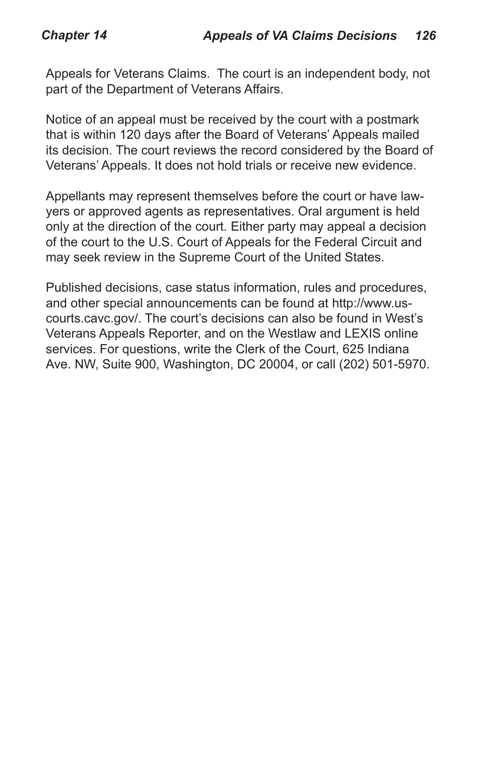Appeals for Veterans Claims. The court is an independent body, not part of the Department of Veterans Affairs.

Notice of an appeal must be received by the court with a postmark that is within 120 days after the Board of Veterans' Appeals mailed its decision. The court reviews the record considered by the Board of Veterans' Appeals. It does not hold trials or receive new evidence.

Appellants may represent themselves before the court or have lawyers or approved agents as representatives. Oral argument is held only at the direction of the court. Either party may appeal a decision of the court to the U.S. Court of Appeals for the Federal Circuit and may seek review in the Supreme Court of the United States.

Published decisions, case status information, rules and procedures, and other special announcements can be found at http://www.uscourts.cavc.gov/. The court's decisions can also be found in West's Veterans Appeals Reporter, and on the Westlaw and LEXIS online services. For questions, write the Clerk of the Court, 625 Indiana Ave. NW, Suite 900, Washington, DC 20004, or call (202) 501-5970.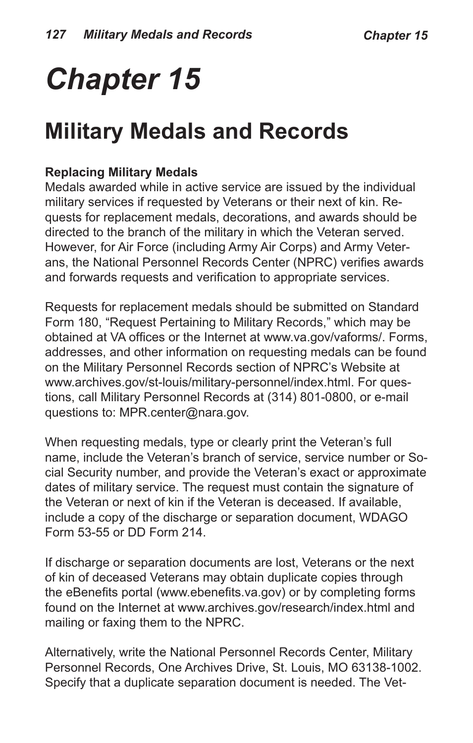# Chapter 15

## Military Medals and Records

**Replacing Military Medals**

Medals awarded while in active service are issued by the individual military services if requested by Veterans or their next of kin. Requests for replacement medals, decorations, and awards should be directed to the branch of the military in which the Veteran served. However, for Air Force (including Army Air Corps) and Army Veterans, the National Personnel Records Center (NPRC) verifies awards and forwards requests and verification to appropriate services.

Requests for replacement medals should be submitted on Standard Form 180, "Request Pertaining to Military Records," which may be obtained at VA offices or the Internet at www.va.gov/vaforms/. Forms, addresses, and other information on requesting medals can be found on the Military Personnel Records section of NPRC's Website at www.archives.gov/st-louis/military-personnel/index.html. For questions, call Military Personnel Records at (314) 801-0800, or e-mail questions to: MPR.center@nara.gov.

When requesting medals, type or clearly print the Veteran's full name, include the Veteran's branch of service, service number or Social Security number, and provide the Veteran's exact or approximate dates of military service. The request must contain the signature of the Veteran or next of kin if the Veteran is deceased. If available, include a copy of the discharge or separation document, WDAGO Form 53-55 or DD Form 214.

If discharge or separation documents are lost, Veterans or the next of kin of deceased Veterans may obtain duplicate copies through the eBenefits portal (www.ebenefits.va.gov) or by completing forms found on the Internet at www.archives.gov/research/index.html and mailing or faxing them to the NPRC.

Alternatively, write the National Personnel Records Center, Military Personnel Records, One Archives Drive, St. Louis, MO 63138-1002. Specify that a duplicate separation document is needed. The Vet-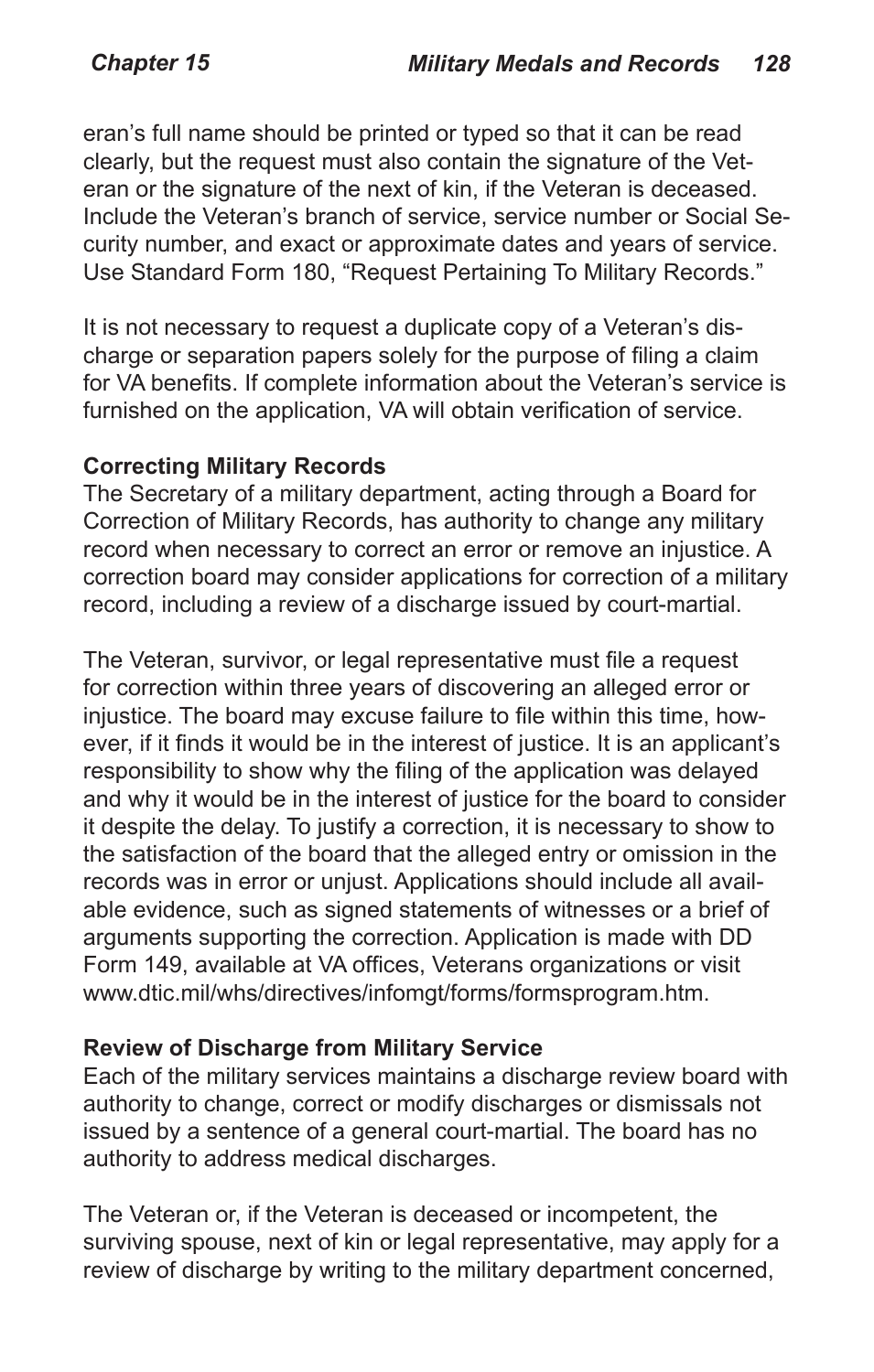eran's full name should be printed or typed so that it can be read clearly, but the request must also contain the signature of the Veteran or the signature of the next of kin, if the Veteran is deceased. Include the Veteran's branch of service, service number or Social Security number, and exact or approximate dates and years of service. Use Standard Form 180, "Request Pertaining To Military Records."

It is not necessary to request a duplicate copy of a Veteran's discharge or separation papers solely for the purpose of filing a claim for VA benefits. If complete information about the Veteran's service is furnished on the application, VA will obtain verification of service.

**Correcting Military Records**

The Secretary of a military department, acting through a Board for Correction of Military Records, has authority to change any military record when necessary to correct an error or remove an injustice. A correction board may consider applications for correction of a military record, including a review of a discharge issued by court-martial.

The Veteran, survivor, or legal representative must file a request for correction within three years of discovering an alleged error or injustice. The board may excuse failure to file within this time, however, if it finds it would be in the interest of justice. It is an applicant's responsibility to show why the filing of the application was delayed and why it would be in the interest of justice for the board to consider it despite the delay. To justify a correction, it is necessary to show to the satisfaction of the board that the alleged entry or omission in the records was in error or unjust. Applications should include all available evidence, such as signed statements of witnesses or a brief of arguments supporting the correction. Application is made with DD Form 149, available at VA offices, Veterans organizations or visit www.dtic.mil/whs/directives/infomgt/forms/formsprogram.htm.

**Review of Discharge from Military Service**

Each of the military services maintains a discharge review board with authority to change, correct or modify discharges or dismissals not issued by a sentence of a general court-martial. The board has no authority to address medical discharges.

The Veteran or, if the Veteran is deceased or incompetent, the surviving spouse, next of kin or legal representative, may apply for a review of discharge by writing to the military department concerned,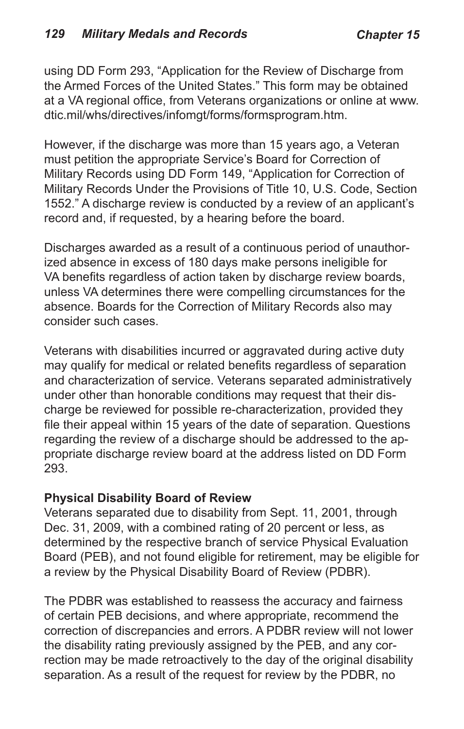using DD Form 293, "Application for the Review of Discharge from the Armed Forces of the United States." This form may be obtained at a VA regional office, from Veterans organizations or online at www.dtic.mil/whs/directives/infomgt/forms/formsprogram.htm.

However, if the discharge was more than 15 years ago, a Veteran must petition the appropriate Service's Board for Correction of Military Records using DD Form 149, "Application for Correction of Military Records Under the Provisions of Title 10, U.S. Code, Section 1552." A discharge review is conducted by a review of an applicant's record and, if requested, by a hearing before the board.

Discharges awarded as a result of a continuous period of unauthorized absence in excess of 180 days make persons ineligible for VA benefits regardless of action taken by discharge review boards, unless VA determines there were compelling circumstances for the absence. Boards for the Correction of Military Records also may consider such cases.

Veterans with disabilities incurred or aggravated during active duty may qualify for medical or related benefits regardless of separation and characterization of service. Veterans separated administratively under other than honorable conditions may request that their discharge be reviewed for possible re-characterization, provided they file their appeal within 15 years of the date of separation. Questions regarding the review of a discharge should be addressed to the appropriate discharge review board at the address listed on DD Form 293.

**Physical Disability Board of Review**

Veterans separated due to disability from Sept. 11, 2001, through Dec. 31, 2009, with a combined rating of 20 percent or less, as determined by the respective branch of service Physical Evaluation Board (PEB), and not found eligible for retirement, may be eligible for a review by the Physical Disability Board of Review (PDBR).

The PDBR was established to reassess the accuracy and fairness of certain PEB decisions, and where appropriate, recommend the correction of discrepancies and errors. A PDBR review will not lower the disability rating previously assigned by the PEB, and any correction may be made retroactively to the day of the original disability separation. As a result of the request for review by the PDBR, no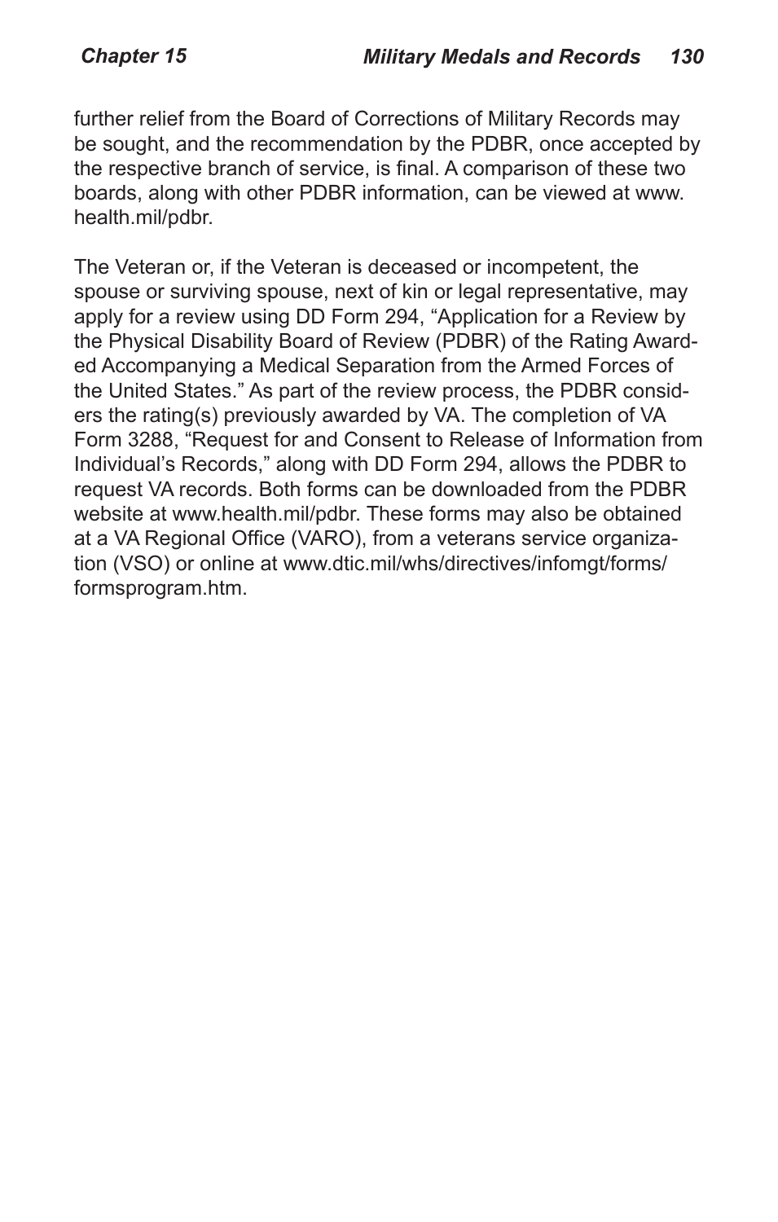further relief from the Board of Corrections of Military Records may be sought, and the recommendation by the PDBR, once accepted by the respective branch of service, is final. A comparison of these two boards, along with other PDBR information, can be viewed at www.health.mil/pdbr.

The Veteran or, if the Veteran is deceased or incompetent, the spouse or surviving spouse, next of kin or legal representative, may apply for a review using DD Form 294, "Application for a Review by the Physical Disability Board of Review (PDBR) of the Rating Awarded Accompanying a Medical Separation from the Armed Forces of the United States." As part of the review process, the PDBR considers the rating(s) previously awarded by VA. The completion of VA Form 3288, "Request for and Consent to Release of Information from Individual's Records," along with DD Form 294, allows the PDBR to request VA records. Both forms can be downloaded from the PDBR website at www.health.mil/pdbr. These forms may also be obtained at a VA Regional Office (VARO), from a veterans service organization (VSO) or online at www.dtic.mil/whs/directives/infomgt/forms/formsprogram.htm.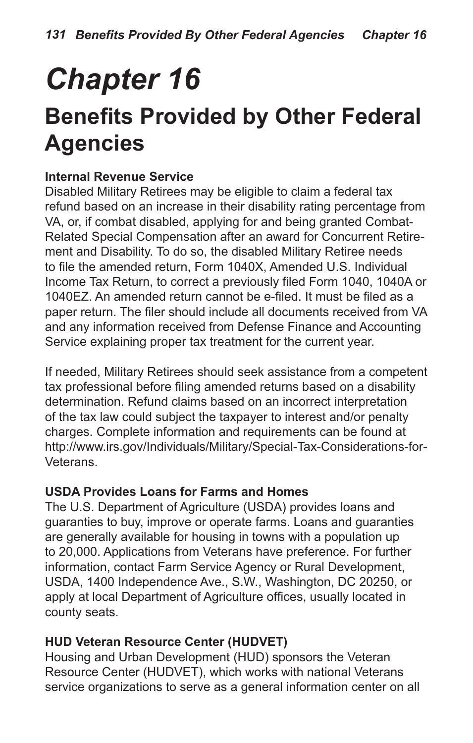# Chapter 16

## Benefits Provided by Other Federal Agencies

### Internal Revenue Service

Disabled Military Retirees may be eligible to claim a federal tax refund based on an increase in their disability rating percentage from VA, or, if combat disabled, applying for and being granted Combat-Related Special Compensation after an award for Concurrent Retirement and Disability. To do so, the disabled Military Retiree needs to file the amended return, Form 1040X, Amended U.S. Individual Income Tax Return, to correct a previously filed Form 1040, 1040A or 1040EZ. An amended return cannot be e-filed. It must be filed as a paper return. The filer should include all documents received from VA and any information received from Defense Finance and Accounting Service explaining proper tax treatment for the current year.

If needed, Military Retirees should seek assistance from a competent tax professional before filing amended returns based on a disability determination. Refund claims based on an incorrect interpretation of the tax law could subject the taxpayer to interest and/or penalty charges. Complete information and requirements can be found at http://www.irs.gov/Individuals/Military/Special-Tax-Considerations-for-Veterans.

### USDA Provides Loans for Farms and Homes

The U.S. Department of Agriculture (USDA) provides loans and guaranties to buy, improve or operate farms. Loans and guaranties are generally available for housing in towns with a population up to 20,000. Applications from Veterans have preference. For further information, contact Farm Service Agency or Rural Development, USDA, 1400 Independence Ave., S.W., Washington, DC 20250, or apply at local Department of Agriculture offices, usually located in county seats.

### HUD Veteran Resource Center (HUDVET)

Housing and Urban Development (HUD) sponsors the Veteran Resource Center (HUDVET), which works with national Veterans service organizations to serve as a general information center on all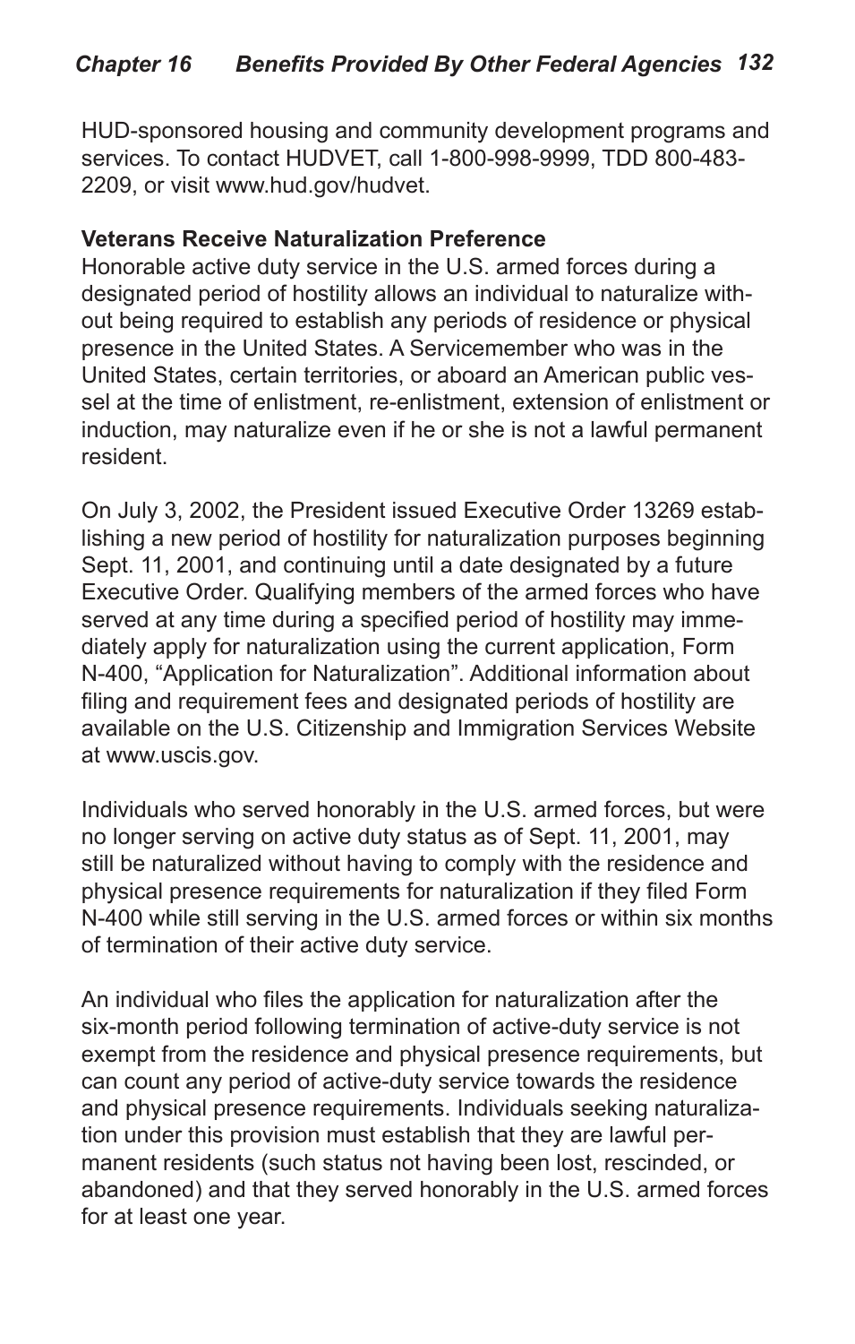HUD-sponsored housing and community development programs and services. To contact HUDVET, call 1-800-998-9999, TDD 800-483-2209, or visit www.hud.gov/hudvet.

**Veterans Receive Naturalization Preference**

Honorable active duty service in the U.S. armed forces during a designated period of hostility allows an individual to naturalize without being required to establish any periods of residence or physical presence in the United States. A Servicemember who was in the United States, certain territories, or aboard an American public vessel at the time of enlistment, re-enlistment, extension of enlistment or induction, may naturalize even if he or she is not a lawful permanent resident.

On July 3, 2002, the President issued Executive Order 13269 establishing a new period of hostility for naturalization purposes beginning Sept. 11, 2001, and continuing until a date designated by a future Executive Order. Qualifying members of the armed forces who have served at any time during a specified period of hostility may immediately apply for naturalization using the current application, Form N-400, "Application for Naturalization". Additional information about filing and requirement fees and designated periods of hostility are available on the U.S. Citizenship and Immigration Services Website at www.uscis.gov.

Individuals who served honorably in the U.S. armed forces, but were no longer serving on active duty status as of Sept. 11, 2001, may still be naturalized without having to comply with the residence and physical presence requirements for naturalization if they filed Form N-400 while still serving in the U.S. armed forces or within six months of termination of their active duty service.

An individual who files the application for naturalization after the six-month period following termination of active-duty service is not exempt from the residence and physical presence requirements, but can count any period of active-duty service towards the residence and physical presence requirements. Individuals seeking naturalization under this provision must establish that they are lawful permanent residents (such status not having been lost, rescinded, or abandoned) and that they served honorably in the U.S. armed forces for at least one year.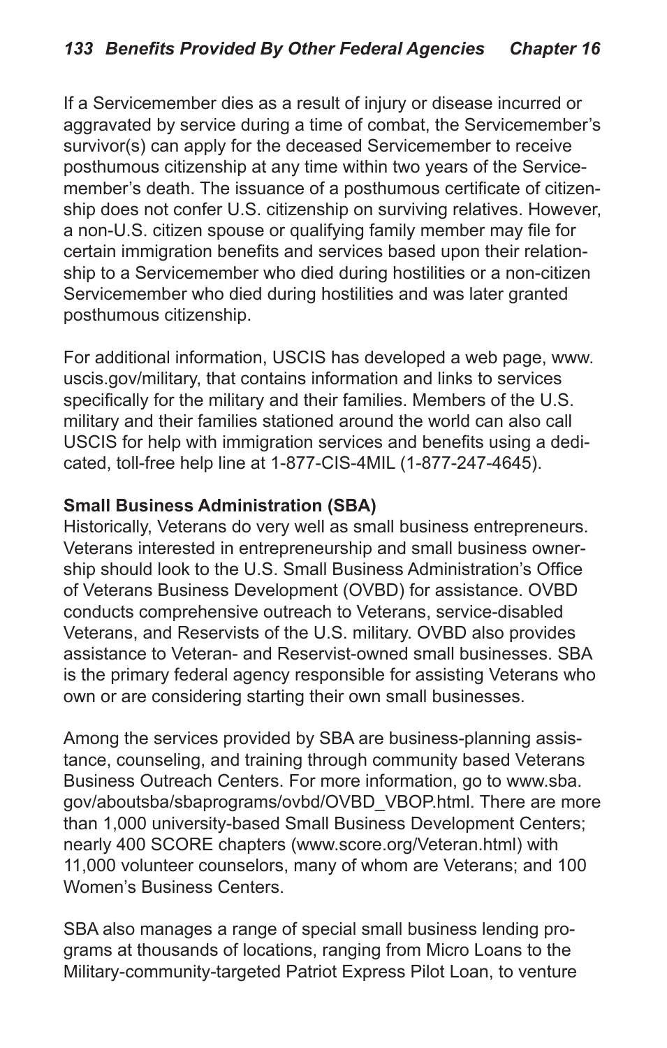If a Servicemember dies as a result of injury or disease incurred or aggravated by service during a time of combat, the Servicemember's survivor(s) can apply for the deceased Servicemember to receive posthumous citizenship at any time within two years of the Servicemember's death. The issuance of a posthumous certificate of citizenship does not confer U.S. citizenship on surviving relatives. However, a non-U.S. citizen spouse or qualifying family member may file for certain immigration benefits and services based upon their relationship to a Servicemember who died during hostilities or a non-citizen Servicemember who died during hostilities and was later granted posthumous citizenship.

For additional information, USCIS has developed a web page, www.uscis.gov/military, that contains information and links to services specifically for the military and their families. Members of the U.S. military and their families stationed around the world can also call USCIS for help with immigration services and benefits using a dedicated, toll-free help line at 1-877-CIS-4MIL (1-877-247-4645).

**Small Business Administration (SBA)**

Historically, Veterans do very well as small business entrepreneurs. Veterans interested in entrepreneurship and small business ownership should look to the U.S. Small Business Administration's Office of Veterans Business Development (OVBD) for assistance. OVBD conducts comprehensive outreach to Veterans, service-disabled Veterans, and Reservists of the U.S. military. OVBD also provides assistance to Veteran- and Reservist-owned small businesses. SBA is the primary federal agency responsible for assisting Veterans who own or are considering starting their own small businesses.

Among the services provided by SBA are business-planning assistance, counseling, and training through community based Veterans Business Outreach Centers. For more information, go to www.sba.gov/aboutsba/sbaprograms/ovbd/OVBD_VBOP.html. There are more than 1,000 university-based Small Business Development Centers; nearly 400 SCORE chapters (www.score.org/Veteran.html) with 11,000 volunteer counselors, many of whom are Veterans; and 100 Women's Business Centers.

SBA also manages a range of special small business lending programs at thousands of locations, ranging from Micro Loans to the Military-community-targeted Patriot Express Pilot Loan, to venture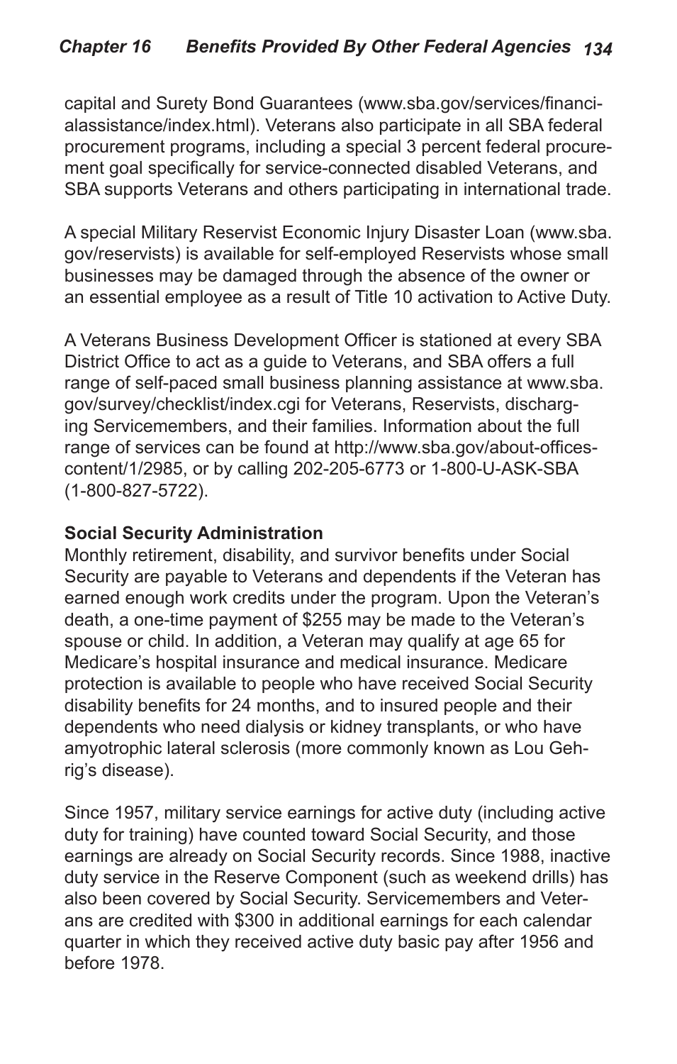capital and Surety Bond Guarantees (www.sba.gov/services/financialassistance/index.html). Veterans also participate in all SBA federal procurement programs, including a special 3 percent federal procurement goal specifically for service-connected disabled Veterans, and SBA supports Veterans and others participating in international trade.

A special Military Reservist Economic Injury Disaster Loan (www.sba.gov/reservists) is available for self-employed Reservists whose small businesses may be damaged through the absence of the owner or an essential employee as a result of Title 10 activation to Active Duty.

A Veterans Business Development Officer is stationed at every SBA District Office to act as a guide to Veterans, and SBA offers a full range of self-paced small business planning assistance at www.sba.gov/survey/checklist/index.cgi for Veterans, Reservists, discharging Servicemembers, and their families. Information about the full range of services can be found at http://www.sba.gov/about-offices-content/1/2985, or by calling 202-205-6773 or 1-800-U-ASK-SBA (1-800-827-5722).

**Social Security Administration**

Monthly retirement, disability, and survivor benefits under Social Security are payable to Veterans and dependents if the Veteran has earned enough work credits under the program. Upon the Veteran's death, a one-time payment of $255 may be made to the Veteran's spouse or child. In addition, a Veteran may qualify at age 65 for Medicare's hospital insurance and medical insurance. Medicare protection is available to people who have received Social Security disability benefits for 24 months, and to insured people and their dependents who need dialysis or kidney transplants, or who have amyotrophic lateral sclerosis (more commonly known as Lou Gehrig's disease).

Since 1957, military service earnings for active duty (including active duty for training) have counted toward Social Security, and those earnings are already on Social Security records. Since 1988, inactive duty service in the Reserve Component (such as weekend drills) has also been covered by Social Security. Servicemembers and Veterans are credited with $300 in additional earnings for each calendar quarter in which they received active duty basic pay after 1956 and before 1978.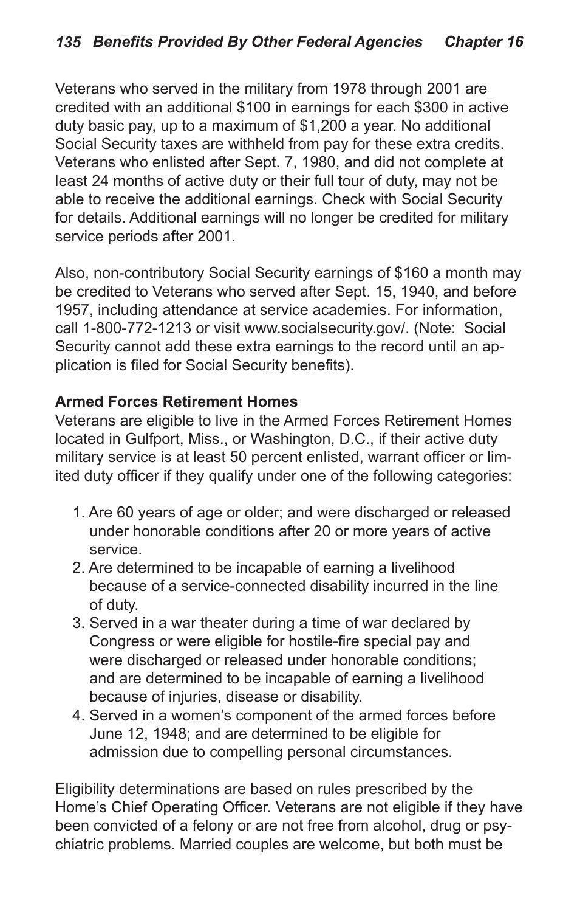Veterans who served in the military from 1978 through 2001 are credited with an additional $100 in earnings for each $300 in active duty basic pay, up to a maximum of $1,200 a year. No additional Social Security taxes are withheld from pay for these extra credits. Veterans who enlisted after Sept. 7, 1980, and did not complete at least 24 months of active duty or their full tour of duty, may not be able to receive the additional earnings. Check with Social Security for details. Additional earnings will no longer be credited for military service periods after 2001.

Also, non-contributory Social Security earnings of $160 a month may be credited to Veterans who served after Sept. 15, 1940, and before 1957, including attendance at service academies. For information, call 1-800-772-1213 or visit www.socialsecurity.gov/. (Note: Social Security cannot add these extra earnings to the record until an application is filed for Social Security benefits).

**Armed Forces Retirement Homes**

Veterans are eligible to live in the Armed Forces Retirement Homes located in Gulfport, Miss., or Washington, D.C., if their active duty military service is at least 50 percent enlisted, warrant officer or limited duty officer if they qualify under one of the following categories:

1. Are 60 years of age or older; and were discharged or released under honorable conditions after 20 or more years of active service.
2. Are determined to be incapable of earning a livelihood because of a service-connected disability incurred in the line of duty.
3. Served in a war theater during a time of war declared by Congress or were eligible for hostile-fire special pay and were discharged or released under honorable conditions; and are determined to be incapable of earning a livelihood because of injuries, disease or disability.
4. Served in a women's component of the armed forces before June 12, 1948; and are determined to be eligible for admission due to compelling personal circumstances.

Eligibility determinations are based on rules prescribed by the Home's Chief Operating Officer. Veterans are not eligible if they have been convicted of a felony or are not free from alcohol, drug or psychiatric problems. Married couples are welcome, but both must be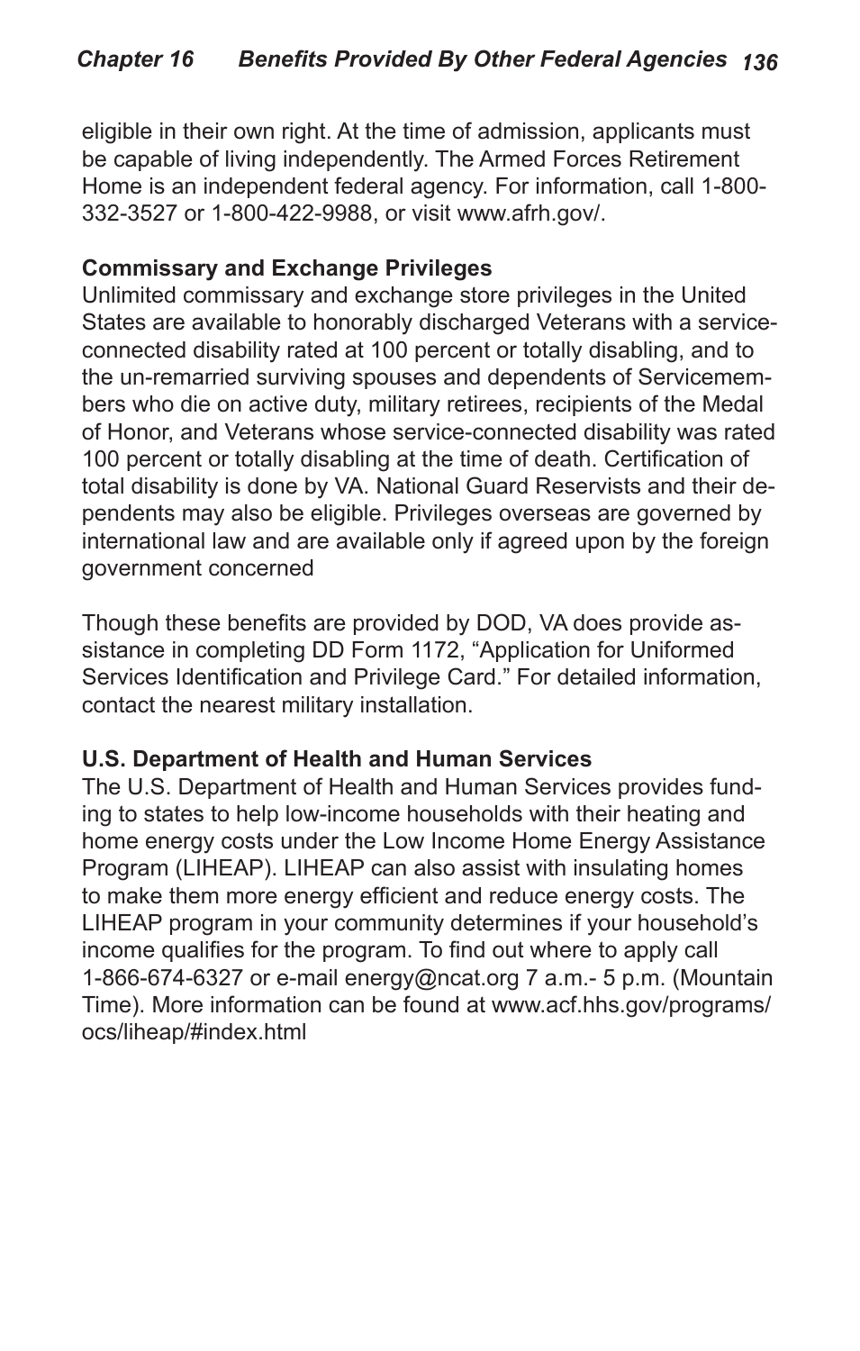eligible in their own right. At the time of admission, applicants must be capable of living independently. The Armed Forces Retirement Home is an independent federal agency. For information, call 1-800-332-3527 or 1-800-422-9988, or visit www.afrh.gov/.

**Commissary and Exchange Privileges**

Unlimited commissary and exchange store privileges in the United States are available to honorably discharged Veterans with a service-connected disability rated at 100 percent or totally disabling, and to the un-remarried surviving spouses and dependents of Servicemembers who die on active duty, military retirees, recipients of the Medal of Honor, and Veterans whose service-connected disability was rated 100 percent or totally disabling at the time of death. Certification of total disability is done by VA. National Guard Reservists and their dependents may also be eligible. Privileges overseas are governed by international law and are available only if agreed upon by the foreign government concerned

Though these benefits are provided by DOD, VA does provide assistance in completing DD Form 1172, "Application for Uniformed Services Identification and Privilege Card." For detailed information, contact the nearest military installation.

**U.S. Department of Health and Human Services**

The U.S. Department of Health and Human Services provides funding to states to help low-income households with their heating and home energy costs under the Low Income Home Energy Assistance Program (LIHEAP). LIHEAP can also assist with insulating homes to make them more energy efficient and reduce energy costs. The LIHEAP program in your community determines if your household's income qualifies for the program. To find out where to apply call 1-866-674-6327 or e-mail energy@ncat.org 7 a.m.- 5 p.m. (Mountain Time). More information can be found at www.acf.hhs.gov/programs/ocs/liheap/#index.html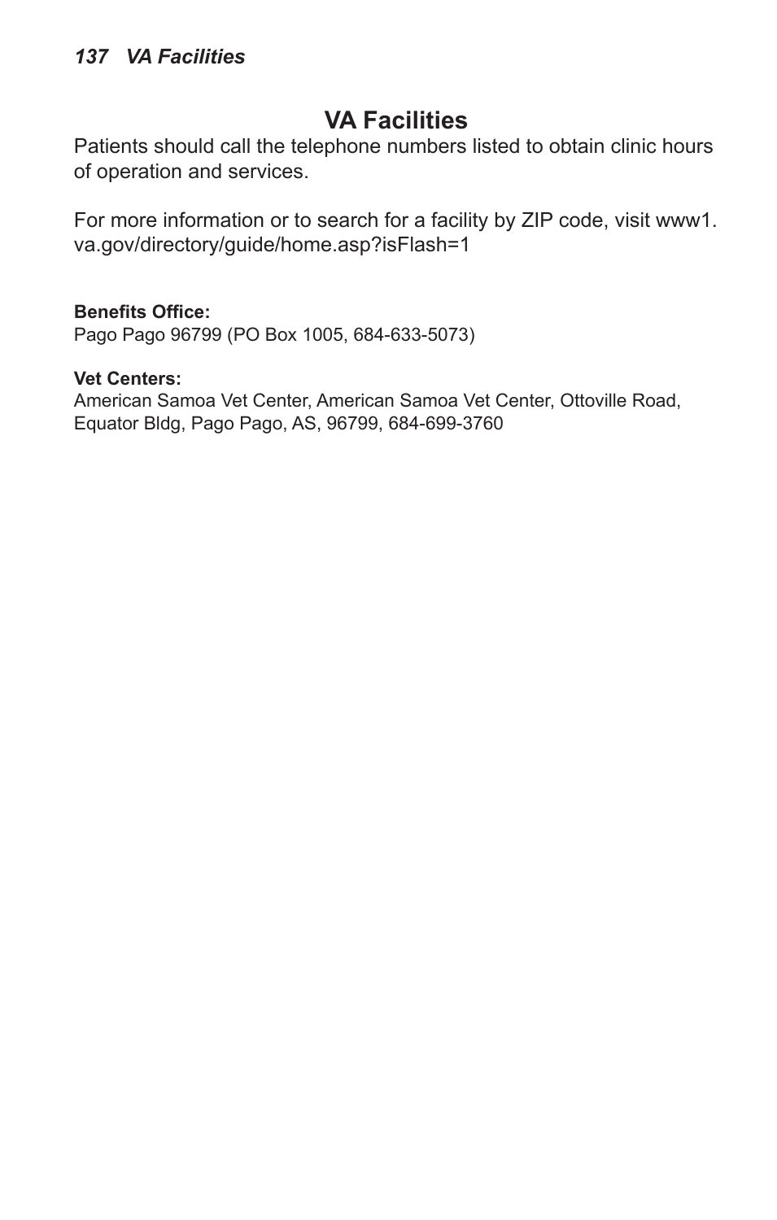# VA Facilities

Patients should call the telephone numbers listed to obtain clinic hours of operation and services.

For more information or to search for a facility by ZIP code, visit www1.va.gov/directory/guide/home.asp?isFlash=1

**Benefits Office:**
Pago Pago 96799 (PO Box 1005, 684-633-5073)

**Vet Centers:**
American Samoa Vet Center, American Samoa Vet Center, Ottoville Road, Equator Bldg, Pago Pago, AS, 96799, 684-699-3760